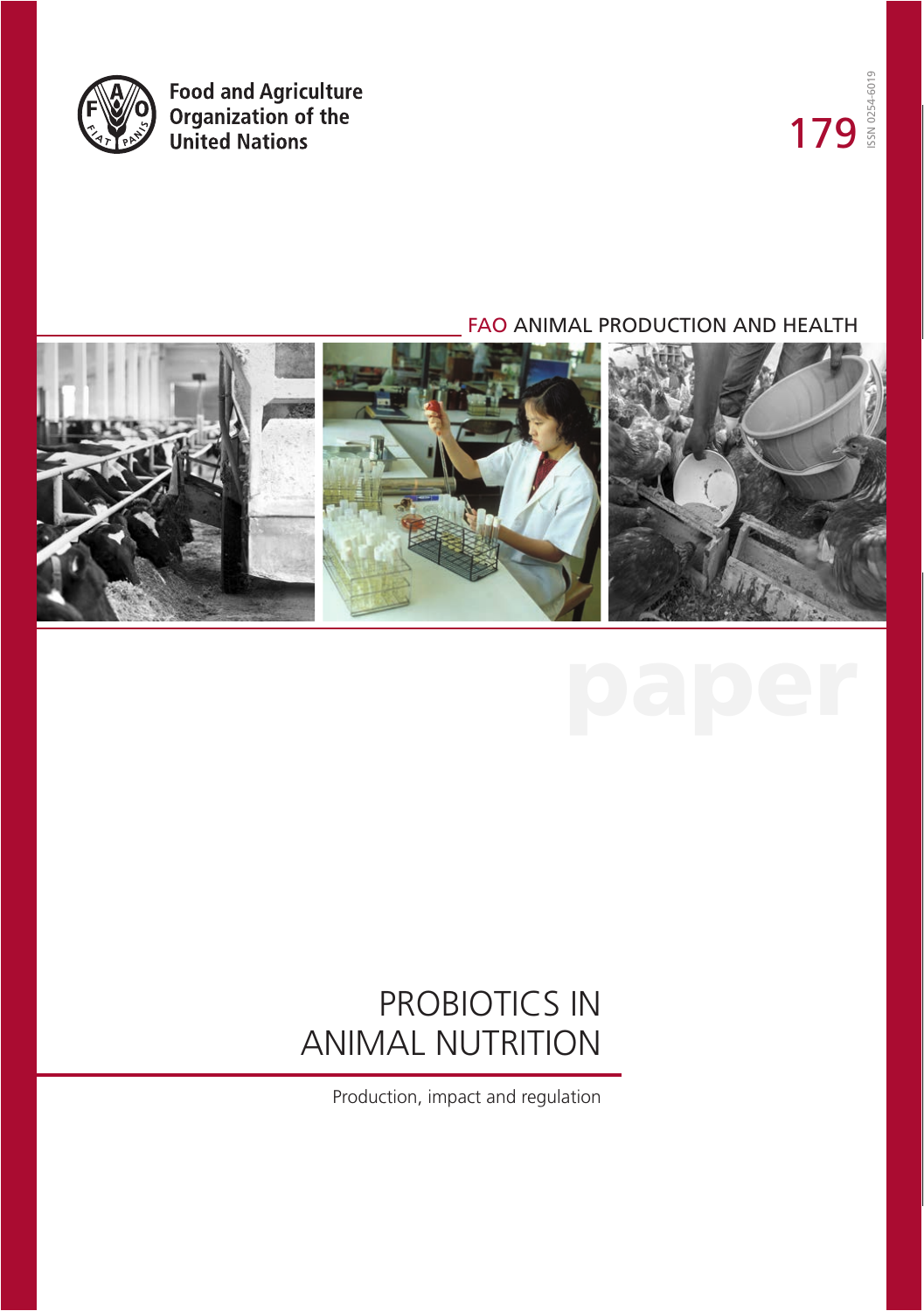Food and Agriculture Organization of the United Nations

179

ISSN 0254-6019

FAO ANIMAL PRODUCTION AND HEALTH

paper

# PROBIOTICS IN ANIMAL NUTRITION

Production, impact and regulation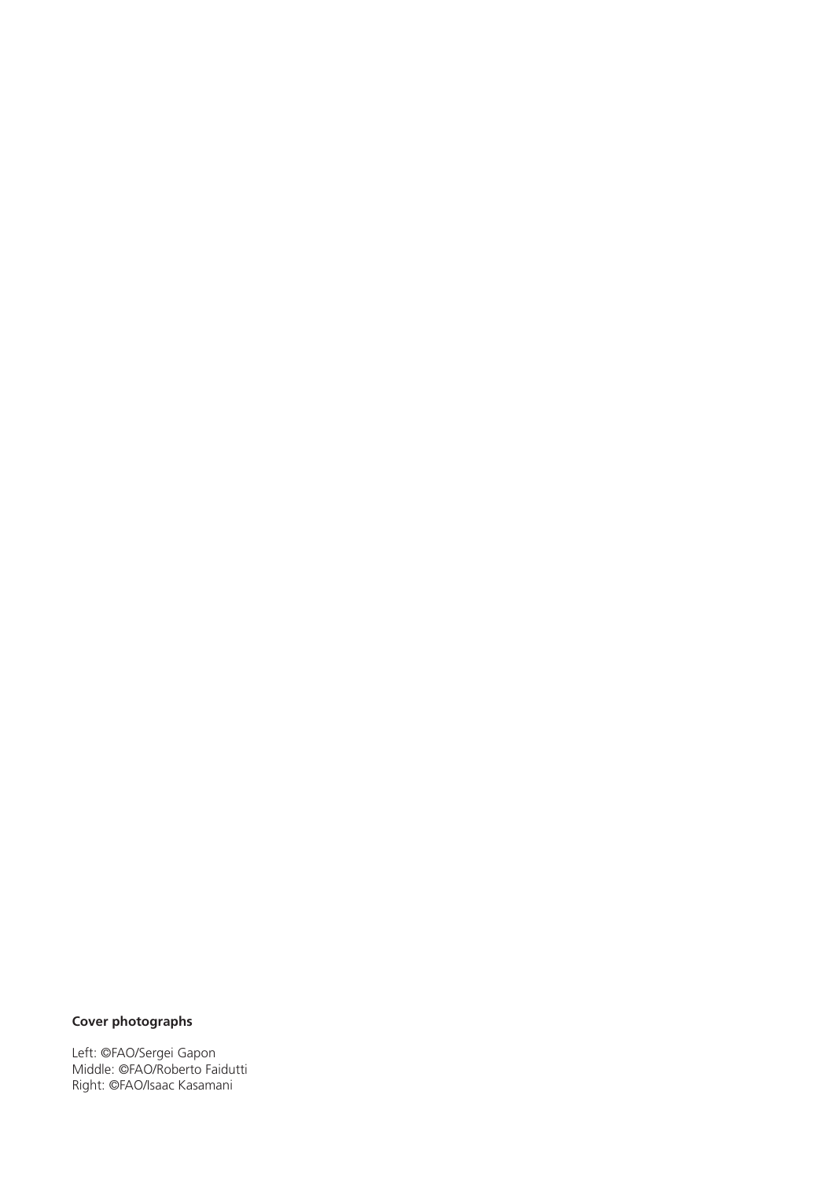**Cover photographs**

Left: ©FAO/Sergei Gapon
Middle: ©FAO/Roberto Faidutti
Right: ©FAO/Isaac Kasamani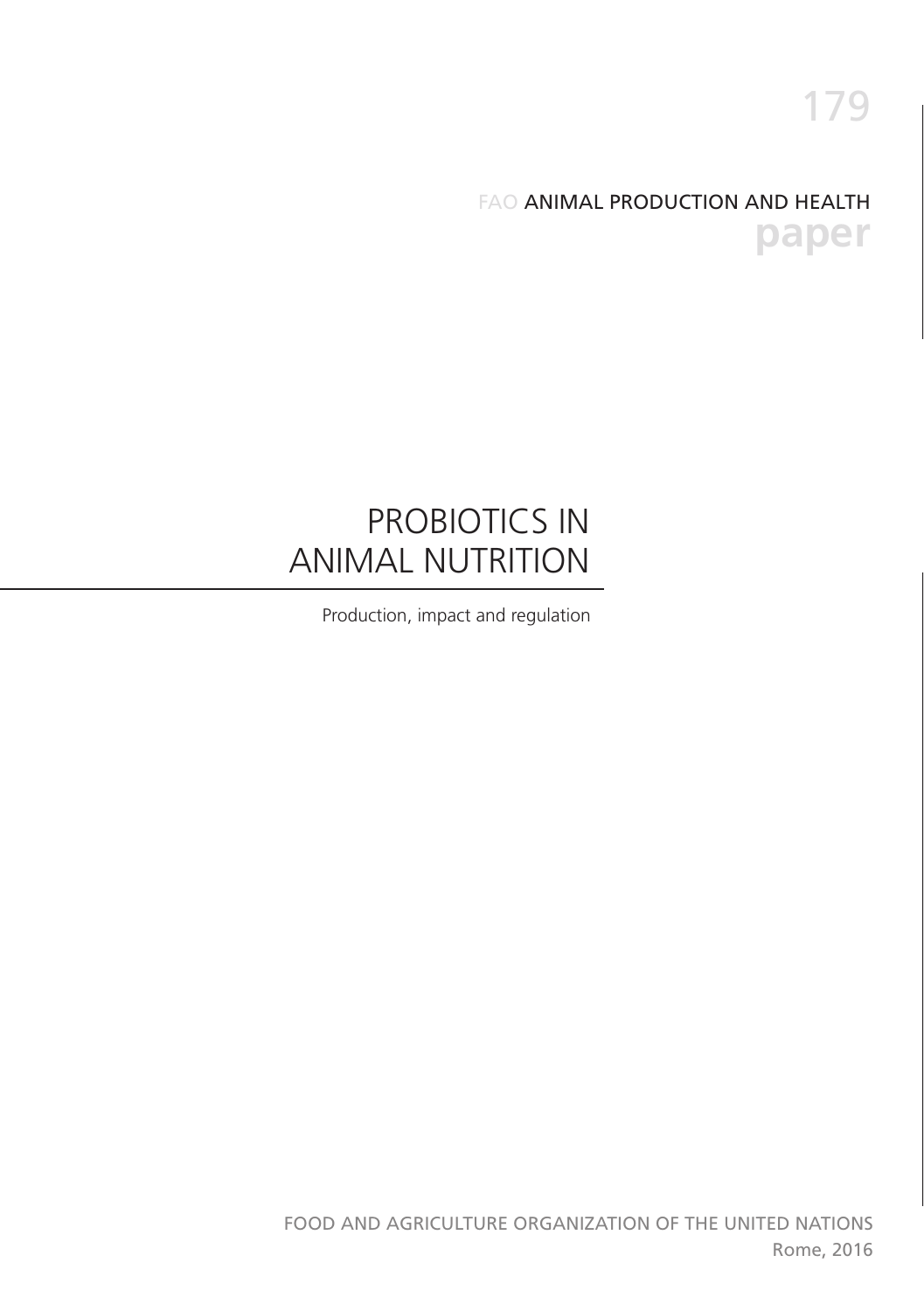179

FAO ANIMAL PRODUCTION AND HEALTH
**paper**

# PROBIOTICS IN ANIMAL NUTRITION

Production, impact and regulation

FOOD AND AGRICULTURE ORGANIZATION OF THE UNITED NATIONS
Rome, 2016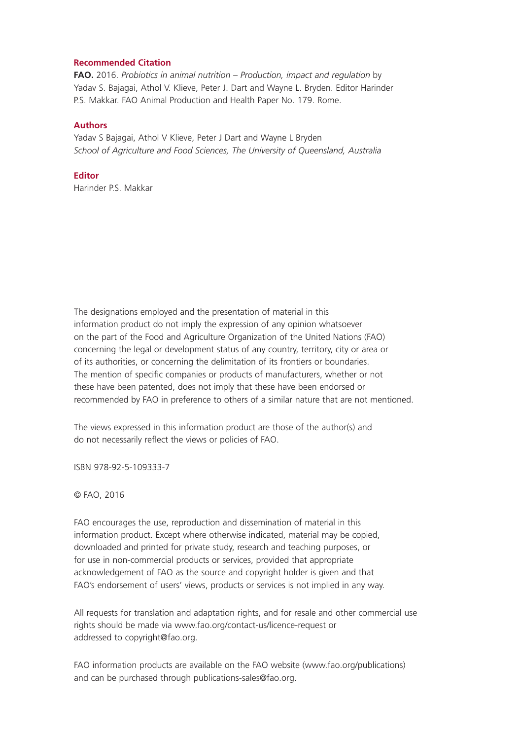**Recommended Citation**

**FAO.** 2016. *Probiotics in animal nutrition – Production, impact and regulation* by Yadav S. Bajagai, Athol V. Klieve, Peter J. Dart and Wayne L. Bryden. Editor Harinder P.S. Makkar. FAO Animal Production and Health Paper No. 179. Rome.

**Authors**

Yadav S Bajagai, Athol V Klieve, Peter J Dart and Wayne L Bryden
*School of Agriculture and Food Sciences, The University of Queensland, Australia*

**Editor**

Harinder P.S. Makkar

The designations employed and the presentation of material in this information product do not imply the expression of any opinion whatsoever on the part of the Food and Agriculture Organization of the United Nations (FAO) concerning the legal or development status of any country, territory, city or area or of its authorities, or concerning the delimitation of its frontiers or boundaries. The mention of specific companies or products of manufacturers, whether or not these have been patented, does not imply that these have been endorsed or recommended by FAO in preference to others of a similar nature that are not mentioned.

The views expressed in this information product are those of the author(s) and do not necessarily reflect the views or policies of FAO.

ISBN 978-92-5-109333-7

© FAO, 2016

FAO encourages the use, reproduction and dissemination of material in this information product. Except where otherwise indicated, material may be copied, downloaded and printed for private study, research and teaching purposes, or for use in non-commercial products or services, provided that appropriate acknowledgement of FAO as the source and copyright holder is given and that FAO's endorsement of users' views, products or services is not implied in any way.

All requests for translation and adaptation rights, and for resale and other commercial use rights should be made via www.fao.org/contact-us/licence-request or addressed to copyright@fao.org.

FAO information products are available on the FAO website (www.fao.org/publications) and can be purchased through publications-sales@fao.org.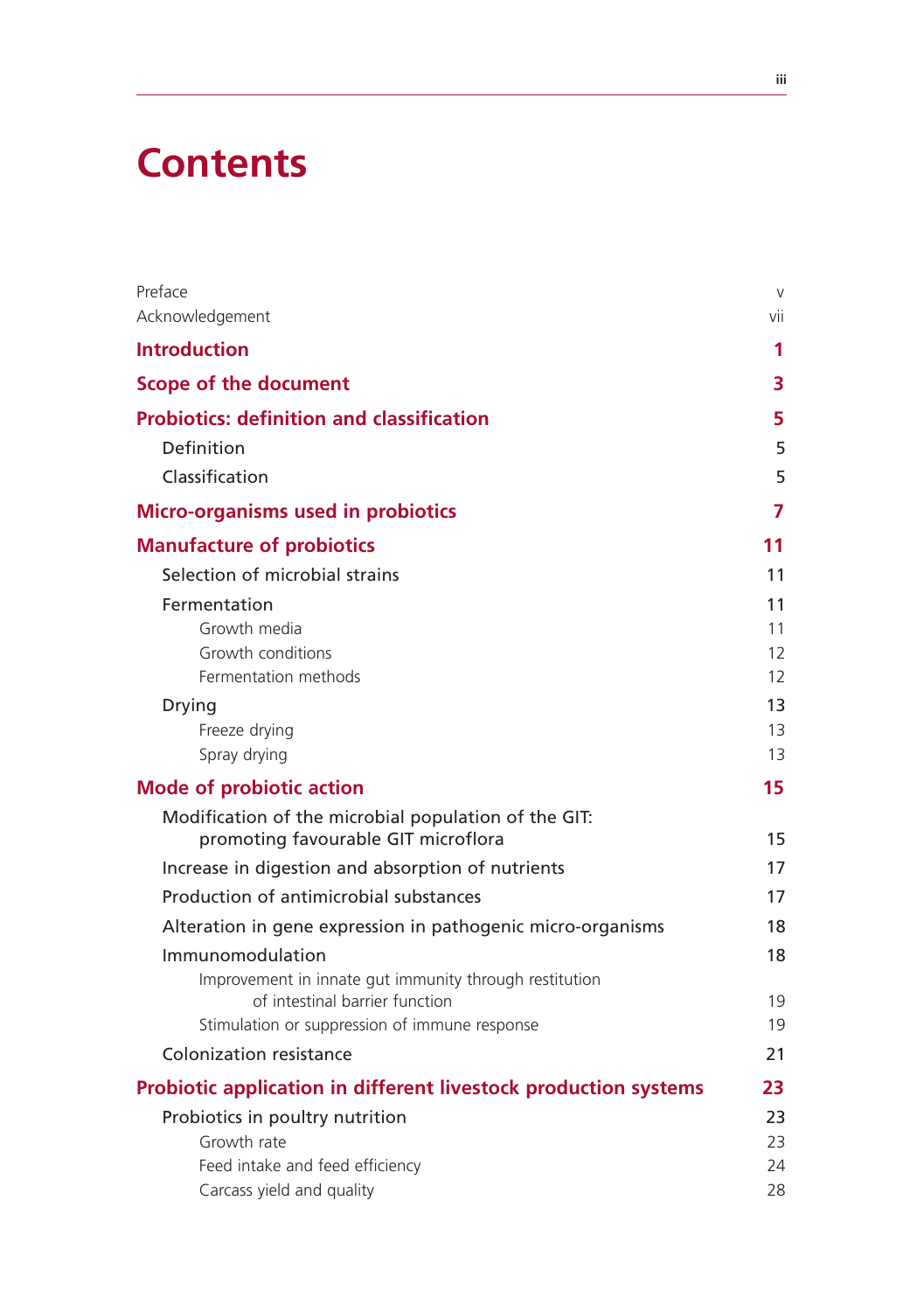# Contents

Preface v
Acknowledgement vii

**Introduction** **1**

**Scope of the document** **3**

**Probiotics: definition and classification** **5**
- Definition 5
- Classification 5

**Micro-organisms used in probiotics** **7**

**Manufacture of probiotics** **11**
- Selection of microbial strains 11
- Fermentation 11
  - Growth media 11
  - Growth conditions 12
  - Fermentation methods 12
- Drying 13
  - Freeze drying 13
  - Spray drying 13

**Mode of probiotic action** **15**
- Modification of the microbial population of the GIT: promoting favourable GIT microflora 15
- Increase in digestion and absorption of nutrients 17
- Production of antimicrobial substances 17
- Alteration in gene expression in pathogenic micro-organisms 18
- Immunomodulation 18
  - Improvement in innate gut immunity through restitution of intestinal barrier function 19
  - Stimulation or suppression of immune response 19
- Colonization resistance 21

**Probiotic application in different livestock production systems** **23**
- Probiotics in poultry nutrition 23
  - Growth rate 23
  - Feed intake and feed efficiency 24
  - Carcass yield and quality 28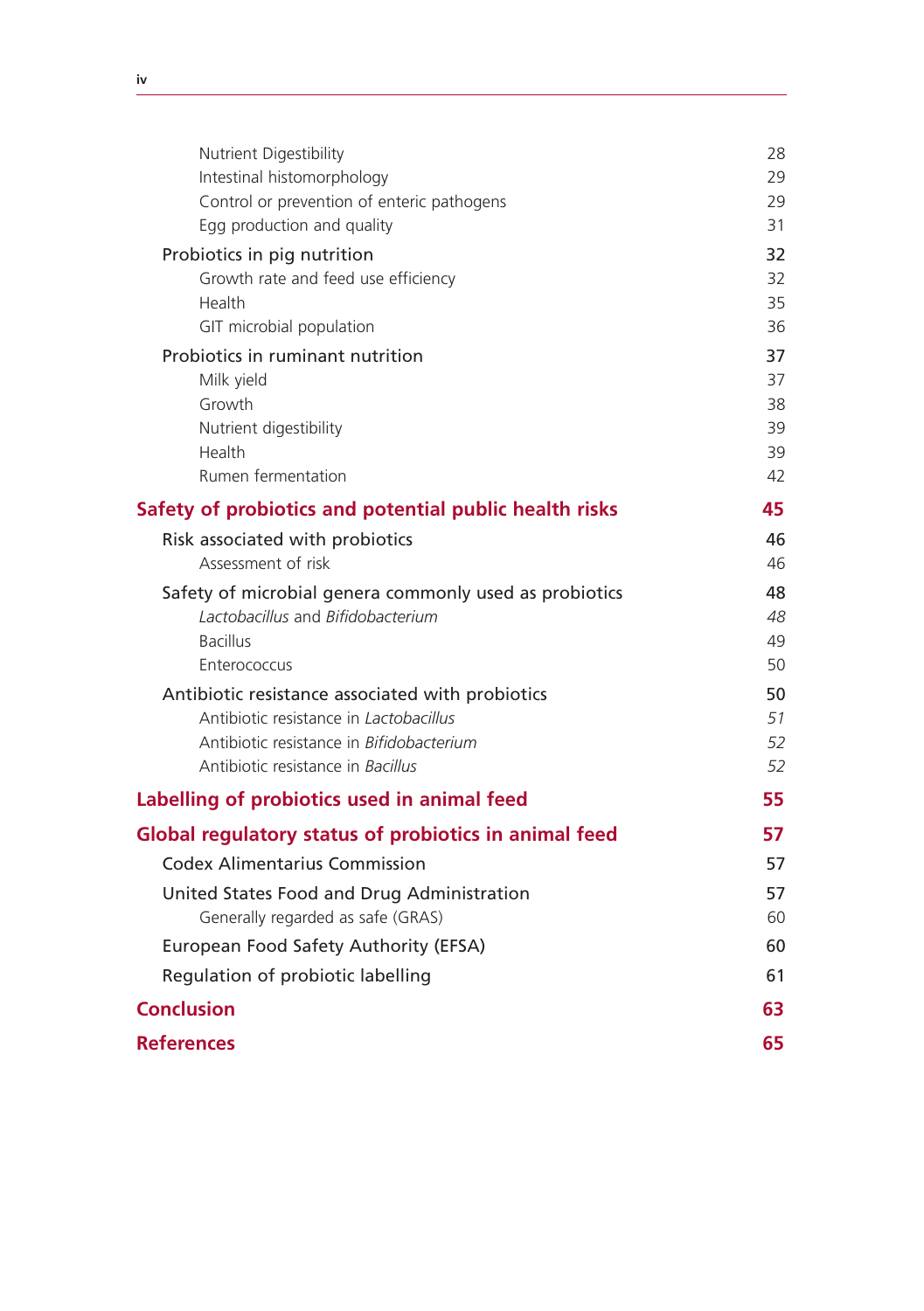| | |
|---|---|
| Nutrient Digestibility | 28 |
| Intestinal histomorphology | 29 |
| Control or prevention of enteric pathogens | 29 |
| Egg production and quality | 31 |
| Probiotics in pig nutrition | 32 |
| Growth rate and feed use efficiency | 32 |
| Health | 35 |
| GIT microbial population | 36 |
| Probiotics in ruminant nutrition | 37 |
| Milk yield | 37 |
| Growth | 38 |
| Nutrient digestibility | 39 |
| Health | 39 |
| Rumen fermentation | 42 |
| **Safety of probiotics and potential public health risks** | **45** |
| Risk associated with probiotics | 46 |
| Assessment of risk | 46 |
| Safety of microbial genera commonly used as probiotics | 48 |
| *Lactobacillus* and *Bifidobacterium* | *48* |
| Bacillus | 49 |
| Enterococcus | 50 |
| Antibiotic resistance associated with probiotics | 50 |
| Antibiotic resistance in *Lactobacillus* | *51* |
| Antibiotic resistance in *Bifidobacterium* | *52* |
| Antibiotic resistance in *Bacillus* | *52* |
| **Labelling of probiotics used in animal feed** | **55** |
| **Global regulatory status of probiotics in animal feed** | **57** |
| Codex Alimentarius Commission | 57 |
| United States Food and Drug Administration | 57 |
| Generally regarded as safe (GRAS) | 60 |
| European Food Safety Authority (EFSA) | 60 |
| Regulation of probiotic labelling | 61 |
| **Conclusion** | **63** |
| **References** | **65** |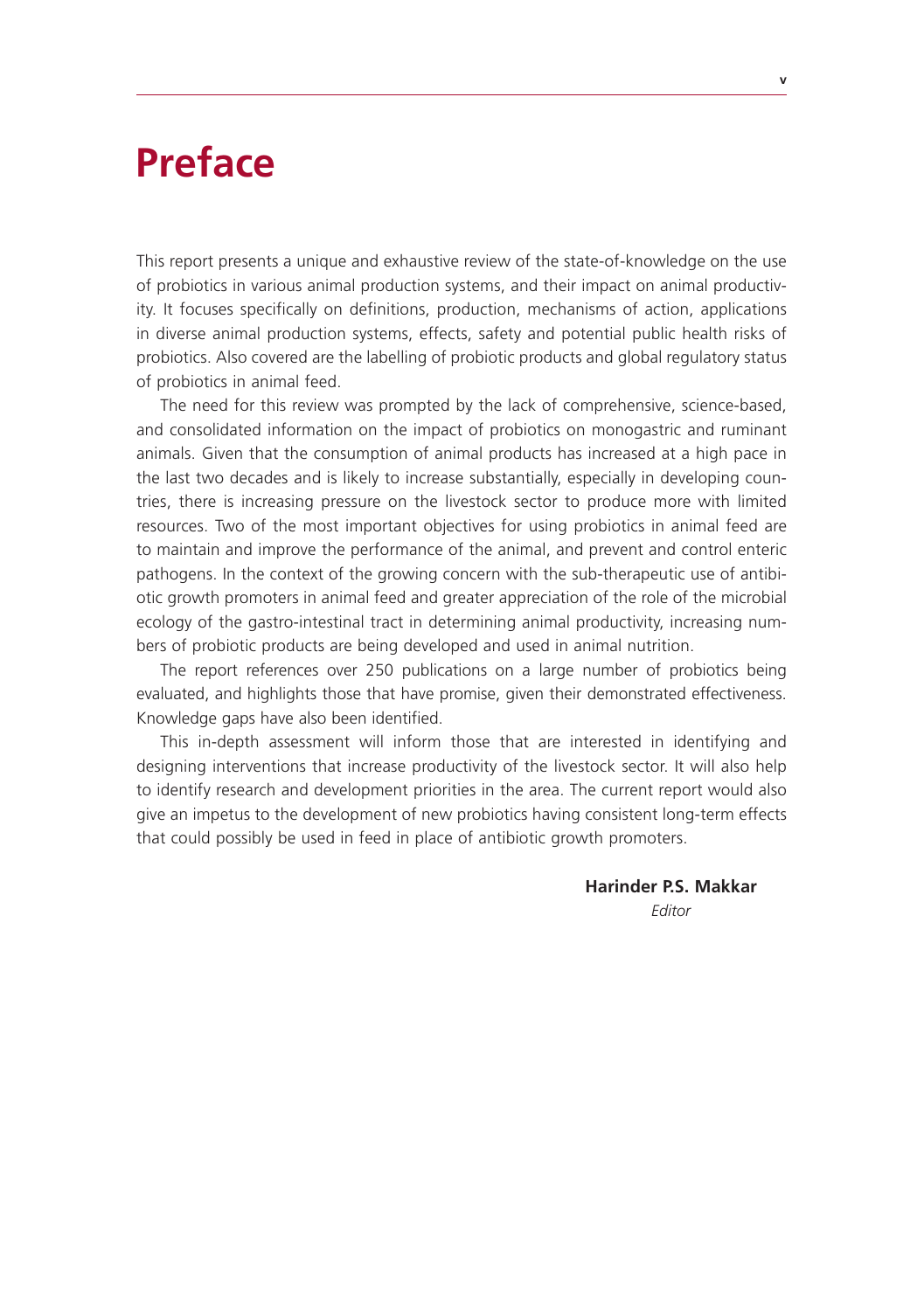# Preface

This report presents a unique and exhaustive review of the state-of-knowledge on the use of probiotics in various animal production systems, and their impact on animal productivity. It focuses specifically on definitions, production, mechanisms of action, applications in diverse animal production systems, effects, safety and potential public health risks of probiotics. Also covered are the labelling of probiotic products and global regulatory status of probiotics in animal feed.

The need for this review was prompted by the lack of comprehensive, science-based, and consolidated information on the impact of probiotics on monogastric and ruminant animals. Given that the consumption of animal products has increased at a high pace in the last two decades and is likely to increase substantially, especially in developing countries, there is increasing pressure on the livestock sector to produce more with limited resources. Two of the most important objectives for using probiotics in animal feed are to maintain and improve the performance of the animal, and prevent and control enteric pathogens. In the context of the growing concern with the sub-therapeutic use of antibiotic growth promoters in animal feed and greater appreciation of the role of the microbial ecology of the gastro-intestinal tract in determining animal productivity, increasing numbers of probiotic products are being developed and used in animal nutrition.

The report references over 250 publications on a large number of probiotics being evaluated, and highlights those that have promise, given their demonstrated effectiveness. Knowledge gaps have also been identified.

This in-depth assessment will inform those that are interested in identifying and designing interventions that increase productivity of the livestock sector. It will also help to identify research and development priorities in the area. The current report would also give an impetus to the development of new probiotics having consistent long-term effects that could possibly be used in feed in place of antibiotic growth promoters.

**Harinder P.S. Makkar**
*Editor*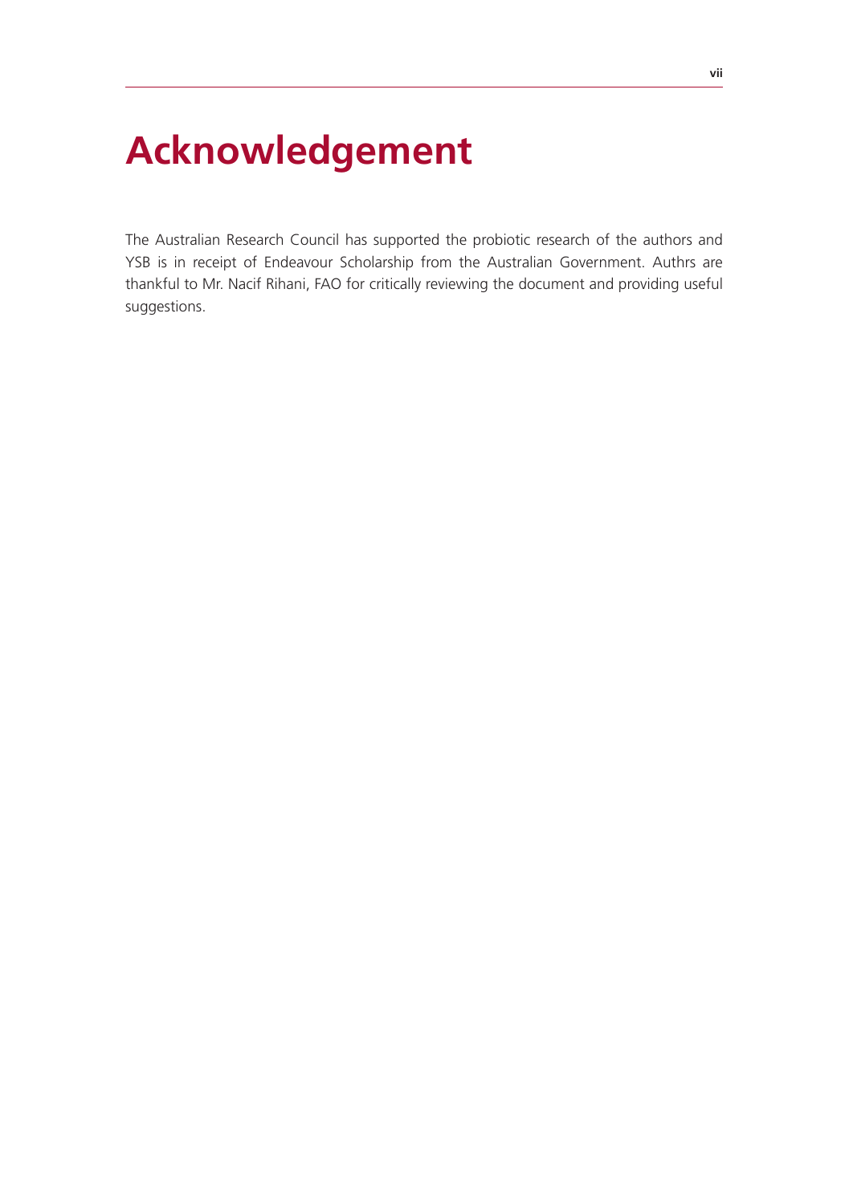# Acknowledgement

The Australian Research Council has supported the probiotic research of the authors and YSB is in receipt of Endeavour Scholarship from the Australian Government. Authrs are thankful to Mr. Nacif Rihani, FAO for critically reviewing the document and providing useful suggestions.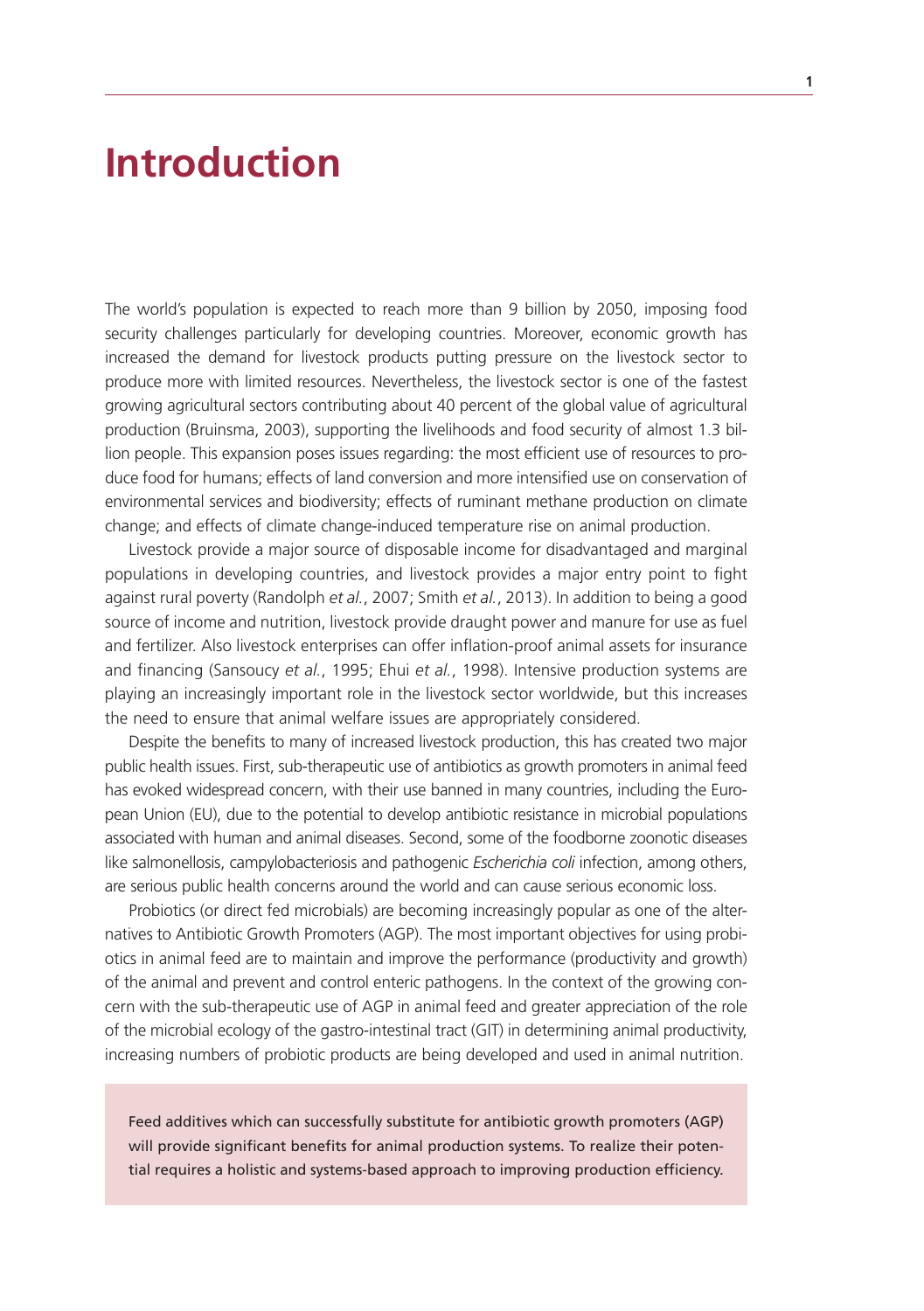# Introduction

The world's population is expected to reach more than 9 billion by 2050, imposing food security challenges particularly for developing countries. Moreover, economic growth has increased the demand for livestock products putting pressure on the livestock sector to produce more with limited resources. Nevertheless, the livestock sector is one of the fastest growing agricultural sectors contributing about 40 percent of the global value of agricultural production (Bruinsma, 2003), supporting the livelihoods and food security of almost 1.3 billion people. This expansion poses issues regarding: the most efficient use of resources to produce food for humans; effects of land conversion and more intensified use on conservation of environmental services and biodiversity; effects of ruminant methane production on climate change; and effects of climate change-induced temperature rise on animal production.

Livestock provide a major source of disposable income for disadvantaged and marginal populations in developing countries, and livestock provides a major entry point to fight against rural poverty (Randolph *et al.*, 2007; Smith *et al.*, 2013). In addition to being a good source of income and nutrition, livestock provide draught power and manure for use as fuel and fertilizer. Also livestock enterprises can offer inflation-proof animal assets for insurance and financing (Sansoucy *et al.*, 1995; Ehui *et al.*, 1998). Intensive production systems are playing an increasingly important role in the livestock sector worldwide, but this increases the need to ensure that animal welfare issues are appropriately considered.

Despite the benefits to many of increased livestock production, this has created two major public health issues. First, sub-therapeutic use of antibiotics as growth promoters in animal feed has evoked widespread concern, with their use banned in many countries, including the European Union (EU), due to the potential to develop antibiotic resistance in microbial populations associated with human and animal diseases. Second, some of the foodborne zoonotic diseases like salmonellosis, campylobacteriosis and pathogenic *Escherichia coli* infection, among others, are serious public health concerns around the world and can cause serious economic loss.

Probiotics (or direct fed microbials) are becoming increasingly popular as one of the alternatives to Antibiotic Growth Promoters (AGP). The most important objectives for using probiotics in animal feed are to maintain and improve the performance (productivity and growth) of the animal and prevent and control enteric pathogens. In the context of the growing concern with the sub-therapeutic use of AGP in animal feed and greater appreciation of the role of the microbial ecology of the gastro-intestinal tract (GIT) in determining animal productivity, increasing numbers of probiotic products are being developed and used in animal nutrition.

> Feed additives which can successfully substitute for antibiotic growth promoters (AGP) will provide significant benefits for animal production systems. To realize their potential requires a holistic and systems-based approach to improving production efficiency.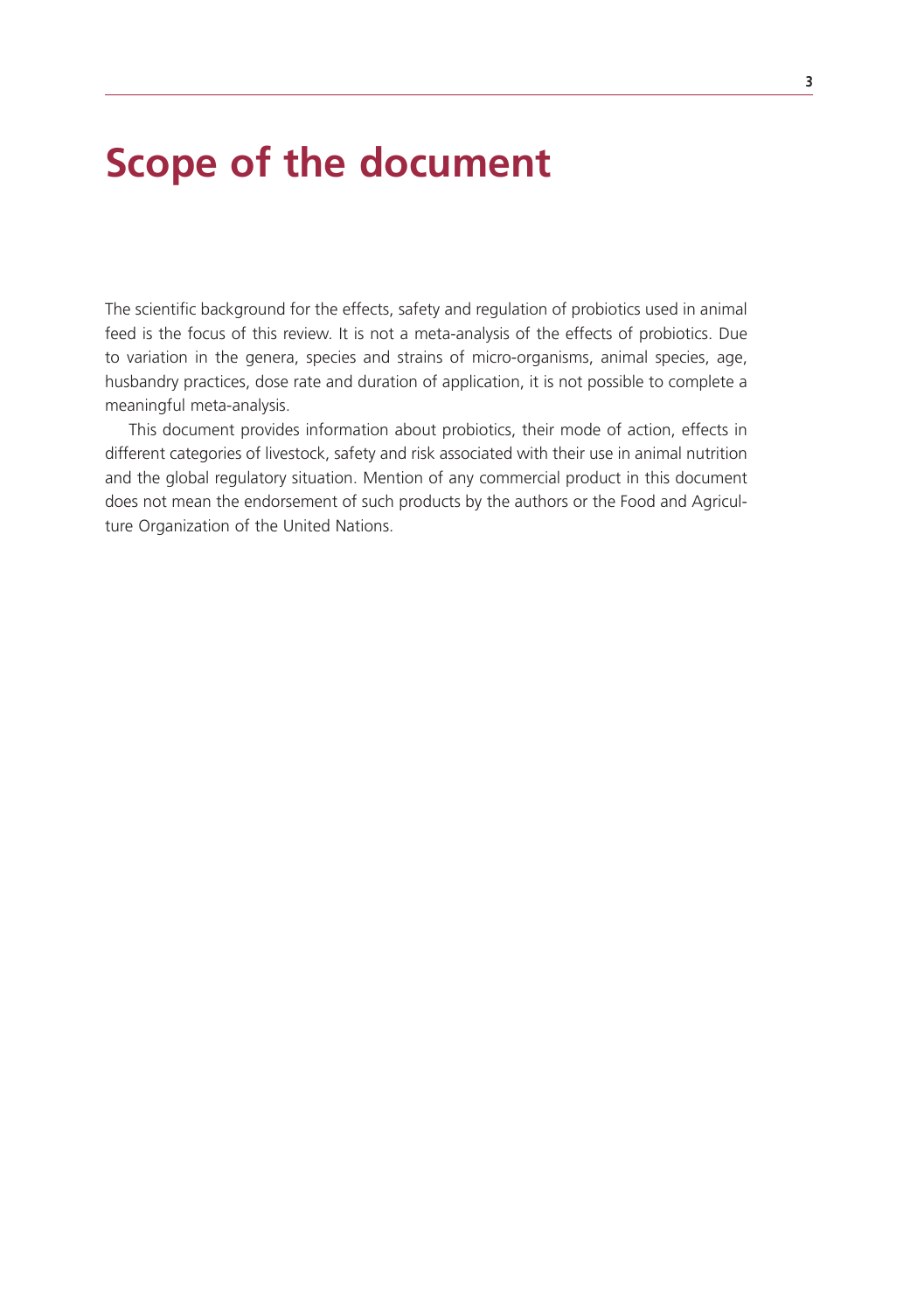# Scope of the document

The scientific background for the effects, safety and regulation of probiotics used in animal feed is the focus of this review. It is not a meta-analysis of the effects of probiotics. Due to variation in the genera, species and strains of micro-organisms, animal species, age, husbandry practices, dose rate and duration of application, it is not possible to complete a meaningful meta-analysis.

This document provides information about probiotics, their mode of action, effects in different categories of livestock, safety and risk associated with their use in animal nutrition and the global regulatory situation. Mention of any commercial product in this document does not mean the endorsement of such products by the authors or the Food and Agriculture Organization of the United Nations.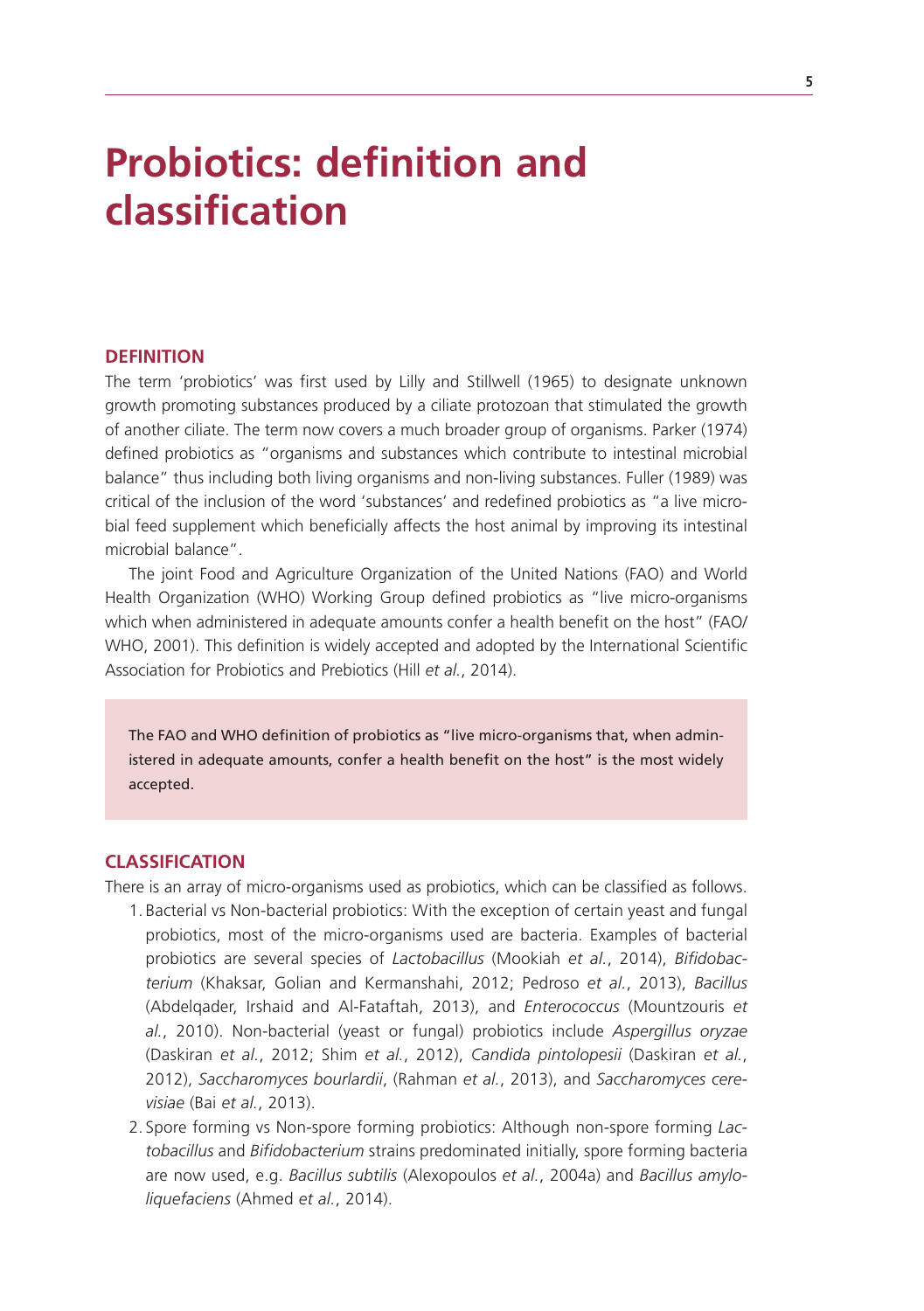# Probiotics: definition and classification

## DEFINITION

The term 'probiotics' was first used by Lilly and Stillwell (1965) to designate unknown growth promoting substances produced by a ciliate protozoan that stimulated the growth of another ciliate. The term now covers a much broader group of organisms. Parker (1974) defined probiotics as "organisms and substances which contribute to intestinal microbial balance" thus including both living organisms and non-living substances. Fuller (1989) was critical of the inclusion of the word 'substances' and redefined probiotics as "a live microbial feed supplement which beneficially affects the host animal by improving its intestinal microbial balance".

The joint Food and Agriculture Organization of the United Nations (FAO) and World Health Organization (WHO) Working Group defined probiotics as "live micro-organisms which when administered in adequate amounts confer a health benefit on the host" (FAO/WHO, 2001). This definition is widely accepted and adopted by the International Scientific Association for Probiotics and Prebiotics (Hill *et al.*, 2014).

> The FAO and WHO definition of probiotics as "live micro-organisms that, when administered in adequate amounts, confer a health benefit on the host" is the most widely accepted.

## CLASSIFICATION

There is an array of micro-organisms used as probiotics, which can be classified as follows.

1. Bacterial vs Non-bacterial probiotics: With the exception of certain yeast and fungal probiotics, most of the micro-organisms used are bacteria. Examples of bacterial probiotics are several species of *Lactobacillus* (Mookiah *et al.*, 2014), *Bifidobacterium* (Khaksar, Golian and Kermanshahi, 2012; Pedroso *et al.*, 2013), *Bacillus* (Abdelqader, Irshaid and Al-Fataftah, 2013), and *Enterococcus* (Mountzouris *et al.*, 2010). Non-bacterial (yeast or fungal) probiotics include *Aspergillus oryzae* (Daskiran *et al.*, 2012; Shim *et al.*, 2012), *Candida pintolopesii* (Daskiran *et al.*, 2012), *Saccharomyces bourlardii*, (Rahman *et al.*, 2013), and *Saccharomyces cerevisiae* (Bai *et al.*, 2013).
2. Spore forming vs Non-spore forming probiotics: Although non-spore forming *Lactobacillus* and *Bifidobacterium* strains predominated initially, spore forming bacteria are now used, e.g. *Bacillus subtilis* (Alexopoulos *et al.*, 2004a) and *Bacillus amyloliquefaciens* (Ahmed *et al.*, 2014).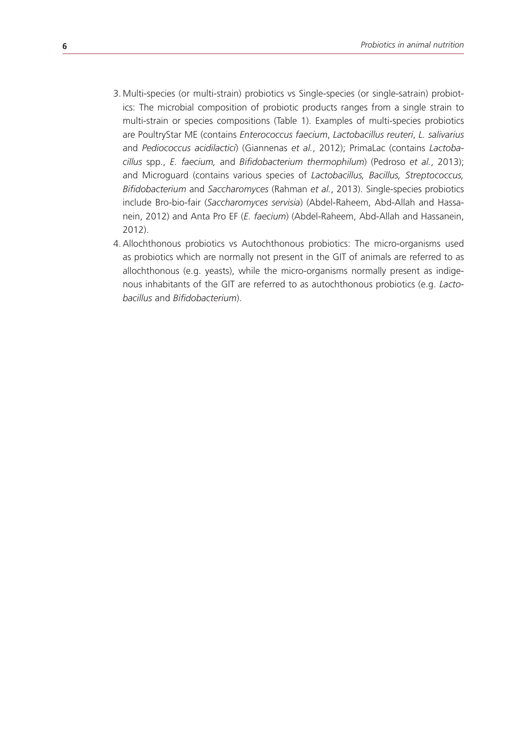3. Multi-species (or multi-strain) probiotics vs Single-species (or single-satrain) probiotics: The microbial composition of probiotic products ranges from a single strain to multi-strain or species compositions (Table 1). Examples of multi-species probiotics are PoultryStar ME (contains *Enterococcus faecium*, *Lactobacillus reuteri*, *L. salivarius* and *Pediococcus acidilactici*) (Giannenas *et al.*, 2012); PrimaLac (contains *Lactobacillus* spp., *E. faecium,* and *Bifidobacterium thermophilum*) (Pedroso *et al.*, 2013); and Microguard (contains various species of *Lactobacillus, Bacillus, Streptococcus, Bifidobacterium* and *Saccharomyces* (Rahman *et al.*, 2013). Single-species probiotics include Bro-bio-fair (*Saccharomyces servisia*) (Abdel-Raheem, Abd-Allah and Hassanein, 2012) and Anta Pro EF (*E. faecium*) (Abdel-Raheem, Abd-Allah and Hassanein, 2012).
4. Allochthonous probiotics vs Autochthonous probiotics: The micro-organisms used as probiotics which are normally not present in the GIT of animals are referred to as allochthonous (e.g. yeasts), while the micro-organisms normally present as indigenous inhabitants of the GIT are referred to as autochthonous probiotics (e.g. *Lactobacillus* and *Bifidobacterium*).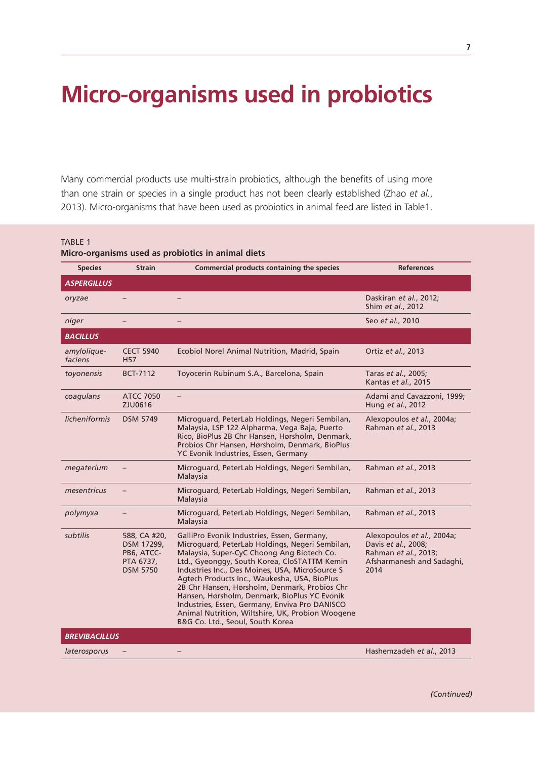# Micro-organisms used in probiotics

Many commercial products use multi-strain probiotics, although the benefits of using more than one strain or species in a single product has not been clearly established (Zhao *et al.*, 2013). Micro-organisms that have been used as probiotics in animal feed are listed in Table1.

TABLE 1
**Micro-organisms used as probiotics in animal diets**

| Species | Strain | Commercial products containing the species | References |
|---|---|---|---|
| ***ASPERGILLUS*** | | | |
| *oryzae* | – | – | Daskiran *et al.*, 2012; Shim *et al.*, 2012 |
| *niger* | – | – | Seo *et al.*, 2010 |
| ***BACILLUS*** | | | |
| *amyloliquefaciens* | CECT 5940 H57 | Ecobiol Norel Animal Nutrition, Madrid, Spain | Ortiz *et al.*, 2013 |
| *toyonensis* | BCT-7112 | Toyocerin Rubinum S.A., Barcelona, Spain | Taras *et al.*, 2005; Kantas *et al.*, 2015 |
| *coagulans* | ATCC 7050 ZJU0616 | – | Adami and Cavazzoni, 1999; Hung *et al.*, 2012 |
| *licheniformis* | DSM 5749 | Microguard, PeterLab Holdings, Negeri Sembilan, Malaysia, LSP 122 Alpharma, Vega Baja, Puerto Rico, BioPlus 2B Chr Hansen, Hørsholm, Denmark, Probios Chr Hansen, Hørsholm, Denmark, BioPlus YC Evonik Industries, Essen, Germany | Alexopoulos *et al.*, 2004a; Rahman *et al.*, 2013 |
| *megaterium* | – | Microguard, PeterLab Holdings, Negeri Sembilan, Malaysia | Rahman *et al.*, 2013 |
| *mesentricus* | – | Microguard, PeterLab Holdings, Negeri Sembilan, Malaysia | Rahman *et al.*, 2013 |
| *polymyxa* | – | Microguard, PeterLab Holdings, Negeri Sembilan, Malaysia | Rahman *et al.*, 2013 |
| *subtilis* | 588, CA #20, DSM 17299, PB6, ATCC-PTA 6737, DSM 5750 | GalliPro Evonik Industries, Essen, Germany, Microguard, PeterLab Holdings, Negeri Sembilan, Malaysia, Super-CyC Choong Ang Biotech Co. Ltd., Gyeonggy, South Korea, CloSTATTM Kemin Industries Inc., Des Moines, USA, MicroSource S Agtech Products Inc., Waukesha, USA, BioPlus 2B Chr Hansen, Hørsholm, Denmark, Probios Chr Hansen, Hørsholm, Denmark, BioPlus YC Evonik Industries, Essen, Germany, Enviva Pro DANISCO Animal Nutrition, Wiltshire, UK, Probion Woogene B&G Co. Ltd., Seoul, South Korea | Alexopoulos *et al.*, 2004a; Davis *et al.*, 2008; Rahman *et al.*, 2013; Afsharmanesh and Sadaghi, 2014 |
| ***BREVIBACILLUS*** | | | |
| *laterosporus* | – | – | Hashemzadeh *et al.*, 2013 |

*(Continued)*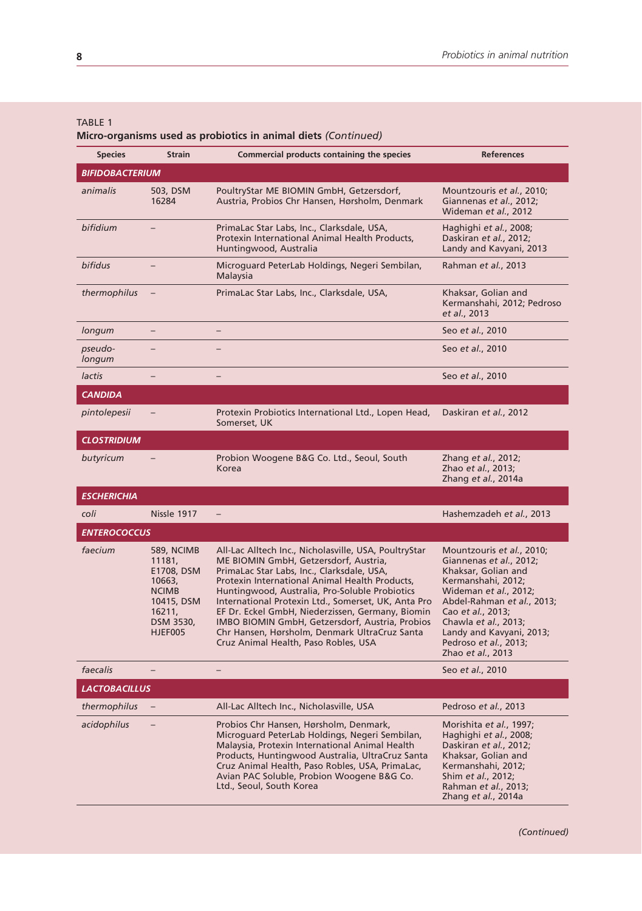TABLE 1
**Micro-organisms used as probiotics in animal diets** *(Continued)*

| Species | Strain | Commercial products containing the species | References |
|---|---|---|---|
| ***BIFIDOBACTERIUM*** | | | |
| *animalis* | 503, DSM 16284 | PoultryStar ME BIOMIN GmbH, Getzersdorf, Austria, Probios Chr Hansen, Hørsholm, Denmark | Mountzouris *et al.*, 2010; Giannenas *et al.*, 2012; Wideman *et al.*, 2012 |
| *bifidium* | – | PrimaLac Star Labs, Inc., Clarksdale, USA, Protexin International Animal Health Products, Huntingwood, Australia | Haghighi *et al.*, 2008; Daskiran *et al.*, 2012; Landy and Kavyani, 2013 |
| *bifidus* | – | Microguard PeterLab Holdings, Negeri Sembilan, Malaysia | Rahman *et al.*, 2013 |
| *thermophilus* | – | PrimaLac Star Labs, Inc., Clarksdale, USA, | Khaksar, Golian and Kermanshahi, 2012; Pedroso *et al.*, 2013 |
| *longum* | – | – | Seo *et al.*, 2010 |
| *pseudo-longum* | – | – | Seo *et al.*, 2010 |
| *lactis* | – | – | Seo *et al.*, 2010 |
| ***CANDIDA*** | | | |
| *pintolepesii* | – | Protexin Probiotics International Ltd., Lopen Head, Somerset, UK | Daskiran *et al.*, 2012 |
| ***CLOSTRIDIUM*** | | | |
| *butyricum* | – | Probion Woogene B&G Co. Ltd., Seoul, South Korea | Zhang *et al.*, 2012; Zhao *et al.*, 2013; Zhang *et al.*, 2014a |
| ***ESCHERICHIA*** | | | |
| *coli* | Nissle 1917 | – | Hashemzadeh *et al.*, 2013 |
| ***ENTEROCOCCUS*** | | | |
| *faecium* | 589, NCIMB 11181, E1708, DSM 10663, NCIMB 10415, DSM 16211, DSM 3530, HJEF005 | All-Lac Alltech Inc., Nicholasville, USA, PoultryStar ME BIOMIN GmbH, Getzersdorf, Austria, PrimaLac Star Labs, Inc., Clarksdale, USA, Protexin International Animal Health Products, Huntingwood, Australia, Pro-Soluble Probiotics International Protexin Ltd., Somerset, UK, Anta Pro EF Dr. Eckel GmbH, Niederzissen, Germany, Biomin IMBO BIOMIN GmbH, Getzersdorf, Austria, Probios Chr Hansen, Hørsholm, Denmark UltraCruz Santa Cruz Animal Health, Paso Robles, USA | Mountzouris *et al.*, 2010; Giannenas *et al.*, 2012; Khaksar, Golian and Kermanshahi, 2012; Wideman *et al.*, 2012; Abdel-Rahman *et al.*, 2013; Cao *et al.*, 2013; Chawla *et al.*, 2013; Landy and Kavyani, 2013; Pedroso *et al.*, 2013; Zhao *et al.*, 2013 |
| *faecalis* | – | – | Seo *et al.*, 2010 |
| ***LACTOBACILLUS*** | | | |
| *thermophilus* | – | All-Lac Alltech Inc., Nicholasville, USA | Pedroso *et al.*, 2013 |
| *acidophilus* | – | Probios Chr Hansen, Hørsholm, Denmark, Microguard PeterLab Holdings, Negeri Sembilan, Malaysia, Protexin International Animal Health Products, Huntingwood Australia, UltraCruz Santa Cruz Animal Health, Paso Robles, USA, PrimaLac, Avian PAC Soluble, Probion Woogene B&G Co. Ltd., Seoul, South Korea | Morishita *et al.*, 1997; Haghighi *et al.*, 2008; Daskiran *et al.*, 2012; Khaksar, Golian and Kermanshahi, 2012; Shim *et al.*, 2012; Rahman *et al.*, 2013; Zhang *et al.*, 2014a |

*(Continued)*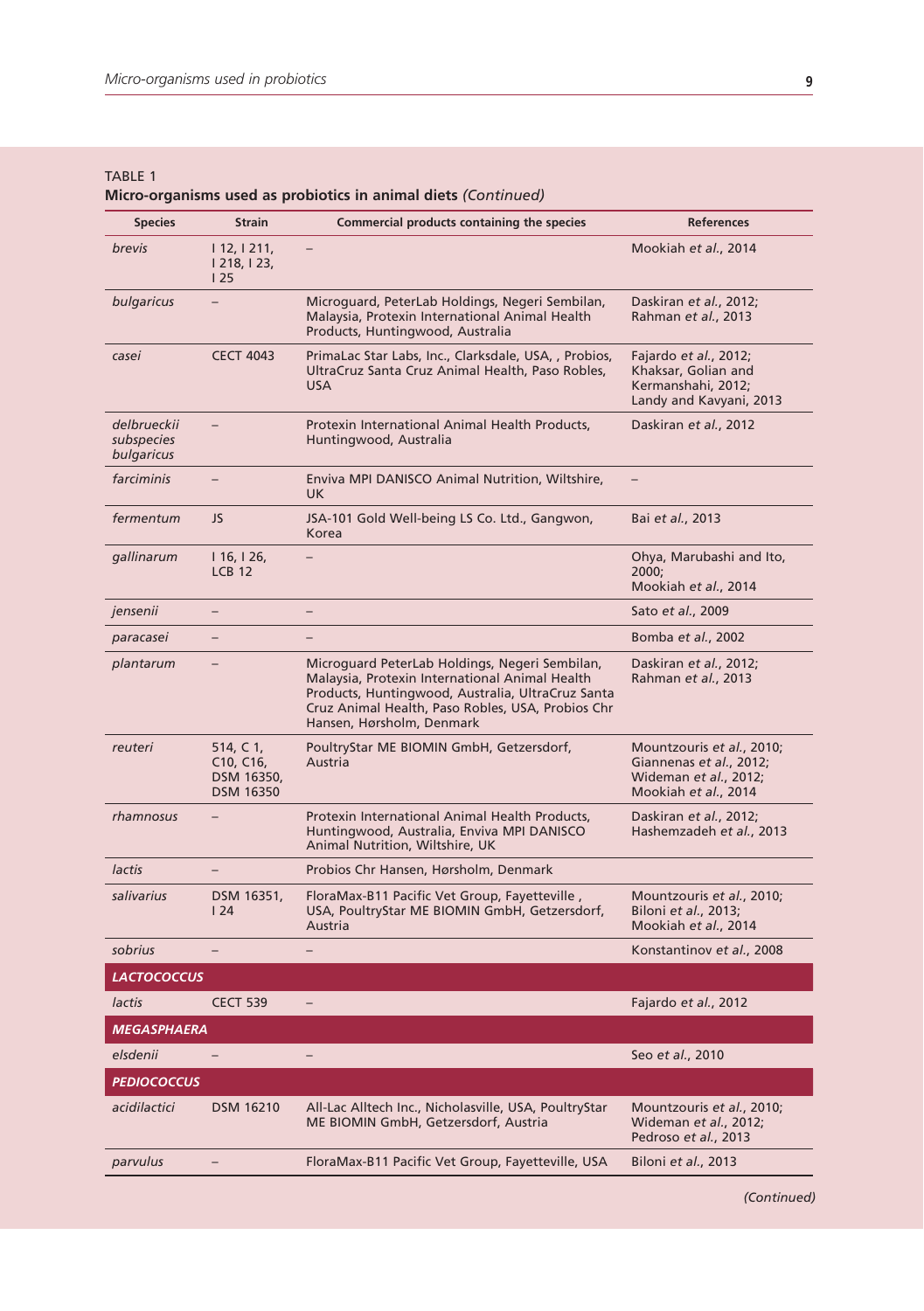TABLE 1
**Micro-organisms used as probiotics in animal diets** *(Continued)*

| Species | Strain | Commercial products containing the species | References |
|---|---|---|---|
| *brevis* | I 12, I 211, I 218, I 23, I 25 | – | Mookiah *et al.*, 2014 |
| *bulgaricus* | – | Microguard, PeterLab Holdings, Negeri Sembilan, Malaysia, Protexin International Animal Health Products, Huntingwood, Australia | Daskiran *et al.*, 2012; Rahman *et al.*, 2013 |
| *casei* | CECT 4043 | PrimaLac Star Labs, Inc., Clarksdale, USA, , Probios, UltraCruz Santa Cruz Animal Health, Paso Robles, USA | Fajardo *et al.*, 2012; Khaksar, Golian and Kermanshahi, 2012; Landy and Kavyani, 2013 |
| *delbrueckii subspecies bulgaricus* | – | Protexin International Animal Health Products, Huntingwood, Australia | Daskiran *et al.*, 2012 |
| *farciminis* | – | Enviva MPI DANISCO Animal Nutrition, Wiltshire, UK | – |
| *fermentum* | JS | JSA-101 Gold Well-being LS Co. Ltd., Gangwon, Korea | Bai *et al.*, 2013 |
| *gallinarum* | I 16, I 26, LCB 12 | – | Ohya, Marubashi and Ito, 2000; Mookiah *et al.*, 2014 |
| *jensenii* | – | – | Sato *et al.*, 2009 |
| *paracasei* | – | – | Bomba *et al.*, 2002 |
| *plantarum* | – | Microguard PeterLab Holdings, Negeri Sembilan, Malaysia, Protexin International Animal Health Products, Huntingwood, Australia, UltraCruz Santa Cruz Animal Health, Paso Robles, USA, Probios Chr Hansen, Hørsholm, Denmark | Daskiran *et al.*, 2012; Rahman *et al.*, 2013 |
| *reuteri* | 514, C 1, C10, C16, DSM 16350, DSM 16350 | PoultryStar ME BIOMIN GmbH, Getzersdorf, Austria | Mountzouris *et al.*, 2010; Giannenas *et al.*, 2012; Wideman *et al.*, 2012; Mookiah *et al.*, 2014 |
| *rhamnosus* | – | Protexin International Animal Health Products, Huntingwood, Australia, Enviva MPI DANISCO Animal Nutrition, Wiltshire, UK | Daskiran *et al.*, 2012; Hashemzadeh *et al.*, 2013 |
| *lactis* | – | Probios Chr Hansen, Hørsholm, Denmark | |
| *salivarius* | DSM 16351, I 24 | FloraMax-B11 Pacific Vet Group, Fayetteville , USA, PoultryStar ME BIOMIN GmbH, Getzersdorf, Austria | Mountzouris *et al.*, 2010; Biloni *et al.*, 2013; Mookiah *et al.*, 2014 |
| *sobrius* | – | – | Konstantinov *et al.*, 2008 |
| ***LACTOCOCCUS*** | | | |
| *lactis* | CECT 539 | – | Fajardo *et al.*, 2012 |
| ***MEGASPHAERA*** | | | |
| *elsdenii* | – | – | Seo *et al.*, 2010 |
| ***PEDIOCOCCUS*** | | | |
| *acidilactici* | DSM 16210 | All-Lac Alltech Inc., Nicholasville, USA, PoultryStar ME BIOMIN GmbH, Getzersdorf, Austria | Mountzouris *et al.*, 2010; Wideman *et al.*, 2012; Pedroso *et al.*, 2013 |
| *parvulus* | – | FloraMax-B11 Pacific Vet Group, Fayetteville, USA | Biloni *et al.*, 2013 |

*(Continued)*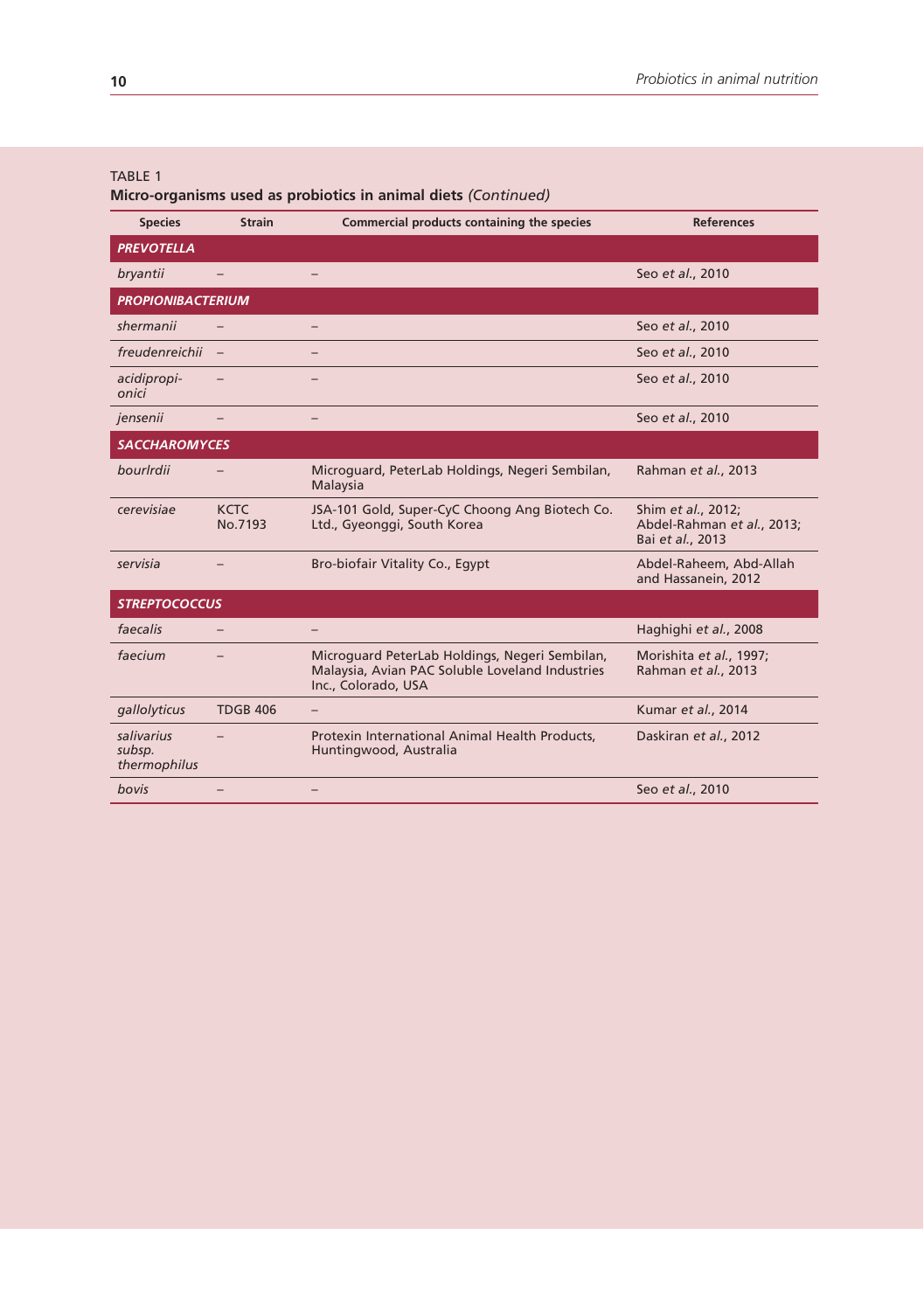TABLE 1
**Micro-organisms used as probiotics in animal diets** *(Continued)*

| Species | Strain | Commercial products containing the species | References |
|---|---|---|---|
| ***PREVOTELLA*** | | | |
| *bryantii* | – | – | Seo *et al.*, 2010 |
| ***PROPIONIBACTERIUM*** | | | |
| *shermanii* | – | – | Seo *et al.*, 2010 |
| *freudenreichii* | – | – | Seo *et al.*, 2010 |
| *acidipropi-onici* | – | – | Seo *et al.*, 2010 |
| *jensenii* | – | – | Seo *et al.*, 2010 |
| ***SACCHAROMYCES*** | | | |
| *bourlrdii* | – | Microguard, PeterLab Holdings, Negeri Sembilan, Malaysia | Rahman *et al.*, 2013 |
| *cerevisiae* | KCTC No.7193 | JSA-101 Gold, Super-CyC Choong Ang Biotech Co. Ltd., Gyeonggi, South Korea | Shim *et al.*, 2012; Abdel-Rahman *et al.*, 2013; Bai *et al.*, 2013 |
| *servisia* | – | Bro-biofair Vitality Co., Egypt | Abdel-Raheem, Abd-Allah and Hassanein, 2012 |
| ***STREPTOCOCCUS*** | | | |
| *faecalis* | – | – | Haghighi *et al.*, 2008 |
| *faecium* | – | Microguard PeterLab Holdings, Negeri Sembilan, Malaysia, Avian PAC Soluble Loveland Industries Inc., Colorado, USA | Morishita *et al.*, 1997; Rahman *et al.*, 2013 |
| *gallolyticus* | TDGB 406 | – | Kumar *et al.*, 2014 |
| *salivarius subsp. thermophilus* | – | Protexin International Animal Health Products, Huntingwood, Australia | Daskiran *et al.*, 2012 |
| *bovis* | – | – | Seo *et al.*, 2010 |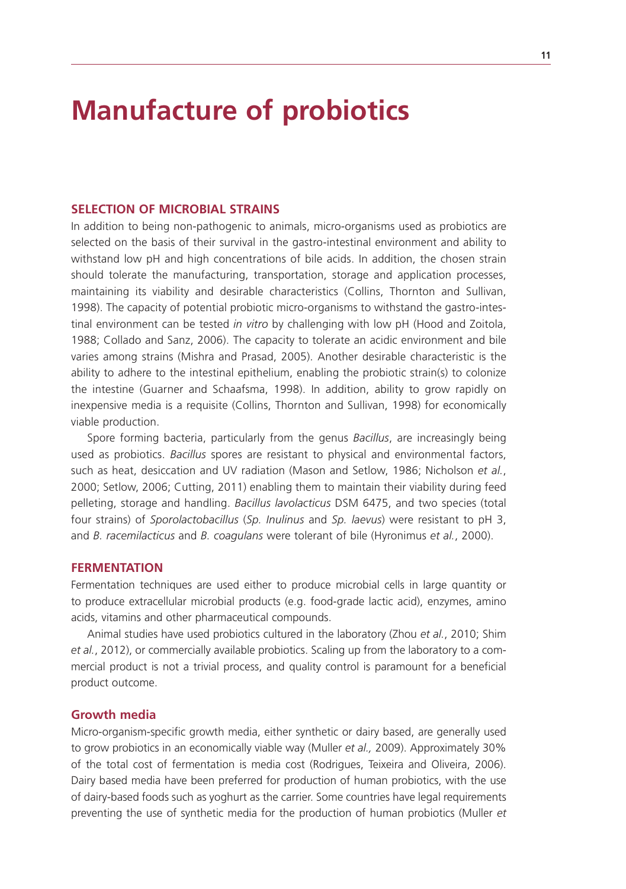# Manufacture of probiotics

## SELECTION OF MICROBIAL STRAINS

In addition to being non-pathogenic to animals, micro-organisms used as probiotics are selected on the basis of their survival in the gastro-intestinal environment and ability to withstand low pH and high concentrations of bile acids. In addition, the chosen strain should tolerate the manufacturing, transportation, storage and application processes, maintaining its viability and desirable characteristics (Collins, Thornton and Sullivan, 1998). The capacity of potential probiotic micro-organisms to withstand the gastro-intestinal environment can be tested *in vitro* by challenging with low pH (Hood and Zoitola, 1988; Collado and Sanz, 2006). The capacity to tolerate an acidic environment and bile varies among strains (Mishra and Prasad, 2005). Another desirable characteristic is the ability to adhere to the intestinal epithelium, enabling the probiotic strain(s) to colonize the intestine (Guarner and Schaafsma, 1998). In addition, ability to grow rapidly on inexpensive media is a requisite (Collins, Thornton and Sullivan, 1998) for economically viable production.

Spore forming bacteria, particularly from the genus *Bacillus*, are increasingly being used as probiotics. *Bacillus* spores are resistant to physical and environmental factors, such as heat, desiccation and UV radiation (Mason and Setlow, 1986; Nicholson *et al.*, 2000; Setlow, 2006; Cutting, 2011) enabling them to maintain their viability during feed pelleting, storage and handling. *Bacillus lavolacticus* DSM 6475, and two species (total four strains) of *Sporolactobacillus* (*Sp. Inulinus* and *Sp. laevus*) were resistant to pH 3, and *B. racemilacticus* and *B. coagulans* were tolerant of bile (Hyronimus *et al.*, 2000).

## FERMENTATION

Fermentation techniques are used either to produce microbial cells in large quantity or to produce extracellular microbial products (e.g. food-grade lactic acid), enzymes, amino acids, vitamins and other pharmaceutical compounds.

Animal studies have used probiotics cultured in the laboratory (Zhou *et al.*, 2010; Shim *et al.*, 2012), or commercially available probiotics. Scaling up from the laboratory to a commercial product is not a trivial process, and quality control is paramount for a beneficial product outcome.

### Growth media

Micro-organism-specific growth media, either synthetic or dairy based, are generally used to grow probiotics in an economically viable way (Muller *et al.,* 2009). Approximately 30% of the total cost of fermentation is media cost (Rodrigues, Teixeira and Oliveira, 2006). Dairy based media have been preferred for production of human probiotics, with the use of dairy-based foods such as yoghurt as the carrier. Some countries have legal requirements preventing the use of synthetic media for the production of human probiotics (Muller *et*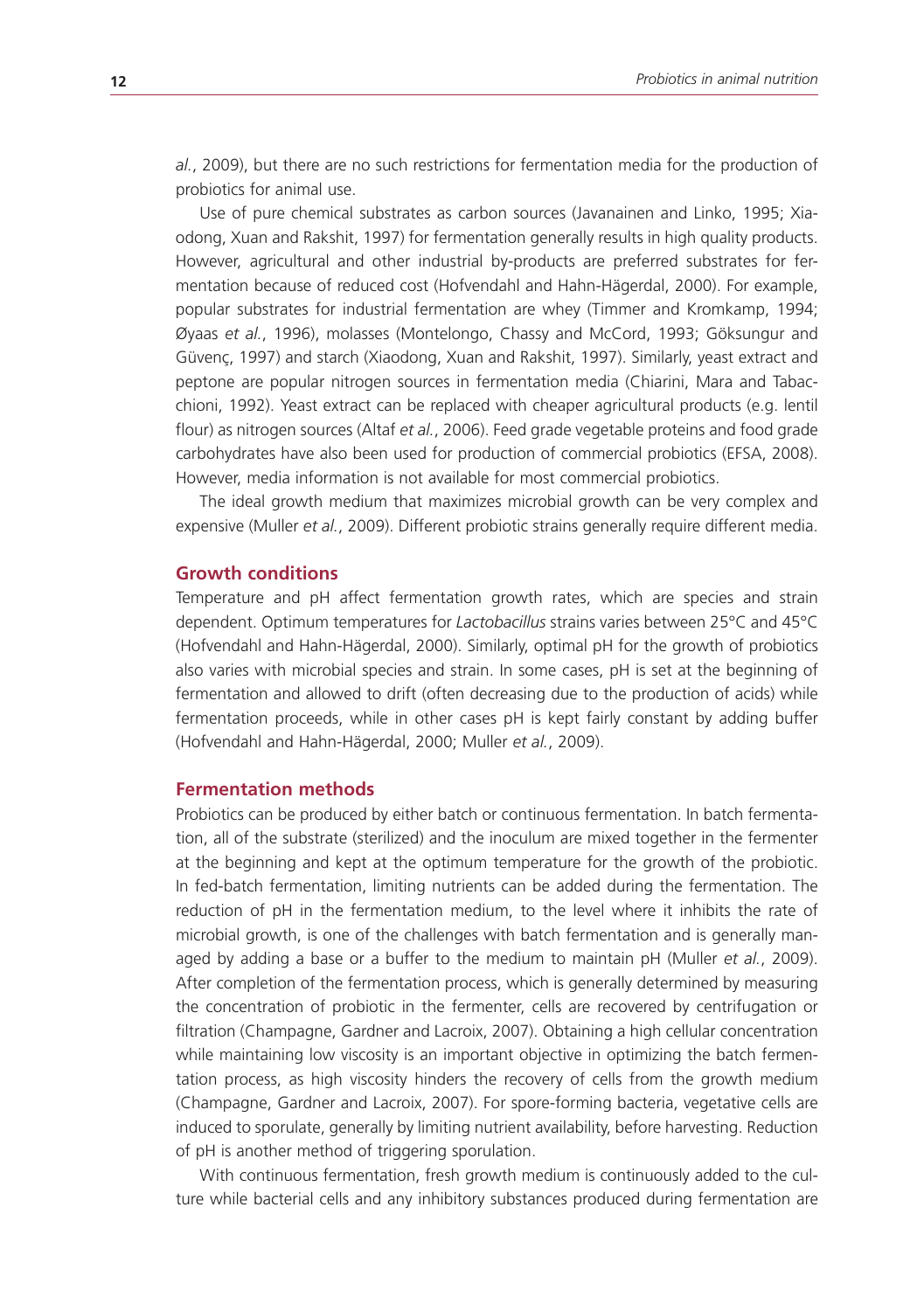*al.*, 2009), but there are no such restrictions for fermentation media for the production of probiotics for animal use.

Use of pure chemical substrates as carbon sources (Javanainen and Linko, 1995; Xiaodong, Xuan and Rakshit, 1997) for fermentation generally results in high quality products. However, agricultural and other industrial by-products are preferred substrates for fermentation because of reduced cost (Hofvendahl and Hahn-Hägerdal, 2000). For example, popular substrates for industrial fermentation are whey (Timmer and Kromkamp, 1994; Øyaas *et al.*, 1996), molasses (Montelongo, Chassy and McCord, 1993; Göksungur and Güvenç, 1997) and starch (Xiaodong, Xuan and Rakshit, 1997). Similarly, yeast extract and peptone are popular nitrogen sources in fermentation media (Chiarini, Mara and Tabacchioni, 1992). Yeast extract can be replaced with cheaper agricultural products (e.g. lentil flour) as nitrogen sources (Altaf *et al.*, 2006). Feed grade vegetable proteins and food grade carbohydrates have also been used for production of commercial probiotics (EFSA, 2008). However, media information is not available for most commercial probiotics.

The ideal growth medium that maximizes microbial growth can be very complex and expensive (Muller *et al.*, 2009). Different probiotic strains generally require different media.

### Growth conditions

Temperature and pH affect fermentation growth rates, which are species and strain dependent. Optimum temperatures for *Lactobacillus* strains varies between 25°C and 45°C (Hofvendahl and Hahn-Hägerdal, 2000). Similarly, optimal pH for the growth of probiotics also varies with microbial species and strain. In some cases, pH is set at the beginning of fermentation and allowed to drift (often decreasing due to the production of acids) while fermentation proceeds, while in other cases pH is kept fairly constant by adding buffer (Hofvendahl and Hahn-Hägerdal, 2000; Muller *et al.*, 2009).

### Fermentation methods

Probiotics can be produced by either batch or continuous fermentation. In batch fermentation, all of the substrate (sterilized) and the inoculum are mixed together in the fermenter at the beginning and kept at the optimum temperature for the growth of the probiotic. In fed-batch fermentation, limiting nutrients can be added during the fermentation. The reduction of pH in the fermentation medium, to the level where it inhibits the rate of microbial growth, is one of the challenges with batch fermentation and is generally managed by adding a base or a buffer to the medium to maintain pH (Muller *et al.*, 2009). After completion of the fermentation process, which is generally determined by measuring the concentration of probiotic in the fermenter, cells are recovered by centrifugation or filtration (Champagne, Gardner and Lacroix, 2007). Obtaining a high cellular concentration while maintaining low viscosity is an important objective in optimizing the batch fermentation process, as high viscosity hinders the recovery of cells from the growth medium (Champagne, Gardner and Lacroix, 2007). For spore-forming bacteria, vegetative cells are induced to sporulate, generally by limiting nutrient availability, before harvesting. Reduction of pH is another method of triggering sporulation.

With continuous fermentation, fresh growth medium is continuously added to the culture while bacterial cells and any inhibitory substances produced during fermentation are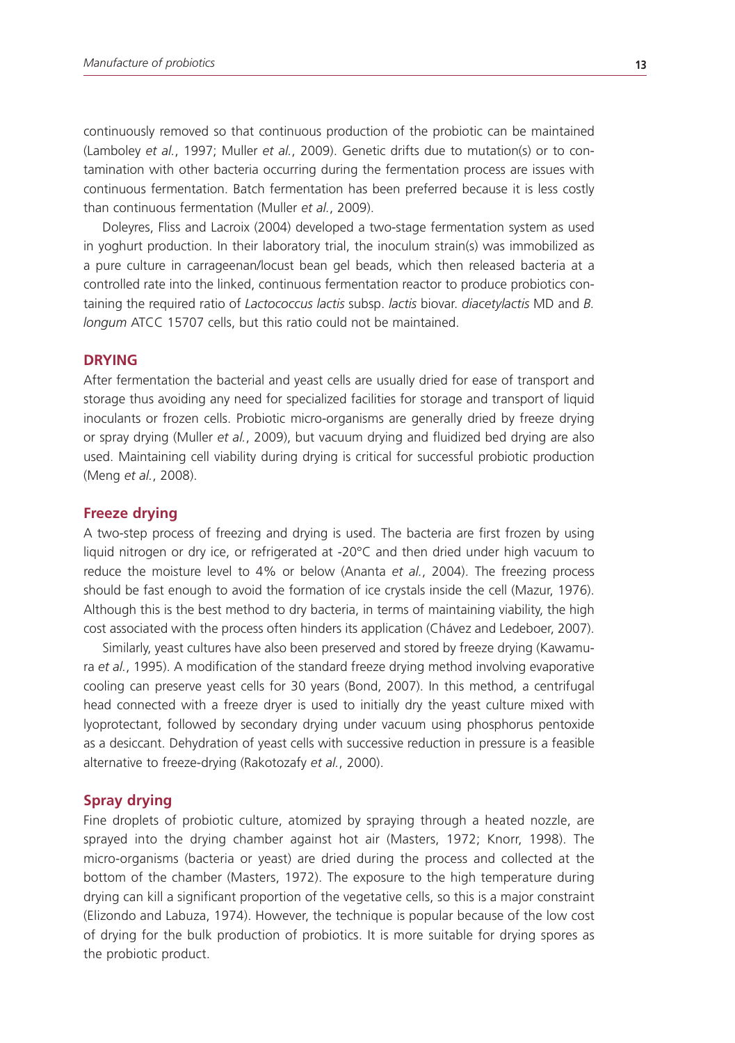continuously removed so that continuous production of the probiotic can be maintained (Lamboley *et al.*, 1997; Muller *et al.*, 2009). Genetic drifts due to mutation(s) or to contamination with other bacteria occurring during the fermentation process are issues with continuous fermentation. Batch fermentation has been preferred because it is less costly than continuous fermentation (Muller *et al.*, 2009).

Doleyres, Fliss and Lacroix (2004) developed a two-stage fermentation system as used in yoghurt production. In their laboratory trial, the inoculum strain(s) was immobilized as a pure culture in carrageenan/locust bean gel beads, which then released bacteria at a controlled rate into the linked, continuous fermentation reactor to produce probiotics containing the required ratio of *Lactococcus lactis* subsp. *lactis* biovar. *diacetylactis* MD and *B. longum* ATCC 15707 cells, but this ratio could not be maintained.

## DRYING

After fermentation the bacterial and yeast cells are usually dried for ease of transport and storage thus avoiding any need for specialized facilities for storage and transport of liquid inoculants or frozen cells. Probiotic micro-organisms are generally dried by freeze drying or spray drying (Muller *et al.*, 2009), but vacuum drying and fluidized bed drying are also used. Maintaining cell viability during drying is critical for successful probiotic production (Meng *et al.*, 2008).

### Freeze drying

A two-step process of freezing and drying is used. The bacteria are first frozen by using liquid nitrogen or dry ice, or refrigerated at -20°C and then dried under high vacuum to reduce the moisture level to 4% or below (Ananta *et al.*, 2004). The freezing process should be fast enough to avoid the formation of ice crystals inside the cell (Mazur, 1976). Although this is the best method to dry bacteria, in terms of maintaining viability, the high cost associated with the process often hinders its application (Chávez and Ledeboer, 2007).

Similarly, yeast cultures have also been preserved and stored by freeze drying (Kawamura *et al.*, 1995). A modification of the standard freeze drying method involving evaporative cooling can preserve yeast cells for 30 years (Bond, 2007). In this method, a centrifugal head connected with a freeze dryer is used to initially dry the yeast culture mixed with lyoprotectant, followed by secondary drying under vacuum using phosphorus pentoxide as a desiccant. Dehydration of yeast cells with successive reduction in pressure is a feasible alternative to freeze-drying (Rakotozafy *et al.*, 2000).

### Spray drying

Fine droplets of probiotic culture, atomized by spraying through a heated nozzle, are sprayed into the drying chamber against hot air (Masters, 1972; Knorr, 1998). The micro-organisms (bacteria or yeast) are dried during the process and collected at the bottom of the chamber (Masters, 1972). The exposure to the high temperature during drying can kill a significant proportion of the vegetative cells, so this is a major constraint (Elizondo and Labuza, 1974). However, the technique is popular because of the low cost of drying for the bulk production of probiotics. It is more suitable for drying spores as the probiotic product.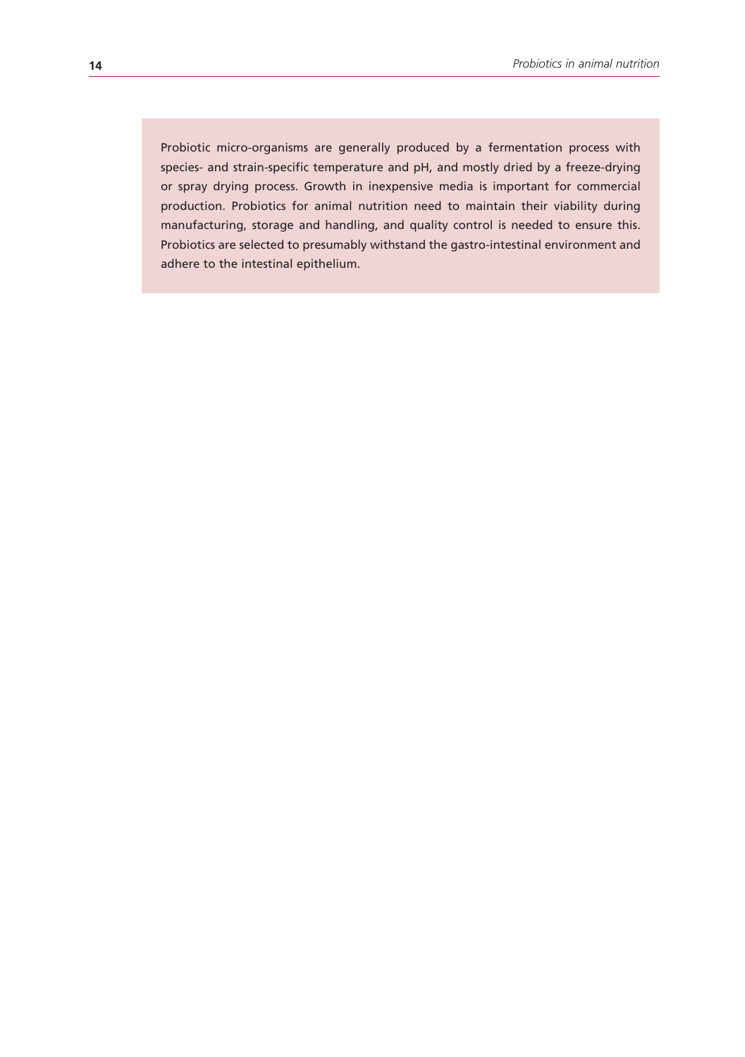Probiotic micro-organisms are generally produced by a fermentation process with species- and strain-specific temperature and pH, and mostly dried by a freeze-drying or spray drying process. Growth in inexpensive media is important for commercial production. Probiotics for animal nutrition need to maintain their viability during manufacturing, storage and handling, and quality control is needed to ensure this. Probiotics are selected to presumably withstand the gastro-intestinal environment and adhere to the intestinal epithelium.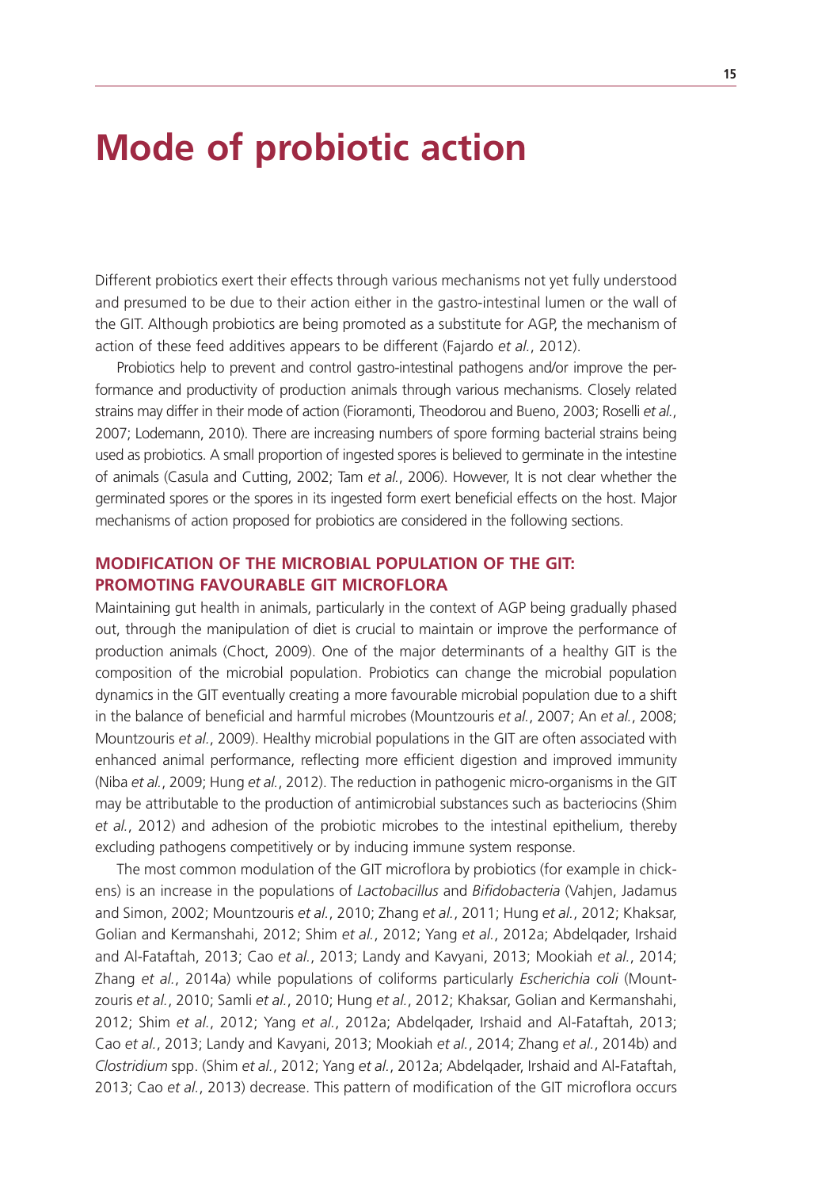# Mode of probiotic action

Different probiotics exert their effects through various mechanisms not yet fully understood and presumed to be due to their action either in the gastro-intestinal lumen or the wall of the GIT. Although probiotics are being promoted as a substitute for AGP, the mechanism of action of these feed additives appears to be different (Fajardo *et al.*, 2012).

Probiotics help to prevent and control gastro-intestinal pathogens and/or improve the performance and productivity of production animals through various mechanisms. Closely related strains may differ in their mode of action (Fioramonti, Theodorou and Bueno, 2003; Roselli *et al.*, 2007; Lodemann, 2010). There are increasing numbers of spore forming bacterial strains being used as probiotics. A small proportion of ingested spores is believed to germinate in the intestine of animals (Casula and Cutting, 2002; Tam *et al.*, 2006). However, It is not clear whether the germinated spores or the spores in its ingested form exert beneficial effects on the host. Major mechanisms of action proposed for probiotics are considered in the following sections.

## MODIFICATION OF THE MICROBIAL POPULATION OF THE GIT: PROMOTING FAVOURABLE GIT MICROFLORA

Maintaining gut health in animals, particularly in the context of AGP being gradually phased out, through the manipulation of diet is crucial to maintain or improve the performance of production animals (Choct, 2009). One of the major determinants of a healthy GIT is the composition of the microbial population. Probiotics can change the microbial population dynamics in the GIT eventually creating a more favourable microbial population due to a shift in the balance of beneficial and harmful microbes (Mountzouris *et al.*, 2007; An *et al.*, 2008; Mountzouris *et al.*, 2009). Healthy microbial populations in the GIT are often associated with enhanced animal performance, reflecting more efficient digestion and improved immunity (Niba *et al.*, 2009; Hung *et al.*, 2012). The reduction in pathogenic micro-organisms in the GIT may be attributable to the production of antimicrobial substances such as bacteriocins (Shim *et al.*, 2012) and adhesion of the probiotic microbes to the intestinal epithelium, thereby excluding pathogens competitively or by inducing immune system response.

The most common modulation of the GIT microflora by probiotics (for example in chickens) is an increase in the populations of *Lactobacillus* and *Bifidobacteria* (Vahjen, Jadamus and Simon, 2002; Mountzouris *et al.*, 2010; Zhang *et al.*, 2011; Hung *et al.*, 2012; Khaksar, Golian and Kermanshahi, 2012; Shim *et al.*, 2012; Yang *et al.*, 2012a; Abdelqader, Irshaid and Al-Fataftah, 2013; Cao *et al.*, 2013; Landy and Kavyani, 2013; Mookiah *et al.*, 2014; Zhang *et al.*, 2014a) while populations of coliforms particularly *Escherichia coli* (Mountzouris *et al.*, 2010; Samli *et al.*, 2010; Hung *et al.*, 2012; Khaksar, Golian and Kermanshahi, 2012; Shim *et al.*, 2012; Yang *et al.*, 2012a; Abdelqader, Irshaid and Al-Fataftah, 2013; Cao *et al.*, 2013; Landy and Kavyani, 2013; Mookiah *et al.*, 2014; Zhang *et al.*, 2014b) and *Clostridium* spp. (Shim *et al.*, 2012; Yang *et al.*, 2012a; Abdelqader, Irshaid and Al-Fataftah, 2013; Cao *et al.*, 2013) decrease. This pattern of modification of the GIT microflora occurs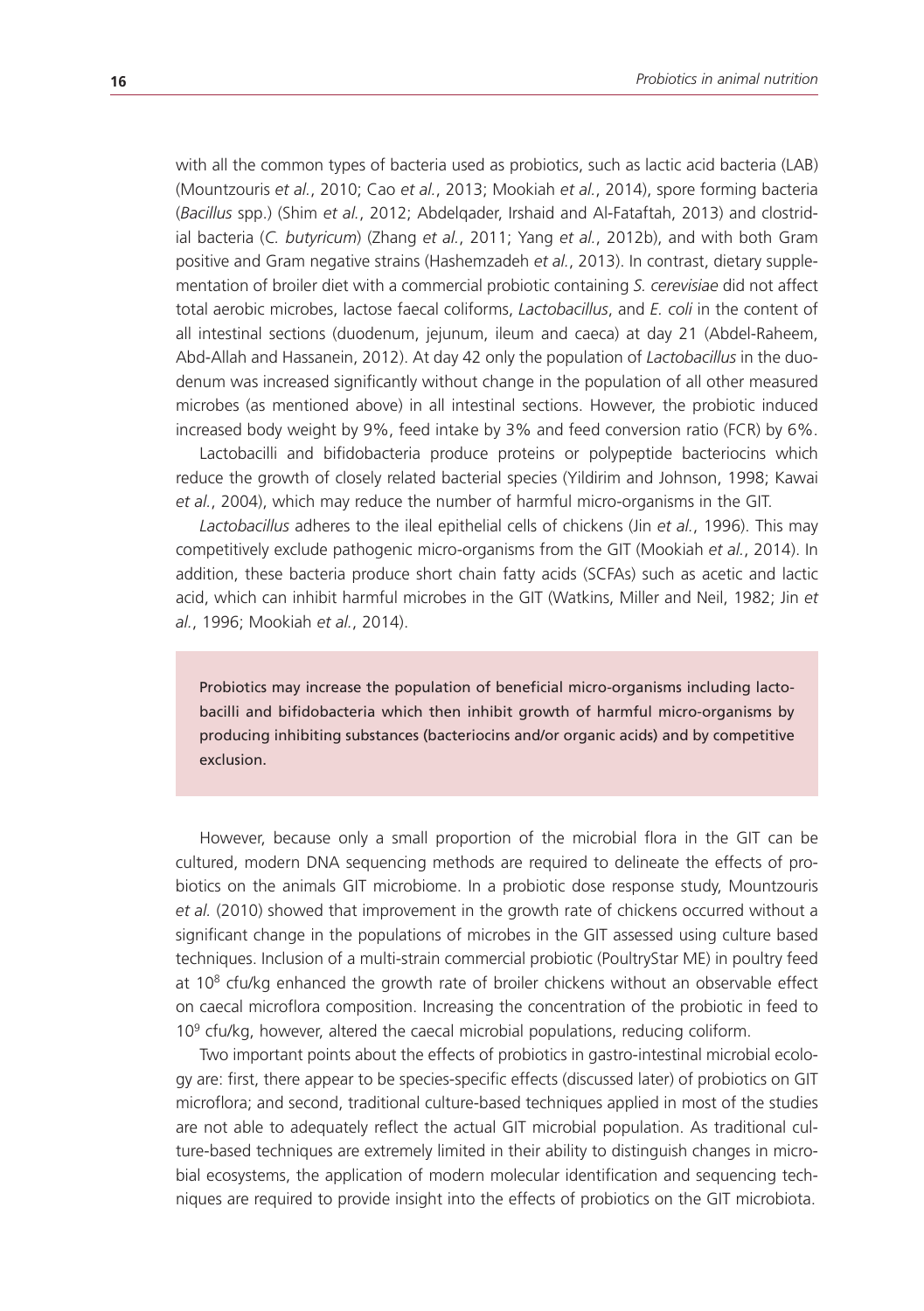with all the common types of bacteria used as probiotics, such as lactic acid bacteria (LAB) (Mountzouris *et al.*, 2010; Cao *et al.*, 2013; Mookiah *et al.*, 2014), spore forming bacteria (*Bacillus* spp.) (Shim *et al.*, 2012; Abdelqader, Irshaid and Al-Fataftah, 2013) and clostridial bacteria (*C. butyricum*) (Zhang *et al.*, 2011; Yang *et al.*, 2012b), and with both Gram positive and Gram negative strains (Hashemzadeh *et al.*, 2013). In contrast, dietary supplementation of broiler diet with a commercial probiotic containing *S. cerevisiae* did not affect total aerobic microbes, lactose faecal coliforms, *Lactobacillus*, and *E. coli* in the content of all intestinal sections (duodenum, jejunum, ileum and caeca) at day 21 (Abdel-Raheem, Abd-Allah and Hassanein, 2012). At day 42 only the population of *Lactobacillus* in the duodenum was increased significantly without change in the population of all other measured microbes (as mentioned above) in all intestinal sections. However, the probiotic induced increased body weight by 9%, feed intake by 3% and feed conversion ratio (FCR) by 6%.

Lactobacilli and bifidobacteria produce proteins or polypeptide bacteriocins which reduce the growth of closely related bacterial species (Yildirim and Johnson, 1998; Kawai *et al.*, 2004), which may reduce the number of harmful micro-organisms in the GIT.

*Lactobacillus* adheres to the ileal epithelial cells of chickens (Jin *et al.*, 1996). This may competitively exclude pathogenic micro-organisms from the GIT (Mookiah *et al.*, 2014). In addition, these bacteria produce short chain fatty acids (SCFAs) such as acetic and lactic acid, which can inhibit harmful microbes in the GIT (Watkins, Miller and Neil, 1982; Jin *et al.*, 1996; Mookiah *et al.*, 2014).

> Probiotics may increase the population of beneficial micro-organisms including lactobacilli and bifidobacteria which then inhibit growth of harmful micro-organisms by producing inhibiting substances (bacteriocins and/or organic acids) and by competitive exclusion.

However, because only a small proportion of the microbial flora in the GIT can be cultured, modern DNA sequencing methods are required to delineate the effects of probiotics on the animals GIT microbiome. In a probiotic dose response study, Mountzouris *et al.* (2010) showed that improvement in the growth rate of chickens occurred without a significant change in the populations of microbes in the GIT assessed using culture based techniques. Inclusion of a multi-strain commercial probiotic (PoultryStar ME) in poultry feed at $10^8$ cfu/kg enhanced the growth rate of broiler chickens without an observable effect on caecal microflora composition. Increasing the concentration of the probiotic in feed to $10^9$ cfu/kg, however, altered the caecal microbial populations, reducing coliform.

Two important points about the effects of probiotics in gastro-intestinal microbial ecology are: first, there appear to be species-specific effects (discussed later) of probiotics on GIT microflora; and second, traditional culture-based techniques applied in most of the studies are not able to adequately reflect the actual GIT microbial population. As traditional culture-based techniques are extremely limited in their ability to distinguish changes in microbial ecosystems, the application of modern molecular identification and sequencing techniques are required to provide insight into the effects of probiotics on the GIT microbiota.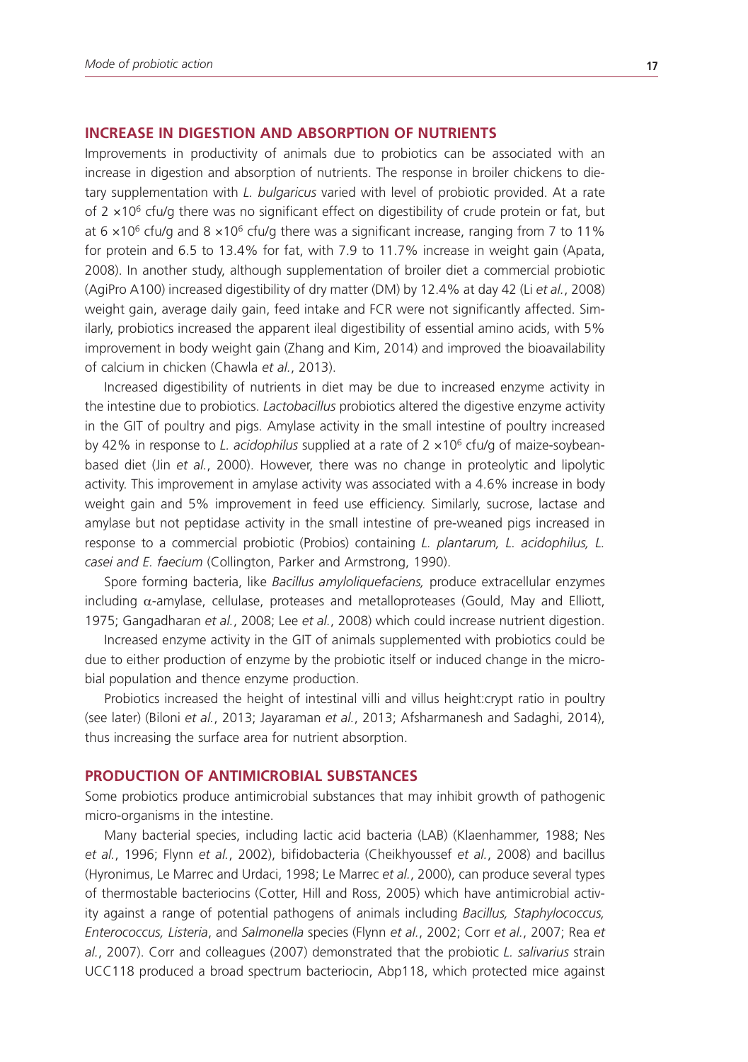## INCREASE IN DIGESTION AND ABSORPTION OF NUTRIENTS

Improvements in productivity of animals due to probiotics can be associated with an increase in digestion and absorption of nutrients. The response in broiler chickens to dietary supplementation with *L. bulgaricus* varied with level of probiotic provided. At a rate of $2 \times 10^6$ cfu/g there was no significant effect on digestibility of crude protein or fat, but at $6 \times 10^6$ cfu/g and $8 \times 10^6$ cfu/g there was a significant increase, ranging from 7 to 11% for protein and 6.5 to 13.4% for fat, with 7.9 to 11.7% increase in weight gain (Apata, 2008). In another study, although supplementation of broiler diet a commercial probiotic (AgiPro A100) increased digestibility of dry matter (DM) by 12.4% at day 42 (Li *et al.*, 2008) weight gain, average daily gain, feed intake and FCR were not significantly affected. Similarly, probiotics increased the apparent ileal digestibility of essential amino acids, with 5% improvement in body weight gain (Zhang and Kim, 2014) and improved the bioavailability of calcium in chicken (Chawla *et al.*, 2013).

Increased digestibility of nutrients in diet may be due to increased enzyme activity in the intestine due to probiotics. *Lactobacillus* probiotics altered the digestive enzyme activity in the GIT of poultry and pigs. Amylase activity in the small intestine of poultry increased by 42% in response to *L. acidophilus* supplied at a rate of $2 \times 10^6$ cfu/g of maize-soybean-based diet (Jin *et al.*, 2000). However, there was no change in proteolytic and lipolytic activity. This improvement in amylase activity was associated with a 4.6% increase in body weight gain and 5% improvement in feed use efficiency. Similarly, sucrose, lactase and amylase but not peptidase activity in the small intestine of pre-weaned pigs increased in response to a commercial probiotic (Probios) containing *L. plantarum, L. acidophilus, L. casei and E. faecium* (Collington, Parker and Armstrong, 1990).

Spore forming bacteria, like *Bacillus amyloliquefaciens,* produce extracellular enzymes including $\alpha$-amylase, cellulase, proteases and metalloproteases (Gould, May and Elliott, 1975; Gangadharan *et al.*, 2008; Lee *et al.*, 2008) which could increase nutrient digestion.

Increased enzyme activity in the GIT of animals supplemented with probiotics could be due to either production of enzyme by the probiotic itself or induced change in the microbial population and thence enzyme production.

Probiotics increased the height of intestinal villi and villus height:crypt ratio in poultry (see later) (Biloni *et al.*, 2013; Jayaraman *et al.*, 2013; Afsharmanesh and Sadaghi, 2014), thus increasing the surface area for nutrient absorption.

## PRODUCTION OF ANTIMICROBIAL SUBSTANCES

Some probiotics produce antimicrobial substances that may inhibit growth of pathogenic micro-organisms in the intestine.

Many bacterial species, including lactic acid bacteria (LAB) (Klaenhammer, 1988; Nes *et al.*, 1996; Flynn *et al.*, 2002), bifidobacteria (Cheikhyoussef *et al.*, 2008) and bacillus (Hyronimus, Le Marrec and Urdaci, 1998; Le Marrec *et al.*, 2000), can produce several types of thermostable bacteriocins (Cotter, Hill and Ross, 2005) which have antimicrobial activity against a range of potential pathogens of animals including *Bacillus, Staphylococcus, Enterococcus, Listeria*, and *Salmonella* species (Flynn *et al.*, 2002; Corr *et al.*, 2007; Rea *et al.*, 2007). Corr and colleagues (2007) demonstrated that the probiotic *L. salivarius* strain UCC118 produced a broad spectrum bacteriocin, Abp118, which protected mice against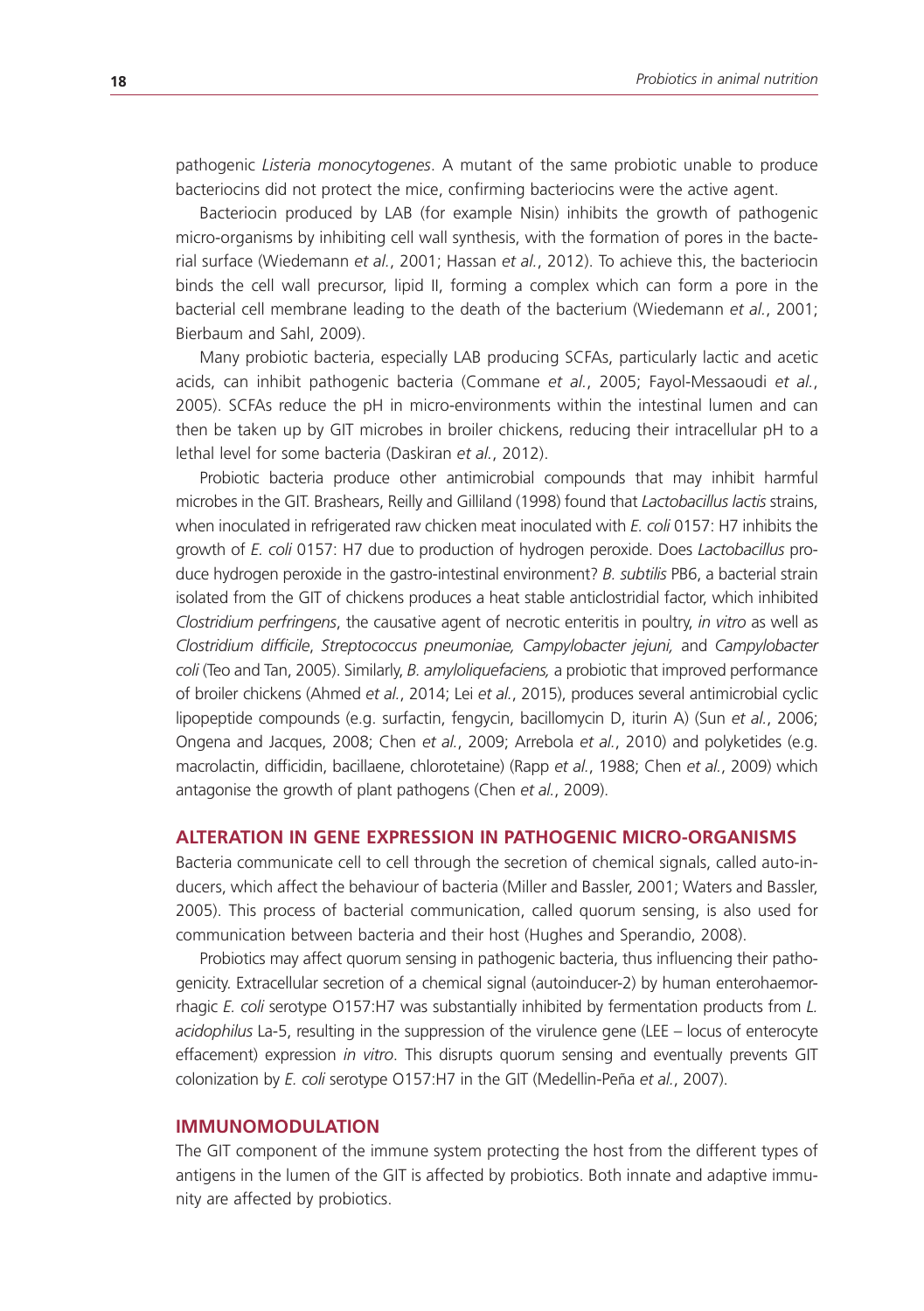pathogenic *Listeria monocytogenes*. A mutant of the same probiotic unable to produce bacteriocins did not protect the mice, confirming bacteriocins were the active agent.

Bacteriocin produced by LAB (for example Nisin) inhibits the growth of pathogenic micro-organisms by inhibiting cell wall synthesis, with the formation of pores in the bacterial surface (Wiedemann *et al.*, 2001; Hassan *et al.*, 2012). To achieve this, the bacteriocin binds the cell wall precursor, lipid II, forming a complex which can form a pore in the bacterial cell membrane leading to the death of the bacterium (Wiedemann *et al.*, 2001; Bierbaum and Sahl, 2009).

Many probiotic bacteria, especially LAB producing SCFAs, particularly lactic and acetic acids, can inhibit pathogenic bacteria (Commane *et al.*, 2005; Fayol-Messaoudi *et al.*, 2005). SCFAs reduce the pH in micro-environments within the intestinal lumen and can then be taken up by GIT microbes in broiler chickens, reducing their intracellular pH to a lethal level for some bacteria (Daskiran *et al.*, 2012).

Probiotic bacteria produce other antimicrobial compounds that may inhibit harmful microbes in the GIT. Brashears, Reilly and Gilliland (1998) found that *Lactobacillus lactis* strains, when inoculated in refrigerated raw chicken meat inoculated with *E. coli* 0157: H7 inhibits the growth of *E. coli* 0157: H7 due to production of hydrogen peroxide. Does *Lactobacillus* produce hydrogen peroxide in the gastro-intestinal environment? *B. subtilis* PB6, a bacterial strain isolated from the GIT of chickens produces a heat stable anticlostridial factor, which inhibited *Clostridium perfringens*, the causative agent of necrotic enteritis in poultry, *in vitro* as well as *Clostridium difficile*, *Streptococcus pneumoniae, Campylobacter jejuni,* and *Campylobacter coli* (Teo and Tan, 2005). Similarly, *B. amyloliquefaciens,* a probiotic that improved performance of broiler chickens (Ahmed *et al.*, 2014; Lei *et al.*, 2015), produces several antimicrobial cyclic lipopeptide compounds (e.g. surfactin, fengycin, bacillomycin D, iturin A) (Sun *et al.*, 2006; Ongena and Jacques, 2008; Chen *et al.*, 2009; Arrebola *et al.*, 2010) and polyketides (e.g. macrolactin, difficidin, bacillaene, chlorotetaine) (Rapp *et al.*, 1988; Chen *et al.*, 2009) which antagonise the growth of plant pathogens (Chen *et al.*, 2009).

## ALTERATION IN GENE EXPRESSION IN PATHOGENIC MICRO-ORGANISMS

Bacteria communicate cell to cell through the secretion of chemical signals, called auto-inducers, which affect the behaviour of bacteria (Miller and Bassler, 2001; Waters and Bassler, 2005). This process of bacterial communication, called quorum sensing, is also used for communication between bacteria and their host (Hughes and Sperandio, 2008).

Probiotics may affect quorum sensing in pathogenic bacteria, thus influencing their pathogenicity. Extracellular secretion of a chemical signal (autoinducer-2) by human enterohaemorrhagic *E. coli* serotype O157:H7 was substantially inhibited by fermentation products from *L. acidophilus* La-5, resulting in the suppression of the virulence gene (LEE – locus of enterocyte effacement) expression *in vitro*. This disrupts quorum sensing and eventually prevents GIT colonization by *E. coli* serotype O157:H7 in the GIT (Medellin-Peña *et al.*, 2007).

## IMMUNOMODULATION

The GIT component of the immune system protecting the host from the different types of antigens in the lumen of the GIT is affected by probiotics. Both innate and adaptive immunity are affected by probiotics.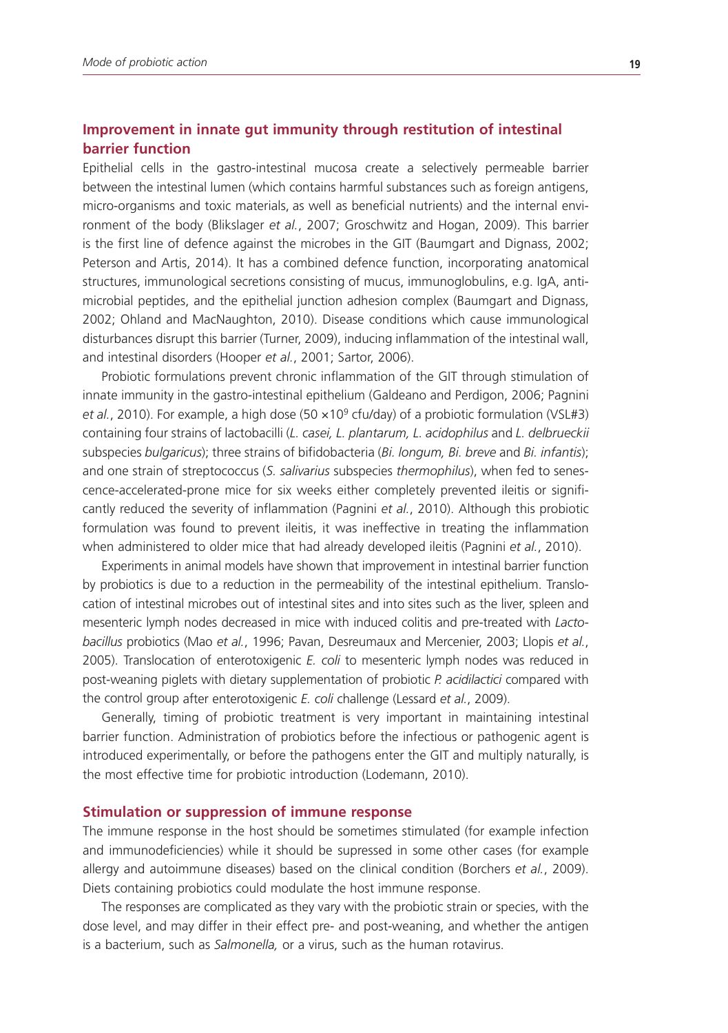## Improvement in innate gut immunity through restitution of intestinal barrier function

Epithelial cells in the gastro-intestinal mucosa create a selectively permeable barrier between the intestinal lumen (which contains harmful substances such as foreign antigens, micro-organisms and toxic materials, as well as beneficial nutrients) and the internal environment of the body (Blikslager *et al.*, 2007; Groschwitz and Hogan, 2009). This barrier is the first line of defence against the microbes in the GIT (Baumgart and Dignass, 2002; Peterson and Artis, 2014). It has a combined defence function, incorporating anatomical structures, immunological secretions consisting of mucus, immunoglobulins, e.g. IgA, antimicrobial peptides, and the epithelial junction adhesion complex (Baumgart and Dignass, 2002; Ohland and MacNaughton, 2010). Disease conditions which cause immunological disturbances disrupt this barrier (Turner, 2009), inducing inflammation of the intestinal wall, and intestinal disorders (Hooper *et al.*, 2001; Sartor, 2006).

Probiotic formulations prevent chronic inflammation of the GIT through stimulation of innate immunity in the gastro-intestinal epithelium (Galdeano and Perdigon, 2006; Pagnini *et al.*, 2010). For example, a high dose ($50 \times 10^9$ cfu/day) of a probiotic formulation (VSL#3) containing four strains of lactobacilli (*L. casei, L. plantarum, L. acidophilus* and *L. delbrueckii* subspecies *bulgaricus*); three strains of bifidobacteria (*Bi. longum, Bi. breve* and *Bi. infantis*); and one strain of streptococcus (*S. salivarius* subspecies *thermophilus*), when fed to senescence-accelerated-prone mice for six weeks either completely prevented ileitis or significantly reduced the severity of inflammation (Pagnini *et al.*, 2010). Although this probiotic formulation was found to prevent ileitis, it was ineffective in treating the inflammation when administered to older mice that had already developed ileitis (Pagnini *et al.*, 2010).

Experiments in animal models have shown that improvement in intestinal barrier function by probiotics is due to a reduction in the permeability of the intestinal epithelium. Translocation of intestinal microbes out of intestinal sites and into sites such as the liver, spleen and mesenteric lymph nodes decreased in mice with induced colitis and pre-treated with *Lactobacillus* probiotics (Mao *et al.*, 1996; Pavan, Desreumaux and Mercenier, 2003; Llopis *et al.*, 2005). Translocation of enterotoxigenic *E. coli* to mesenteric lymph nodes was reduced in post-weaning piglets with dietary supplementation of probiotic *P. acidilactici* compared with the control group after enterotoxigenic *E. coli* challenge (Lessard *et al.*, 2009).

Generally, timing of probiotic treatment is very important in maintaining intestinal barrier function. Administration of probiotics before the infectious or pathogenic agent is introduced experimentally, or before the pathogens enter the GIT and multiply naturally, is the most effective time for probiotic introduction (Lodemann, 2010).

## Stimulation or suppression of immune response

The immune response in the host should be sometimes stimulated (for example infection and immunodeficiencies) while it should be supressed in some other cases (for example allergy and autoimmune diseases) based on the clinical condition (Borchers *et al.*, 2009). Diets containing probiotics could modulate the host immune response.

The responses are complicated as they vary with the probiotic strain or species, with the dose level, and may differ in their effect pre- and post-weaning, and whether the antigen is a bacterium, such as *Salmonella,* or a virus, such as the human rotavirus.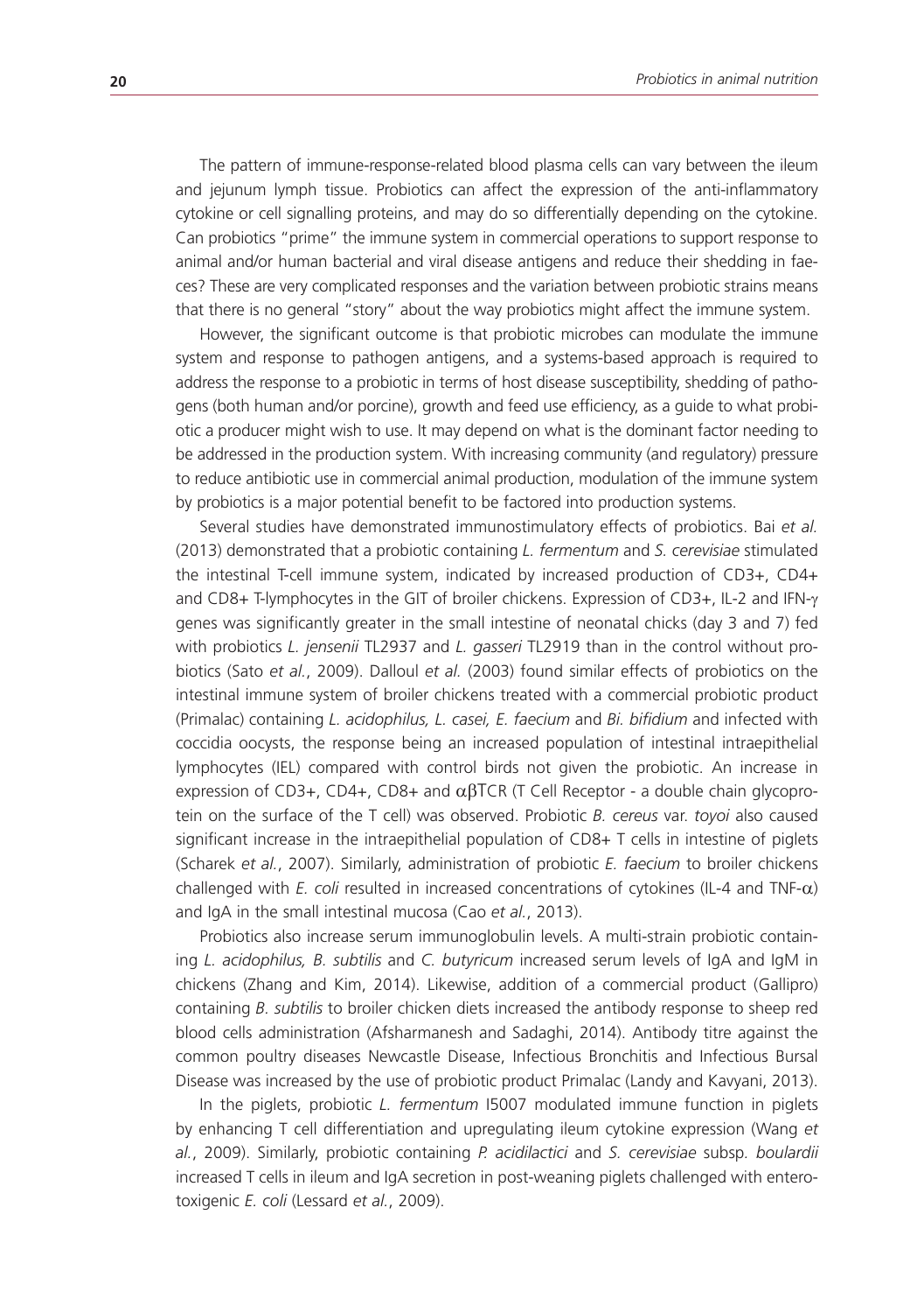The pattern of immune-response-related blood plasma cells can vary between the ileum and jejunum lymph tissue. Probiotics can affect the expression of the anti-inflammatory cytokine or cell signalling proteins, and may do so differentially depending on the cytokine. Can probiotics "prime" the immune system in commercial operations to support response to animal and/or human bacterial and viral disease antigens and reduce their shedding in faeces? These are very complicated responses and the variation between probiotic strains means that there is no general "story" about the way probiotics might affect the immune system.

However, the significant outcome is that probiotic microbes can modulate the immune system and response to pathogen antigens, and a systems-based approach is required to address the response to a probiotic in terms of host disease susceptibility, shedding of pathogens (both human and/or porcine), growth and feed use efficiency, as a guide to what probiotic a producer might wish to use. It may depend on what is the dominant factor needing to be addressed in the production system. With increasing community (and regulatory) pressure to reduce antibiotic use in commercial animal production, modulation of the immune system by probiotics is a major potential benefit to be factored into production systems.

Several studies have demonstrated immunostimulatory effects of probiotics. Bai *et al.* (2013) demonstrated that a probiotic containing *L. fermentum* and *S. cerevisiae* stimulated the intestinal T-cell immune system, indicated by increased production of CD3+, CD4+ and CD8+ T-lymphocytes in the GIT of broiler chickens. Expression of CD3+, IL-2 and IFN-$\gamma$ genes was significantly greater in the small intestine of neonatal chicks (day 3 and 7) fed with probiotics *L. jensenii* TL2937 and *L. gasseri* TL2919 than in the control without probiotics (Sato *et al.*, 2009). Dalloul *et al.* (2003) found similar effects of probiotics on the intestinal immune system of broiler chickens treated with a commercial probiotic product (Primalac) containing *L. acidophilus, L. casei, E. faecium* and *Bi. bifidium* and infected with coccidia oocysts, the response being an increased population of intestinal intraepithelial lymphocytes (IEL) compared with control birds not given the probiotic. An increase in expression of CD3+, CD4+, CD8+ and $\alpha\beta$TCR (T Cell Receptor - a double chain glycoprotein on the surface of the T cell) was observed. Probiotic *B. cereus* var. *toyoi* also caused significant increase in the intraepithelial population of CD8+ T cells in intestine of piglets (Scharek *et al.*, 2007). Similarly, administration of probiotic *E. faecium* to broiler chickens challenged with *E. coli* resulted in increased concentrations of cytokines (IL-4 and TNF-$\alpha$) and IgA in the small intestinal mucosa (Cao *et al.*, 2013).

Probiotics also increase serum immunoglobulin levels. A multi-strain probiotic containing *L. acidophilus, B. subtilis* and *C. butyricum* increased serum levels of IgA and IgM in chickens (Zhang and Kim, 2014). Likewise, addition of a commercial product (Gallipro) containing *B. subtilis* to broiler chicken diets increased the antibody response to sheep red blood cells administration (Afsharmanesh and Sadaghi, 2014). Antibody titre against the common poultry diseases Newcastle Disease, Infectious Bronchitis and Infectious Bursal Disease was increased by the use of probiotic product Primalac (Landy and Kavyani, 2013).

In the piglets, probiotic *L. fermentum* I5007 modulated immune function in piglets by enhancing T cell differentiation and upregulating ileum cytokine expression (Wang *et al.*, 2009). Similarly, probiotic containing *P. acidilactici* and *S. cerevisiae* subsp. *boulardii* increased T cells in ileum and IgA secretion in post-weaning piglets challenged with enterotoxigenic *E. coli* (Lessard *et al.*, 2009).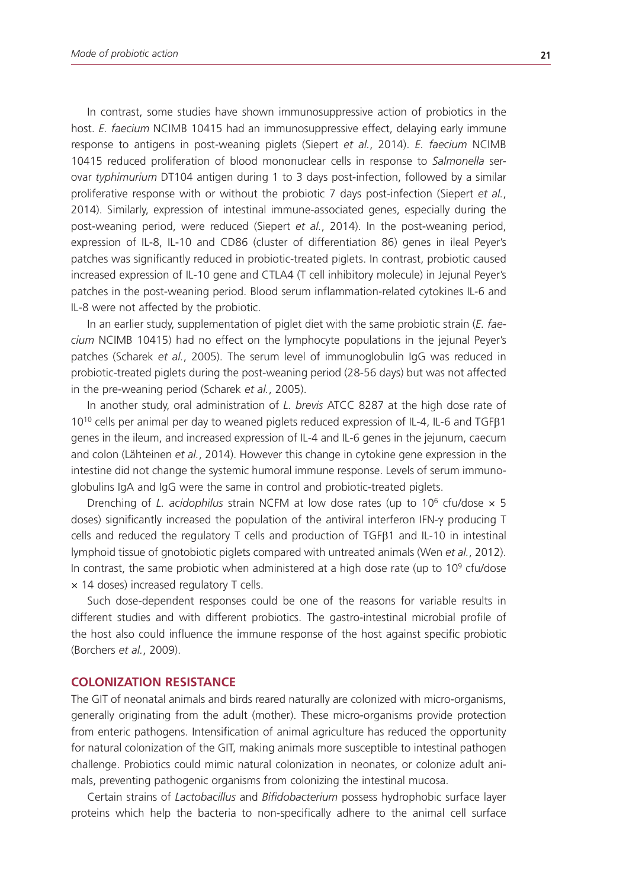In contrast, some studies have shown immunosuppressive action of probiotics in the host. *E. faecium* NCIMB 10415 had an immunosuppressive effect, delaying early immune response to antigens in post-weaning piglets (Siepert *et al.*, 2014). *E. faecium* NCIMB 10415 reduced proliferation of blood mononuclear cells in response to *Salmonella* serovar *typhimurium* DT104 antigen during 1 to 3 days post-infection, followed by a similar proliferative response with or without the probiotic 7 days post-infection (Siepert *et al.*, 2014). Similarly, expression of intestinal immune-associated genes, especially during the post-weaning period, were reduced (Siepert *et al.*, 2014). In the post-weaning period, expression of IL-8, IL-10 and CD86 (cluster of differentiation 86) genes in ileal Peyer's patches was significantly reduced in probiotic-treated piglets. In contrast, probiotic caused increased expression of IL-10 gene and CTLA4 (T cell inhibitory molecule) in Jejunal Peyer's patches in the post-weaning period. Blood serum inflammation-related cytokines IL-6 and IL-8 were not affected by the probiotic.

In an earlier study, supplementation of piglet diet with the same probiotic strain (*E. faecium* NCIMB 10415) had no effect on the lymphocyte populations in the jejunal Peyer's patches (Scharek *et al.*, 2005). The serum level of immunoglobulin IgG was reduced in probiotic-treated piglets during the post-weaning period (28-56 days) but was not affected in the pre-weaning period (Scharek *et al.*, 2005).

In another study, oral administration of *L. brevis* ATCC 8287 at the high dose rate of $10^{10}$ cells per animal per day to weaned piglets reduced expression of IL-4, IL-6 and TGFβ1 genes in the ileum, and increased expression of IL-4 and IL-6 genes in the jejunum, caecum and colon (Lähteinen *et al.*, 2014). However this change in cytokine gene expression in the intestine did not change the systemic humoral immune response. Levels of serum immunoglobulins IgA and IgG were the same in control and probiotic-treated piglets.

Drenching of *L. acidophilus* strain NCFM at low dose rates (up to $10^6$ cfu/dose × 5 doses) significantly increased the population of the antiviral interferon IFN-γ producing T cells and reduced the regulatory T cells and production of TGFβ1 and IL-10 in intestinal lymphoid tissue of gnotobiotic piglets compared with untreated animals (Wen *et al.*, 2012). In contrast, the same probiotic when administered at a high dose rate (up to $10^9$ cfu/dose × 14 doses) increased regulatory T cells.

Such dose-dependent responses could be one of the reasons for variable results in different studies and with different probiotics. The gastro-intestinal microbial profile of the host also could influence the immune response of the host against specific probiotic (Borchers *et al.*, 2009).

## COLONIZATION RESISTANCE

The GIT of neonatal animals and birds reared naturally are colonized with micro-organisms, generally originating from the adult (mother). These micro-organisms provide protection from enteric pathogens. Intensification of animal agriculture has reduced the opportunity for natural colonization of the GIT, making animals more susceptible to intestinal pathogen challenge. Probiotics could mimic natural colonization in neonates, or colonize adult animals, preventing pathogenic organisms from colonizing the intestinal mucosa.

Certain strains of *Lactobacillus* and *Bifidobacterium* possess hydrophobic surface layer proteins which help the bacteria to non-specifically adhere to the animal cell surface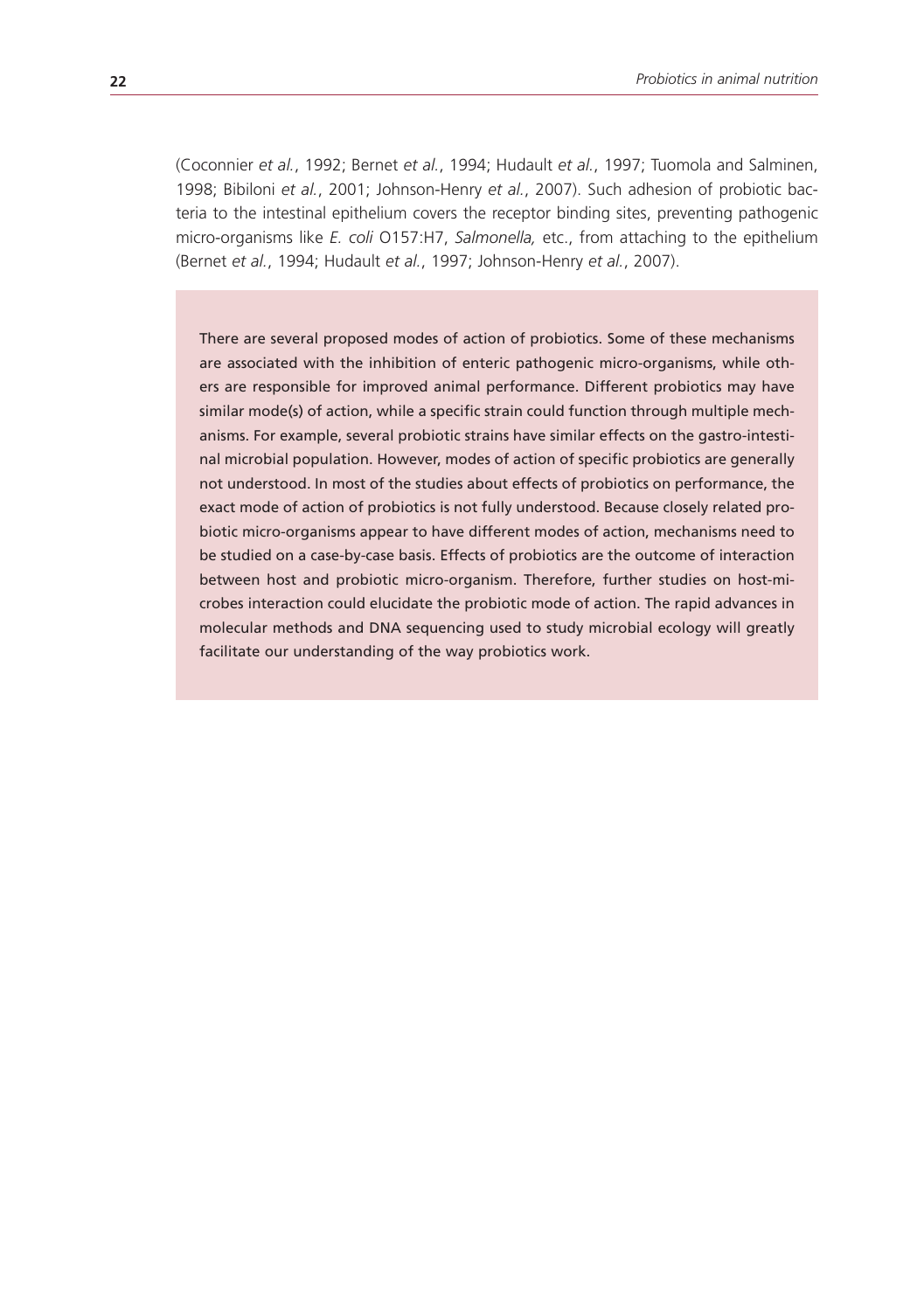(Coconnier *et al.*, 1992; Bernet *et al.*, 1994; Hudault *et al.*, 1997; Tuomola and Salminen, 1998; Bibiloni *et al.*, 2001; Johnson-Henry *et al.*, 2007). Such adhesion of probiotic bacteria to the intestinal epithelium covers the receptor binding sites, preventing pathogenic micro-organisms like *E. coli* O157:H7, *Salmonella,* etc., from attaching to the epithelium (Bernet *et al.*, 1994; Hudault *et al.*, 1997; Johnson-Henry *et al.*, 2007).

There are several proposed modes of action of probiotics. Some of these mechanisms are associated with the inhibition of enteric pathogenic micro-organisms, while others are responsible for improved animal performance. Different probiotics may have similar mode(s) of action, while a specific strain could function through multiple mechanisms. For example, several probiotic strains have similar effects on the gastro-intestinal microbial population. However, modes of action of specific probiotics are generally not understood. In most of the studies about effects of probiotics on performance, the exact mode of action of probiotics is not fully understood. Because closely related probiotic micro-organisms appear to have different modes of action, mechanisms need to be studied on a case-by-case basis. Effects of probiotics are the outcome of interaction between host and probiotic micro-organism. Therefore, further studies on host-microbes interaction could elucidate the probiotic mode of action. The rapid advances in molecular methods and DNA sequencing used to study microbial ecology will greatly facilitate our understanding of the way probiotics work.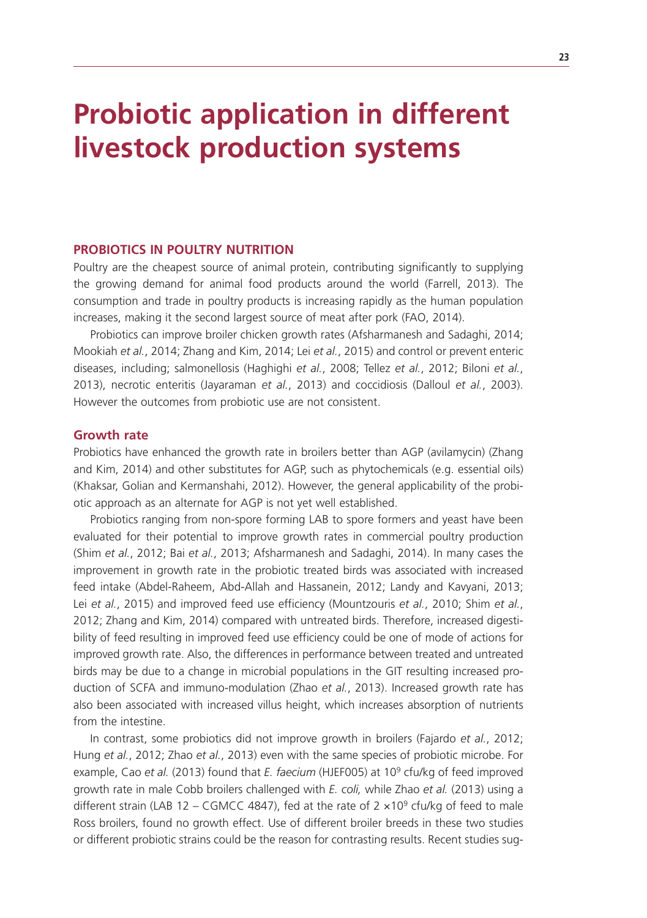# Probiotic application in different livestock production systems

## PROBIOTICS IN POULTRY NUTRITION

Poultry are the cheapest source of animal protein, contributing significantly to supplying the growing demand for animal food products around the world (Farrell, 2013). The consumption and trade in poultry products is increasing rapidly as the human population increases, making it the second largest source of meat after pork (FAO, 2014).

Probiotics can improve broiler chicken growth rates (Afsharmanesh and Sadaghi, 2014; Mookiah *et al.*, 2014; Zhang and Kim, 2014; Lei *et al.*, 2015) and control or prevent enteric diseases, including; salmonellosis (Haghighi *et al.*, 2008; Tellez *et al.*, 2012; Biloni *et al.*, 2013), necrotic enteritis (Jayaraman *et al.*, 2013) and coccidiosis (Dalloul *et al.*, 2003). However the outcomes from probiotic use are not consistent.

### Growth rate

Probiotics have enhanced the growth rate in broilers better than AGP (avilamycin) (Zhang and Kim, 2014) and other substitutes for AGP, such as phytochemicals (e.g. essential oils) (Khaksar, Golian and Kermanshahi, 2012). However, the general applicability of the probiotic approach as an alternate for AGP is not yet well established.

Probiotics ranging from non-spore forming LAB to spore formers and yeast have been evaluated for their potential to improve growth rates in commercial poultry production (Shim *et al.*, 2012; Bai *et al.*, 2013; Afsharmanesh and Sadaghi, 2014). In many cases the improvement in growth rate in the probiotic treated birds was associated with increased feed intake (Abdel-Raheem, Abd-Allah and Hassanein, 2012; Landy and Kavyani, 2013; Lei *et al.*, 2015) and improved feed use efficiency (Mountzouris *et al.*, 2010; Shim *et al.*, 2012; Zhang and Kim, 2014) compared with untreated birds. Therefore, increased digestibility of feed resulting in improved feed use efficiency could be one of mode of actions for improved growth rate. Also, the differences in performance between treated and untreated birds may be due to a change in microbial populations in the GIT resulting increased production of SCFA and immuno-modulation (Zhao *et al.*, 2013). Increased growth rate has also been associated with increased villus height, which increases absorption of nutrients from the intestine.

In contrast, some probiotics did not improve growth in broilers (Fajardo *et al.*, 2012; Hung *et al.*, 2012; Zhao *et al.*, 2013) even with the same species of probiotic microbe. For example, Cao *et al.* (2013) found that *E. faecium* (HJEF005) at $10^9$ cfu/kg of feed improved growth rate in male Cobb broilers challenged with *E. coli,* while Zhao *et al.* (2013) using a different strain (LAB 12 – CGMCC 4847), fed at the rate of $2 \times 10^9$ cfu/kg of feed to male Ross broilers, found no growth effect. Use of different broiler breeds in these two studies or different probiotic strains could be the reason for contrasting results. Recent studies sug-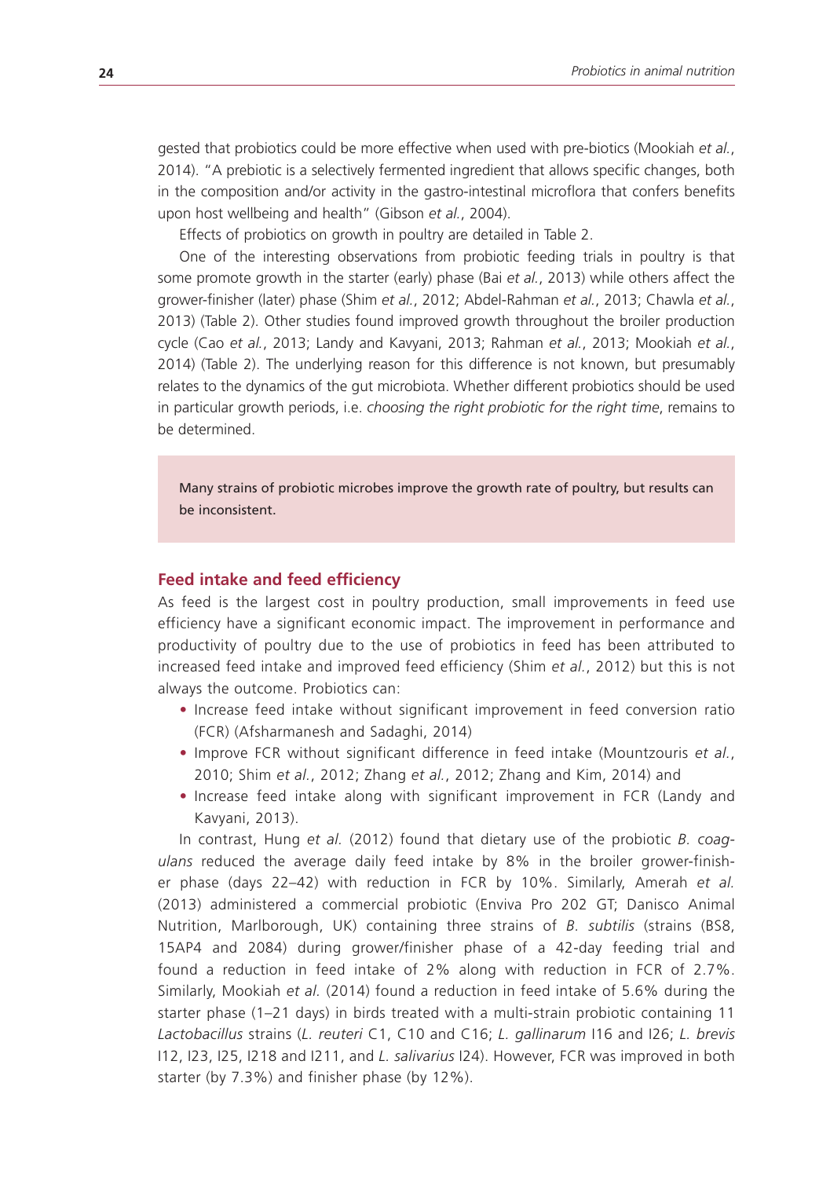gested that probiotics could be more effective when used with pre-biotics (Mookiah *et al.*, 2014). "A prebiotic is a selectively fermented ingredient that allows specific changes, both in the composition and/or activity in the gastro-intestinal microflora that confers benefits upon host wellbeing and health" (Gibson *et al.*, 2004).

Effects of probiotics on growth in poultry are detailed in Table 2.

One of the interesting observations from probiotic feeding trials in poultry is that some promote growth in the starter (early) phase (Bai *et al.*, 2013) while others affect the grower-finisher (later) phase (Shim *et al.*, 2012; Abdel-Rahman *et al.*, 2013; Chawla *et al.*, 2013) (Table 2). Other studies found improved growth throughout the broiler production cycle (Cao *et al.*, 2013; Landy and Kavyani, 2013; Rahman *et al.*, 2013; Mookiah *et al.*, 2014) (Table 2). The underlying reason for this difference is not known, but presumably relates to the dynamics of the gut microbiota. Whether different probiotics should be used in particular growth periods, i.e. *choosing the right probiotic for the right time*, remains to be determined.

> Many strains of probiotic microbes improve the growth rate of poultry, but results can be inconsistent.

## Feed intake and feed efficiency

As feed is the largest cost in poultry production, small improvements in feed use efficiency have a significant economic impact. The improvement in performance and productivity of poultry due to the use of probiotics in feed has been attributed to increased feed intake and improved feed efficiency (Shim *et al.*, 2012) but this is not always the outcome. Probiotics can:

- Increase feed intake without significant improvement in feed conversion ratio (FCR) (Afsharmanesh and Sadaghi, 2014)
- Improve FCR without significant difference in feed intake (Mountzouris *et al.*, 2010; Shim *et al.*, 2012; Zhang *et al.*, 2012; Zhang and Kim, 2014) and
- Increase feed intake along with significant improvement in FCR (Landy and Kavyani, 2013).

In contrast, Hung *et al.* (2012) found that dietary use of the probiotic *B. coagulans* reduced the average daily feed intake by 8% in the broiler grower-finisher phase (days 22–42) with reduction in FCR by 10%. Similarly, Amerah *et al.* (2013) administered a commercial probiotic (Enviva Pro 202 GT; Danisco Animal Nutrition, Marlborough, UK) containing three strains of *B. subtilis* (strains (BS8, 15AP4 and 2084) during grower/finisher phase of a 42-day feeding trial and found a reduction in feed intake of 2% along with reduction in FCR of 2.7%. Similarly, Mookiah *et al.* (2014) found a reduction in feed intake of 5.6% during the starter phase (1–21 days) in birds treated with a multi-strain probiotic containing 11 *Lactobacillus* strains (*L. reuteri* C1, C10 and C16; *L. gallinarum* I16 and I26; *L. brevis* I12, I23, I25, I218 and I211, and *L. salivarius* I24). However, FCR was improved in both starter (by 7.3%) and finisher phase (by 12%).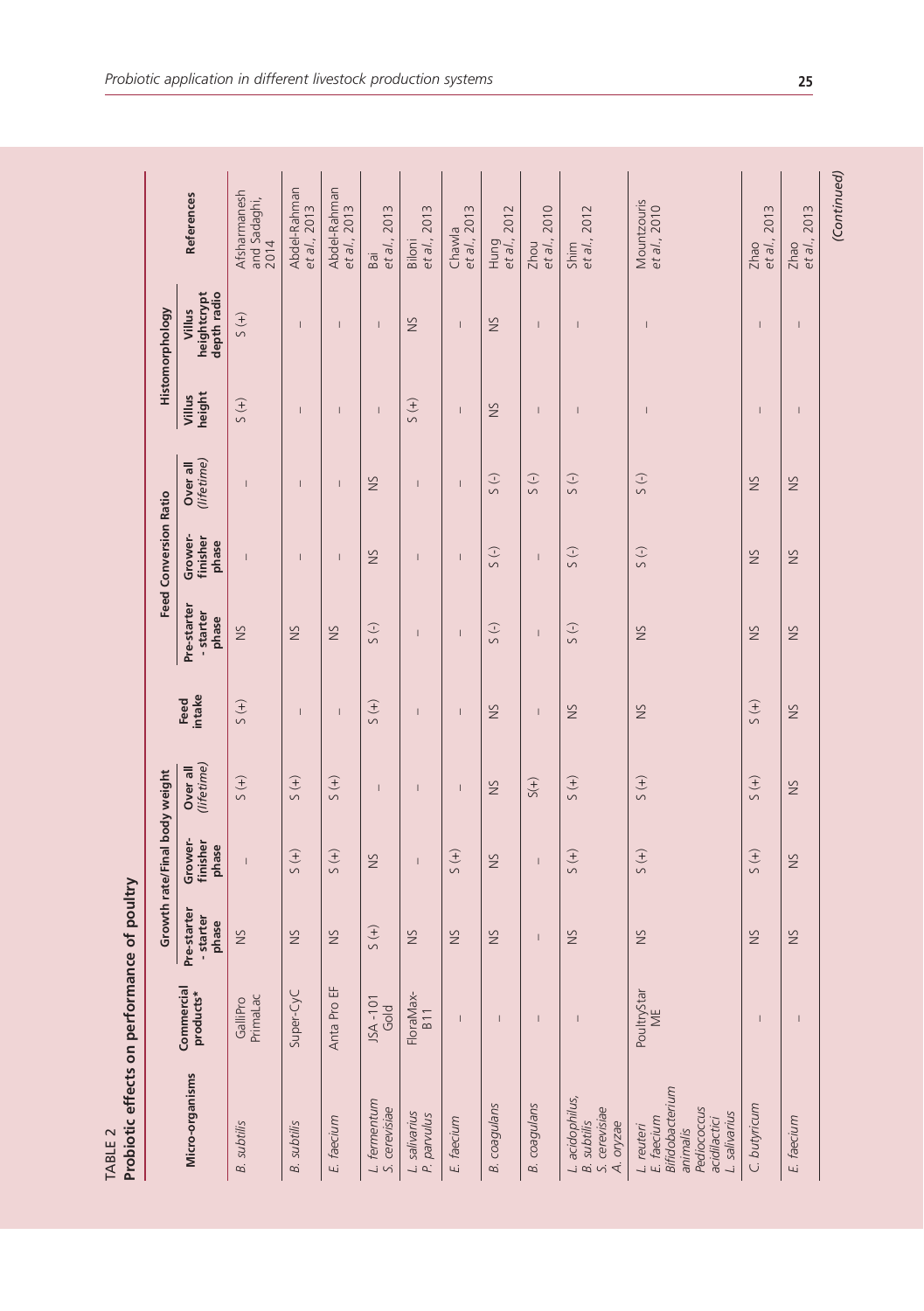TABLE 2
Probiotic effects on performance of poultry

| Micro-organisms | Commercial products* | Growth rate/Final body weight | | | Feed intake | Feed Conversion Ratio | | | Histomorphology | | References |
|---|---|---|---|---|---|---|---|---|---|---|---|
| | | Pre-starter - starter phase | Grower-finisher phase | Over all (*lifetime*) | | Pre-starter - starter phase | Grower-finisher phase | Over all (*lifetime*) | Villus height | Villus heightcrypt depth radio | |
| *B. subtilis* | GalliPro PrimaLac | NS | – | S (+) | S (+) | NS | – | – | S (+) | S (+) | Afsharmanesh and Sadaghi, 2014 |
| *B. subtilis* | Super-CyC | NS | S (+) | S (+) | – | NS | – | – | – | – | Abdel-Rahman *et al.*, 2013 |
| *E. faecium* | Anta Pro EF | NS | S (+) | S (+) | – | NS | – | – | – | – | Abdel-Rahman *et al.*, 2013 |
| *L. fermentum S. cerevisiae* | JSA-101 Gold | S (+) | NS | – | S (+) | S (-) | NS | NS | – | – | Bai *et al.*, 2013 |
| *L. salivarius P. parvulus* | FloraMax-B11 | NS | – | – | – | – | – | – | S (+) | NS | Biloni *et al.*, 2013 |
| *E. faecium* | – | NS | S (+) | – | – | – | – | – | – | – | Chawla *et al.*, 2013 |
| *B. coagulans* | – | NS | NS | NS | NS | S (-) | S (-) | S (-) | NS | NS | Hung *et al.*, 2012 |
| *B. coagulans* | – | – | – | S(+) | – | – | – | S (-) | – | – | Zhou *et al.*, 2010 |
| *L. acidophilus, B. subtilis S. cerevisiae A. oryzae* | – | NS | S (+) | S (+) | NS | S (-) | S (-) | S (-) | – | – | Shim *et al.*, 2012 |
| *L. reuteri E. faecium Bifidobacterium animalis Pediococcus acidilactici L. salivarius* | PoultryStar ME | NS | S (+) | S (+) | NS | NS | S (-) | S (-) | – | – | Mountzouris *et al.*, 2010 |
| *C. butyricum* | – | NS | S (+) | S (+) | S (+) | NS | NS | NS | – | – | Zhao *et al.*, 2013 |
| *E. faecium* | – | NS | NS | NS | NS | NS | NS | NS | – | – | Zhao *et al.*, 2013 |

*(Continued)*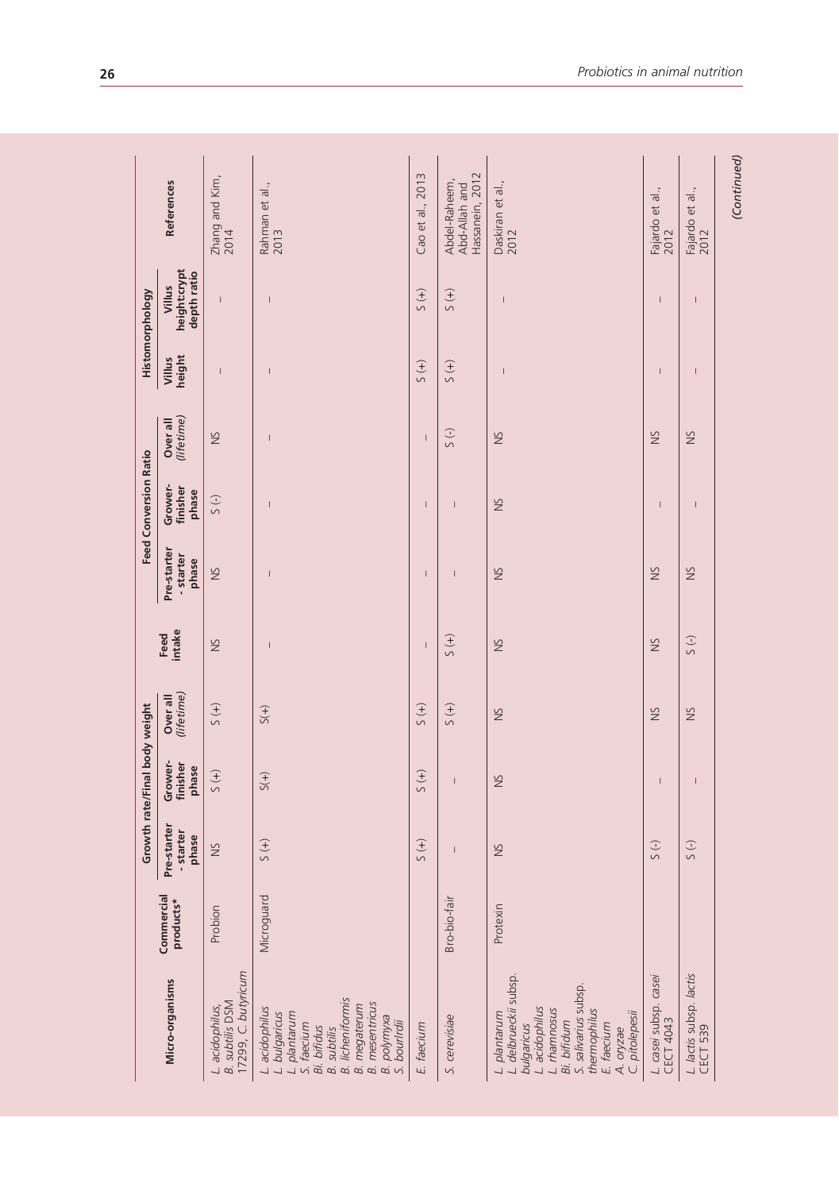| Micro-organisms | Commercial products* | Growth rate/Final body weight | | | Feed intake | Feed Conversion Ratio | | | Histomorphology | | References |
|---|---|---|---|---|---|---|---|---|---|---|---|
| | | Pre-starter - starter phase | Grower-finisher phase | Over all (*lifetime*) | | Pre-starter - starter phase | Grower-finisher phase | Over all (*lifetime*) | Villus height | Villus height:crypt depth ratio | |
| *L. acidophilus, B. subtilis* DSM 17299, *C. butyricum* | Probion | NS | S (+) | S (+) | NS | NS | S (-) | NS | – | – | Zhang and Kim, 2014 |
| *L. acidophilus L. bulgaricus L. plantarum S. faecium Bi. bifidus B. subtilis B. licheniformis B. megaterum B. mesentricus B. polymyxa S. bourlrdii* | Microguard | S (+) | S(+) | S(+) | – | – | – | – | – | – | Rahman et al., 2013 |
| *E. faecium* | | S (+) | S (+) | S (+) | – | – | – | – | S (+) | S (+) | Cao et al., 2013 |
| *S. cerevisiae* | Bro-bio-fair | – | – | S (+) | S (+) | – | – | S (-) | S (+) | S (+) | Abdel-Raheem, Abd-Allah and Hassanein, 2012 |
| *L. plantarum L. delbrueckii* subsp. *bulgaricus L. acidophilus L. rhamnosus Bi. bifidum S. salivarius* subsp. *thermophilus E. faecium A. oryzae C. pitolepesii* | Protexin | NS | NS | NS | NS | NS | NS | NS | – | – | Daskiran et al., 2012 |
| *L. casei* subsp. *casei* CECT 4043 | | S (-) | – | NS | NS | NS | – | NS | – | – | Fajardo et al., 2012 |
| *L. lactis* subsp. *lactis* CECT 539 | | S (-) | – | NS | S (-) | NS | – | NS | – | – | Fajardo et al., 2012 |

(*Continued*)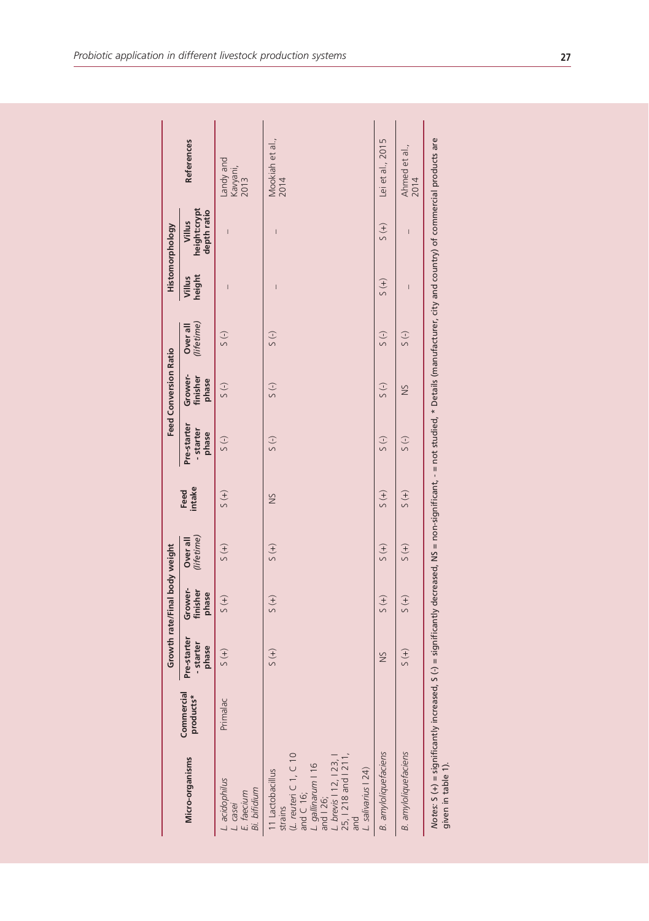| Micro-organisms | Commercial products* | Growth rate/Final body weight | | | Feed intake | Feed Conversion Ratio | | | Histomorphology | | References |
|---|---|---|---|---|---|---|---|---|---|---|---|
| | | Pre-starter - starter phase | Grower-finisher phase | Over all (*lifetime*) | | Pre-starter - starter phase | Grower-finisher phase | Over all (*lifetime*) | Villus height | Villus height:crypt depth ratio | |
| *L. acidophilus* *L. casei* *E. faecium* *Bi. bifidium* | Primalac | S (+) | S (+) | S (+) | S (+) | S (-) | S (-) | S (-) | – | – | Landy and Kavyani, 2013 |
| 11 Lactobacillus strains (*L. reuteri* C 1, C 10 and C 16; *L. gallinarum* I 16 and I 26; *L. brevis* I 12, I 23, I 25, I 218 and I 211, and *L. salivarius* I 24) | | S (+) | S (+) | S (+) | NS | S (-) | S (-) | S (-) | – | – | Mookiah et al., 2014 |
| *B. amyloliquefaciens* | | NS | S (+) | S (+) | S (+) | S (-) | S (-) | S (-) | S (+) | S (+) | Lei et al., 2015 |
| *B. amyloliquefaciens* | | S (+) | S (+) | S (+) | S (+) | S (-) | NS | S (-) | – | – | Ahmed et al., 2014 |

*Notes*: S (+) = significantly increased, S (-) = significantly decreased, NS = non-significant, - = not studied, * Details (manufacturer, city and country) of commercial products are given in table 1).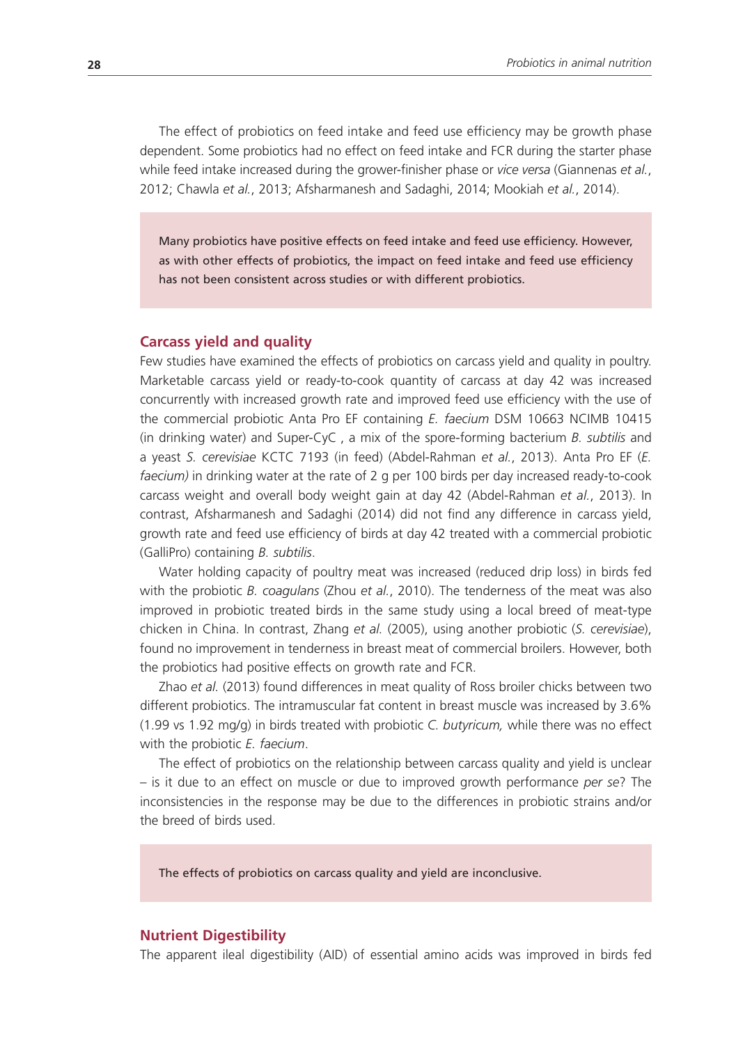The effect of probiotics on feed intake and feed use efficiency may be growth phase dependent. Some probiotics had no effect on feed intake and FCR during the starter phase while feed intake increased during the grower-finisher phase or *vice versa* (Giannenas *et al.*, 2012; Chawla *et al.*, 2013; Afsharmanesh and Sadaghi, 2014; Mookiah *et al.*, 2014).

> Many probiotics have positive effects on feed intake and feed use efficiency. However, as with other effects of probiotics, the impact on feed intake and feed use efficiency has not been consistent across studies or with different probiotics.

## Carcass yield and quality

Few studies have examined the effects of probiotics on carcass yield and quality in poultry. Marketable carcass yield or ready-to-cook quantity of carcass at day 42 was increased concurrently with increased growth rate and improved feed use efficiency with the use of the commercial probiotic Anta Pro EF containing *E. faecium* DSM 10663 NCIMB 10415 (in drinking water) and Super-CyC , a mix of the spore-forming bacterium *B. subtilis* and a yeast *S. cerevisiae* KCTC 7193 (in feed) (Abdel-Rahman *et al.*, 2013). Anta Pro EF (*E. faecium)* in drinking water at the rate of 2 g per 100 birds per day increased ready-to-cook carcass weight and overall body weight gain at day 42 (Abdel-Rahman *et al.*, 2013). In contrast, Afsharmanesh and Sadaghi (2014) did not find any difference in carcass yield, growth rate and feed use efficiency of birds at day 42 treated with a commercial probiotic (GalliPro) containing *B. subtilis*.

Water holding capacity of poultry meat was increased (reduced drip loss) in birds fed with the probiotic *B. coagulans* (Zhou *et al.*, 2010). The tenderness of the meat was also improved in probiotic treated birds in the same study using a local breed of meat-type chicken in China. In contrast, Zhang *et al.* (2005), using another probiotic (*S. cerevisiae*), found no improvement in tenderness in breast meat of commercial broilers. However, both the probiotics had positive effects on growth rate and FCR.

Zhao *et al.* (2013) found differences in meat quality of Ross broiler chicks between two different probiotics. The intramuscular fat content in breast muscle was increased by 3.6% (1.99 vs 1.92 mg/g) in birds treated with probiotic *C. butyricum,* while there was no effect with the probiotic *E. faecium*.

The effect of probiotics on the relationship between carcass quality and yield is unclear – is it due to an effect on muscle or due to improved growth performance *per se*? The inconsistencies in the response may be due to the differences in probiotic strains and/or the breed of birds used.

> The effects of probiotics on carcass quality and yield are inconclusive.

## Nutrient Digestibility

The apparent ileal digestibility (AID) of essential amino acids was improved in birds fed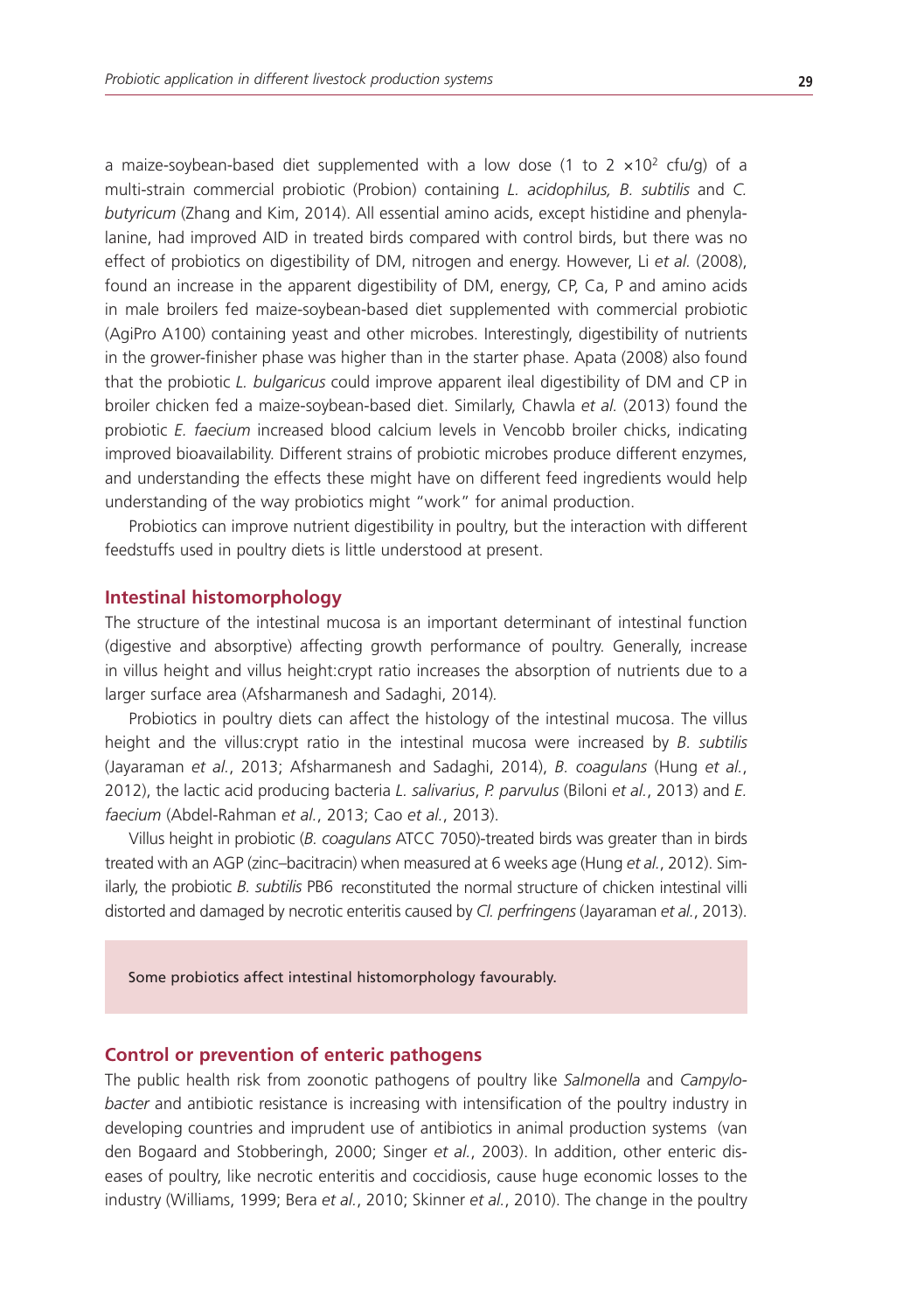a maize-soybean-based diet supplemented with a low dose (1 to 2 $\times 10^2$ cfu/g) of a multi-strain commercial probiotic (Probion) containing *L. acidophilus, B. subtilis* and *C. butyricum* (Zhang and Kim, 2014). All essential amino acids, except histidine and phenylalanine, had improved AID in treated birds compared with control birds, but there was no effect of probiotics on digestibility of DM, nitrogen and energy. However, Li *et al.* (2008), found an increase in the apparent digestibility of DM, energy, CP, Ca, P and amino acids in male broilers fed maize-soybean-based diet supplemented with commercial probiotic (AgiPro A100) containing yeast and other microbes. Interestingly, digestibility of nutrients in the grower-finisher phase was higher than in the starter phase. Apata (2008) also found that the probiotic *L. bulgaricus* could improve apparent ileal digestibility of DM and CP in broiler chicken fed a maize-soybean-based diet. Similarly, Chawla *et al.* (2013) found the probiotic *E. faecium* increased blood calcium levels in Vencobb broiler chicks, indicating improved bioavailability. Different strains of probiotic microbes produce different enzymes, and understanding the effects these might have on different feed ingredients would help understanding of the way probiotics might "work" for animal production.

Probiotics can improve nutrient digestibility in poultry, but the interaction with different feedstuffs used in poultry diets is little understood at present.

## Intestinal histomorphology

The structure of the intestinal mucosa is an important determinant of intestinal function (digestive and absorptive) affecting growth performance of poultry. Generally, increase in villus height and villus height:crypt ratio increases the absorption of nutrients due to a larger surface area (Afsharmanesh and Sadaghi, 2014).

Probiotics in poultry diets can affect the histology of the intestinal mucosa. The villus height and the villus:crypt ratio in the intestinal mucosa were increased by *B. subtilis* (Jayaraman *et al.*, 2013; Afsharmanesh and Sadaghi, 2014), *B. coagulans* (Hung *et al.*, 2012), the lactic acid producing bacteria *L. salivarius*, *P. parvulus* (Biloni *et al.*, 2013) and *E. faecium* (Abdel-Rahman *et al.*, 2013; Cao *et al.*, 2013).

Villus height in probiotic (*B. coagulans* ATCC 7050)-treated birds was greater than in birds treated with an AGP (zinc–bacitracin) when measured at 6 weeks age (Hung *et al.*, 2012). Similarly, the probiotic *B. subtilis* PB6 reconstituted the normal structure of chicken intestinal villi distorted and damaged by necrotic enteritis caused by *Cl. perfringens* (Jayaraman *et al.*, 2013).

Some probiotics affect intestinal histomorphology favourably.

## Control or prevention of enteric pathogens

The public health risk from zoonotic pathogens of poultry like *Salmonella* and *Campylobacter* and antibiotic resistance is increasing with intensification of the poultry industry in developing countries and imprudent use of antibiotics in animal production systems (van den Bogaard and Stobberingh, 2000; Singer *et al.*, 2003). In addition, other enteric diseases of poultry, like necrotic enteritis and coccidiosis, cause huge economic losses to the industry (Williams, 1999; Bera *et al.*, 2010; Skinner *et al.*, 2010). The change in the poultry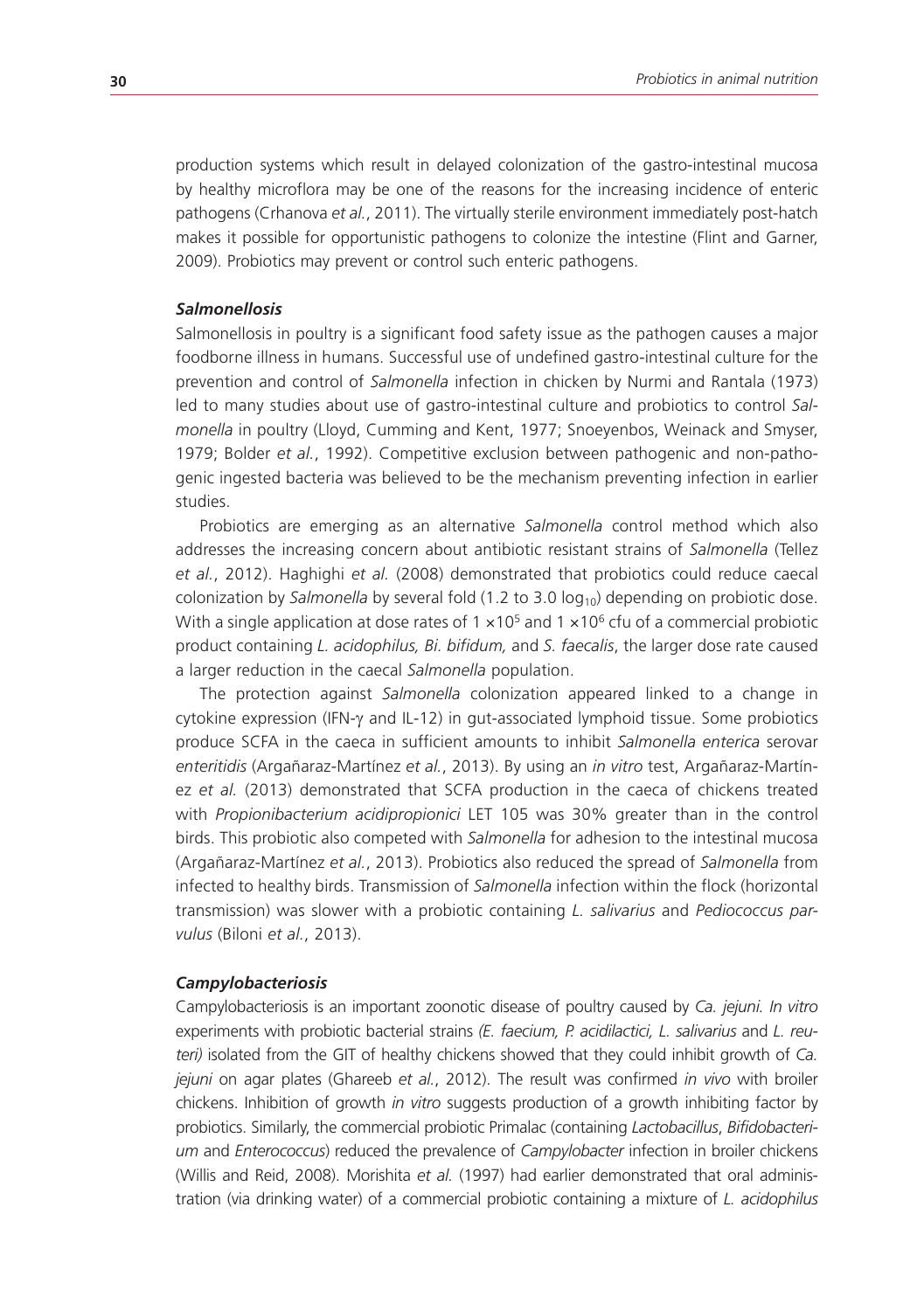production systems which result in delayed colonization of the gastro-intestinal mucosa by healthy microflora may be one of the reasons for the increasing incidence of enteric pathogens (Crhanova *et al.*, 2011). The virtually sterile environment immediately post-hatch makes it possible for opportunistic pathogens to colonize the intestine (Flint and Garner, 2009). Probiotics may prevent or control such enteric pathogens.

### *Salmonellosis*

Salmonellosis in poultry is a significant food safety issue as the pathogen causes a major foodborne illness in humans. Successful use of undefined gastro-intestinal culture for the prevention and control of *Salmonella* infection in chicken by Nurmi and Rantala (1973) led to many studies about use of gastro-intestinal culture and probiotics to control *Salmonella* in poultry (Lloyd, Cumming and Kent, 1977; Snoeyenbos, Weinack and Smyser, 1979; Bolder *et al.*, 1992). Competitive exclusion between pathogenic and non-pathogenic ingested bacteria was believed to be the mechanism preventing infection in earlier studies.

Probiotics are emerging as an alternative *Salmonella* control method which also addresses the increasing concern about antibiotic resistant strains of *Salmonella* (Tellez *et al.*, 2012). Haghighi *et al.* (2008) demonstrated that probiotics could reduce caecal colonization by *Salmonella* by several fold (1.2 to 3.0 $\log_{10}$) depending on probiotic dose. With a single application at dose rates of $1 \times 10^5$ and $1 \times 10^6$ cfu of a commercial probiotic product containing *L. acidophilus, Bi. bifidum,* and *S. faecalis*, the larger dose rate caused a larger reduction in the caecal *Salmonella* population.

The protection against *Salmonella* colonization appeared linked to a change in cytokine expression (IFN-$\gamma$ and IL-12) in gut-associated lymphoid tissue. Some probiotics produce SCFA in the caeca in sufficient amounts to inhibit *Salmonella enterica* serovar *enteritidis* (Argañaraz-Martínez *et al.*, 2013). By using an *in vitro* test, Argañaraz-Martínez *et al.* (2013) demonstrated that SCFA production in the caeca of chickens treated with *Propionibacterium acidipropionici* LET 105 was 30% greater than in the control birds. This probiotic also competed with *Salmonella* for adhesion to the intestinal mucosa (Argañaraz-Martínez *et al.*, 2013). Probiotics also reduced the spread of *Salmonella* from infected to healthy birds. Transmission of *Salmonella* infection within the flock (horizontal transmission) was slower with a probiotic containing *L. salivarius* and *Pediococcus parvulus* (Biloni *et al.*, 2013).

### *Campylobacteriosis*

Campylobacteriosis is an important zoonotic disease of poultry caused by *Ca. jejuni. In vitro* experiments with probiotic bacterial strains *(E. faecium, P. acidilactici, L. salivarius* and *L. reuteri)* isolated from the GIT of healthy chickens showed that they could inhibit growth of *Ca. jejuni* on agar plates (Ghareeb *et al.*, 2012). The result was confirmed *in vivo* with broiler chickens. Inhibition of growth *in vitro* suggests production of a growth inhibiting factor by probiotics. Similarly, the commercial probiotic Primalac (containing *Lactobacillus*, *Bifidobacterium* and *Enterococcus*) reduced the prevalence of *Campylobacter* infection in broiler chickens (Willis and Reid, 2008). Morishita *et al.* (1997) had earlier demonstrated that oral administration (via drinking water) of a commercial probiotic containing a mixture of *L. acidophilus*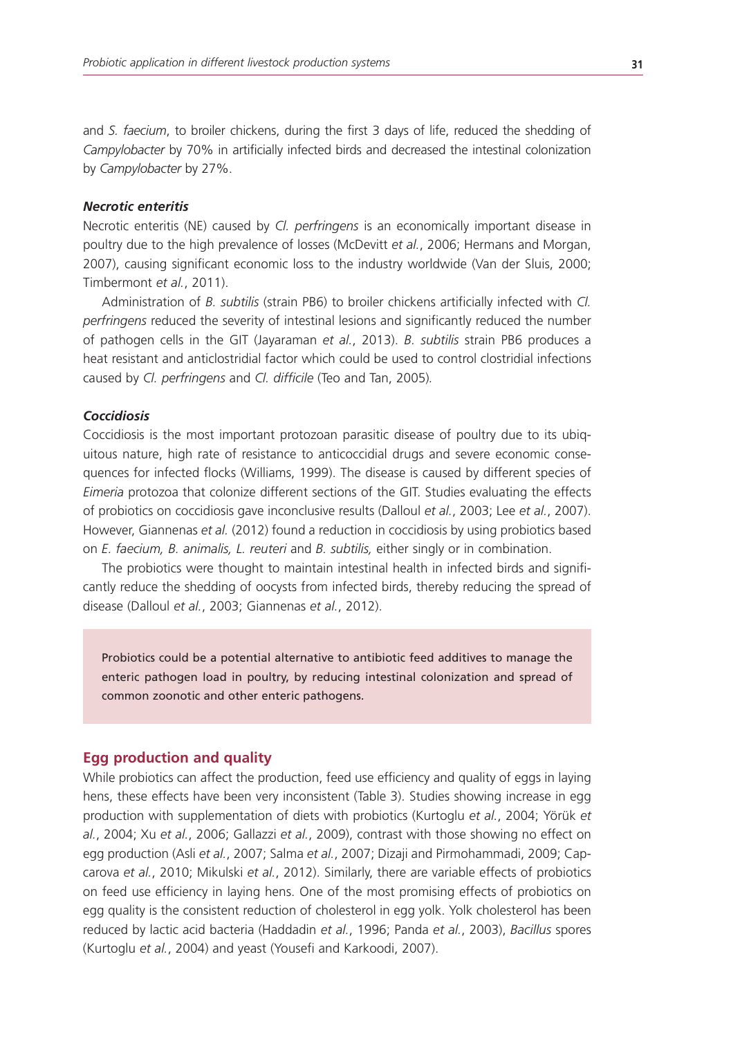and *S. faecium*, to broiler chickens, during the first 3 days of life, reduced the shedding of *Campylobacter* by 70% in artificially infected birds and decreased the intestinal colonization by *Campylobacter* by 27%.

#### *Necrotic enteritis*

Necrotic enteritis (NE) caused by *Cl. perfringens* is an economically important disease in poultry due to the high prevalence of losses (McDevitt *et al.*, 2006; Hermans and Morgan, 2007), causing significant economic loss to the industry worldwide (Van der Sluis, 2000; Timbermont *et al.*, 2011).

Administration of *B. subtilis* (strain PB6) to broiler chickens artificially infected with *Cl. perfringens* reduced the severity of intestinal lesions and significantly reduced the number of pathogen cells in the GIT (Jayaraman *et al.*, 2013). *B. subtilis* strain PB6 produces a heat resistant and anticlostridial factor which could be used to control clostridial infections caused by *Cl. perfringens* and *Cl. difficile* (Teo and Tan, 2005).

#### *Coccidiosis*

Coccidiosis is the most important protozoan parasitic disease of poultry due to its ubiquitous nature, high rate of resistance to anticoccidial drugs and severe economic consequences for infected flocks (Williams, 1999). The disease is caused by different species of *Eimeria* protozoa that colonize different sections of the GIT. Studies evaluating the effects of probiotics on coccidiosis gave inconclusive results (Dalloul *et al.*, 2003; Lee *et al.*, 2007). However, Giannenas *et al.* (2012) found a reduction in coccidiosis by using probiotics based on *E. faecium, B. animalis, L. reuteri* and *B. subtilis,* either singly or in combination.

The probiotics were thought to maintain intestinal health in infected birds and significantly reduce the shedding of oocysts from infected birds, thereby reducing the spread of disease (Dalloul *et al.*, 2003; Giannenas *et al.*, 2012).

> Probiotics could be a potential alternative to antibiotic feed additives to manage the enteric pathogen load in poultry, by reducing intestinal colonization and spread of common zoonotic and other enteric pathogens.

### Egg production and quality

While probiotics can affect the production, feed use efficiency and quality of eggs in laying hens, these effects have been very inconsistent (Table 3). Studies showing increase in egg production with supplementation of diets with probiotics (Kurtoglu *et al.*, 2004; Yörük *et al.*, 2004; Xu *et al.*, 2006; Gallazzi *et al.*, 2009), contrast with those showing no effect on egg production (Asli *et al.*, 2007; Salma *et al.*, 2007; Dizaji and Pirmohammadi, 2009; Capcarova *et al.*, 2010; Mikulski *et al.*, 2012). Similarly, there are variable effects of probiotics on feed use efficiency in laying hens. One of the most promising effects of probiotics on egg quality is the consistent reduction of cholesterol in egg yolk. Yolk cholesterol has been reduced by lactic acid bacteria (Haddadin *et al.*, 1996; Panda *et al.*, 2003), *Bacillus* spores (Kurtoglu *et al.*, 2004) and yeast (Yousefi and Karkoodi, 2007).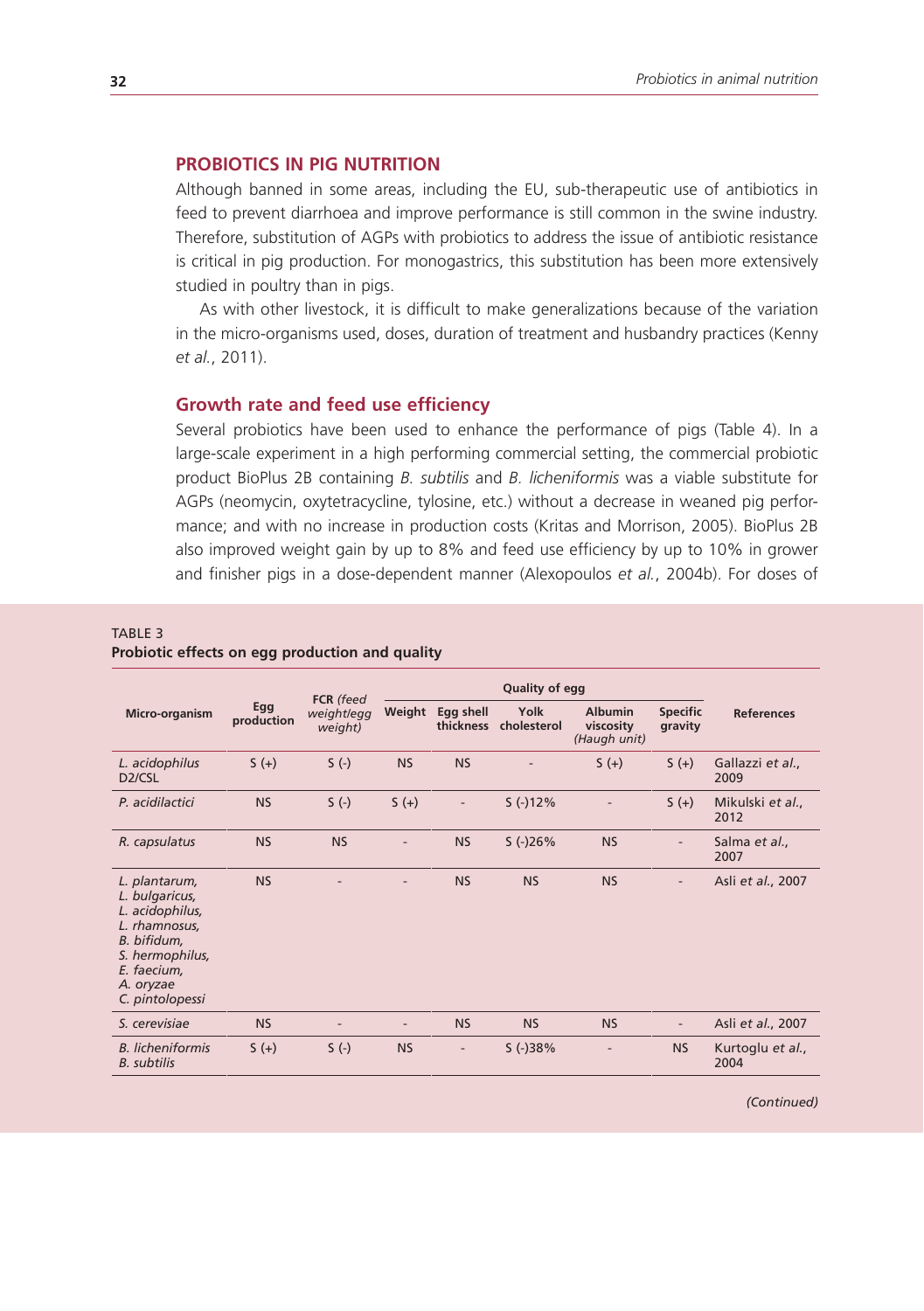## PROBIOTICS IN PIG NUTRITION

Although banned in some areas, including the EU, sub-therapeutic use of antibiotics in feed to prevent diarrhoea and improve performance is still common in the swine industry. Therefore, substitution of AGPs with probiotics to address the issue of antibiotic resistance is critical in pig production. For monogastrics, this substitution has been more extensively studied in poultry than in pigs.

As with other livestock, it is difficult to make generalizations because of the variation in the micro-organisms used, doses, duration of treatment and husbandry practices (Kenny *et al.*, 2011).

### Growth rate and feed use efficiency

Several probiotics have been used to enhance the performance of pigs (Table 4). In a large-scale experiment in a high performing commercial setting, the commercial probiotic product BioPlus 2B containing *B. subtilis* and *B. licheniformis* was a viable substitute for AGPs (neomycin, oxytetracycline, tylosine, etc.) without a decrease in weaned pig performance; and with no increase in production costs (Kritas and Morrison, 2005). BioPlus 2B also improved weight gain by up to 8% and feed use efficiency by up to 10% in grower and finisher pigs in a dose-dependent manner (Alexopoulos *et al.*, 2004b). For doses of

TABLE 3
**Probiotic effects on egg production and quality**

| Micro-organism | Egg production | FCR *(feed weight/egg weight)* | Quality of egg | | | | | | References |
|---|---|---|---|---|---|---|---|---|---|
| | | | Weight | Egg shell thickness | Yolk cholesterol | Albumin viscosity *(Haugh unit)* | Specific gravity | | |
| *L. acidophilus* D2/CSL | S (+) | S (-) | NS | NS | - | S (+) | S (+) | Gallazzi *et al.*, 2009 |
| *P. acidilactici* | NS | S (-) | S (+) | - | S (-)12% | - | S (+) | Mikulski *et al.*, 2012 |
| *R. capsulatus* | NS | NS | - | NS | S (-)26% | NS | - | Salma *et al.*, 2007 |
| *L. plantarum, L. bulgaricus, L. acidophilus, L. rhamnosus, B. bifidum, S. hermophilus, E. faecium, A. oryzae C. pintolopessi* | NS | - | - | NS | NS | NS | - | Asli *et al.*, 2007 |
| *S. cerevisiae* | NS | - | - | NS | NS | NS | - | Asli *et al.*, 2007 |
| *B. licheniformis B. subtilis* | S (+) | S (-) | NS | - | S (-)38% | - | NS | Kurtoglu *et al.*, 2004 |

*(Continued)*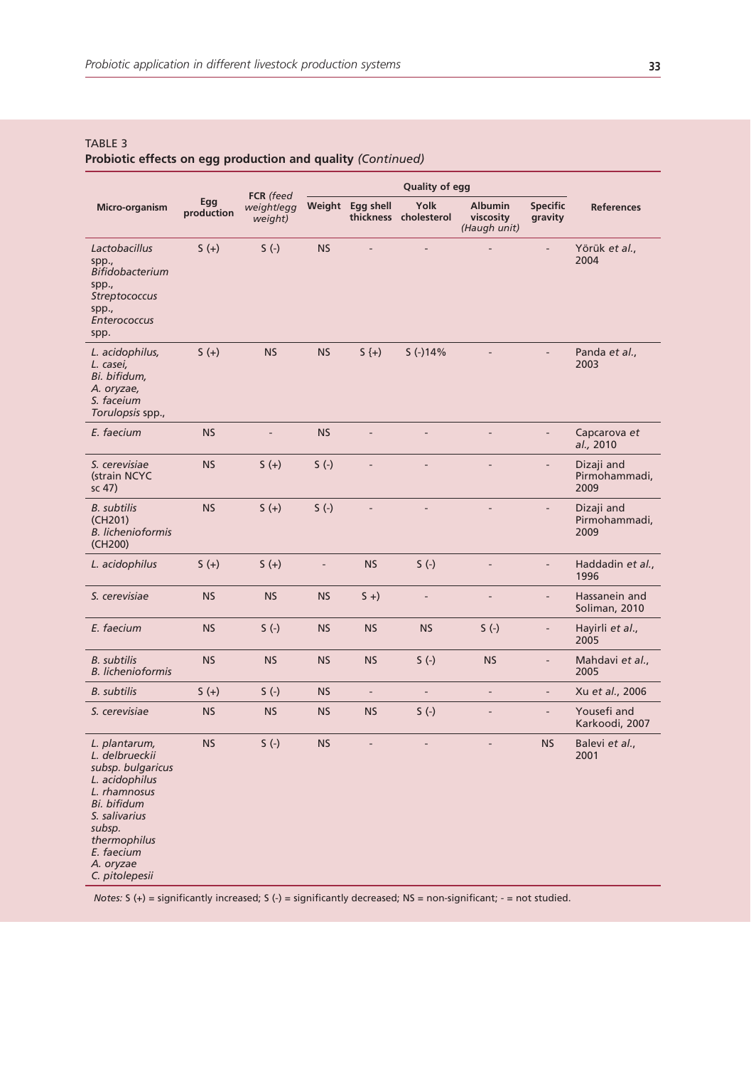TABLE 3
**Probiotic effects on egg production and quality** *(Continued)*

| Micro-organism | Egg production | FCR *(feed weight/egg weight)* | Quality of egg | | | | | References |
|---|---|---|---|---|---|---|---|---|
| | | | Weight | Egg shell thickness | Yolk cholesterol | Albumin viscosity *(Haugh unit)* | Specific gravity | |
| *Lactobacillus* spp., *Bifidobacterium* spp., *Streptococcus* spp., *Enterococcus* spp. | S (+) | S (-) | NS | - | - | - | - | Yörük *et al.*, 2004 |
| *L. acidophilus, L. casei, Bi. bifidum, A. oryzae, S. faceium Torulopsis* spp., | S (+) | NS | NS | S (+) | S (-)14% | - | - | Panda *et al.*, 2003 |
| *E. faecium* | NS | - | NS | - | - | - | - | Capcarova *et al.*, 2010 |
| *S. cerevisiae* (strain NCYC sc 47) | NS | S (+) | S (-) | - | - | - | - | Dizaji and Pirmohammadi, 2009 |
| *B. subtilis* (CH201) *B. lichenioformis* (CH200) | NS | S (+) | S (-) | - | - | - | - | Dizaji and Pirmohammadi, 2009 |
| *L. acidophilus* | S (+) | S (+) | - | NS | S (-) | - | - | Haddadin *et al.*, 1996 |
| *S. cerevisiae* | NS | NS | NS | S +) | - | - | - | Hassanein and Soliman, 2010 |
| *E. faecium* | NS | S (-) | NS | NS | NS | S (-) | - | Hayirli *et al.*, 2005 |
| *B. subtilis B. lichenioformis* | NS | NS | NS | NS | S (-) | NS | - | Mahdavi *et al.*, 2005 |
| *B. subtilis* | S (+) | S (-) | NS | - | - | - | - | Xu *et al.*, 2006 |
| *S. cerevisiae* | NS | NS | NS | NS | S (-) | - | - | Yousefi and Karkoodi, 2007 |
| *L. plantarum, L. delbrueckii subsp. bulgaricus L. acidophilus L. rhamnosus Bi. bifidum S. salivarius subsp. thermophilus E. faecium A. oryzae C. pitolepesii* | NS | S (-) | NS | - | - | - | NS | Balevi *et al.*, 2001 |

*Notes:* S (+) = significantly increased; S (-) = significantly decreased; NS = non-significant; - = not studied.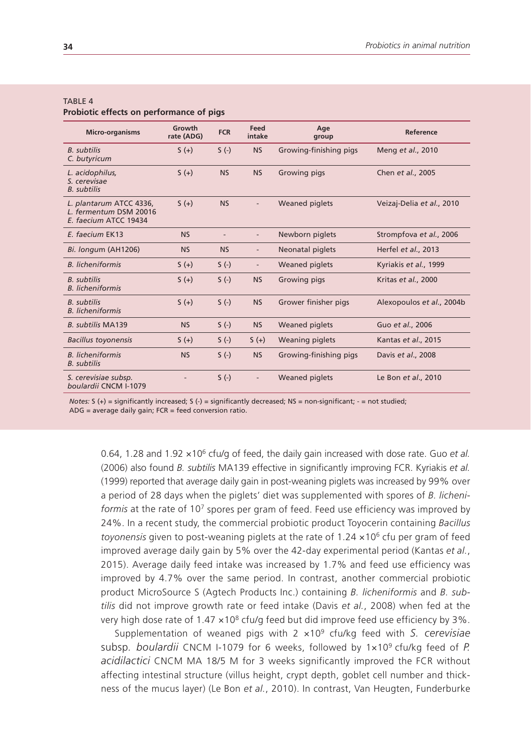TABLE 4
**Probiotic effects on performance of pigs**

| Micro-organisms | Growth rate (ADG) | FCR | Feed intake | Age group | Reference |
|---|---|---|---|---|---|
| *B. subtilis* *C. butyricum* | S (+) | S (-) | NS | Growing-finishing pigs | Meng *et al.*, 2010 |
| *L. acidophilus,* *S. cerevisae* *B. subtilis* | S (+) | NS | NS | Growing pigs | Chen *et al.*, 2005 |
| *L. plantarum* ATCC 4336, *L. fermentum* DSM 20016 *E. faecium* ATCC 19434 | S (+) | NS | - | Weaned piglets | Veizaj-Delia *et al.*, 2010 |
| *E. faecium* EK13 | NS | - | - | Newborn piglets | Strompfova *et al.*, 2006 |
| *Bi. longum* (AH1206) | NS | NS | - | Neonatal piglets | Herfel *et al.*, 2013 |
| *B. licheniformis* | S (+) | S (-) | - | Weaned piglets | Kyriakis *et al.*, 1999 |
| *B. subtilis* *B. licheniformis* | S (+) | S (-) | NS | Growing pigs | Kritas *et al.*, 2000 |
| *B. subtilis* *B. licheniformis* | S (+) | S (-) | NS | Grower finisher pigs | Alexopoulos *et al.*, 2004b |
| *B. subtilis* MA139 | NS | S (-) | NS | Weaned piglets | Guo *et al.*, 2006 |
| *Bacillus toyonensis* | S (+) | S (-) | S (+) | Weaning piglets | Kantas *et al.*, 2015 |
| *B. licheniformis* *B. subtilis* | NS | S (-) | NS | Growing-finishing pigs | Davis *et al.*, 2008 |
| *S. cerevisiae subsp. boulardii* CNCM I-1079 | - | S (-) | - | Weaned piglets | Le Bon *et al.*, 2010 |

*Notes:* S (+) = significantly increased; S (-) = significantly decreased; NS = non-significant; - = not studied; ADG = average daily gain; FCR = feed conversion ratio.

0.64, 1.28 and 1.92 $\times 10^6$ cfu/g of feed, the daily gain increased with dose rate. Guo *et al.* (2006) also found *B. subtilis* MA139 effective in significantly improving FCR. Kyriakis *et al.* (1999) reported that average daily gain in post-weaning piglets was increased by 99% over a period of 28 days when the piglets' diet was supplemented with spores of *B. licheniformis* at the rate of $10^7$ spores per gram of feed. Feed use efficiency was improved by 24%. In a recent study, the commercial probiotic product Toyocerin containing *Bacillus toyonensis* given to post-weaning piglets at the rate of 1.24 $\times 10^6$ cfu per gram of feed improved average daily gain by 5% over the 42-day experimental period (Kantas *et al.*, 2015). Average daily feed intake was increased by 1.7% and feed use efficiency was improved by 4.7% over the same period. In contrast, another commercial probiotic product MicroSource S (Agtech Products Inc.) containing *B. licheniformis* and *B. subtilis* did not improve growth rate or feed intake (Davis *et al.*, 2008) when fed at the very high dose rate of 1.47 $\times 10^8$ cfu/g feed but did improve feed use efficiency by 3%.

Supplementation of weaned pigs with 2 $\times 10^9$ cfu/kg feed with *S. cerevisiae* subsp. *boulardii* CNCM I-1079 for 6 weeks, followed by $1\times 10^9$ cfu/kg feed of *P. acidilactici* CNCM MA 18/5 M for 3 weeks significantly improved the FCR without affecting intestinal structure (villus height, crypt depth, goblet cell number and thickness of the mucus layer) (Le Bon *et al.*, 2010). In contrast, Van Heugten, Funderburke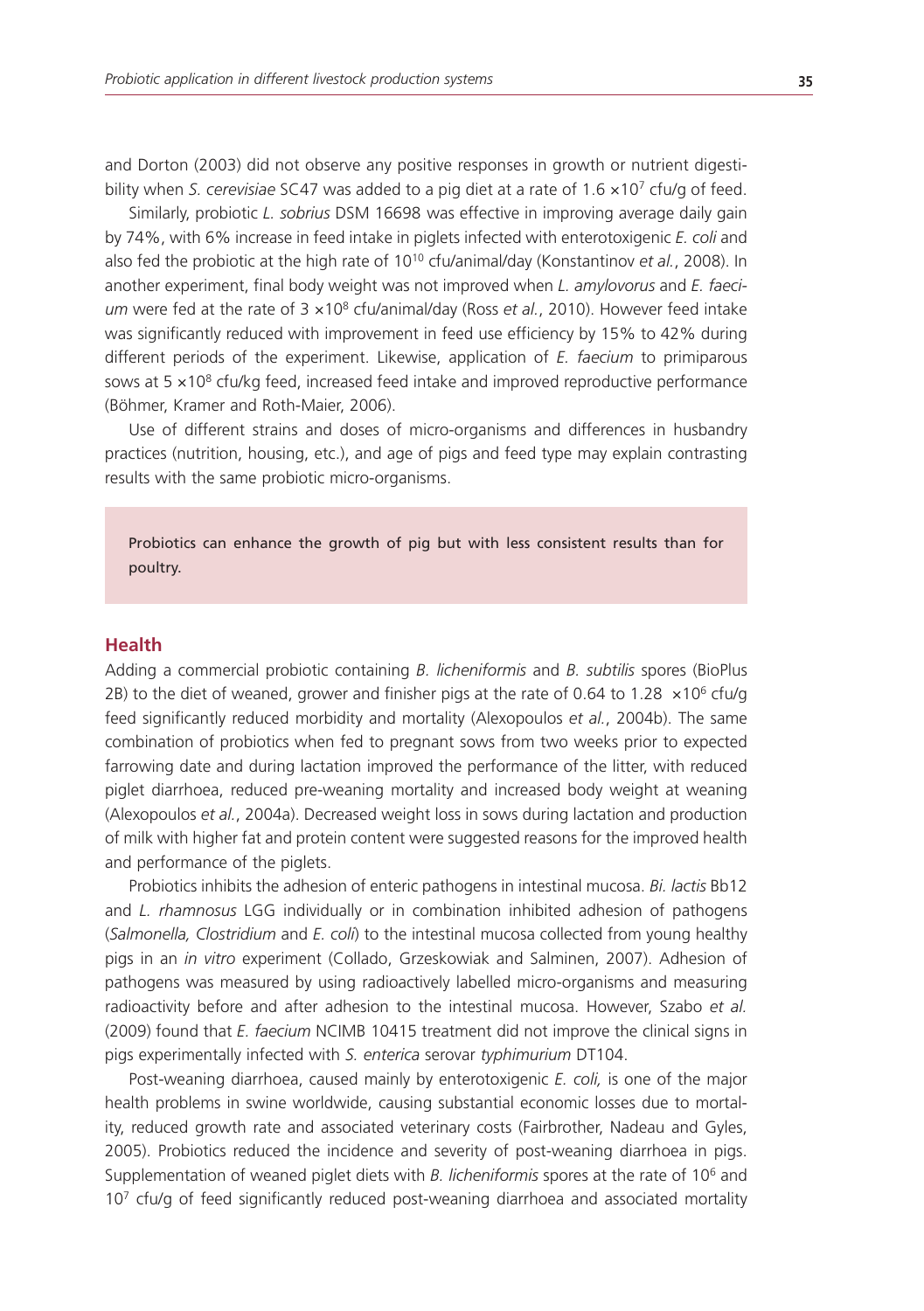and Dorton (2003) did not observe any positive responses in growth or nutrient digestibility when *S. cerevisiae* SC47 was added to a pig diet at a rate of 1.6 $\times 10^7$ cfu/g of feed.

Similarly, probiotic *L. sobrius* DSM 16698 was effective in improving average daily gain by 74%, with 6% increase in feed intake in piglets infected with enterotoxigenic *E. coli* and also fed the probiotic at the high rate of $10^{10}$ cfu/animal/day (Konstantinov *et al.*, 2008). In another experiment, final body weight was not improved when *L. amylovorus* and *E. faecium* were fed at the rate of 3 $\times 10^8$ cfu/animal/day (Ross *et al.*, 2010). However feed intake was significantly reduced with improvement in feed use efficiency by 15% to 42% during different periods of the experiment. Likewise, application of *E. faecium* to primiparous sows at 5 $\times 10^8$ cfu/kg feed, increased feed intake and improved reproductive performance (Böhmer, Kramer and Roth-Maier, 2006).

Use of different strains and doses of micro-organisms and differences in husbandry practices (nutrition, housing, etc.), and age of pigs and feed type may explain contrasting results with the same probiotic micro-organisms.

> Probiotics can enhance the growth of pig but with less consistent results than for poultry.

## Health

Adding a commercial probiotic containing *B. licheniformis* and *B. subtilis* spores (BioPlus 2B) to the diet of weaned, grower and finisher pigs at the rate of 0.64 to 1.28 $\times 10^6$ cfu/g feed significantly reduced morbidity and mortality (Alexopoulos *et al.*, 2004b). The same combination of probiotics when fed to pregnant sows from two weeks prior to expected farrowing date and during lactation improved the performance of the litter, with reduced piglet diarrhoea, reduced pre-weaning mortality and increased body weight at weaning (Alexopoulos *et al.*, 2004a). Decreased weight loss in sows during lactation and production of milk with higher fat and protein content were suggested reasons for the improved health and performance of the piglets.

Probiotics inhibits the adhesion of enteric pathogens in intestinal mucosa. *Bi. lactis* Bb12 and *L. rhamnosus* LGG individually or in combination inhibited adhesion of pathogens (*Salmonella, Clostridium* and *E. coli*) to the intestinal mucosa collected from young healthy pigs in an *in vitro* experiment (Collado, Grzeskowiak and Salminen, 2007). Adhesion of pathogens was measured by using radioactively labelled micro-organisms and measuring radioactivity before and after adhesion to the intestinal mucosa. However, Szabo *et al.* (2009) found that *E. faecium* NCIMB 10415 treatment did not improve the clinical signs in pigs experimentally infected with *S. enterica* serovar *typhimurium* DT104.

Post-weaning diarrhoea, caused mainly by enterotoxigenic *E. coli,* is one of the major health problems in swine worldwide, causing substantial economic losses due to mortality, reduced growth rate and associated veterinary costs (Fairbrother, Nadeau and Gyles, 2005). Probiotics reduced the incidence and severity of post-weaning diarrhoea in pigs. Supplementation of weaned piglet diets with *B. licheniformis* spores at the rate of $10^6$ and $10^7$ cfu/g of feed significantly reduced post-weaning diarrhoea and associated mortality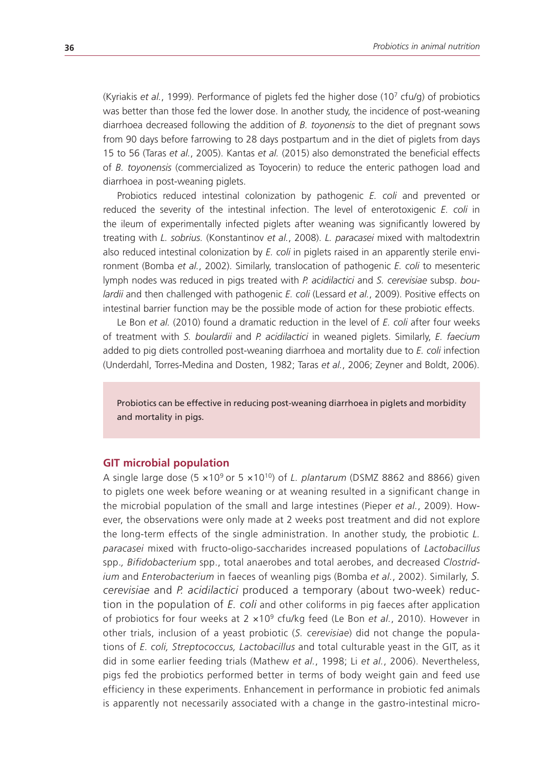(Kyriakis *et al.*, 1999). Performance of piglets fed the higher dose ($10^7$ cfu/g) of probiotics was better than those fed the lower dose. In another study, the incidence of post-weaning diarrhoea decreased following the addition of *B. toyonensis* to the diet of pregnant sows from 90 days before farrowing to 28 days postpartum and in the diet of piglets from days 15 to 56 (Taras *et al.*, 2005). Kantas *et al.* (2015) also demonstrated the beneficial effects of *B. toyonensis* (commercialized as Toyocerin) to reduce the enteric pathogen load and diarrhoea in post-weaning piglets.

Probiotics reduced intestinal colonization by pathogenic *E. coli* and prevented or reduced the severity of the intestinal infection. The level of enterotoxigenic *E. coli* in the ileum of experimentally infected piglets after weaning was significantly lowered by treating with *L. sobrius.* (Konstantinov *et al.*, 2008). *L. paracasei* mixed with maltodextrin also reduced intestinal colonization by *E. coli* in piglets raised in an apparently sterile environment (Bomba *et al.*, 2002). Similarly, translocation of pathogenic *E. coli* to mesenteric lymph nodes was reduced in pigs treated with *P. acidilactici* and *S. cerevisiae* subsp. *boulardii* and then challenged with pathogenic *E. coli* (Lessard *et al.*, 2009). Positive effects on intestinal barrier function may be the possible mode of action for these probiotic effects.

Le Bon *et al.* (2010) found a dramatic reduction in the level of *E. coli* after four weeks of treatment with *S. boulardii* and *P. acidilactici* in weaned piglets. Similarly, *E. faecium* added to pig diets controlled post-weaning diarrhoea and mortality due to *E. coli* infection (Underdahl, Torres-Medina and Dosten, 1982; Taras *et al.*, 2006; Zeyner and Boldt, 2006).

> Probiotics can be effective in reducing post-weaning diarrhoea in piglets and morbidity and mortality in pigs.

### GIT microbial population

A single large dose ($5 \times 10^9$ or $5 \times 10^{10}$) of *L. plantarum* (DSMZ 8862 and 8866) given to piglets one week before weaning or at weaning resulted in a significant change in the microbial population of the small and large intestines (Pieper *et al.*, 2009). However, the observations were only made at 2 weeks post treatment and did not explore the long-term effects of the single administration. In another study, the probiotic *L. paracasei* mixed with fructo-oligo-saccharides increased populations of *Lactobacillus* spp.*, Bifidobacterium* spp., total anaerobes and total aerobes, and decreased *Clostridium* and *Enterobacterium* in faeces of weanling pigs (Bomba *et al.*, 2002). Similarly, *S. cerevisiae* and *P. acidilactici* produced a temporary (about two-week) reduction in the population of *E. coli* and other coliforms in pig faeces after application of probiotics for four weeks at $2 \times 10^9$ cfu/kg feed (Le Bon *et al.*, 2010). However in other trials, inclusion of a yeast probiotic (*S. cerevisiae*) did not change the populations of *E. coli, Streptococcus, Lactobacillus* and total culturable yeast in the GIT, as it did in some earlier feeding trials (Mathew *et al.*, 1998; Li *et al.*, 2006). Nevertheless, pigs fed the probiotics performed better in terms of body weight gain and feed use efficiency in these experiments. Enhancement in performance in probiotic fed animals is apparently not necessarily associated with a change in the gastro-intestinal micro-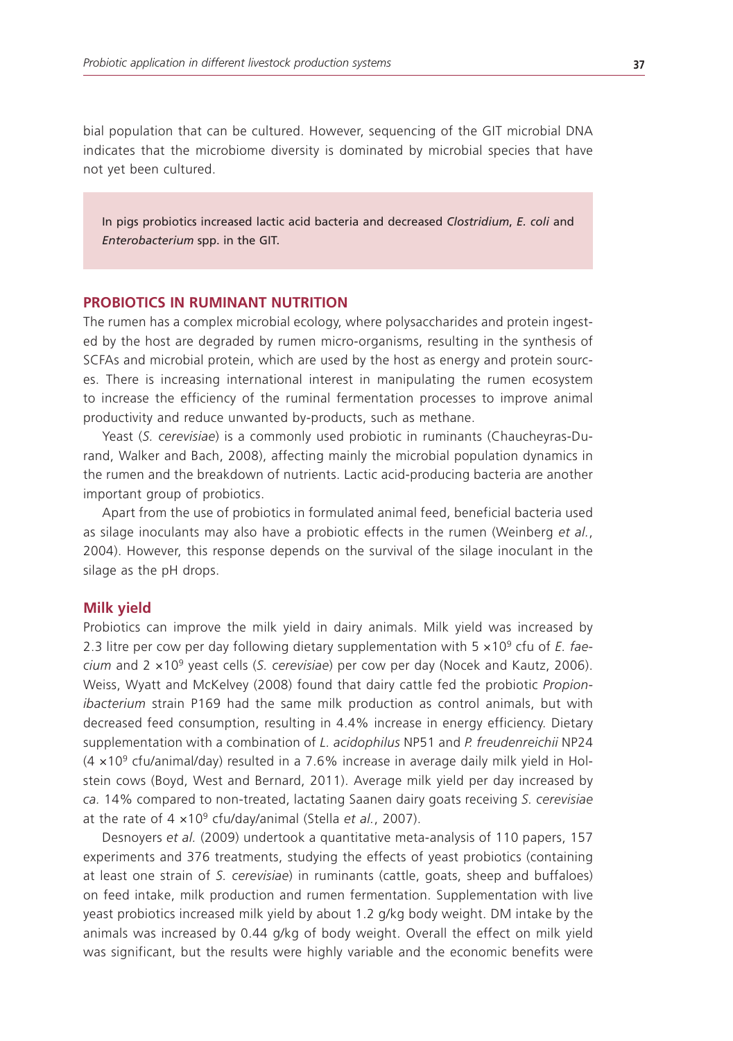bial population that can be cultured. However, sequencing of the GIT microbial DNA indicates that the microbiome diversity is dominated by microbial species that have not yet been cultured.

> In pigs probiotics increased lactic acid bacteria and decreased *Clostridium*, *E. coli* and *Enterobacterium* spp. in the GIT.

## PROBIOTICS IN RUMINANT NUTRITION

The rumen has a complex microbial ecology, where polysaccharides and protein ingested by the host are degraded by rumen micro-organisms, resulting in the synthesis of SCFAs and microbial protein, which are used by the host as energy and protein sources. There is increasing international interest in manipulating the rumen ecosystem to increase the efficiency of the ruminal fermentation processes to improve animal productivity and reduce unwanted by-products, such as methane.

Yeast (*S. cerevisiae*) is a commonly used probiotic in ruminants (Chaucheyras-Durand, Walker and Bach, 2008), affecting mainly the microbial population dynamics in the rumen and the breakdown of nutrients. Lactic acid-producing bacteria are another important group of probiotics.

Apart from the use of probiotics in formulated animal feed, beneficial bacteria used as silage inoculants may also have a probiotic effects in the rumen (Weinberg *et al.*, 2004). However, this response depends on the survival of the silage inoculant in the silage as the pH drops.

### Milk yield

Probiotics can improve the milk yield in dairy animals. Milk yield was increased by 2.3 litre per cow per day following dietary supplementation with $5 \times 10^9$ cfu of *E. faecium* and $2 \times 10^9$ yeast cells (*S. cerevisiae*) per cow per day (Nocek and Kautz, 2006). Weiss, Wyatt and McKelvey (2008) found that dairy cattle fed the probiotic *Propionibacterium* strain P169 had the same milk production as control animals, but with decreased feed consumption, resulting in 4.4% increase in energy efficiency. Dietary supplementation with a combination of *L. acidophilus* NP51 and *P. freudenreichii* NP24 ($4 \times 10^9$ cfu/animal/day) resulted in a 7.6% increase in average daily milk yield in Holstein cows (Boyd, West and Bernard, 2011). Average milk yield per day increased by *ca.* 14% compared to non-treated, lactating Saanen dairy goats receiving *S. cerevisiae* at the rate of $4 \times 10^9$ cfu/day/animal (Stella *et al.*, 2007).

Desnoyers *et al.* (2009) undertook a quantitative meta-analysis of 110 papers, 157 experiments and 376 treatments, studying the effects of yeast probiotics (containing at least one strain of *S. cerevisiae*) in ruminants (cattle, goats, sheep and buffaloes) on feed intake, milk production and rumen fermentation. Supplementation with live yeast probiotics increased milk yield by about 1.2 g/kg body weight. DM intake by the animals was increased by 0.44 g/kg of body weight. Overall the effect on milk yield was significant, but the results were highly variable and the economic benefits were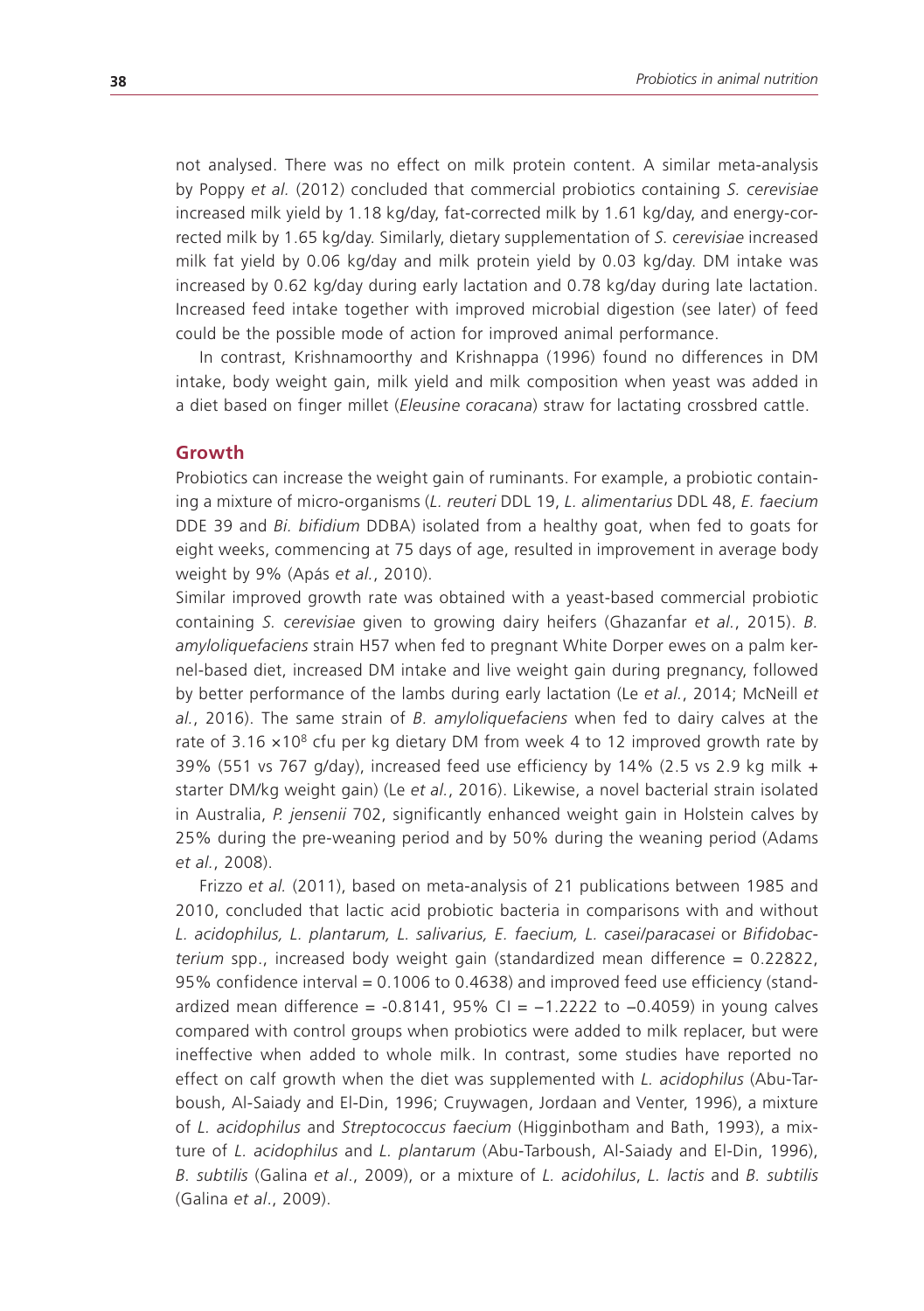not analysed. There was no effect on milk protein content. A similar meta-analysis by Poppy *et al.* (2012) concluded that commercial probiotics containing *S. cerevisiae* increased milk yield by 1.18 kg/day, fat-corrected milk by 1.61 kg/day, and energy-corrected milk by 1.65 kg/day. Similarly, dietary supplementation of *S. cerevisiae* increased milk fat yield by 0.06 kg/day and milk protein yield by 0.03 kg/day. DM intake was increased by 0.62 kg/day during early lactation and 0.78 kg/day during late lactation. Increased feed intake together with improved microbial digestion (see later) of feed could be the possible mode of action for improved animal performance.

In contrast, Krishnamoorthy and Krishnappa (1996) found no differences in DM intake, body weight gain, milk yield and milk composition when yeast was added in a diet based on finger millet (*Eleusine coracana*) straw for lactating crossbred cattle.

## Growth

Probiotics can increase the weight gain of ruminants. For example, a probiotic containing a mixture of micro-organisms (*L. reuteri* DDL 19, *L. alimentarius* DDL 48, *E. faecium* DDE 39 and *Bi. bifidium* DDBA) isolated from a healthy goat, when fed to goats for eight weeks, commencing at 75 days of age, resulted in improvement in average body weight by 9% (Apás *et al.*, 2010).

Similar improved growth rate was obtained with a yeast-based commercial probiotic containing *S. cerevisiae* given to growing dairy heifers (Ghazanfar *et al.*, 2015). *B. amyloliquefaciens* strain H57 when fed to pregnant White Dorper ewes on a palm kernel-based diet, increased DM intake and live weight gain during pregnancy, followed by better performance of the lambs during early lactation (Le *et al.*, 2014; McNeill *et al.*, 2016). The same strain of *B. amyloliquefaciens* when fed to dairy calves at the rate of $3.16 \times 10^8$ cfu per kg dietary DM from week 4 to 12 improved growth rate by 39% (551 vs 767 g/day), increased feed use efficiency by 14% (2.5 vs 2.9 kg milk + starter DM/kg weight gain) (Le *et al.*, 2016). Likewise, a novel bacterial strain isolated in Australia, *P. jensenii* 702, significantly enhanced weight gain in Holstein calves by 25% during the pre-weaning period and by 50% during the weaning period (Adams *et al.*, 2008).

Frizzo *et al.* (2011), based on meta-analysis of 21 publications between 1985 and 2010, concluded that lactic acid probiotic bacteria in comparisons with and without *L. acidophilus, L. plantarum, L. salivarius, E. faecium, L. casei/paracasei* or *Bifidobacterium* spp., increased body weight gain (standardized mean difference = 0.22822, 95% confidence interval = 0.1006 to 0.4638) and improved feed use efficiency (standardized mean difference = -0.8141, 95% CI = −1.2222 to −0.4059) in young calves compared with control groups when probiotics were added to milk replacer, but were ineffective when added to whole milk. In contrast, some studies have reported no effect on calf growth when the diet was supplemented with *L. acidophilus* (Abu-Tarboush, Al-Saiady and El-Din, 1996; Cruywagen, Jordaan and Venter, 1996), a mixture of *L. acidophilus* and *Streptococcus faecium* (Higginbotham and Bath, 1993), a mixture of *L. acidophilus* and *L. plantarum* (Abu-Tarboush, Al-Saiady and El-Din, 1996), *B. subtilis* (Galina *et al*., 2009), or a mixture of *L. acidohilus*, *L. lactis* and *B. subtilis* (Galina *et al*., 2009).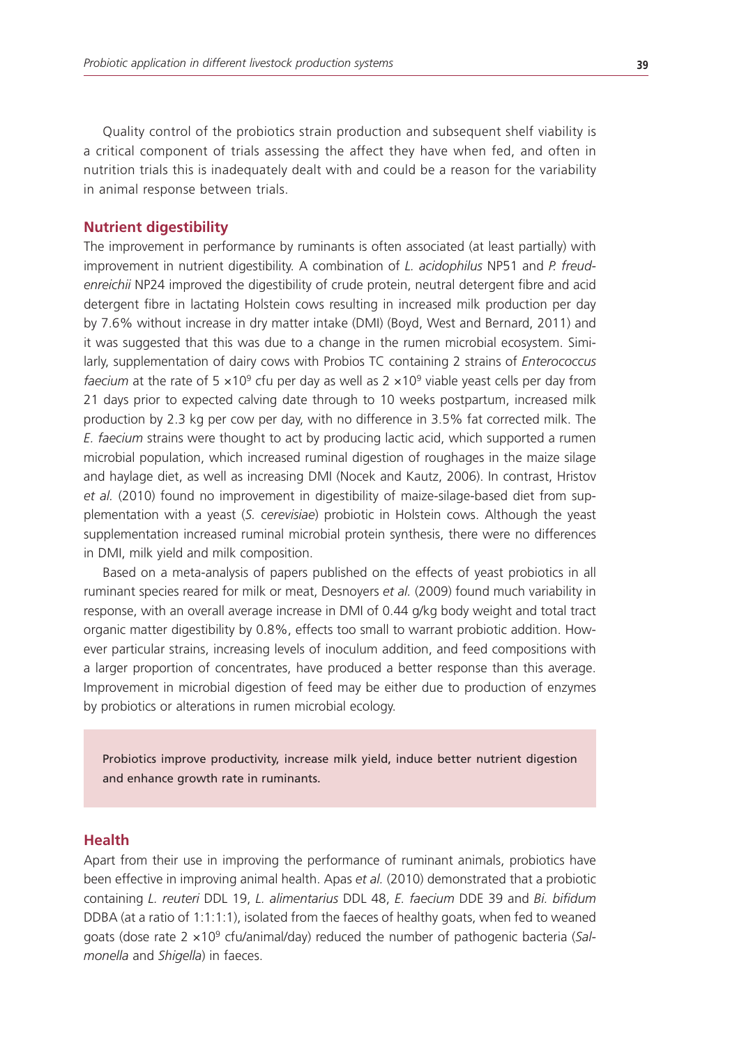Quality control of the probiotics strain production and subsequent shelf viability is a critical component of trials assessing the affect they have when fed, and often in nutrition trials this is inadequately dealt with and could be a reason for the variability in animal response between trials.

## Nutrient digestibility

The improvement in performance by ruminants is often associated (at least partially) with improvement in nutrient digestibility. A combination of *L. acidophilus* NP51 and *P. freudenreichii* NP24 improved the digestibility of crude protein, neutral detergent fibre and acid detergent fibre in lactating Holstein cows resulting in increased milk production per day by 7.6% without increase in dry matter intake (DMI) (Boyd, West and Bernard, 2011) and it was suggested that this was due to a change in the rumen microbial ecosystem. Similarly, supplementation of dairy cows with Probios TC containing 2 strains of *Enterococcus faecium* at the rate of $5 \times 10^9$ cfu per day as well as $2 \times 10^9$ viable yeast cells per day from 21 days prior to expected calving date through to 10 weeks postpartum, increased milk production by 2.3 kg per cow per day, with no difference in 3.5% fat corrected milk. The *E. faecium* strains were thought to act by producing lactic acid, which supported a rumen microbial population, which increased ruminal digestion of roughages in the maize silage and haylage diet, as well as increasing DMI (Nocek and Kautz, 2006). In contrast, Hristov *et al.* (2010) found no improvement in digestibility of maize-silage-based diet from supplementation with a yeast (*S. cerevisiae*) probiotic in Holstein cows. Although the yeast supplementation increased ruminal microbial protein synthesis, there were no differences in DMI, milk yield and milk composition.

Based on a meta-analysis of papers published on the effects of yeast probiotics in all ruminant species reared for milk or meat, Desnoyers *et al.* (2009) found much variability in response, with an overall average increase in DMI of 0.44 g/kg body weight and total tract organic matter digestibility by 0.8%, effects too small to warrant probiotic addition. However particular strains, increasing levels of inoculum addition, and feed compositions with a larger proportion of concentrates, have produced a better response than this average. Improvement in microbial digestion of feed may be either due to production of enzymes by probiotics or alterations in rumen microbial ecology.

> Probiotics improve productivity, increase milk yield, induce better nutrient digestion and enhance growth rate in ruminants.

## Health

Apart from their use in improving the performance of ruminant animals, probiotics have been effective in improving animal health. Apas *et al.* (2010) demonstrated that a probiotic containing *L. reuteri* DDL 19, *L. alimentarius* DDL 48, *E. faecium* DDE 39 and *Bi. bifidum* DDBA (at a ratio of 1:1:1:1), isolated from the faeces of healthy goats, when fed to weaned goats (dose rate $2 \times 10^9$ cfu/animal/day) reduced the number of pathogenic bacteria (*Salmonella* and *Shigella*) in faeces.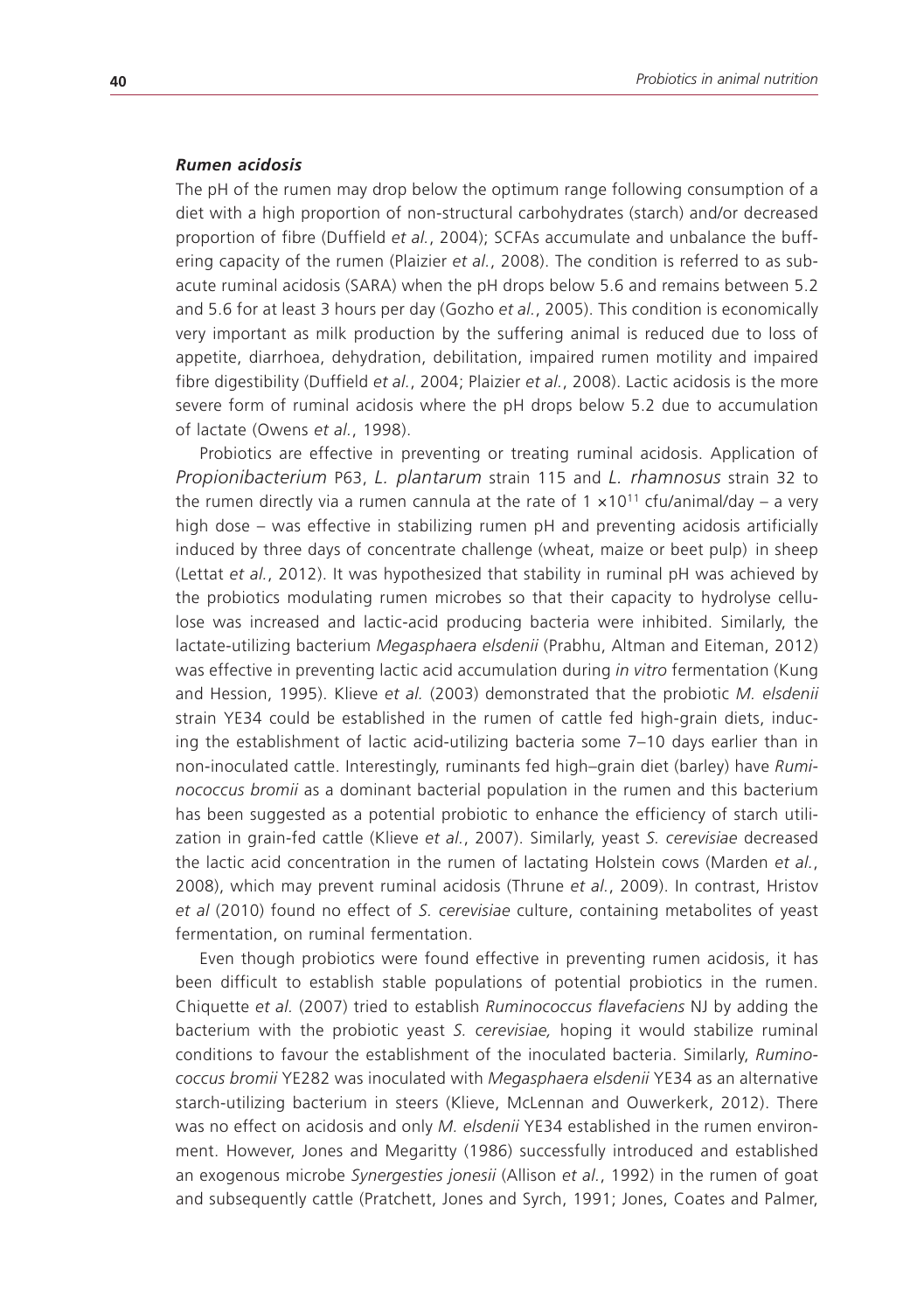### *Rumen acidosis*

The pH of the rumen may drop below the optimum range following consumption of a diet with a high proportion of non-structural carbohydrates (starch) and/or decreased proportion of fibre (Duffield *et al.*, 2004); SCFAs accumulate and unbalance the buffering capacity of the rumen (Plaizier *et al.*, 2008). The condition is referred to as subacute ruminal acidosis (SARA) when the pH drops below 5.6 and remains between 5.2 and 5.6 for at least 3 hours per day (Gozho *et al.*, 2005). This condition is economically very important as milk production by the suffering animal is reduced due to loss of appetite, diarrhoea, dehydration, debilitation, impaired rumen motility and impaired fibre digestibility (Duffield *et al.*, 2004; Plaizier *et al.*, 2008). Lactic acidosis is the more severe form of ruminal acidosis where the pH drops below 5.2 due to accumulation of lactate (Owens *et al.*, 1998).

Probiotics are effective in preventing or treating ruminal acidosis. Application of *Propionibacterium* P63, *L. plantarum* strain 115 and *L. rhamnosus* strain 32 to the rumen directly via a rumen cannula at the rate of $1 \times 10^{11}$ cfu/animal/day – a very high dose – was effective in stabilizing rumen pH and preventing acidosis artificially induced by three days of concentrate challenge (wheat, maize or beet pulp) in sheep (Lettat *et al.*, 2012). It was hypothesized that stability in ruminal pH was achieved by the probiotics modulating rumen microbes so that their capacity to hydrolyse cellulose was increased and lactic-acid producing bacteria were inhibited. Similarly, the lactate-utilizing bacterium *Megasphaera elsdenii* (Prabhu, Altman and Eiteman, 2012) was effective in preventing lactic acid accumulation during *in vitro* fermentation (Kung and Hession, 1995). Klieve *et al.* (2003) demonstrated that the probiotic *M. elsdenii* strain YE34 could be established in the rumen of cattle fed high-grain diets, inducing the establishment of lactic acid-utilizing bacteria some 7–10 days earlier than in non-inoculated cattle. Interestingly, ruminants fed high–grain diet (barley) have *Ruminococcus bromii* as a dominant bacterial population in the rumen and this bacterium has been suggested as a potential probiotic to enhance the efficiency of starch utilization in grain-fed cattle (Klieve *et al.*, 2007). Similarly, yeast *S. cerevisiae* decreased the lactic acid concentration in the rumen of lactating Holstein cows (Marden *et al.*, 2008), which may prevent ruminal acidosis (Thrune *et al.*, 2009). In contrast, Hristov *et al* (2010) found no effect of *S. cerevisiae* culture, containing metabolites of yeast fermentation, on ruminal fermentation.

Even though probiotics were found effective in preventing rumen acidosis, it has been difficult to establish stable populations of potential probiotics in the rumen. Chiquette *et al.* (2007) tried to establish *Ruminococcus flavefaciens* NJ by adding the bacterium with the probiotic yeast *S. cerevisiae,* hoping it would stabilize ruminal conditions to favour the establishment of the inoculated bacteria. Similarly, *Ruminococcus bromii* YE282 was inoculated with *Megasphaera elsdenii* YE34 as an alternative starch-utilizing bacterium in steers (Klieve, McLennan and Ouwerkerk, 2012). There was no effect on acidosis and only *M. elsdenii* YE34 established in the rumen environment. However, Jones and Megaritty (1986) successfully introduced and established an exogenous microbe *Synergesties jonesii* (Allison *et al.*, 1992) in the rumen of goat and subsequently cattle (Pratchett, Jones and Syrch, 1991; Jones, Coates and Palmer,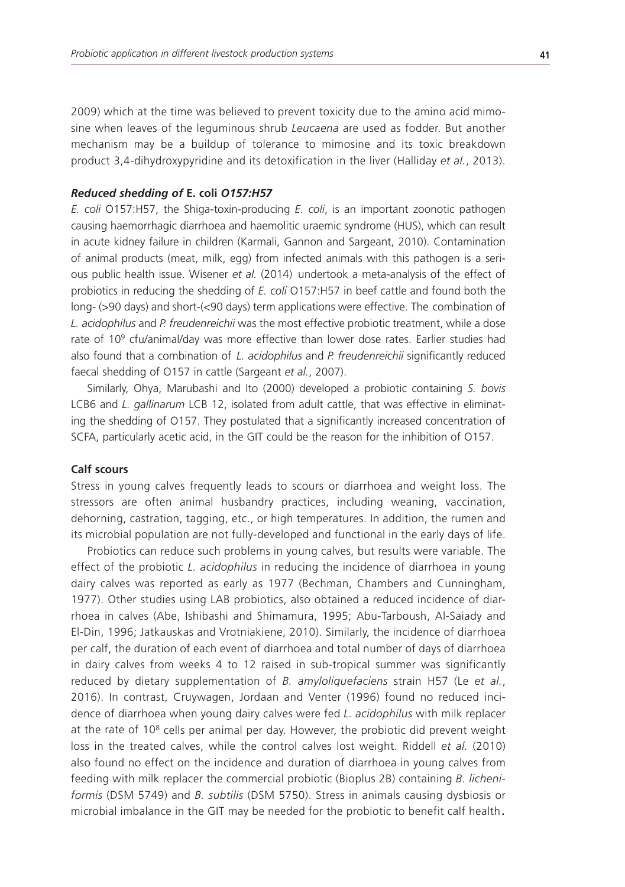2009) which at the time was believed to prevent toxicity due to the amino acid mimosine when leaves of the leguminous shrub *Leucaena* are used as fodder. But another mechanism may be a buildup of tolerance to mimosine and its toxic breakdown product 3,4-dihydroxypyridine and its detoxification in the liver (Halliday *et al.*, 2013).

#### *Reduced shedding of* **E. coli** *O157:H57*

*E. coli* O157:H57, the Shiga-toxin-producing *E. coli*, is an important zoonotic pathogen causing haemorrhagic diarrhoea and haemolitic uraemic syndrome (HUS), which can result in acute kidney failure in children (Karmali, Gannon and Sargeant, 2010). Contamination of animal products (meat, milk, egg) from infected animals with this pathogen is a serious public health issue. Wisener *et al.* (2014) undertook a meta-analysis of the effect of probiotics in reducing the shedding of *E. coli* O157:H57 in beef cattle and found both the long- (>90 days) and short-(<90 days) term applications were effective. The combination of *L. acidophilus* and *P. freudenreichii* was the most effective probiotic treatment, while a dose rate of $10^9$ cfu/animal/day was more effective than lower dose rates. Earlier studies had also found that a combination of *L. acidophilus* and *P. freudenreichii* significantly reduced faecal shedding of O157 in cattle (Sargeant *et al.*, 2007).

Similarly, Ohya, Marubashi and Ito (2000) developed a probiotic containing *S. bovis* LCB6 and *L. gallinarum* LCB 12, isolated from adult cattle, that was effective in eliminating the shedding of O157. They postulated that a significantly increased concentration of SCFA, particularly acetic acid, in the GIT could be the reason for the inhibition of O157.

#### **Calf scours**

Stress in young calves frequently leads to scours or diarrhoea and weight loss. The stressors are often animal husbandry practices, including weaning, vaccination, dehorning, castration, tagging, etc., or high temperatures. In addition, the rumen and its microbial population are not fully-developed and functional in the early days of life.

Probiotics can reduce such problems in young calves, but results were variable. The effect of the probiotic *L. acidophilus* in reducing the incidence of diarrhoea in young dairy calves was reported as early as 1977 (Bechman, Chambers and Cunningham, 1977). Other studies using LAB probiotics, also obtained a reduced incidence of diarrhoea in calves (Abe, Ishibashi and Shimamura, 1995; Abu-Tarboush, Al-Saiady and El-Din, 1996; Jatkauskas and Vrotniakiene, 2010). Similarly, the incidence of diarrhoea per calf, the duration of each event of diarrhoea and total number of days of diarrhoea in dairy calves from weeks 4 to 12 raised in sub-tropical summer was significantly reduced by dietary supplementation of *B. amyloliquefaciens* strain H57 (Le *et al.*, 2016). In contrast, Cruywagen, Jordaan and Venter (1996) found no reduced incidence of diarrhoea when young dairy calves were fed *L. acidophilus* with milk replacer at the rate of $10^8$ cells per animal per day. However, the probiotic did prevent weight loss in the treated calves, while the control calves lost weight. Riddell *et al.* (2010) also found no effect on the incidence and duration of diarrhoea in young calves from feeding with milk replacer the commercial probiotic (Bioplus 2B) containing *B. licheniformis* (DSM 5749) and *B. subtilis* (DSM 5750). Stress in animals causing dysbiosis or microbial imbalance in the GIT may be needed for the probiotic to benefit calf health.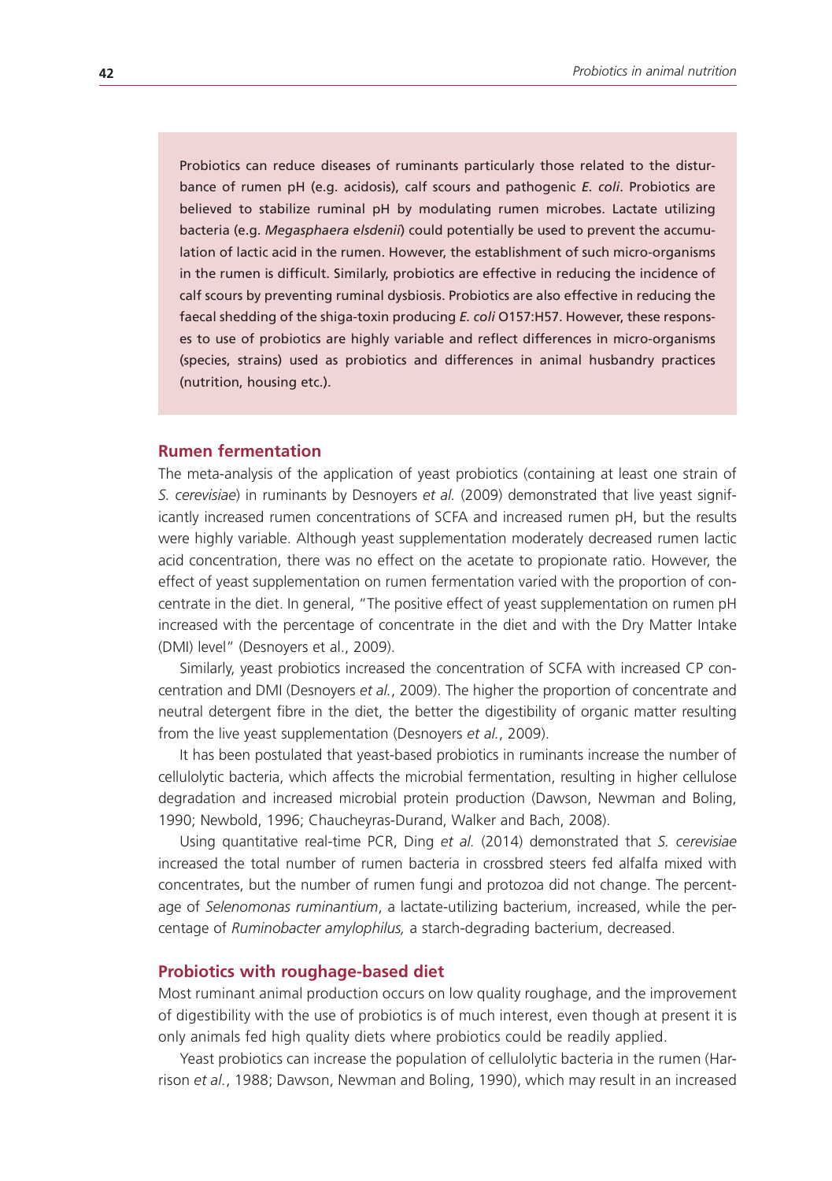Probiotics can reduce diseases of ruminants particularly those related to the disturbance of rumen pH (e.g. acidosis), calf scours and pathogenic *E. coli*. Probiotics are believed to stabilize ruminal pH by modulating rumen microbes. Lactate utilizing bacteria (e.g. *Megasphaera elsdenii*) could potentially be used to prevent the accumulation of lactic acid in the rumen. However, the establishment of such micro-organisms in the rumen is difficult. Similarly, probiotics are effective in reducing the incidence of calf scours by preventing ruminal dysbiosis. Probiotics are also effective in reducing the faecal shedding of the shiga-toxin producing *E. coli* O157:H57. However, these responses to use of probiotics are highly variable and reflect differences in micro-organisms (species, strains) used as probiotics and differences in animal husbandry practices (nutrition, housing etc.).

## Rumen fermentation

The meta-analysis of the application of yeast probiotics (containing at least one strain of *S. cerevisiae*) in ruminants by Desnoyers *et al.* (2009) demonstrated that live yeast significantly increased rumen concentrations of SCFA and increased rumen pH, but the results were highly variable. Although yeast supplementation moderately decreased rumen lactic acid concentration, there was no effect on the acetate to propionate ratio. However, the effect of yeast supplementation on rumen fermentation varied with the proportion of concentrate in the diet. In general, "The positive effect of yeast supplementation on rumen pH increased with the percentage of concentrate in the diet and with the Dry Matter Intake (DMI) level" (Desnoyers et al., 2009).

Similarly, yeast probiotics increased the concentration of SCFA with increased CP concentration and DMI (Desnoyers *et al.*, 2009). The higher the proportion of concentrate and neutral detergent fibre in the diet, the better the digestibility of organic matter resulting from the live yeast supplementation (Desnoyers *et al.*, 2009).

It has been postulated that yeast-based probiotics in ruminants increase the number of cellulolytic bacteria, which affects the microbial fermentation, resulting in higher cellulose degradation and increased microbial protein production (Dawson, Newman and Boling, 1990; Newbold, 1996; Chaucheyras-Durand, Walker and Bach, 2008).

Using quantitative real-time PCR, Ding *et al.* (2014) demonstrated that *S. cerevisiae* increased the total number of rumen bacteria in crossbred steers fed alfalfa mixed with concentrates, but the number of rumen fungi and protozoa did not change. The percentage of *Selenomonas ruminantium*, a lactate-utilizing bacterium, increased, while the percentage of *Ruminobacter amylophilus,* a starch-degrading bacterium, decreased.

## Probiotics with roughage-based diet

Most ruminant animal production occurs on low quality roughage, and the improvement of digestibility with the use of probiotics is of much interest, even though at present it is only animals fed high quality diets where probiotics could be readily applied.

Yeast probiotics can increase the population of cellulolytic bacteria in the rumen (Harrison *et al.*, 1988; Dawson, Newman and Boling, 1990), which may result in an increased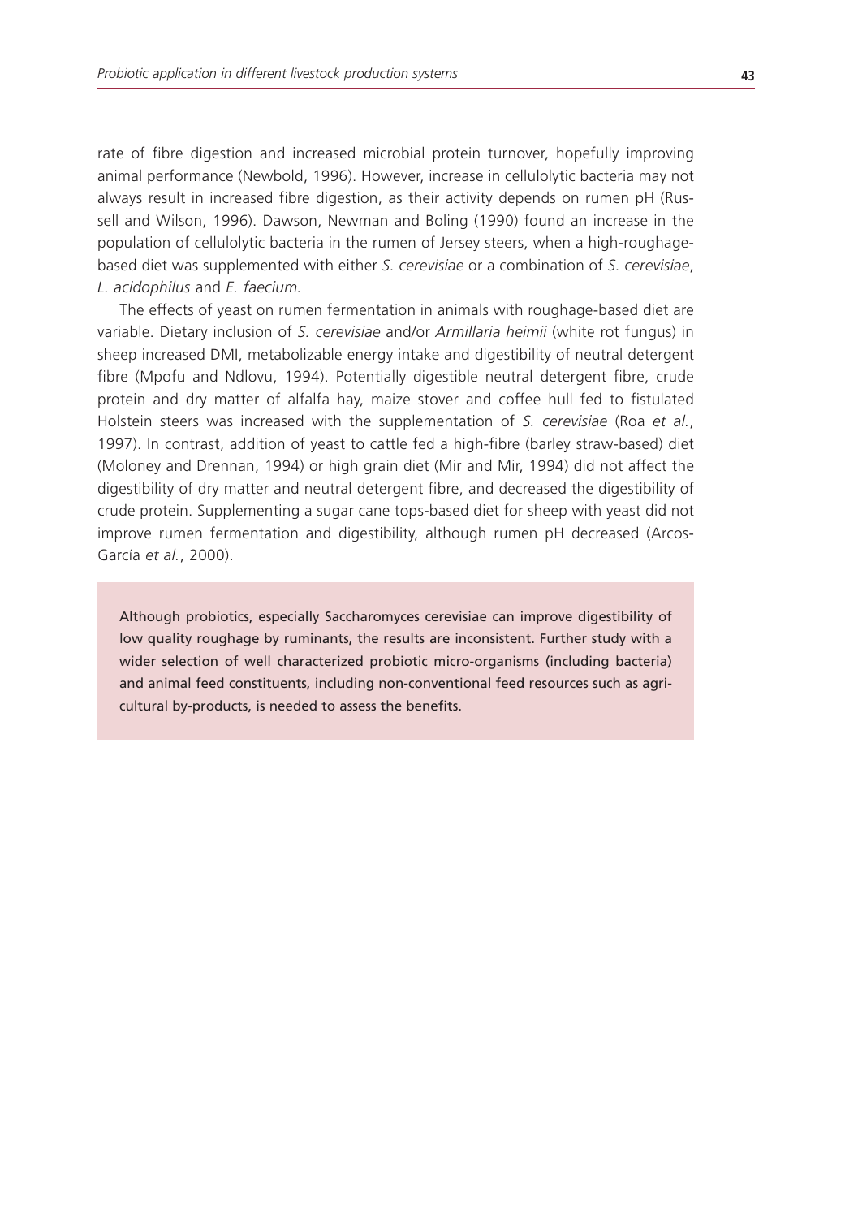rate of fibre digestion and increased microbial protein turnover, hopefully improving animal performance (Newbold, 1996). However, increase in cellulolytic bacteria may not always result in increased fibre digestion, as their activity depends on rumen pH (Russell and Wilson, 1996). Dawson, Newman and Boling (1990) found an increase in the population of cellulolytic bacteria in the rumen of Jersey steers, when a high-roughage-based diet was supplemented with either *S. cerevisiae* or a combination of *S. cerevisiae*, *L. acidophilus* and *E. faecium.*

The effects of yeast on rumen fermentation in animals with roughage-based diet are variable. Dietary inclusion of *S. cerevisiae* and/or *Armillaria heimii* (white rot fungus) in sheep increased DMI, metabolizable energy intake and digestibility of neutral detergent fibre (Mpofu and Ndlovu, 1994). Potentially digestible neutral detergent fibre, crude protein and dry matter of alfalfa hay, maize stover and coffee hull fed to fistulated Holstein steers was increased with the supplementation of *S. cerevisiae* (Roa *et al.*, 1997). In contrast, addition of yeast to cattle fed a high-fibre (barley straw-based) diet (Moloney and Drennan, 1994) or high grain diet (Mir and Mir, 1994) did not affect the digestibility of dry matter and neutral detergent fibre, and decreased the digestibility of crude protein. Supplementing a sugar cane tops-based diet for sheep with yeast did not improve rumen fermentation and digestibility, although rumen pH decreased (Arcos-García *et al.*, 2000).

> Although probiotics, especially Saccharomyces cerevisiae can improve digestibility of low quality roughage by ruminants, the results are inconsistent. Further study with a wider selection of well characterized probiotic micro-organisms (including bacteria) and animal feed constituents, including non-conventional feed resources such as agricultural by-products, is needed to assess the benefits.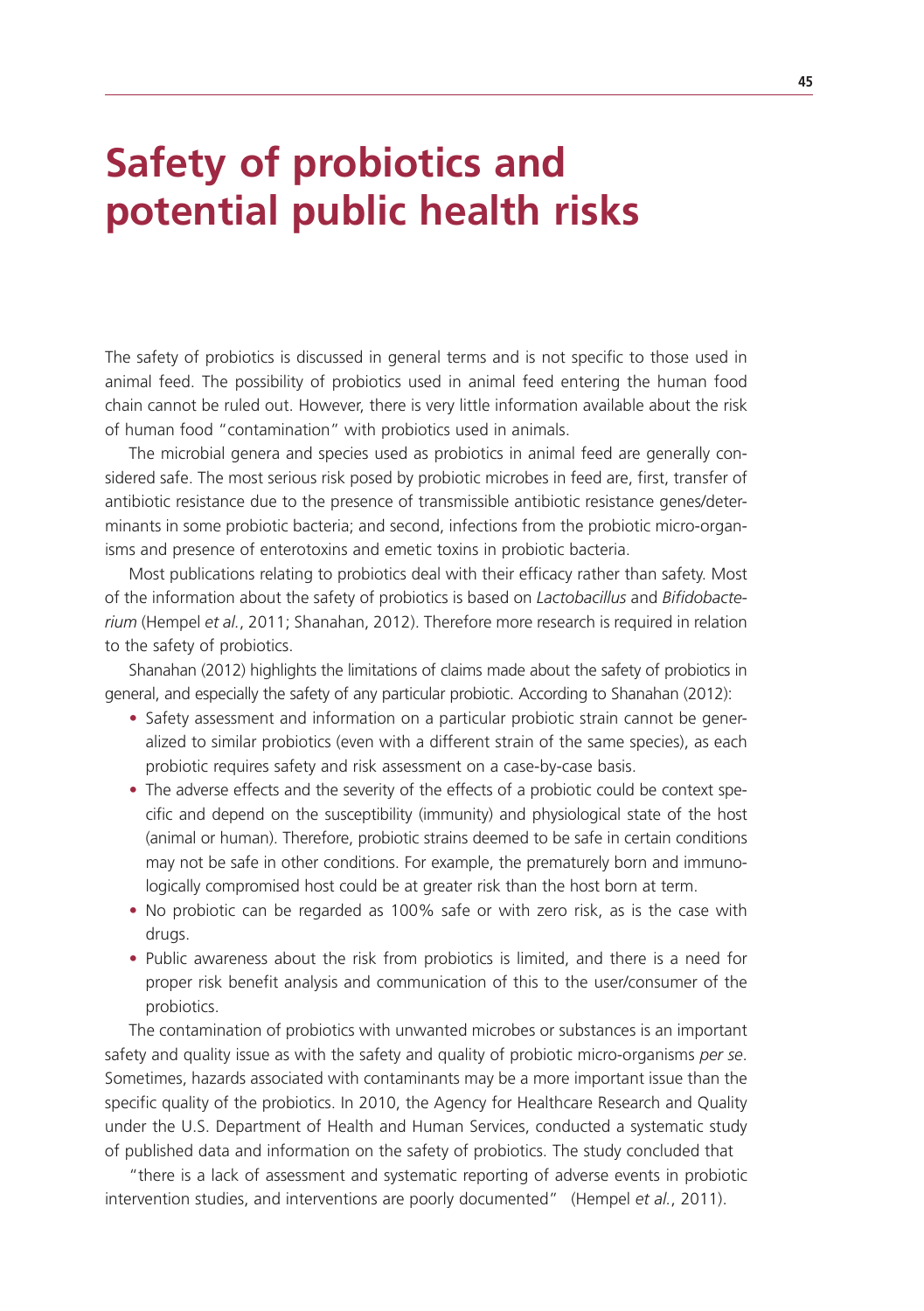# Safety of probiotics and potential public health risks

The safety of probiotics is discussed in general terms and is not specific to those used in animal feed. The possibility of probiotics used in animal feed entering the human food chain cannot be ruled out. However, there is very little information available about the risk of human food "contamination" with probiotics used in animals.

The microbial genera and species used as probiotics in animal feed are generally considered safe. The most serious risk posed by probiotic microbes in feed are, first, transfer of antibiotic resistance due to the presence of transmissible antibiotic resistance genes/determinants in some probiotic bacteria; and second, infections from the probiotic micro-organisms and presence of enterotoxins and emetic toxins in probiotic bacteria.

Most publications relating to probiotics deal with their efficacy rather than safety. Most of the information about the safety of probiotics is based on *Lactobacillus* and *Bifidobacterium* (Hempel *et al.*, 2011; Shanahan, 2012). Therefore more research is required in relation to the safety of probiotics.

Shanahan (2012) highlights the limitations of claims made about the safety of probiotics in general, and especially the safety of any particular probiotic. According to Shanahan (2012):

- Safety assessment and information on a particular probiotic strain cannot be generalized to similar probiotics (even with a different strain of the same species), as each probiotic requires safety and risk assessment on a case-by-case basis.
- The adverse effects and the severity of the effects of a probiotic could be context specific and depend on the susceptibility (immunity) and physiological state of the host (animal or human). Therefore, probiotic strains deemed to be safe in certain conditions may not be safe in other conditions. For example, the prematurely born and immunologically compromised host could be at greater risk than the host born at term.
- No probiotic can be regarded as 100% safe or with zero risk, as is the case with drugs.
- Public awareness about the risk from probiotics is limited, and there is a need for proper risk benefit analysis and communication of this to the user/consumer of the probiotics.

The contamination of probiotics with unwanted microbes or substances is an important safety and quality issue as with the safety and quality of probiotic micro-organisms *per se*. Sometimes, hazards associated with contaminants may be a more important issue than the specific quality of the probiotics. In 2010, the Agency for Healthcare Research and Quality under the U.S. Department of Health and Human Services, conducted a systematic study of published data and information on the safety of probiotics. The study concluded that

"there is a lack of assessment and systematic reporting of adverse events in probiotic intervention studies, and interventions are poorly documented" (Hempel *et al.*, 2011).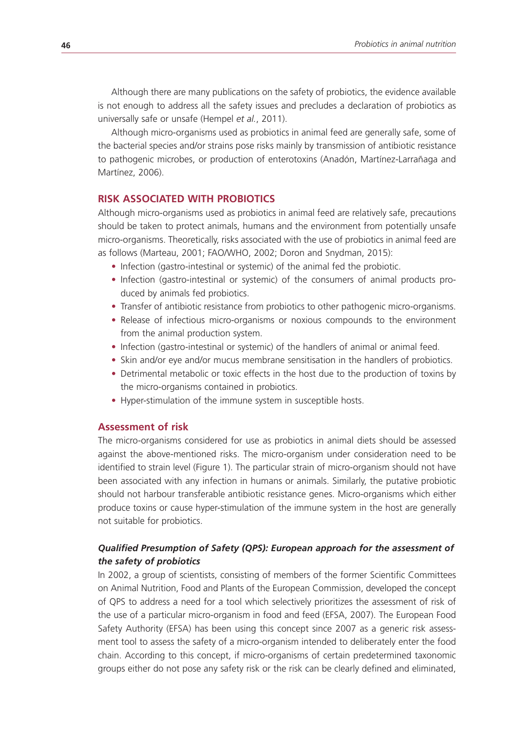Although there are many publications on the safety of probiotics, the evidence available is not enough to address all the safety issues and precludes a declaration of probiotics as universally safe or unsafe (Hempel *et al.*, 2011).

Although micro-organisms used as probiotics in animal feed are generally safe, some of the bacterial species and/or strains pose risks mainly by transmission of antibiotic resistance to pathogenic microbes, or production of enterotoxins (Anadón, Martínez-Larrañaga and Martínez, 2006).

## RISK ASSOCIATED WITH PROBIOTICS

Although micro-organisms used as probiotics in animal feed are relatively safe, precautions should be taken to protect animals, humans and the environment from potentially unsafe micro-organisms. Theoretically, risks associated with the use of probiotics in animal feed are as follows (Marteau, 2001; FAO/WHO, 2002; Doron and Snydman, 2015):

- Infection (gastro-intestinal or systemic) of the animal fed the probiotic.
- Infection (gastro-intestinal or systemic) of the consumers of animal products produced by animals fed probiotics.
- Transfer of antibiotic resistance from probiotics to other pathogenic micro-organisms.
- Release of infectious micro-organisms or noxious compounds to the environment from the animal production system.
- Infection (gastro-intestinal or systemic) of the handlers of animal or animal feed.
- Skin and/or eye and/or mucus membrane sensitisation in the handlers of probiotics.
- Detrimental metabolic or toxic effects in the host due to the production of toxins by the micro-organisms contained in probiotics.
- Hyper-stimulation of the immune system in susceptible hosts.

### Assessment of risk

The micro-organisms considered for use as probiotics in animal diets should be assessed against the above-mentioned risks. The micro-organism under consideration need to be identified to strain level (Figure 1). The particular strain of micro-organism should not have been associated with any infection in humans or animals. Similarly, the putative probiotic should not harbour transferable antibiotic resistance genes. Micro-organisms which either produce toxins or cause hyper-stimulation of the immune system in the host are generally not suitable for probiotics.

#### *Qualified Presumption of Safety (QPS): European approach for the assessment of the safety of probiotics*

In 2002, a group of scientists, consisting of members of the former Scientific Committees on Animal Nutrition, Food and Plants of the European Commission, developed the concept of QPS to address a need for a tool which selectively prioritizes the assessment of risk of the use of a particular micro-organism in food and feed (EFSA, 2007). The European Food Safety Authority (EFSA) has been using this concept since 2007 as a generic risk assessment tool to assess the safety of a micro-organism intended to deliberately enter the food chain. According to this concept, if micro-organisms of certain predetermined taxonomic groups either do not pose any safety risk or the risk can be clearly defined and eliminated,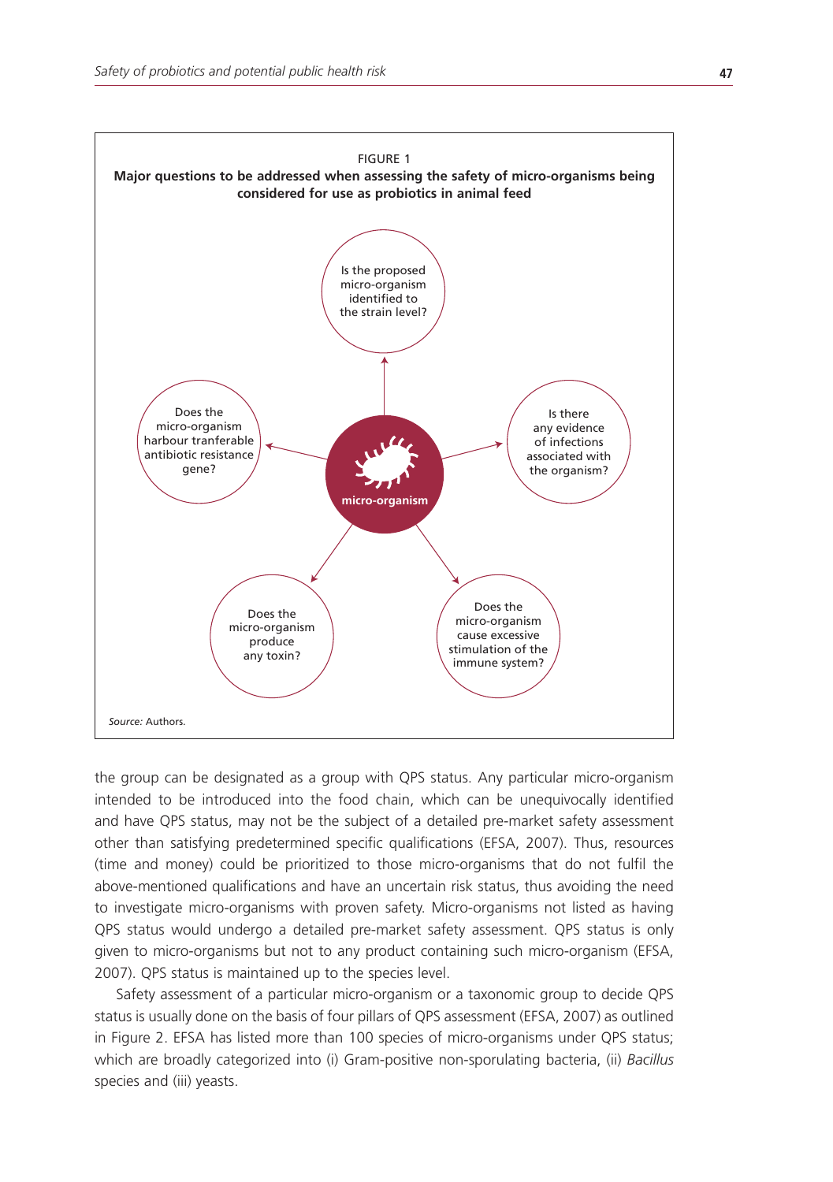FIGURE 1

**Major questions to be addressed when assessing the safety of micro-organisms being considered for use as probiotics in animal feed**

micro-organism

Is the proposed micro-organism identified to the strain level?

Is there any evidence of infections associated with the organism?

Does the micro-organism cause excessive stimulation of the immune system?

Does the micro-organism produce any toxin?

Does the micro-organism harbour tranferable antibiotic resistance gene?

*Source:* Authors.

the group can be designated as a group with QPS status. Any particular micro-organism intended to be introduced into the food chain, which can be unequivocally identified and have QPS status, may not be the subject of a detailed pre-market safety assessment other than satisfying predetermined specific qualifications (EFSA, 2007). Thus, resources (time and money) could be prioritized to those micro-organisms that do not fulfil the above-mentioned qualifications and have an uncertain risk status, thus avoiding the need to investigate micro-organisms with proven safety. Micro-organisms not listed as having QPS status would undergo a detailed pre-market safety assessment. QPS status is only given to micro-organisms but not to any product containing such micro-organism (EFSA, 2007). QPS status is maintained up to the species level.

Safety assessment of a particular micro-organism or a taxonomic group to decide QPS status is usually done on the basis of four pillars of QPS assessment (EFSA, 2007) as outlined in Figure 2. EFSA has listed more than 100 species of micro-organisms under QPS status; which are broadly categorized into (i) Gram-positive non-sporulating bacteria, (ii) *Bacillus* species and (iii) yeasts.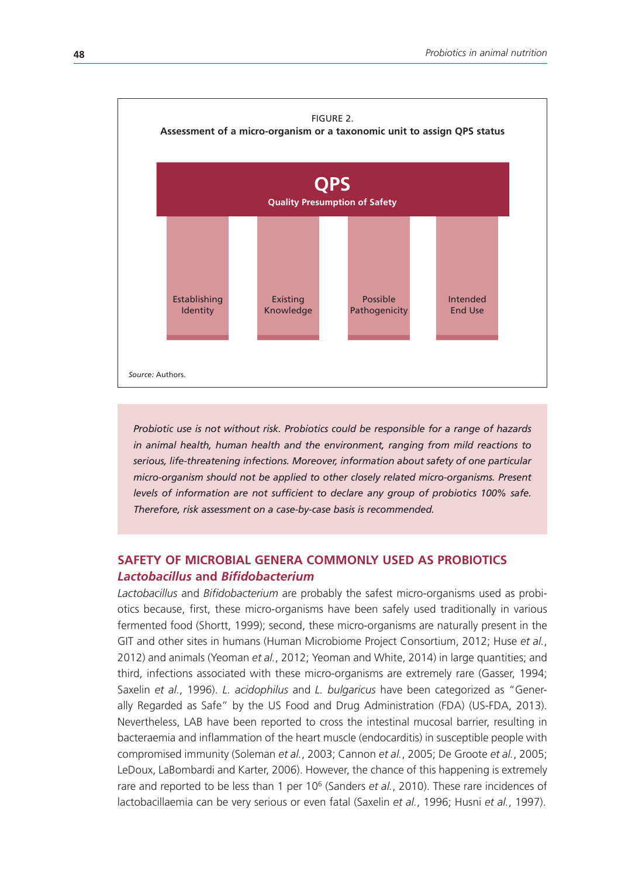FIGURE 2.
**Assessment of a micro-organism or a taxonomic unit to assign QPS status**

**QPS**
**Quality Presumption of Safety**

Establishing Identity | Existing Knowledge | Possible Pathogenicity | Intended End Use

*Source:* Authors.

*Probiotic use is not without risk. Probiotics could be responsible for a range of hazards in animal health, human health and the environment, ranging from mild reactions to serious, life-threatening infections. Moreover, information about safety of one particular micro-organism should not be applied to other closely related micro-organisms. Present levels of information are not sufficient to declare any group of probiotics 100% safe. Therefore, risk assessment on a case-by-case basis is recommended.*

## SAFETY OF MICROBIAL GENERA COMMONLY USED AS PROBIOTICS

### *Lactobacillus* and *Bifidobacterium*

*Lactobacillus* and *Bifidobacterium* are probably the safest micro-organisms used as probiotics because, first, these micro-organisms have been safely used traditionally in various fermented food (Shortt, 1999); second, these micro-organisms are naturally present in the GIT and other sites in humans (Human Microbiome Project Consortium, 2012; Huse *et al.*, 2012) and animals (Yeoman *et al.*, 2012; Yeoman and White, 2014) in large quantities; and third, infections associated with these micro-organisms are extremely rare (Gasser, 1994; Saxelin *et al.*, 1996). *L. acidophilus* and *L. bulgaricus* have been categorized as "Generally Regarded as Safe" by the US Food and Drug Administration (FDA) (US-FDA, 2013). Nevertheless, LAB have been reported to cross the intestinal mucosal barrier, resulting in bacteraemia and inflammation of the heart muscle (endocarditis) in susceptible people with compromised immunity (Soleman *et al.*, 2003; Cannon *et al.*, 2005; De Groote *et al.*, 2005; LeDoux, LaBombardi and Karter, 2006). However, the chance of this happening is extremely rare and reported to be less than 1 per $10^6$ (Sanders *et al.*, 2010). These rare incidences of lactobacillaemia can be very serious or even fatal (Saxelin *et al.*, 1996; Husni *et al.*, 1997).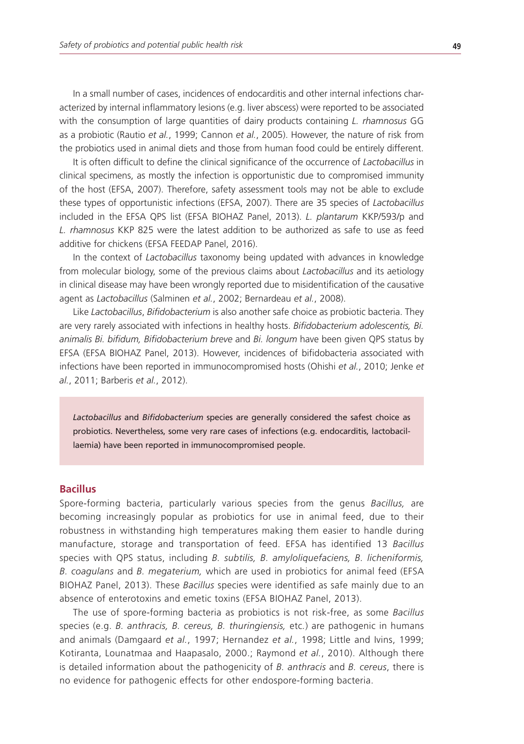In a small number of cases, incidences of endocarditis and other internal infections characterized by internal inflammatory lesions (e.g. liver abscess) were reported to be associated with the consumption of large quantities of dairy products containing *L. rhamnosus* GG as a probiotic (Rautio *et al.*, 1999; Cannon *et al.*, 2005). However, the nature of risk from the probiotics used in animal diets and those from human food could be entirely different.

It is often difficult to define the clinical significance of the occurrence of *Lactobacillus* in clinical specimens, as mostly the infection is opportunistic due to compromised immunity of the host (EFSA, 2007). Therefore, safety assessment tools may not be able to exclude these types of opportunistic infections (EFSA, 2007). There are 35 species of *Lactobacillus* included in the EFSA QPS list (EFSA BIOHAZ Panel, 2013). *L. plantarum* KKP/593/p and *L. rhamnosus* KKP 825 were the latest addition to be authorized as safe to use as feed additive for chickens (EFSA FEEDAP Panel, 2016).

In the context of *Lactobacillus* taxonomy being updated with advances in knowledge from molecular biology, some of the previous claims about *Lactobacillus* and its aetiology in clinical disease may have been wrongly reported due to misidentification of the causative agent as *Lactobacillus* (Salminen *et al.*, 2002; Bernardeau *et al.*, 2008).

Like *Lactobacillus*, *Bifidobacterium* is also another safe choice as probiotic bacteria. They are very rarely associated with infections in healthy hosts. *Bifidobacterium adolescentis, Bi. animalis Bi. bifidum, Bifidobacterium breve* and *Bi. longum* have been given QPS status by EFSA (EFSA BIOHAZ Panel, 2013). However, incidences of bifidobacteria associated with infections have been reported in immunocompromised hosts (Ohishi *et al.*, 2010; Jenke *et al.*, 2011; Barberis *et al.*, 2012).

> *Lactobacillus* and *Bifidobacterium* species are generally considered the safest choice as probiotics. Nevertheless, some very rare cases of infections (e.g. endocarditis, lactobacillaemia) have been reported in immunocompromised people.

## Bacillus

Spore-forming bacteria, particularly various species from the genus *Bacillus,* are becoming increasingly popular as probiotics for use in animal feed, due to their robustness in withstanding high temperatures making them easier to handle during manufacture, storage and transportation of feed. EFSA has identified 13 *Bacillus* species with QPS status, including *B. subtilis, B. amyloliquefaciens, B. licheniformis, B. coagulans* and *B. megaterium,* which are used in probiotics for animal feed (EFSA BIOHAZ Panel, 2013). These *Bacillus* species were identified as safe mainly due to an absence of enterotoxins and emetic toxins (EFSA BIOHAZ Panel, 2013).

The use of spore-forming bacteria as probiotics is not risk-free, as some *Bacillus* species (e.g. *B. anthracis, B. cereus, B. thuringiensis,* etc.) are pathogenic in humans and animals (Damgaard *et al.*, 1997; Hernandez *et al.*, 1998; Little and Ivins, 1999; Kotiranta, Lounatmaa and Haapasalo, 2000.; Raymond *et al.*, 2010). Although there is detailed information about the pathogenicity of *B. anthracis* and *B. cereus*, there is no evidence for pathogenic effects for other endospore-forming bacteria.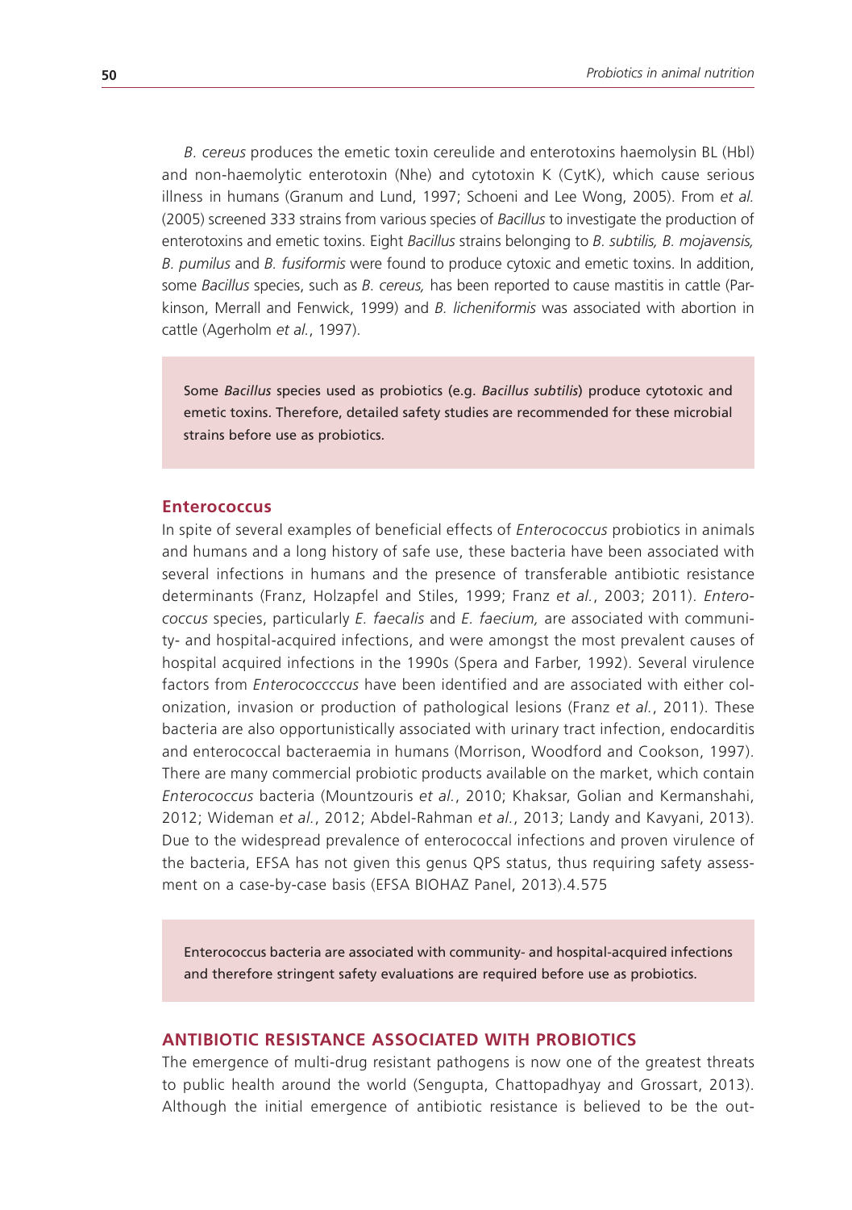*B. cereus* produces the emetic toxin cereulide and enterotoxins haemolysin BL (Hbl) and non-haemolytic enterotoxin (Nhe) and cytotoxin K (CytK), which cause serious illness in humans (Granum and Lund, 1997; Schoeni and Lee Wong, 2005). From *et al.* (2005) screened 333 strains from various species of *Bacillus* to investigate the production of enterotoxins and emetic toxins. Eight *Bacillus* strains belonging to *B. subtilis, B. mojavensis, B. pumilus* and *B. fusiformis* were found to produce cytoxic and emetic toxins. In addition, some *Bacillus* species, such as *B. cereus,* has been reported to cause mastitis in cattle (Parkinson, Merrall and Fenwick, 1999) and *B. licheniformis* was associated with abortion in cattle (Agerholm *et al.*, 1997).

> Some *Bacillus* species used as probiotics (e.g. *Bacillus subtilis*) produce cytotoxic and emetic toxins. Therefore, detailed safety studies are recommended for these microbial strains before use as probiotics.

### Enterococcus

In spite of several examples of beneficial effects of *Enterococcus* probiotics in animals and humans and a long history of safe use, these bacteria have been associated with several infections in humans and the presence of transferable antibiotic resistance determinants (Franz, Holzapfel and Stiles, 1999; Franz *et al.*, 2003; 2011). *Enterococcus* species, particularly *E. faecalis* and *E. faecium,* are associated with community- and hospital-acquired infections, and were amongst the most prevalent causes of hospital acquired infections in the 1990s (Spera and Farber, 1992). Several virulence factors from *Enterococccus* have been identified and are associated with either colonization, invasion or production of pathological lesions (Franz *et al.*, 2011). These bacteria are also opportunistically associated with urinary tract infection, endocarditis and enterococcal bacteraemia in humans (Morrison, Woodford and Cookson, 1997). There are many commercial probiotic products available on the market, which contain *Enterococcus* bacteria (Mountzouris *et al.*, 2010; Khaksar, Golian and Kermanshahi, 2012; Wideman *et al.*, 2012; Abdel-Rahman *et al.*, 2013; Landy and Kavyani, 2013). Due to the widespread prevalence of enterococcal infections and proven virulence of the bacteria, EFSA has not given this genus QPS status, thus requiring safety assessment on a case-by-case basis (EFSA BIOHAZ Panel, 2013).4.575

> Enterococcus bacteria are associated with community- and hospital-acquired infections and therefore stringent safety evaluations are required before use as probiotics.

## ANTIBIOTIC RESISTANCE ASSOCIATED WITH PROBIOTICS

The emergence of multi-drug resistant pathogens is now one of the greatest threats to public health around the world (Sengupta, Chattopadhyay and Grossart, 2013). Although the initial emergence of antibiotic resistance is believed to be the out-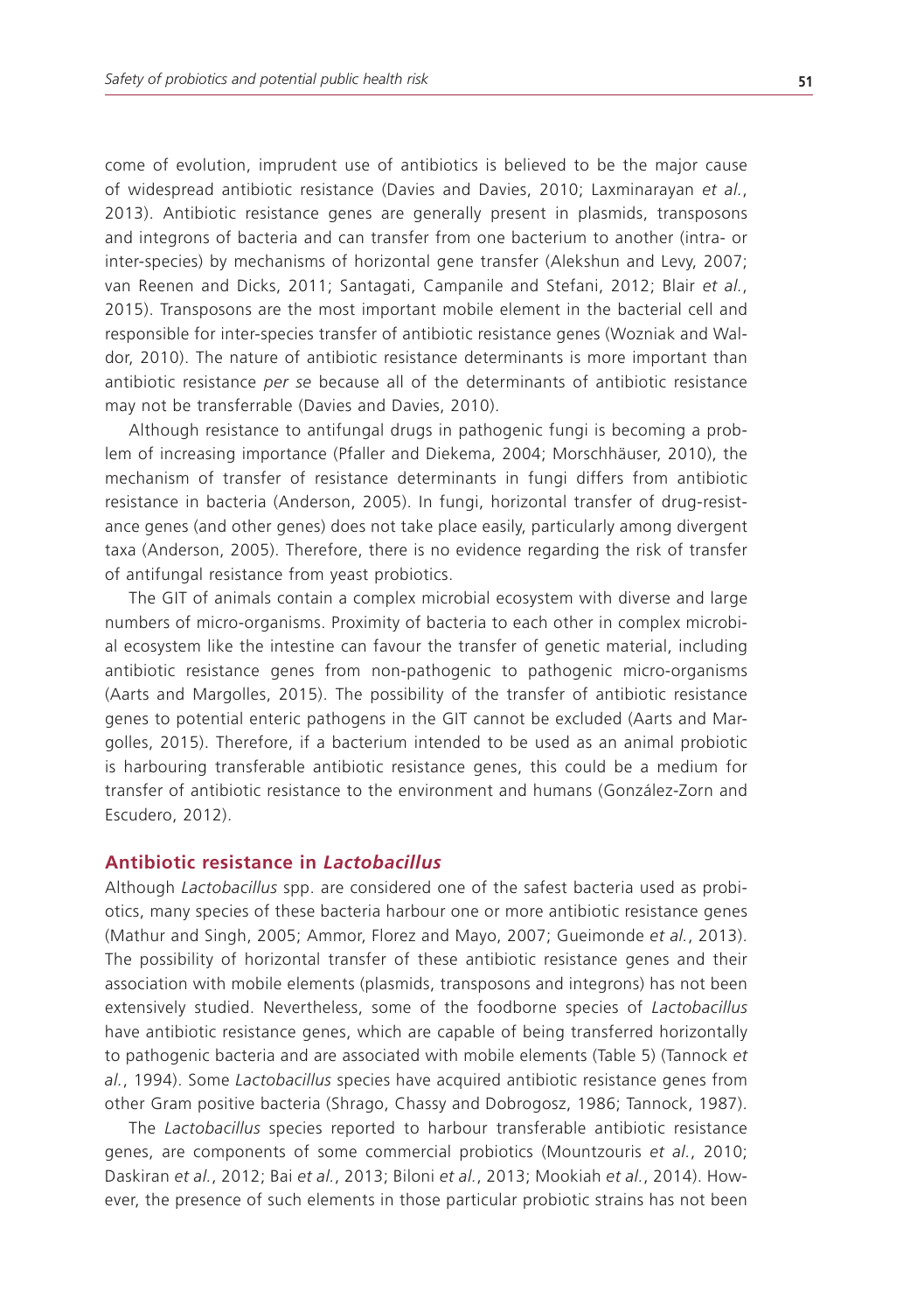come of evolution, imprudent use of antibiotics is believed to be the major cause of widespread antibiotic resistance (Davies and Davies, 2010; Laxminarayan *et al.*, 2013). Antibiotic resistance genes are generally present in plasmids, transposons and integrons of bacteria and can transfer from one bacterium to another (intra- or inter-species) by mechanisms of horizontal gene transfer (Alekshun and Levy, 2007; van Reenen and Dicks, 2011; Santagati, Campanile and Stefani, 2012; Blair *et al.*, 2015). Transposons are the most important mobile element in the bacterial cell and responsible for inter-species transfer of antibiotic resistance genes (Wozniak and Waldor, 2010). The nature of antibiotic resistance determinants is more important than antibiotic resistance *per se* because all of the determinants of antibiotic resistance may not be transferrable (Davies and Davies, 2010).

Although resistance to antifungal drugs in pathogenic fungi is becoming a problem of increasing importance (Pfaller and Diekema, 2004; Morschhäuser, 2010), the mechanism of transfer of resistance determinants in fungi differs from antibiotic resistance in bacteria (Anderson, 2005). In fungi, horizontal transfer of drug-resistance genes (and other genes) does not take place easily, particularly among divergent taxa (Anderson, 2005). Therefore, there is no evidence regarding the risk of transfer of antifungal resistance from yeast probiotics.

The GIT of animals contain a complex microbial ecosystem with diverse and large numbers of micro-organisms. Proximity of bacteria to each other in complex microbial ecosystem like the intestine can favour the transfer of genetic material, including antibiotic resistance genes from non-pathogenic to pathogenic micro-organisms (Aarts and Margolles, 2015). The possibility of the transfer of antibiotic resistance genes to potential enteric pathogens in the GIT cannot be excluded (Aarts and Margolles, 2015). Therefore, if a bacterium intended to be used as an animal probiotic is harbouring transferable antibiotic resistance genes, this could be a medium for transfer of antibiotic resistance to the environment and humans (González-Zorn and Escudero, 2012).

## Antibiotic resistance in *Lactobacillus*

Although *Lactobacillus* spp. are considered one of the safest bacteria used as probiotics, many species of these bacteria harbour one or more antibiotic resistance genes (Mathur and Singh, 2005; Ammor, Florez and Mayo, 2007; Gueimonde *et al.*, 2013). The possibility of horizontal transfer of these antibiotic resistance genes and their association with mobile elements (plasmids, transposons and integrons) has not been extensively studied. Nevertheless, some of the foodborne species of *Lactobacillus* have antibiotic resistance genes, which are capable of being transferred horizontally to pathogenic bacteria and are associated with mobile elements (Table 5) (Tannock *et al.*, 1994). Some *Lactobacillus* species have acquired antibiotic resistance genes from other Gram positive bacteria (Shrago, Chassy and Dobrogosz, 1986; Tannock, 1987).

The *Lactobacillus* species reported to harbour transferable antibiotic resistance genes, are components of some commercial probiotics (Mountzouris *et al.*, 2010; Daskiran *et al.*, 2012; Bai *et al.*, 2013; Biloni *et al.*, 2013; Mookiah *et al.*, 2014). However, the presence of such elements in those particular probiotic strains has not been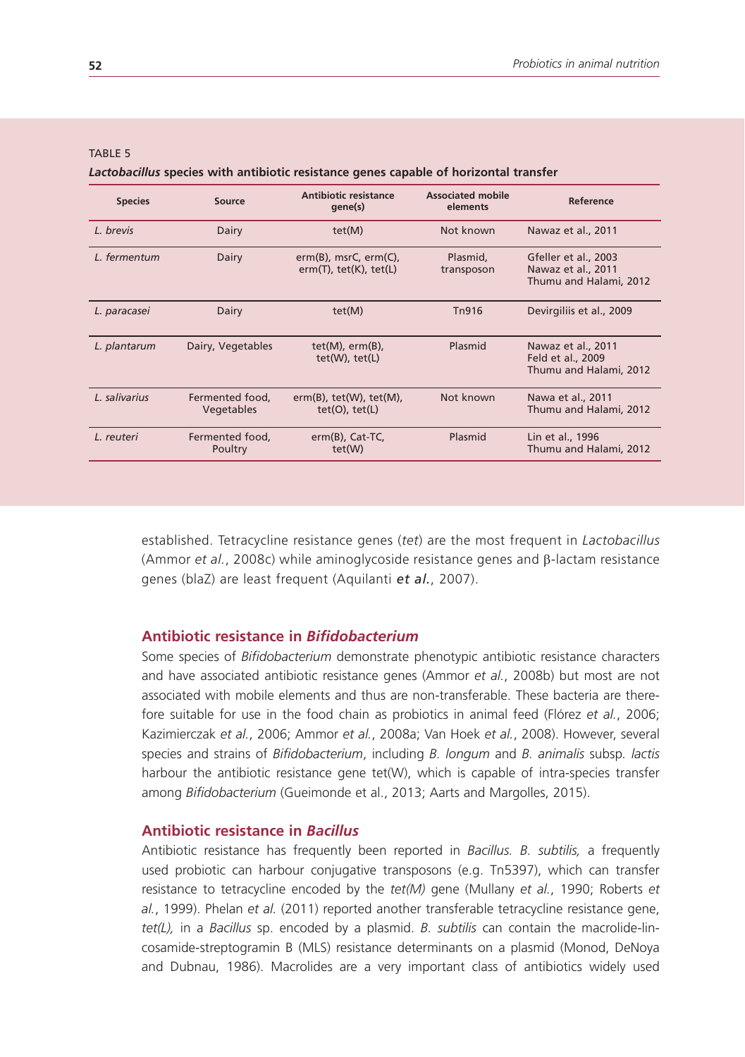TABLE 5

***Lactobacillus* species with antibiotic resistance genes capable of horizontal transfer**

| Species | Source | Antibiotic resistance gene(s) | Associated mobile elements | Reference |
|---|---|---|---|---|
| *L. brevis* | Dairy | tet(M) | Not known | Nawaz et al., 2011 |
| *L. fermentum* | Dairy | erm(B), msrC, erm(C), erm(T), tet(K), tet(L) | Plasmid, transposon | Gfeller et al., 2003<br>Nawaz et al., 2011<br>Thumu and Halami, 2012 |
| *L. paracasei* | Dairy | tet(M) | Tn916 | Devirgiliis et al., 2009 |
| *L. plantarum* | Dairy, Vegetables | tet(M), erm(B), tet(W), tet(L) | Plasmid | Nawaz et al., 2011<br>Feld et al., 2009<br>Thumu and Halami, 2012 |
| *L. salivarius* | Fermented food, Vegetables | erm(B), tet(W), tet(M), tet(O), tet(L) | Not known | Nawa et al., 2011<br>Thumu and Halami, 2012 |
| *L. reuteri* | Fermented food, Poultry | erm(B), Cat-TC, tet(W) | Plasmid | Lin et al., 1996<br>Thumu and Halami, 2012 |

established. Tetracycline resistance genes (*tet*) are the most frequent in *Lactobacillus* (Ammor *et al.*, 2008c) while aminoglycoside resistance genes and β-lactam resistance genes (blaZ) are least frequent (Aquilanti ***et al.***, 2007).

## Antibiotic resistance in *Bifidobacterium*

Some species of *Bifidobacterium* demonstrate phenotypic antibiotic resistance characters and have associated antibiotic resistance genes (Ammor *et al.*, 2008b) but most are not associated with mobile elements and thus are non-transferable. These bacteria are therefore suitable for use in the food chain as probiotics in animal feed (Flórez *et al.*, 2006; Kazimierczak *et al.*, 2006; Ammor *et al.*, 2008a; Van Hoek *et al.*, 2008). However, several species and strains of *Bifidobacterium*, including *B. longum* and *B. animalis* subsp. *lactis* harbour the antibiotic resistance gene tet(W), which is capable of intra-species transfer among *Bifidobacterium* (Gueimonde et al., 2013; Aarts and Margolles, 2015).

## Antibiotic resistance in *Bacillus*

Antibiotic resistance has frequently been reported in *Bacillus. B. subtilis,* a frequently used probiotic can harbour conjugative transposons (e.g. Tn5397), which can transfer resistance to tetracycline encoded by the *tet(M)* gene (Mullany *et al.*, 1990; Roberts *et al.*, 1999). Phelan *et al.* (2011) reported another transferable tetracycline resistance gene, *tet(L),* in a *Bacillus* sp. encoded by a plasmid. *B. subtilis* can contain the macrolide-lincosamide-streptogramin B (MLS) resistance determinants on a plasmid (Monod, DeNoya and Dubnau, 1986). Macrolides are a very important class of antibiotics widely used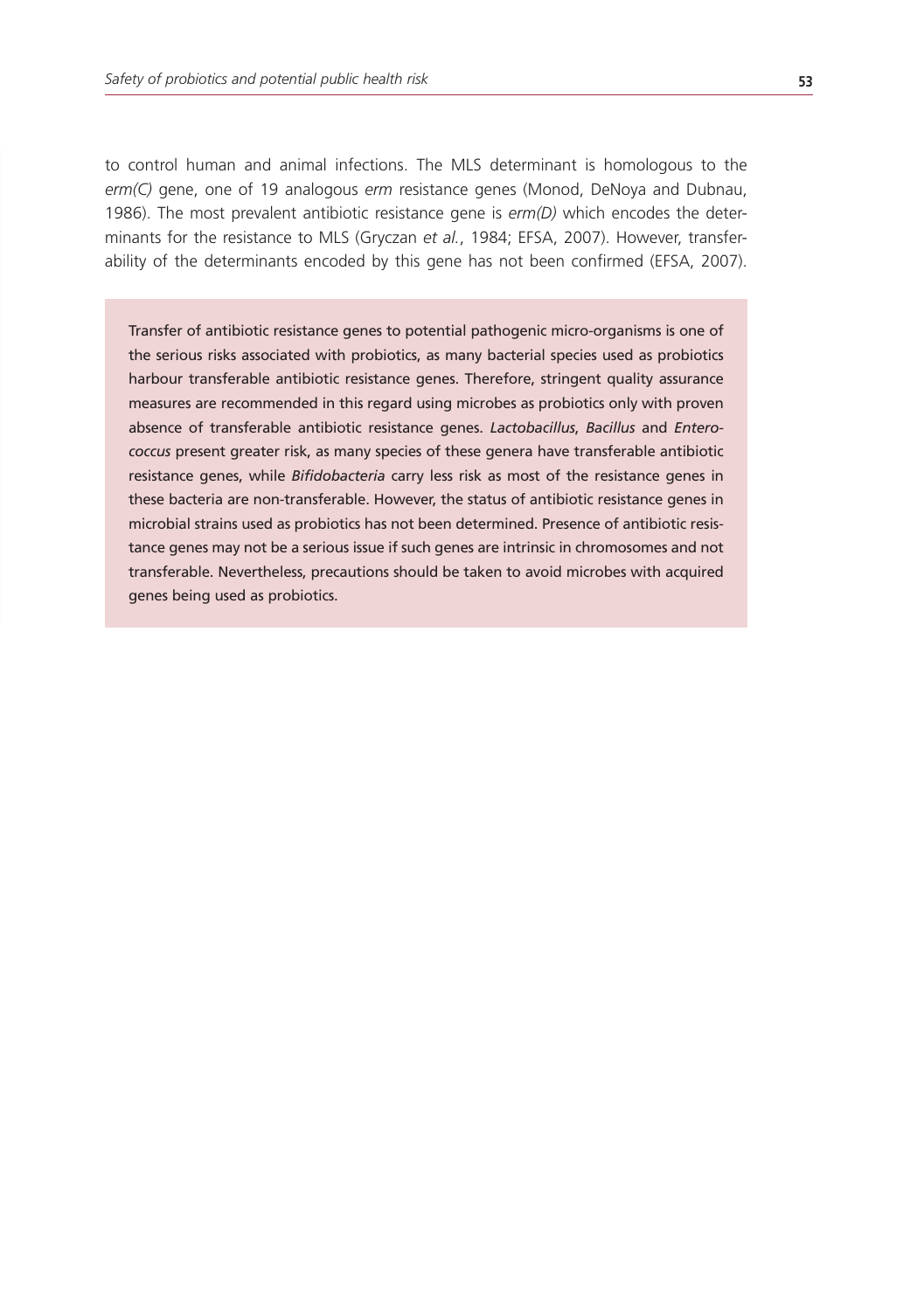to control human and animal infections. The MLS determinant is homologous to the *erm(C)* gene, one of 19 analogous *erm* resistance genes (Monod, DeNoya and Dubnau, 1986). The most prevalent antibiotic resistance gene is *erm(D)* which encodes the determinants for the resistance to MLS (Gryczan *et al.*, 1984; EFSA, 2007). However, transferability of the determinants encoded by this gene has not been confirmed (EFSA, 2007).

> Transfer of antibiotic resistance genes to potential pathogenic micro-organisms is one of the serious risks associated with probiotics, as many bacterial species used as probiotics harbour transferable antibiotic resistance genes. Therefore, stringent quality assurance measures are recommended in this regard using microbes as probiotics only with proven absence of transferable antibiotic resistance genes. *Lactobacillus*, *Bacillus* and *Enterococcus* present greater risk, as many species of these genera have transferable antibiotic resistance genes, while *Bifidobacteria* carry less risk as most of the resistance genes in these bacteria are non-transferable. However, the status of antibiotic resistance genes in microbial strains used as probiotics has not been determined. Presence of antibiotic resistance genes may not be a serious issue if such genes are intrinsic in chromosomes and not transferable. Nevertheless, precautions should be taken to avoid microbes with acquired genes being used as probiotics.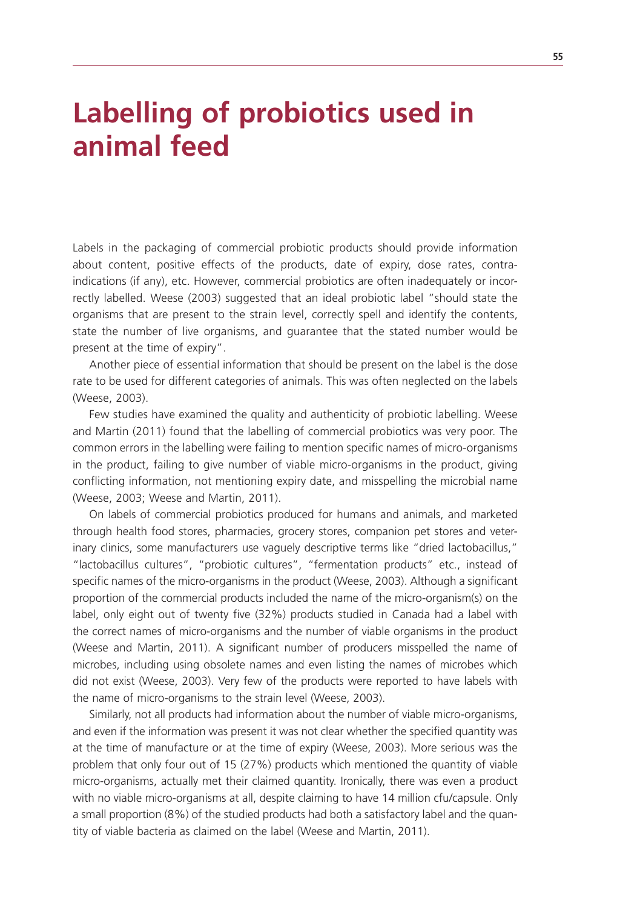# Labelling of probiotics used in animal feed

Labels in the packaging of commercial probiotic products should provide information about content, positive effects of the products, date of expiry, dose rates, contra-indications (if any), etc. However, commercial probiotics are often inadequately or incorrectly labelled. Weese (2003) suggested that an ideal probiotic label "should state the organisms that are present to the strain level, correctly spell and identify the contents, state the number of live organisms, and guarantee that the stated number would be present at the time of expiry".

Another piece of essential information that should be present on the label is the dose rate to be used for different categories of animals. This was often neglected on the labels (Weese, 2003).

Few studies have examined the quality and authenticity of probiotic labelling. Weese and Martin (2011) found that the labelling of commercial probiotics was very poor. The common errors in the labelling were failing to mention specific names of micro-organisms in the product, failing to give number of viable micro-organisms in the product, giving conflicting information, not mentioning expiry date, and misspelling the microbial name (Weese, 2003; Weese and Martin, 2011).

On labels of commercial probiotics produced for humans and animals, and marketed through health food stores, pharmacies, grocery stores, companion pet stores and veterinary clinics, some manufacturers use vaguely descriptive terms like "dried lactobacillus," "lactobacillus cultures", "probiotic cultures", "fermentation products" etc., instead of specific names of the micro-organisms in the product (Weese, 2003). Although a significant proportion of the commercial products included the name of the micro-organism(s) on the label, only eight out of twenty five (32%) products studied in Canada had a label with the correct names of micro-organisms and the number of viable organisms in the product (Weese and Martin, 2011). A significant number of producers misspelled the name of microbes, including using obsolete names and even listing the names of microbes which did not exist (Weese, 2003). Very few of the products were reported to have labels with the name of micro-organisms to the strain level (Weese, 2003).

Similarly, not all products had information about the number of viable micro-organisms, and even if the information was present it was not clear whether the specified quantity was at the time of manufacture or at the time of expiry (Weese, 2003). More serious was the problem that only four out of 15 (27%) products which mentioned the quantity of viable micro-organisms, actually met their claimed quantity. Ironically, there was even a product with no viable micro-organisms at all, despite claiming to have 14 million cfu/capsule. Only a small proportion (8%) of the studied products had both a satisfactory label and the quantity of viable bacteria as claimed on the label (Weese and Martin, 2011).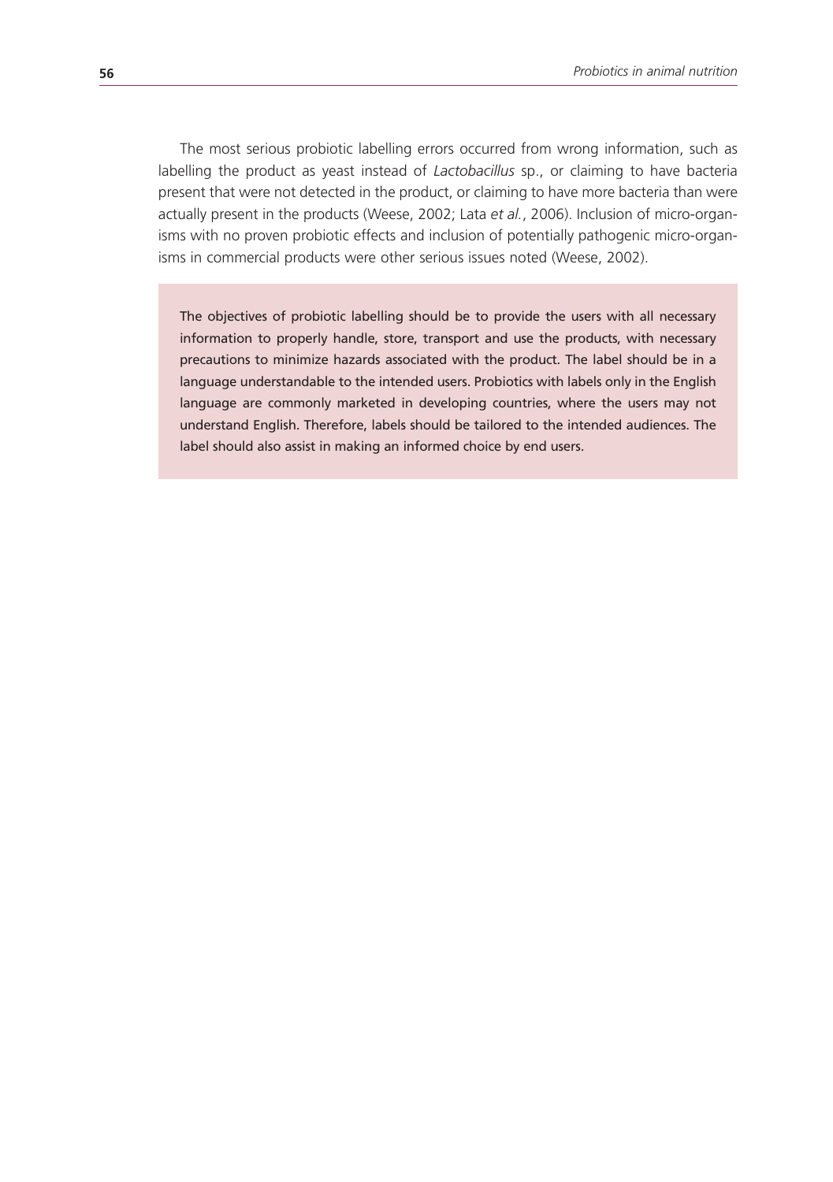The most serious probiotic labelling errors occurred from wrong information, such as labelling the product as yeast instead of *Lactobacillus* sp., or claiming to have bacteria present that were not detected in the product, or claiming to have more bacteria than were actually present in the products (Weese, 2002; Lata *et al.*, 2006). Inclusion of micro-organisms with no proven probiotic effects and inclusion of potentially pathogenic micro-organisms in commercial products were other serious issues noted (Weese, 2002).

The objectives of probiotic labelling should be to provide the users with all necessary information to properly handle, store, transport and use the products, with necessary precautions to minimize hazards associated with the product. The label should be in a language understandable to the intended users. Probiotics with labels only in the English language are commonly marketed in developing countries, where the users may not understand English. Therefore, labels should be tailored to the intended audiences. The label should also assist in making an informed choice by end users.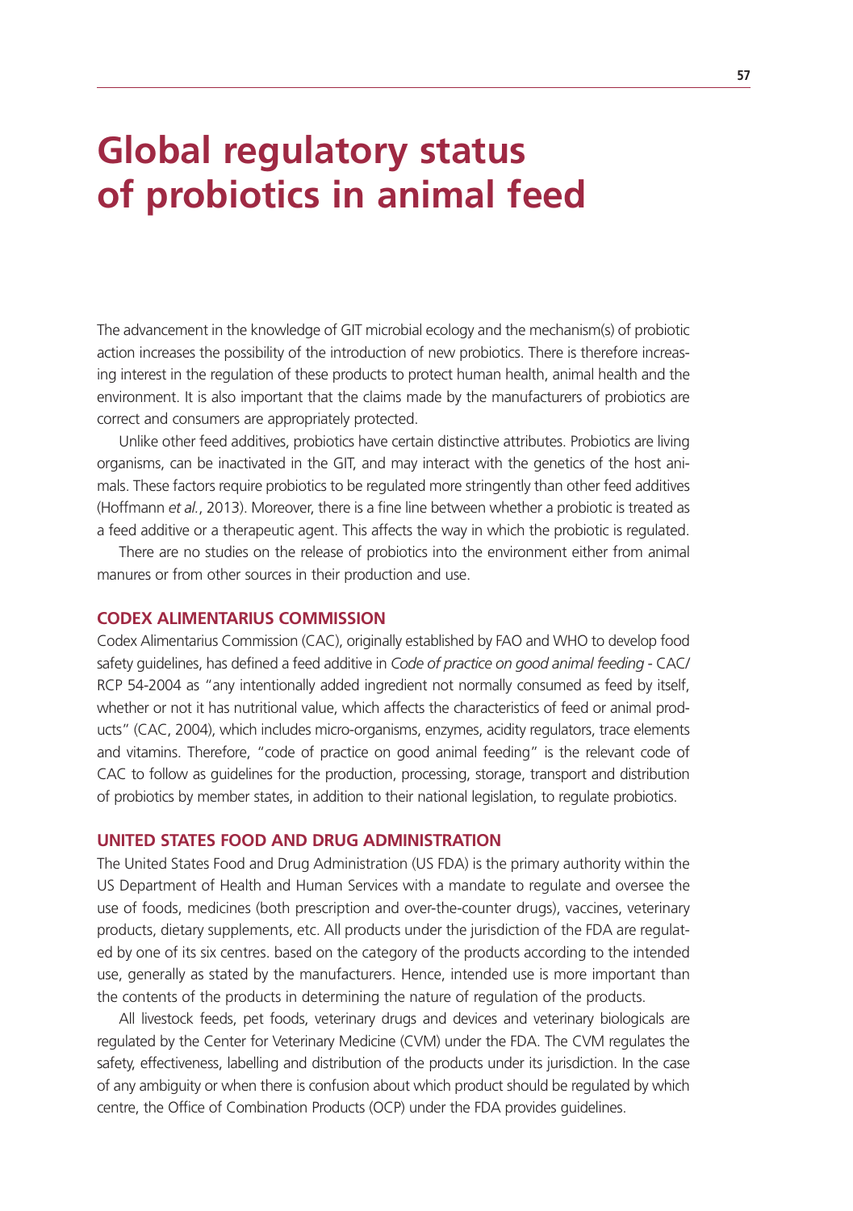# Global regulatory status of probiotics in animal feed

The advancement in the knowledge of GIT microbial ecology and the mechanism(s) of probiotic action increases the possibility of the introduction of new probiotics. There is therefore increasing interest in the regulation of these products to protect human health, animal health and the environment. It is also important that the claims made by the manufacturers of probiotics are correct and consumers are appropriately protected.

Unlike other feed additives, probiotics have certain distinctive attributes. Probiotics are living organisms, can be inactivated in the GIT, and may interact with the genetics of the host animals. These factors require probiotics to be regulated more stringently than other feed additives (Hoffmann *et al.*, 2013). Moreover, there is a fine line between whether a probiotic is treated as a feed additive or a therapeutic agent. This affects the way in which the probiotic is regulated.

There are no studies on the release of probiotics into the environment either from animal manures or from other sources in their production and use.

## CODEX ALIMENTARIUS COMMISSION

Codex Alimentarius Commission (CAC), originally established by FAO and WHO to develop food safety guidelines, has defined a feed additive in *Code of practice on good animal feeding* - CAC/RCP 54-2004 as "any intentionally added ingredient not normally consumed as feed by itself, whether or not it has nutritional value, which affects the characteristics of feed or animal products" (CAC, 2004), which includes micro-organisms, enzymes, acidity regulators, trace elements and vitamins. Therefore, "code of practice on good animal feeding" is the relevant code of CAC to follow as guidelines for the production, processing, storage, transport and distribution of probiotics by member states, in addition to their national legislation, to regulate probiotics.

## UNITED STATES FOOD AND DRUG ADMINISTRATION

The United States Food and Drug Administration (US FDA) is the primary authority within the US Department of Health and Human Services with a mandate to regulate and oversee the use of foods, medicines (both prescription and over-the-counter drugs), vaccines, veterinary products, dietary supplements, etc. All products under the jurisdiction of the FDA are regulated by one of its six centres. based on the category of the products according to the intended use, generally as stated by the manufacturers. Hence, intended use is more important than the contents of the products in determining the nature of regulation of the products.

All livestock feeds, pet foods, veterinary drugs and devices and veterinary biologicals are regulated by the Center for Veterinary Medicine (CVM) under the FDA. The CVM regulates the safety, effectiveness, labelling and distribution of the products under its jurisdiction. In the case of any ambiguity or when there is confusion about which product should be regulated by which centre, the Office of Combination Products (OCP) under the FDA provides guidelines.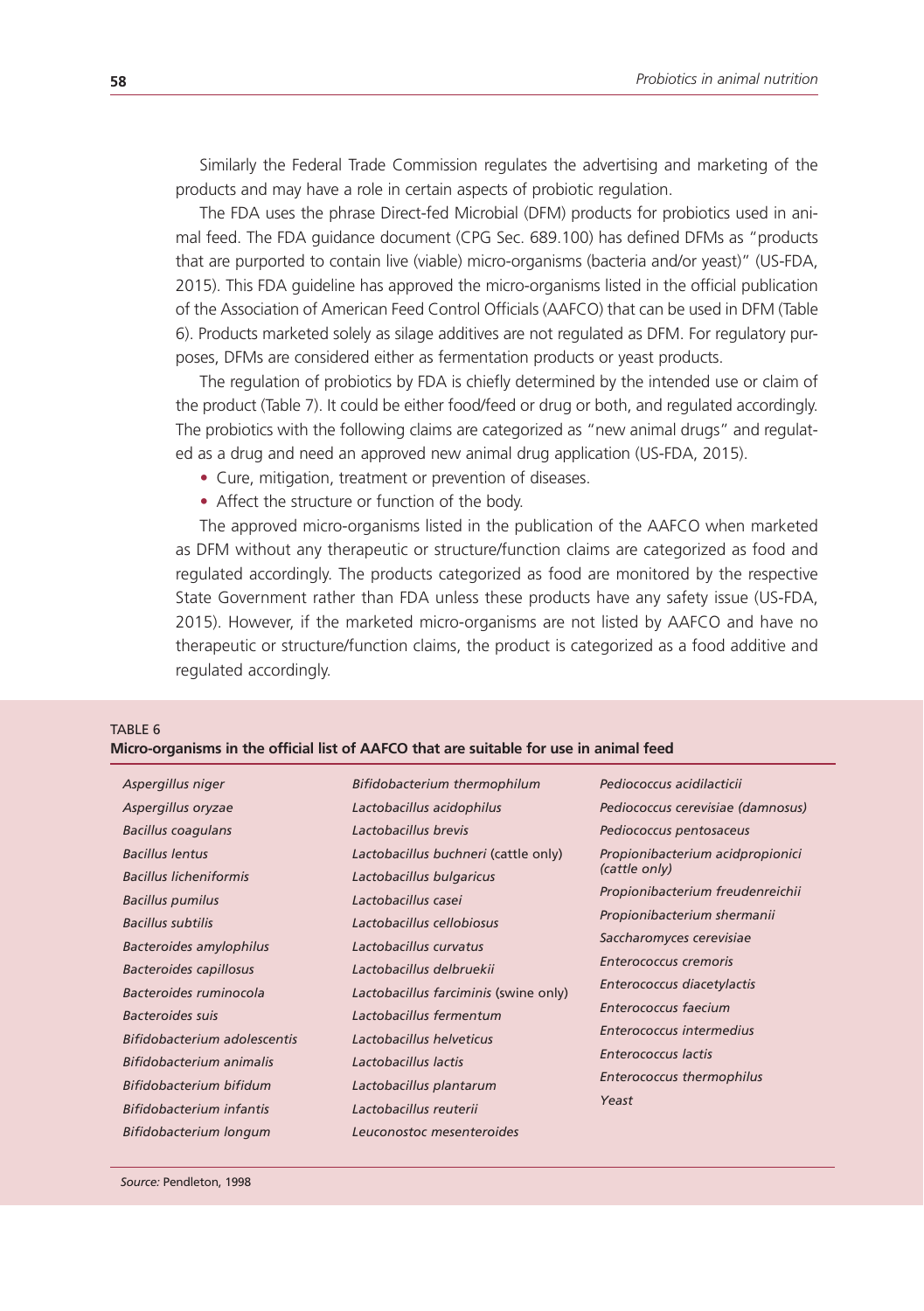Similarly the Federal Trade Commission regulates the advertising and marketing of the products and may have a role in certain aspects of probiotic regulation.

The FDA uses the phrase Direct-fed Microbial (DFM) products for probiotics used in animal feed. The FDA guidance document (CPG Sec. 689.100) has defined DFMs as "products that are purported to contain live (viable) micro-organisms (bacteria and/or yeast)" (US-FDA, 2015). This FDA guideline has approved the micro-organisms listed in the official publication of the Association of American Feed Control Officials (AAFCO) that can be used in DFM (Table 6). Products marketed solely as silage additives are not regulated as DFM. For regulatory purposes, DFMs are considered either as fermentation products or yeast products.

The regulation of probiotics by FDA is chiefly determined by the intended use or claim of the product (Table 7). It could be either food/feed or drug or both, and regulated accordingly. The probiotics with the following claims are categorized as "new animal drugs" and regulated as a drug and need an approved new animal drug application (US-FDA, 2015).

- Cure, mitigation, treatment or prevention of diseases.
- Affect the structure or function of the body.

The approved micro-organisms listed in the publication of the AAFCO when marketed as DFM without any therapeutic or structure/function claims are categorized as food and regulated accordingly. The products categorized as food are monitored by the respective State Government rather than FDA unless these products have any safety issue (US-FDA, 2015). However, if the marketed micro-organisms are not listed by AAFCO and have no therapeutic or structure/function claims, the product is categorized as a food additive and regulated accordingly.

TABLE 6
**Micro-organisms in the official list of AAFCO that are suitable for use in animal feed**

| | | |
|---|---|---|
| *Aspergillus niger* | *Bifidobacterium thermophilum* | *Pediococcus acidilacticii* |
| *Aspergillus oryzae* | *Lactobacillus acidophilus* | *Pediococcus cerevisiae (damnosus)* |
| *Bacillus coagulans* | *Lactobacillus brevis* | *Pediococcus pentosaceus* |
| *Bacillus lentus* | *Lactobacillus buchneri* (cattle only) | *Propionibacterium acidpropionici (cattle only)* |
| *Bacillus licheniformis* | *Lactobacillus bulgaricus* | *Propionibacterium freudenreichii* |
| *Bacillus pumilus* | *Lactobacillus casei* | *Propionibacterium shermanii* |
| *Bacillus subtilis* | *Lactobacillus cellobiosus* | *Saccharomyces cerevisiae* |
| *Bacteroides amylophilus* | *Lactobacillus curvatus* | *Enterococcus cremoris* |
| *Bacteroides capillosus* | *Lactobacillus delbruekii* | *Enterococcus diacetylactis* |
| *Bacteroides ruminocola* | *Lactobacillus farciminis* (swine only) | *Enterococcus faecium* |
| *Bacteroides suis* | *Lactobacillus fermentum* | *Enterococcus intermedius* |
| *Bifidobacterium adolescentis* | *Lactobacillus helveticus* | *Enterococcus lactis* |
| *Bifidobacterium animalis* | *Lactobacillus lactis* | *Enterococcus thermophilus* |
| *Bifidobacterium bifidum* | *Lactobacillus plantarum* | *Yeast* |
| *Bifidobacterium infantis* | *Lactobacillus reuterii* | |
| *Bifidobacterium longum* | *Leuconostoc mesenteroides* | |

*Source:* Pendleton, 1998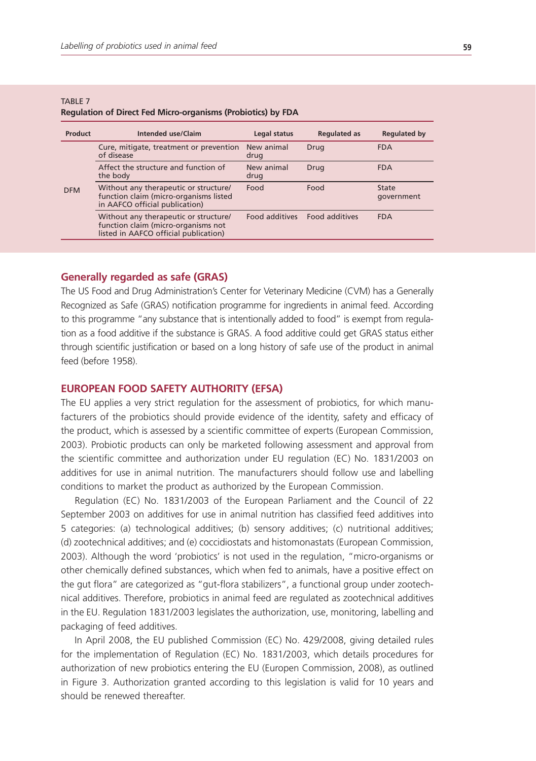TABLE 7
**Regulation of Direct Fed Micro-organisms (Probiotics) by FDA**

| Product | Intended use/Claim | Legal status | Regulated as | Regulated by |
|---|---|---|---|---|
| DFM | Cure, mitigate, treatment or prevention of disease | New animal drug | Drug | FDA |
| | Affect the structure and function of the body | New animal drug | Drug | FDA |
| | Without any therapeutic or structure/ function claim (micro-organisms listed in AAFCO official publication) | Food | Food | State government |
| | Without any therapeutic or structure/ function claim (micro-organisms not listed in AAFCO official publication) | Food additives | Food additives | FDA |

## Generally regarded as safe (GRAS)

The US Food and Drug Administration's Center for Veterinary Medicine (CVM) has a Generally Recognized as Safe (GRAS) notification programme for ingredients in animal feed. According to this programme "any substance that is intentionally added to food" is exempt from regulation as a food additive if the substance is GRAS. A food additive could get GRAS status either through scientific justification or based on a long history of safe use of the product in animal feed (before 1958).

## EUROPEAN FOOD SAFETY AUTHORITY (EFSA)

The EU applies a very strict regulation for the assessment of probiotics, for which manufacturers of the probiotics should provide evidence of the identity, safety and efficacy of the product, which is assessed by a scientific committee of experts (European Commission, 2003). Probiotic products can only be marketed following assessment and approval from the scientific committee and authorization under EU regulation (EC) No. 1831/2003 on additives for use in animal nutrition. The manufacturers should follow use and labelling conditions to market the product as authorized by the European Commission.

Regulation (EC) No. 1831/2003 of the European Parliament and the Council of 22 September 2003 on additives for use in animal nutrition has classified feed additives into 5 categories: (a) technological additives; (b) sensory additives; (c) nutritional additives; (d) zootechnical additives; and (e) coccidiostats and histomonastats (European Commission, 2003). Although the word 'probiotics' is not used in the regulation, "micro-organisms or other chemically defined substances, which when fed to animals, have a positive effect on the gut flora" are categorized as "gut-flora stabilizers", a functional group under zootechnical additives. Therefore, probiotics in animal feed are regulated as zootechnical additives in the EU. Regulation 1831/2003 legislates the authorization, use, monitoring, labelling and packaging of feed additives.

In April 2008, the EU published Commission (EC) No. 429/2008, giving detailed rules for the implementation of Regulation (EC) No. 1831/2003, which details procedures for authorization of new probiotics entering the EU (Europen Commission, 2008), as outlined in Figure 3. Authorization granted according to this legislation is valid for 10 years and should be renewed thereafter.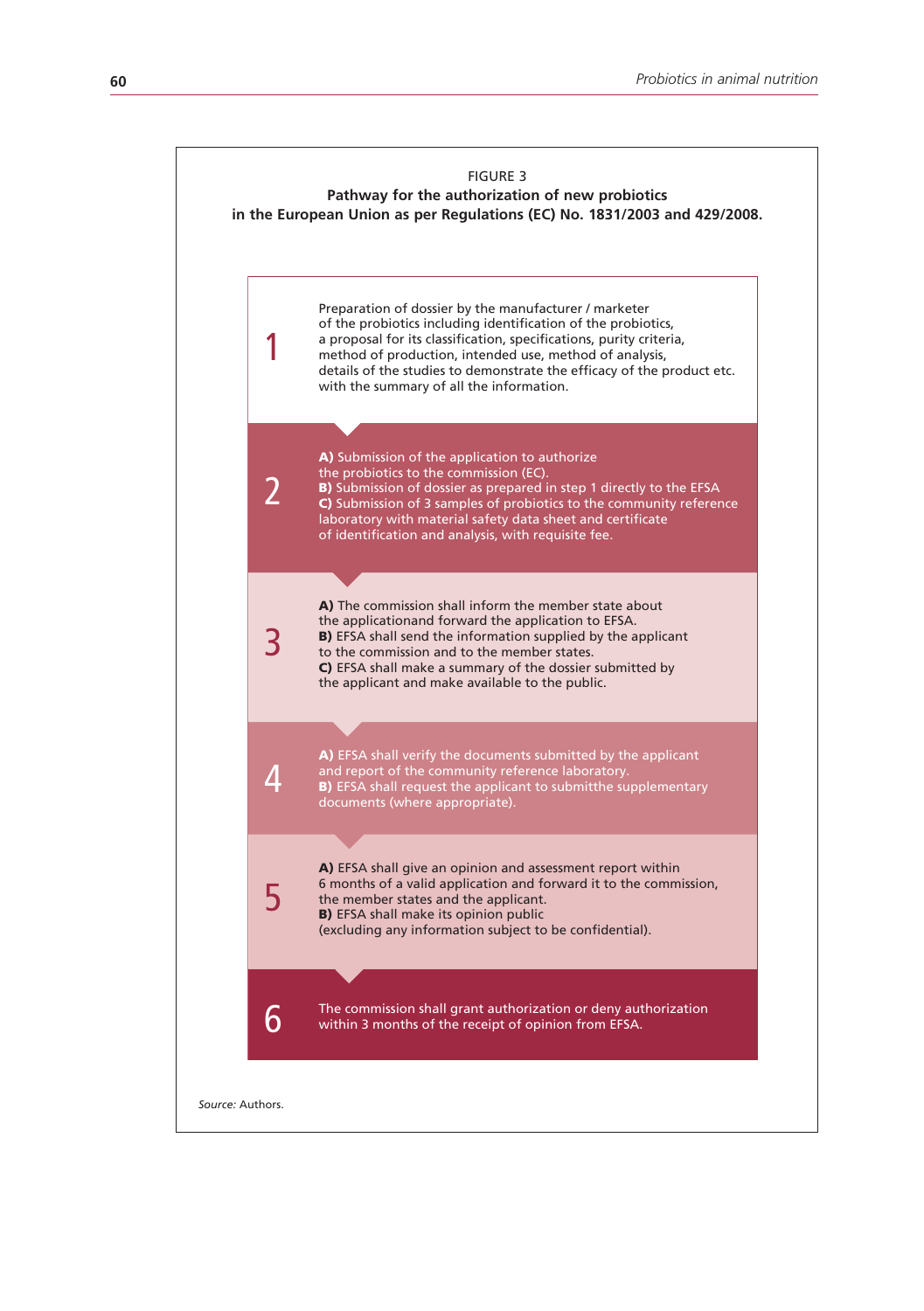FIGURE 3

**Pathway for the authorization of new probiotics in the European Union as per Regulations (EC) No. 1831/2003 and 429/2008.**

**1**

Preparation of dossier by the manufacturer / marketer of the probiotics including identification of the probiotics, a proposal for its classification, specifications, purity criteria, method of production, intended use, method of analysis, details of the studies to demonstrate the efficacy of the product etc. with the summary of all the information.

**2**

**A)** Submission of the application to authorize the probiotics to the commission (EC).
**B)** Submission of dossier as prepared in step 1 directly to the EFSA
**C)** Submission of 3 samples of probiotics to the community reference laboratory with material safety data sheet and certificate of identification and analysis, with requisite fee.

**3**

**A)** The commission shall inform the member state about the applicationand forward the application to EFSA.
**B)** EFSA shall send the information supplied by the applicant to the commission and to the member states.
**C)** EFSA shall make a summary of the dossier submitted by the applicant and make available to the public.

**4**

**A)** EFSA shall verify the documents submitted by the applicant and report of the community reference laboratory.
**B)** EFSA shall request the applicant to submitthe supplementary documents (where appropriate).

**5**

**A)** EFSA shall give an opinion and assessment report within 6 months of a valid application and forward it to the commission, the member states and the applicant.
**B)** EFSA shall make its opinion public (excluding any information subject to be confidential).

**6**

The commission shall grant authorization or deny authorization within 3 months of the receipt of opinion from EFSA.

*Source:* Authors.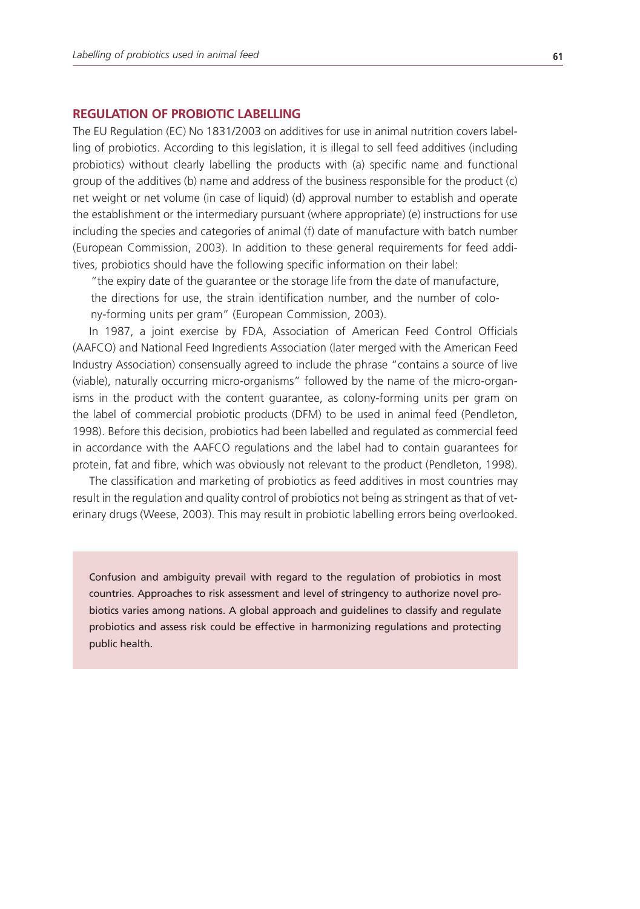## REGULATION OF PROBIOTIC LABELLING

The EU Regulation (EC) No 1831/2003 on additives for use in animal nutrition covers labelling of probiotics. According to this legislation, it is illegal to sell feed additives (including probiotics) without clearly labelling the products with (a) specific name and functional group of the additives (b) name and address of the business responsible for the product (c) net weight or net volume (in case of liquid) (d) approval number to establish and operate the establishment or the intermediary pursuant (where appropriate) (e) instructions for use including the species and categories of animal (f) date of manufacture with batch number (European Commission, 2003). In addition to these general requirements for feed additives, probiotics should have the following specific information on their label:

> "the expiry date of the guarantee or the storage life from the date of manufacture, the directions for use, the strain identification number, and the number of colony-forming units per gram" (European Commission, 2003).

In 1987, a joint exercise by FDA, Association of American Feed Control Officials (AAFCO) and National Feed Ingredients Association (later merged with the American Feed Industry Association) consensually agreed to include the phrase "contains a source of live (viable), naturally occurring micro-organisms" followed by the name of the micro-organisms in the product with the content guarantee, as colony-forming units per gram on the label of commercial probiotic products (DFM) to be used in animal feed (Pendleton, 1998). Before this decision, probiotics had been labelled and regulated as commercial feed in accordance with the AAFCO regulations and the label had to contain guarantees for protein, fat and fibre, which was obviously not relevant to the product (Pendleton, 1998).

The classification and marketing of probiotics as feed additives in most countries may result in the regulation and quality control of probiotics not being as stringent as that of veterinary drugs (Weese, 2003). This may result in probiotic labelling errors being overlooked.

> Confusion and ambiguity prevail with regard to the regulation of probiotics in most countries. Approaches to risk assessment and level of stringency to authorize novel probiotics varies among nations. A global approach and guidelines to classify and regulate probiotics and assess risk could be effective in harmonizing regulations and protecting public health.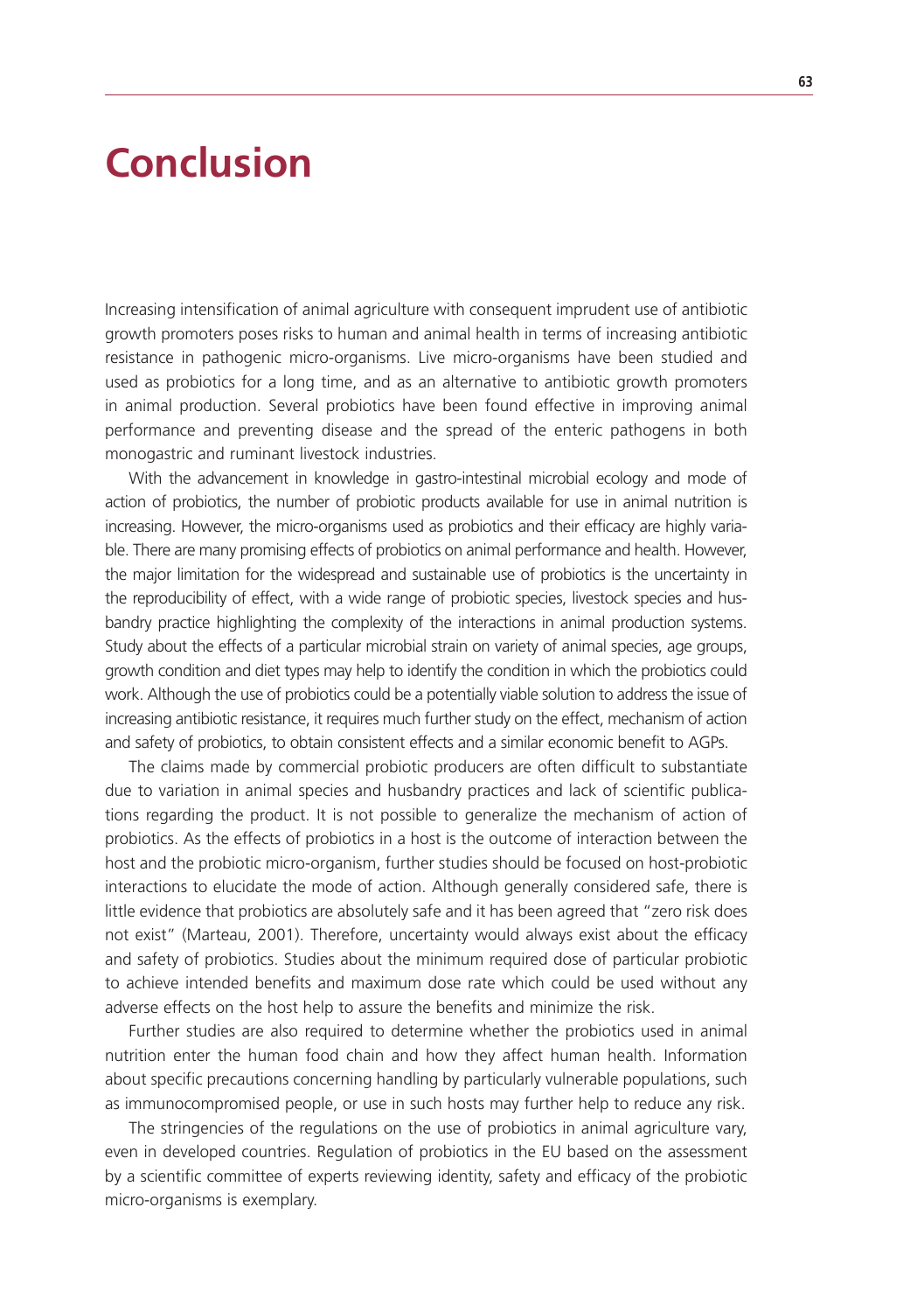# Conclusion

Increasing intensification of animal agriculture with consequent imprudent use of antibiotic growth promoters poses risks to human and animal health in terms of increasing antibiotic resistance in pathogenic micro-organisms. Live micro-organisms have been studied and used as probiotics for a long time, and as an alternative to antibiotic growth promoters in animal production. Several probiotics have been found effective in improving animal performance and preventing disease and the spread of the enteric pathogens in both monogastric and ruminant livestock industries.

With the advancement in knowledge in gastro-intestinal microbial ecology and mode of action of probiotics, the number of probiotic products available for use in animal nutrition is increasing. However, the micro-organisms used as probiotics and their efficacy are highly variable. There are many promising effects of probiotics on animal performance and health. However, the major limitation for the widespread and sustainable use of probiotics is the uncertainty in the reproducibility of effect, with a wide range of probiotic species, livestock species and husbandry practice highlighting the complexity of the interactions in animal production systems. Study about the effects of a particular microbial strain on variety of animal species, age groups, growth condition and diet types may help to identify the condition in which the probiotics could work. Although the use of probiotics could be a potentially viable solution to address the issue of increasing antibiotic resistance, it requires much further study on the effect, mechanism of action and safety of probiotics, to obtain consistent effects and a similar economic benefit to AGPs.

The claims made by commercial probiotic producers are often difficult to substantiate due to variation in animal species and husbandry practices and lack of scientific publications regarding the product. It is not possible to generalize the mechanism of action of probiotics. As the effects of probiotics in a host is the outcome of interaction between the host and the probiotic micro-organism, further studies should be focused on host-probiotic interactions to elucidate the mode of action. Although generally considered safe, there is little evidence that probiotics are absolutely safe and it has been agreed that "zero risk does not exist" (Marteau, 2001). Therefore, uncertainty would always exist about the efficacy and safety of probiotics. Studies about the minimum required dose of particular probiotic to achieve intended benefits and maximum dose rate which could be used without any adverse effects on the host help to assure the benefits and minimize the risk.

Further studies are also required to determine whether the probiotics used in animal nutrition enter the human food chain and how they affect human health. Information about specific precautions concerning handling by particularly vulnerable populations, such as immunocompromised people, or use in such hosts may further help to reduce any risk.

The stringencies of the regulations on the use of probiotics in animal agriculture vary, even in developed countries. Regulation of probiotics in the EU based on the assessment by a scientific committee of experts reviewing identity, safety and efficacy of the probiotic micro-organisms is exemplary.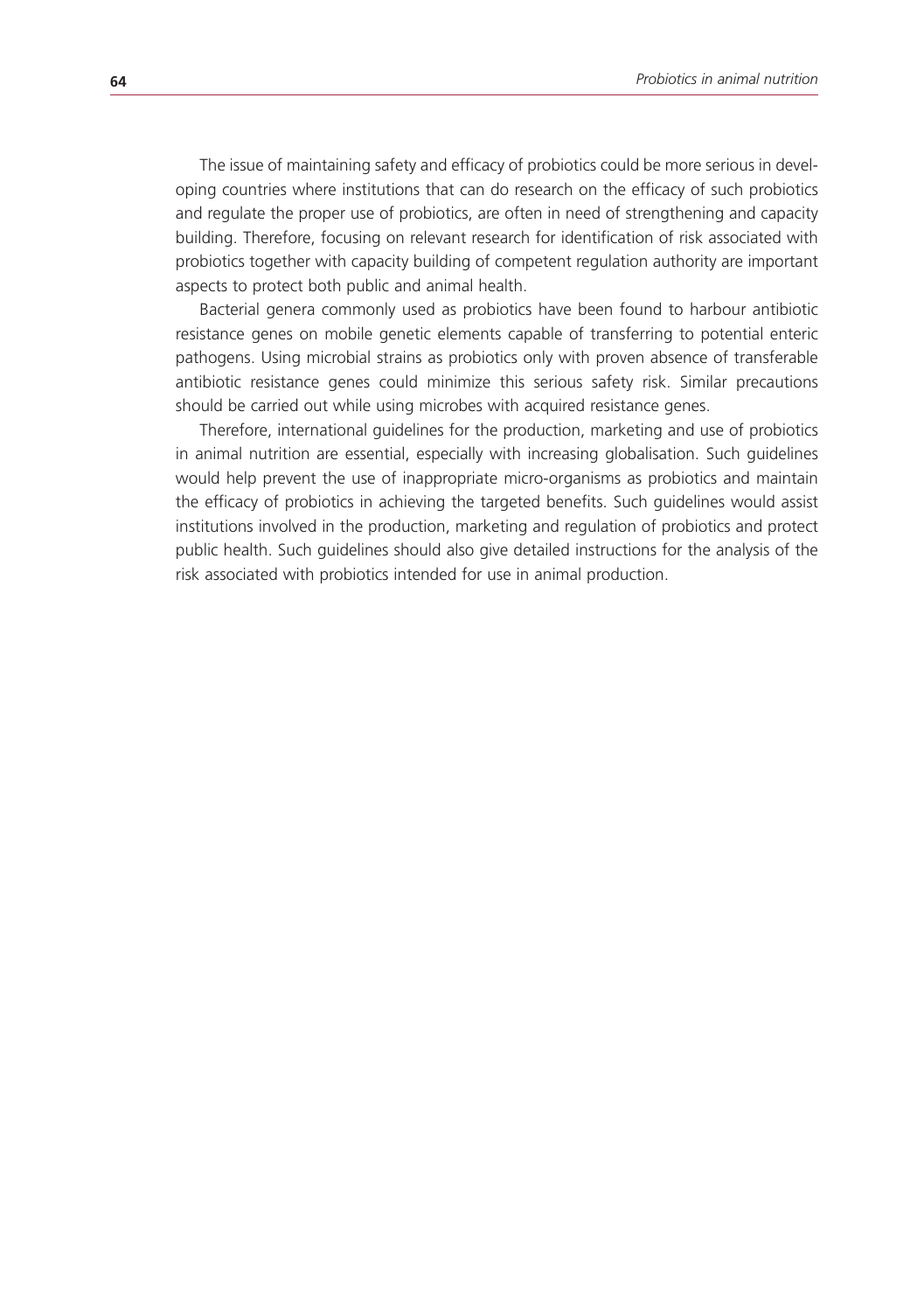The issue of maintaining safety and efficacy of probiotics could be more serious in developing countries where institutions that can do research on the efficacy of such probiotics and regulate the proper use of probiotics, are often in need of strengthening and capacity building. Therefore, focusing on relevant research for identification of risk associated with probiotics together with capacity building of competent regulation authority are important aspects to protect both public and animal health.

Bacterial genera commonly used as probiotics have been found to harbour antibiotic resistance genes on mobile genetic elements capable of transferring to potential enteric pathogens. Using microbial strains as probiotics only with proven absence of transferable antibiotic resistance genes could minimize this serious safety risk. Similar precautions should be carried out while using microbes with acquired resistance genes.

Therefore, international guidelines for the production, marketing and use of probiotics in animal nutrition are essential, especially with increasing globalisation. Such guidelines would help prevent the use of inappropriate micro-organisms as probiotics and maintain the efficacy of probiotics in achieving the targeted benefits. Such guidelines would assist institutions involved in the production, marketing and regulation of probiotics and protect public health. Such guidelines should also give detailed instructions for the analysis of the risk associated with probiotics intended for use in animal production.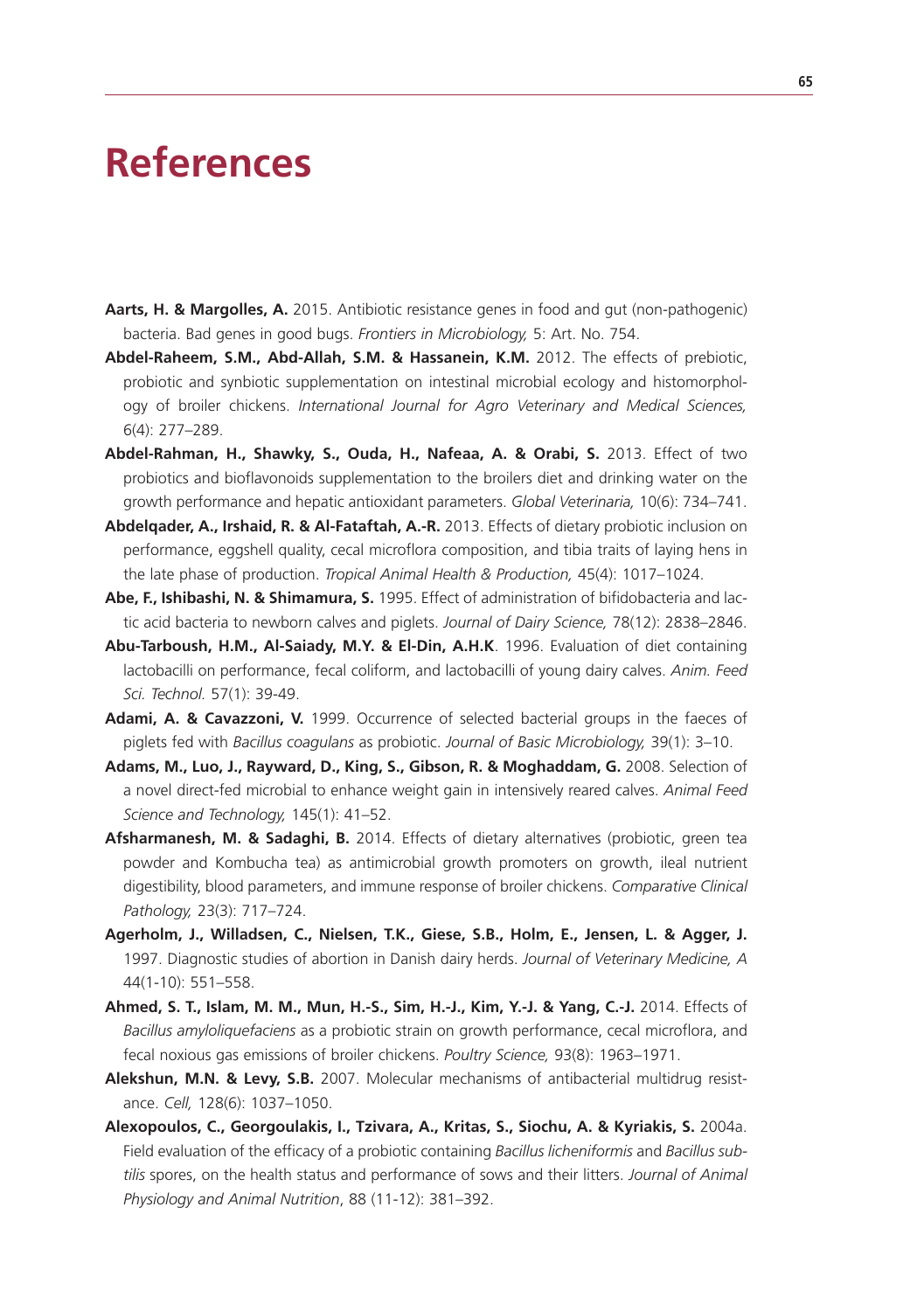# References

**Aarts, H. & Margolles, A.** 2015. Antibiotic resistance genes in food and gut (non-pathogenic) bacteria. Bad genes in good bugs. *Frontiers in Microbiology,* 5: Art. No. 754.

**Abdel-Raheem, S.M., Abd-Allah, S.M. & Hassanein, K.M.** 2012. The effects of prebiotic, probiotic and synbiotic supplementation on intestinal microbial ecology and histomorphology of broiler chickens. *International Journal for Agro Veterinary and Medical Sciences,* 6(4): 277–289.

**Abdel-Rahman, H., Shawky, S., Ouda, H., Nafeaa, A. & Orabi, S.** 2013. Effect of two probiotics and bioflavonoids supplementation to the broilers diet and drinking water on the growth performance and hepatic antioxidant parameters. *Global Veterinaria,* 10(6): 734–741.

**Abdelqader, A., Irshaid, R. & Al-Fataftah, A.-R.** 2013. Effects of dietary probiotic inclusion on performance, eggshell quality, cecal microflora composition, and tibia traits of laying hens in the late phase of production. *Tropical Animal Health & Production,* 45(4): 1017–1024.

**Abe, F., Ishibashi, N. & Shimamura, S.** 1995. Effect of administration of bifidobacteria and lactic acid bacteria to newborn calves and piglets. *Journal of Dairy Science,* 78(12): 2838–2846.

**Abu-Tarboush, H.M., Al-Saiady, M.Y. & El-Din, A.H.K**. 1996. Evaluation of diet containing lactobacilli on performance, fecal coliform, and lactobacilli of young dairy calves. *Anim. Feed Sci. Technol.* 57(1): 39-49.

**Adami, A. & Cavazzoni, V.** 1999. Occurrence of selected bacterial groups in the faeces of piglets fed with *Bacillus coagulans* as probiotic. *Journal of Basic Microbiology,* 39(1): 3–10.

**Adams, M., Luo, J., Rayward, D., King, S., Gibson, R. & Moghaddam, G.** 2008. Selection of a novel direct-fed microbial to enhance weight gain in intensively reared calves. *Animal Feed Science and Technology,* 145(1): 41–52.

**Afsharmanesh, M. & Sadaghi, B.** 2014. Effects of dietary alternatives (probiotic, green tea powder and Kombucha tea) as antimicrobial growth promoters on growth, ileal nutrient digestibility, blood parameters, and immune response of broiler chickens. *Comparative Clinical Pathology,* 23(3): 717–724.

**Agerholm, J., Willadsen, C., Nielsen, T.K., Giese, S.B., Holm, E., Jensen, L. & Agger, J.** 1997. Diagnostic studies of abortion in Danish dairy herds. *Journal of Veterinary Medicine, A* 44(1-10): 551–558.

**Ahmed, S. T., Islam, M. M., Mun, H.-S., Sim, H.-J., Kim, Y.-J. & Yang, C.-J.** 2014. Effects of *Bacillus amyloliquefaciens* as a probiotic strain on growth performance, cecal microflora, and fecal noxious gas emissions of broiler chickens. *Poultry Science,* 93(8): 1963–1971.

**Alekshun, M.N. & Levy, S.B.** 2007. Molecular mechanisms of antibacterial multidrug resistance. *Cell,* 128(6): 1037–1050.

**Alexopoulos, C., Georgoulakis, I., Tzivara, A., Kritas, S., Siochu, A. & Kyriakis, S.** 2004a. Field evaluation of the efficacy of a probiotic containing *Bacillus licheniformis* and *Bacillus subtilis* spores, on the health status and performance of sows and their litters. *Journal of Animal Physiology and Animal Nutrition*, 88 (11-12): 381–392.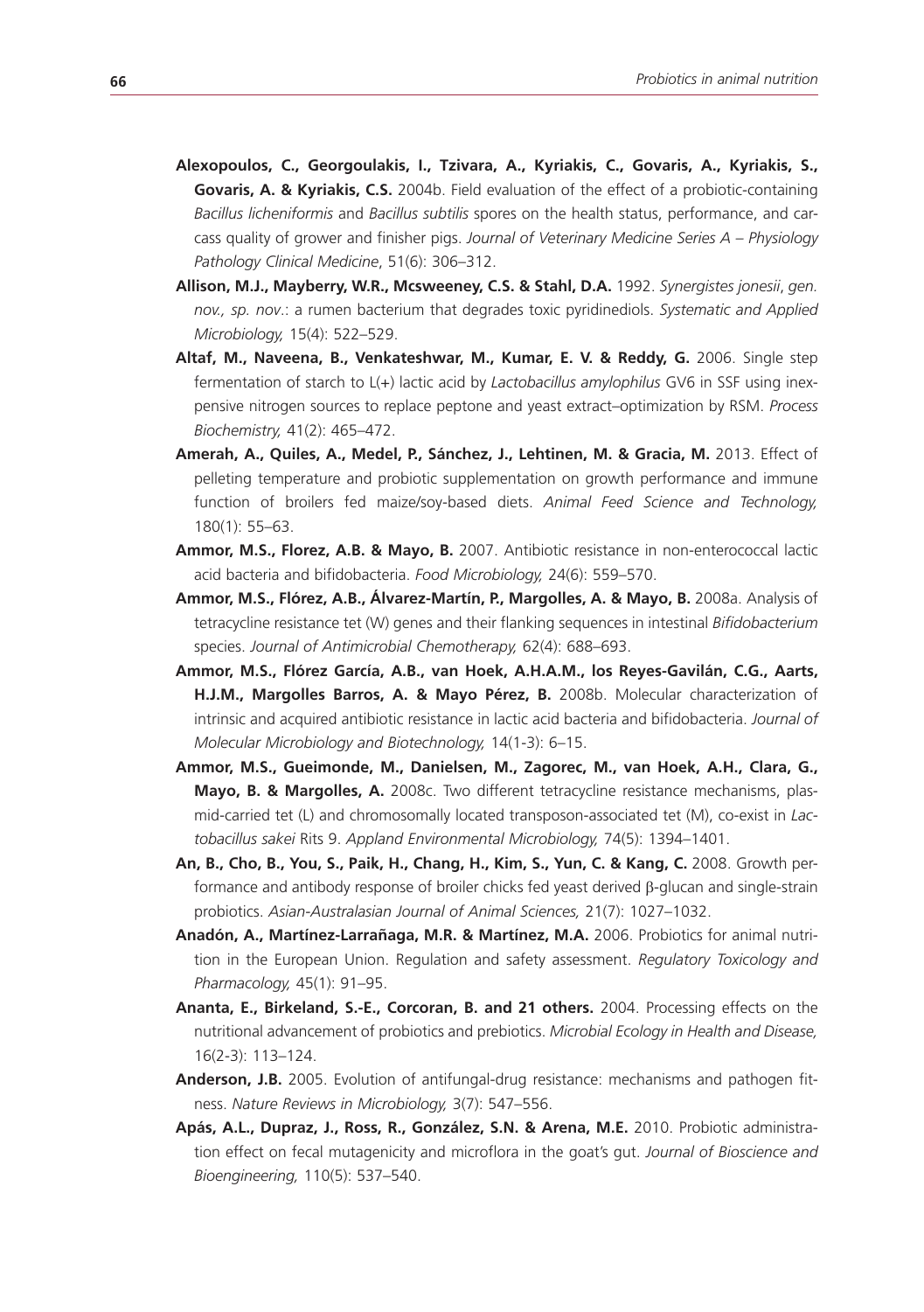**Alexopoulos, C., Georgoulakis, I., Tzivara, A., Kyriakis, C., Govaris, A., Kyriakis, S., Govaris, A. & Kyriakis, C.S.** 2004b. Field evaluation of the effect of a probiotic-containing *Bacillus licheniformis* and *Bacillus subtilis* spores on the health status, performance, and carcass quality of grower and finisher pigs. *Journal of Veterinary Medicine Series A – Physiology Pathology Clinical Medicine*, 51(6): 306–312.

**Allison, M.J., Mayberry, W.R., Mcsweeney, C.S. & Stahl, D.A.** 1992. *Synergistes jonesii*, *gen. nov., sp. nov*.: a rumen bacterium that degrades toxic pyridinediols. *Systematic and Applied Microbiology,* 15(4): 522–529.

**Altaf, M., Naveena, B., Venkateshwar, M., Kumar, E. V. & Reddy, G.** 2006. Single step fermentation of starch to L(+) lactic acid by *Lactobacillus amylophilus* GV6 in SSF using inexpensive nitrogen sources to replace peptone and yeast extract–optimization by RSM. *Process Biochemistry,* 41(2): 465–472.

**Amerah, A., Quiles, A., Medel, P., Sánchez, J., Lehtinen, M. & Gracia, M.** 2013. Effect of pelleting temperature and probiotic supplementation on growth performance and immune function of broilers fed maize/soy-based diets. *Animal Feed Science and Technology,* 180(1): 55–63.

**Ammor, M.S., Florez, A.B. & Mayo, B.** 2007. Antibiotic resistance in non-enterococcal lactic acid bacteria and bifidobacteria. *Food Microbiology,* 24(6): 559–570.

**Ammor, M.S., Flórez, A.B., Álvarez-Martín, P., Margolles, A. & Mayo, B.** 2008a. Analysis of tetracycline resistance tet (W) genes and their flanking sequences in intestinal *Bifidobacterium* species. *Journal of Antimicrobial Chemotherapy,* 62(4): 688–693.

**Ammor, M.S., Flórez García, A.B., van Hoek, A.H.A.M., los Reyes-Gavilán, C.G., Aarts, H.J.M., Margolles Barros, A. & Mayo Pérez, B.** 2008b. Molecular characterization of intrinsic and acquired antibiotic resistance in lactic acid bacteria and bifidobacteria. *Journal of Molecular Microbiology and Biotechnology,* 14(1-3): 6–15.

**Ammor, M.S., Gueimonde, M., Danielsen, M., Zagorec, M., van Hoek, A.H., Clara, G., Mayo, B. & Margolles, A.** 2008c. Two different tetracycline resistance mechanisms, plasmid-carried tet (L) and chromosomally located transposon-associated tet (M), co-exist in *Lactobacillus sakei* Rits 9. *Appland Environmental Microbiology,* 74(5): 1394–1401.

**An, B., Cho, B., You, S., Paik, H., Chang, H., Kim, S., Yun, C. & Kang, C.** 2008. Growth performance and antibody response of broiler chicks fed yeast derived β-glucan and single-strain probiotics. *Asian-Australasian Journal of Animal Sciences,* 21(7): 1027–1032.

**Anadón, A., Martínez-Larrañaga, M.R. & Martínez, M.A.** 2006. Probiotics for animal nutrition in the European Union. Regulation and safety assessment. *Regulatory Toxicology and Pharmacology,* 45(1): 91–95.

**Ananta, E., Birkeland, S.-E., Corcoran, B. and 21 others.** 2004. Processing effects on the nutritional advancement of probiotics and prebiotics. *Microbial Ecology in Health and Disease,* 16(2-3): 113–124.

**Anderson, J.B.** 2005. Evolution of antifungal-drug resistance: mechanisms and pathogen fitness. *Nature Reviews in Microbiology,* 3(7): 547–556.

**Apás, A.L., Dupraz, J., Ross, R., González, S.N. & Arena, M.E.** 2010. Probiotic administration effect on fecal mutagenicity and microflora in the goat's gut. *Journal of Bioscience and Bioengineering,* 110(5): 537–540.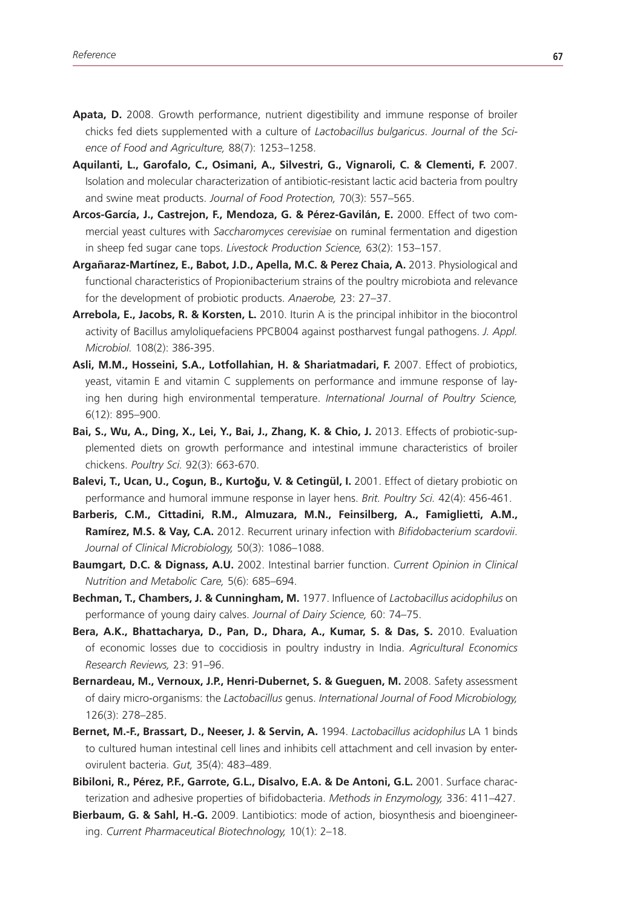**Apata, D.** 2008. Growth performance, nutrient digestibility and immune response of broiler chicks fed diets supplemented with a culture of *Lactobacillus bulgaricus*. *Journal of the Science of Food and Agriculture,* 88(7): 1253–1258.

**Aquilanti, L., Garofalo, C., Osimani, A., Silvestri, G., Vignaroli, C. & Clementi, F.** 2007. Isolation and molecular characterization of antibiotic-resistant lactic acid bacteria from poultry and swine meat products. *Journal of Food Protection,* 70(3): 557–565.

**Arcos-García, J., Castrejon, F., Mendoza, G. & Pérez-Gavilán, E.** 2000. Effect of two commercial yeast cultures with *Saccharomyces cerevisiae* on ruminal fermentation and digestion in sheep fed sugar cane tops. *Livestock Production Science,* 63(2): 153–157.

**Argañaraz-Martínez, E., Babot, J.D., Apella, M.C. & Perez Chaia, A.** 2013. Physiological and functional characteristics of Propionibacterium strains of the poultry microbiota and relevance for the development of probiotic products. *Anaerobe,* 23: 27–37.

**Arrebola, E., Jacobs, R. & Korsten, L.** 2010. Iturin A is the principal inhibitor in the biocontrol activity of Bacillus amyloliquefaciens PPCB004 against postharvest fungal pathogens. *J. Appl. Microbiol.* 108(2): 386-395.

**Asli, M.M., Hosseini, S.A., Lotfollahian, H. & Shariatmadari, F.** 2007. Effect of probiotics, yeast, vitamin E and vitamin C supplements on performance and immune response of laying hen during high environmental temperature. *International Journal of Poultry Science,* 6(12): 895–900.

**Bai, S., Wu, A., Ding, X., Lei, Y., Bai, J., Zhang, K. & Chio, J.** 2013. Effects of probiotic-supplemented diets on growth performance and intestinal immune characteristics of broiler chickens. *Poultry Sci.* 92(3): 663-670.

**Balevi, T., Ucan, U., Coşun, B., Kurtoğu, V. & Cetingül, I.** 2001. Effect of dietary probiotic on performance and humoral immune response in layer hens. *Brit. Poultry Sci.* 42(4): 456-461.

**Barberis, C.M., Cittadini, R.M., Almuzara, M.N., Feinsilberg, A., Famiglietti, A.M., Ramírez, M.S. & Vay, C.A.** 2012. Recurrent urinary infection with *Bifidobacterium scardovii*. *Journal of Clinical Microbiology,* 50(3): 1086–1088.

**Baumgart, D.C. & Dignass, A.U.** 2002. Intestinal barrier function. *Current Opinion in Clinical Nutrition and Metabolic Care,* 5(6): 685–694.

**Bechman, T., Chambers, J. & Cunningham, M.** 1977. Influence of *Lactobacillus acidophilus* on performance of young dairy calves. *Journal of Dairy Science,* 60: 74–75.

**Bera, A.K., Bhattacharya, D., Pan, D., Dhara, A., Kumar, S. & Das, S.** 2010. Evaluation of economic losses due to coccidiosis in poultry industry in India. *Agricultural Economics Research Reviews,* 23: 91–96.

**Bernardeau, M., Vernoux, J.P., Henri-Dubernet, S. & Gueguen, M.** 2008. Safety assessment of dairy micro-organisms: the *Lactobacillus* genus. *International Journal of Food Microbiology,* 126(3): 278–285.

**Bernet, M.-F., Brassart, D., Neeser, J. & Servin, A.** 1994. *Lactobacillus acidophilus* LA 1 binds to cultured human intestinal cell lines and inhibits cell attachment and cell invasion by enterovirulent bacteria. *Gut,* 35(4): 483–489.

**Bibiloni, R., Pérez, P.F., Garrote, G.L., Disalvo, E.A. & De Antoni, G.L.** 2001. Surface characterization and adhesive properties of bifidobacteria. *Methods in Enzymology,* 336: 411–427.

**Bierbaum, G. & Sahl, H.-G.** 2009. Lantibiotics: mode of action, biosynthesis and bioengineering. *Current Pharmaceutical Biotechnology,* 10(1): 2–18.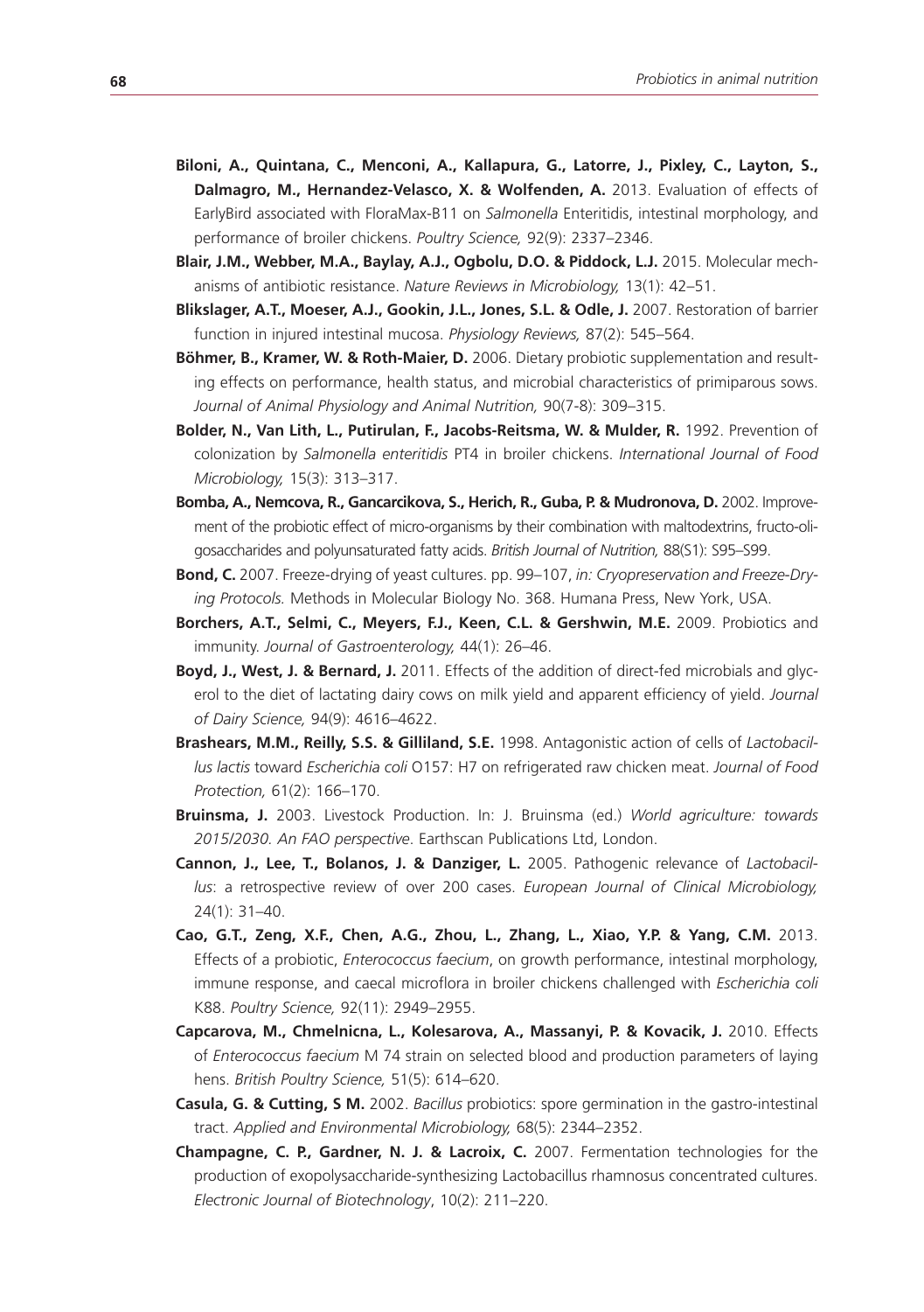**Biloni, A., Quintana, C., Menconi, A., Kallapura, G., Latorre, J., Pixley, C., Layton, S., Dalmagro, M., Hernandez-Velasco, X. & Wolfenden, A.** 2013. Evaluation of effects of EarlyBird associated with FloraMax-B11 on *Salmonella* Enteritidis, intestinal morphology, and performance of broiler chickens. *Poultry Science,* 92(9): 2337–2346.

**Blair, J.M., Webber, M.A., Baylay, A.J., Ogbolu, D.O. & Piddock, L.J.** 2015. Molecular mechanisms of antibiotic resistance. *Nature Reviews in Microbiology,* 13(1): 42–51.

**Blikslager, A.T., Moeser, A.J., Gookin, J.L., Jones, S.L. & Odle, J.** 2007. Restoration of barrier function in injured intestinal mucosa. *Physiology Reviews,* 87(2): 545–564.

**Böhmer, B., Kramer, W. & Roth-Maier, D.** 2006. Dietary probiotic supplementation and resulting effects on performance, health status, and microbial characteristics of primiparous sows. *Journal of Animal Physiology and Animal Nutrition,* 90(7-8): 309–315.

**Bolder, N., Van Lith, L., Putirulan, F., Jacobs-Reitsma, W. & Mulder, R.** 1992. Prevention of colonization by *Salmonella enteritidis* PT4 in broiler chickens. *International Journal of Food Microbiology,* 15(3): 313–317.

**Bomba, A., Nemcova, R., Gancarcikova, S., Herich, R., Guba, P. & Mudronova, D.** 2002. Improvement of the probiotic effect of micro-organisms by their combination with maltodextrins, fructo-oligosaccharides and polyunsaturated fatty acids. *British Journal of Nutrition,* 88(S1): S95–S99.

**Bond, C.** 2007. Freeze-drying of yeast cultures. pp. 99–107, *in: Cryopreservation and Freeze-Drying Protocols.* Methods in Molecular Biology No. 368. Humana Press, New York, USA.

**Borchers, A.T., Selmi, C., Meyers, F.J., Keen, C.L. & Gershwin, M.E.** 2009. Probiotics and immunity. *Journal of Gastroenterology,* 44(1): 26–46.

**Boyd, J., West, J. & Bernard, J.** 2011. Effects of the addition of direct-fed microbials and glycerol to the diet of lactating dairy cows on milk yield and apparent efficiency of yield. *Journal of Dairy Science,* 94(9): 4616–4622.

**Brashears, M.M., Reilly, S.S. & Gilliland, S.E.** 1998. Antagonistic action of cells of *Lactobacillus lactis* toward *Escherichia coli* O157: H7 on refrigerated raw chicken meat. *Journal of Food Protection,* 61(2): 166–170.

**Bruinsma, J.** 2003. Livestock Production. In: J. Bruinsma (ed.) *World agriculture: towards 2015/2030. An FAO perspective*. Earthscan Publications Ltd, London.

**Cannon, J., Lee, T., Bolanos, J. & Danziger, L.** 2005. Pathogenic relevance of *Lactobacillus*: a retrospective review of over 200 cases. *European Journal of Clinical Microbiology,* 24(1): 31–40.

**Cao, G.T., Zeng, X.F., Chen, A.G., Zhou, L., Zhang, L., Xiao, Y.P. & Yang, C.M.** 2013. Effects of a probiotic, *Enterococcus faecium*, on growth performance, intestinal morphology, immune response, and caecal microflora in broiler chickens challenged with *Escherichia coli* K88. *Poultry Science,* 92(11): 2949–2955.

**Capcarova, M., Chmelnicna, L., Kolesarova, A., Massanyi, P. & Kovacik, J.** 2010. Effects of *Enterococcus faecium* M 74 strain on selected blood and production parameters of laying hens. *British Poultry Science,* 51(5): 614–620.

**Casula, G. & Cutting, S M.** 2002. *Bacillus* probiotics: spore germination in the gastro-intestinal tract. *Applied and Environmental Microbiology,* 68(5): 2344–2352.

**Champagne, C. P., Gardner, N. J. & Lacroix, C.** 2007. Fermentation technologies for the production of exopolysaccharide-synthesizing Lactobacillus rhamnosus concentrated cultures. *Electronic Journal of Biotechnology*, 10(2): 211–220.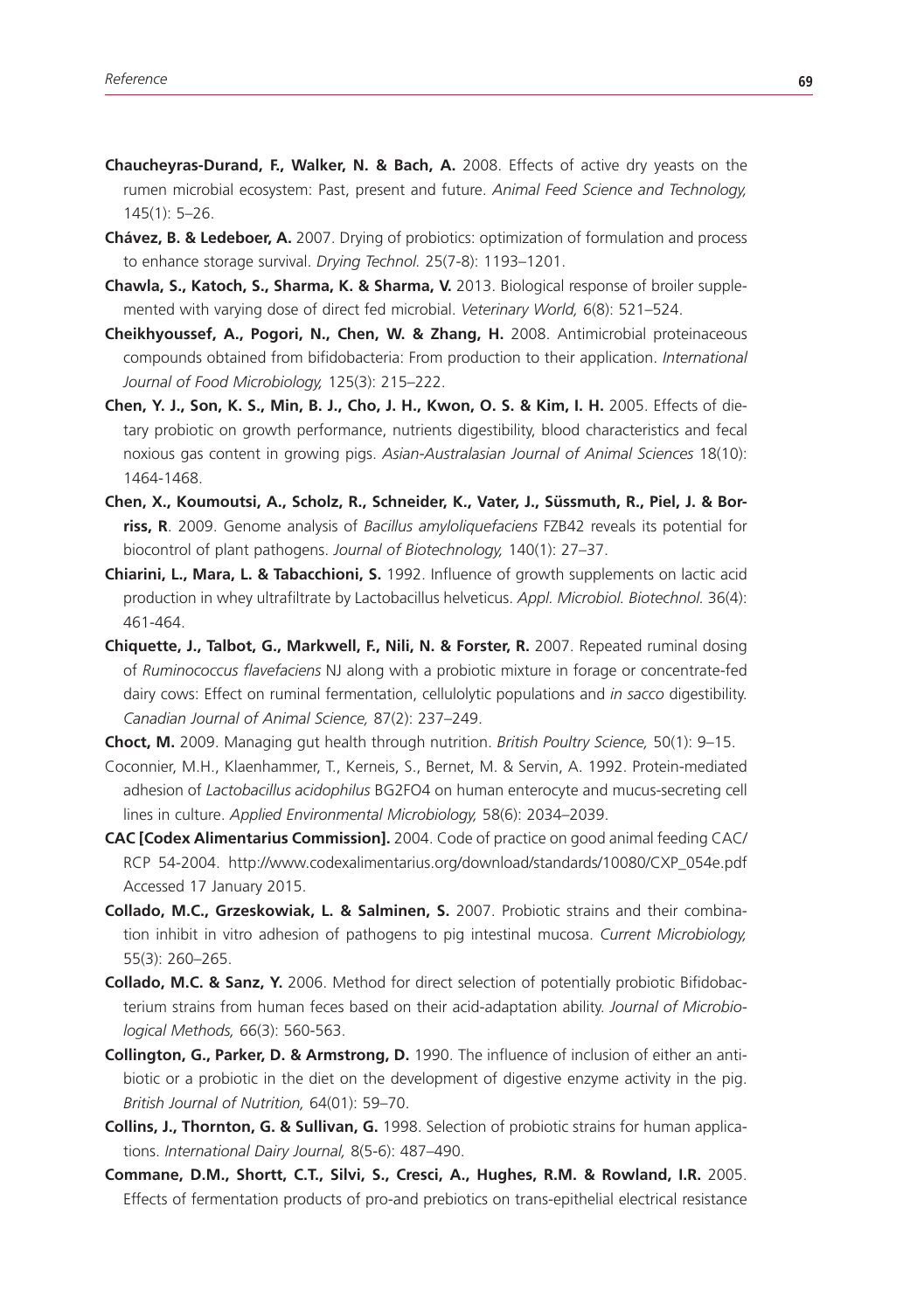**Chaucheyras-Durand, F., Walker, N. & Bach, A.** 2008. Effects of active dry yeasts on the rumen microbial ecosystem: Past, present and future. *Animal Feed Science and Technology,* 145(1): 5–26.

**Chávez, B. & Ledeboer, A.** 2007. Drying of probiotics: optimization of formulation and process to enhance storage survival. *Drying Technol.* 25(7-8): 1193–1201.

**Chawla, S., Katoch, S., Sharma, K. & Sharma, V.** 2013. Biological response of broiler supplemented with varying dose of direct fed microbial. *Veterinary World,* 6(8): 521–524.

**Cheikhyoussef, A., Pogori, N., Chen, W. & Zhang, H.** 2008. Antimicrobial proteinaceous compounds obtained from bifidobacteria: From production to their application. *International Journal of Food Microbiology,* 125(3): 215–222.

**Chen, Y. J., Son, K. S., Min, B. J., Cho, J. H., Kwon, O. S. & Kim, I. H.** 2005. Effects of dietary probiotic on growth performance, nutrients digestibility, blood characteristics and fecal noxious gas content in growing pigs. *Asian-Australasian Journal of Animal Sciences* 18(10): 1464-1468.

**Chen, X., Koumoutsi, A., Scholz, R., Schneider, K., Vater, J., Süssmuth, R., Piel, J. & Borriss, R**. 2009. Genome analysis of *Bacillus amyloliquefaciens* FZB42 reveals its potential for biocontrol of plant pathogens. *Journal of Biotechnology,* 140(1): 27–37.

**Chiarini, L., Mara, L. & Tabacchioni, S.** 1992. Influence of growth supplements on lactic acid production in whey ultrafiltrate by Lactobacillus helveticus. *Appl. Microbiol. Biotechnol.* 36(4): 461-464.

**Chiquette, J., Talbot, G., Markwell, F., Nili, N. & Forster, R.** 2007. Repeated ruminal dosing of *Ruminococcus flavefaciens* NJ along with a probiotic mixture in forage or concentrate-fed dairy cows: Effect on ruminal fermentation, cellulolytic populations and *in sacco* digestibility. *Canadian Journal of Animal Science,* 87(2): 237–249.

**Choct, M.** 2009. Managing gut health through nutrition. *British Poultry Science,* 50(1): 9–15.

Coconnier, M.H., Klaenhammer, T., Kerneis, S., Bernet, M. & Servin, A. 1992. Protein-mediated adhesion of *Lactobacillus acidophilus* BG2FO4 on human enterocyte and mucus-secreting cell lines in culture. *Applied Environmental Microbiology,* 58(6): 2034–2039.

**CAC [Codex Alimentarius Commission].** 2004. Code of practice on good animal feeding CAC/RCP 54-2004. http://www.codexalimentarius.org/download/standards/10080/CXP_054e.pdf Accessed 17 January 2015.

**Collado, M.C., Grzeskowiak, L. & Salminen, S.** 2007. Probiotic strains and their combination inhibit in vitro adhesion of pathogens to pig intestinal mucosa. *Current Microbiology,* 55(3): 260–265.

**Collado, M.C. & Sanz, Y.** 2006. Method for direct selection of potentially probiotic Bifidobacterium strains from human feces based on their acid-adaptation ability. *Journal of Microbiological Methods,* 66(3): 560-563.

**Collington, G., Parker, D. & Armstrong, D.** 1990. The influence of inclusion of either an antibiotic or a probiotic in the diet on the development of digestive enzyme activity in the pig. *British Journal of Nutrition,* 64(01): 59–70.

**Collins, J., Thornton, G. & Sullivan, G.** 1998. Selection of probiotic strains for human applications. *International Dairy Journal,* 8(5-6): 487–490.

**Commane, D.M., Shortt, C.T., Silvi, S., Cresci, A., Hughes, R.M. & Rowland, I.R.** 2005. Effects of fermentation products of pro-and prebiotics on trans-epithelial electrical resistance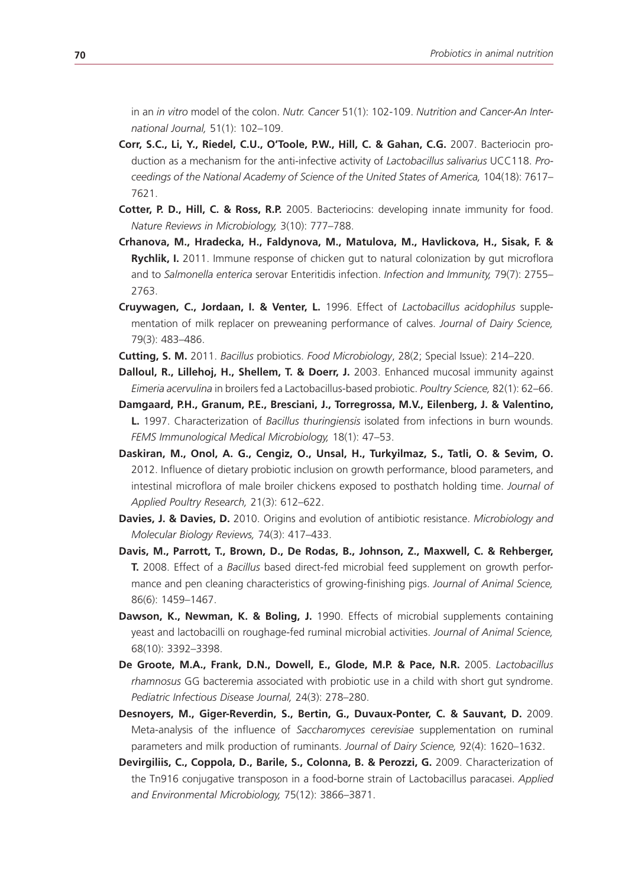in an *in vitro* model of the colon. *Nutr. Cancer* 51(1): 102-109. *Nutrition and Cancer-An International Journal,* 51(1): 102–109.

**Corr, S.C., Li, Y., Riedel, C.U., O'Toole, P.W., Hill, C. & Gahan, C.G.** 2007. Bacteriocin production as a mechanism for the anti-infective activity of *Lactobacillus salivarius* UCC118. *Proceedings of the National Academy of Science of the United States of America,* 104(18): 7617–7621.

**Cotter, P. D., Hill, C. & Ross, R.P.** 2005. Bacteriocins: developing innate immunity for food. *Nature Reviews in Microbiology,* 3(10): 777–788.

**Crhanova, M., Hradecka, H., Faldynova, M., Matulova, M., Havlickova, H., Sisak, F. & Rychlik, I.** 2011. Immune response of chicken gut to natural colonization by gut microflora and to *Salmonella enterica* serovar Enteritidis infection. *Infection and Immunity,* 79(7): 2755–2763.

**Cruywagen, C., Jordaan, I. & Venter, L.** 1996. Effect of *Lactobacillus acidophilus* supplementation of milk replacer on preweaning performance of calves. *Journal of Dairy Science,* 79(3): 483–486.

**Cutting, S. M.** 2011. *Bacillus* probiotics. *Food Microbiology*, 28(2; Special Issue): 214–220.

**Dalloul, R., Lillehoj, H., Shellem, T. & Doerr, J.** 2003. Enhanced mucosal immunity against *Eimeria acervulina* in broilers fed a Lactobacillus-based probiotic. *Poultry Science,* 82(1): 62–66.

**Damgaard, P.H., Granum, P.E., Bresciani, J., Torregrossa, M.V., Eilenberg, J. & Valentino, L.** 1997. Characterization of *Bacillus thuringiensis* isolated from infections in burn wounds. *FEMS Immunological Medical Microbiology,* 18(1): 47–53.

**Daskiran, M., Onol, A. G., Cengiz, O., Unsal, H., Turkyilmaz, S., Tatli, O. & Sevim, O.** 2012. Influence of dietary probiotic inclusion on growth performance, blood parameters, and intestinal microflora of male broiler chickens exposed to posthatch holding time. *Journal of Applied Poultry Research,* 21(3): 612–622.

**Davies, J. & Davies, D.** 2010. Origins and evolution of antibiotic resistance. *Microbiology and Molecular Biology Reviews,* 74(3): 417–433.

**Davis, M., Parrott, T., Brown, D., De Rodas, B., Johnson, Z., Maxwell, C. & Rehberger, T.** 2008. Effect of a *Bacillus* based direct-fed microbial feed supplement on growth performance and pen cleaning characteristics of growing-finishing pigs. *Journal of Animal Science,* 86(6): 1459–1467.

**Dawson, K., Newman, K. & Boling, J.** 1990. Effects of microbial supplements containing yeast and lactobacilli on roughage-fed ruminal microbial activities. *Journal of Animal Science,* 68(10): 3392–3398.

**De Groote, M.A., Frank, D.N., Dowell, E., Glode, M.P. & Pace, N.R.** 2005. *Lactobacillus rhamnosus* GG bacteremia associated with probiotic use in a child with short gut syndrome. *Pediatric Infectious Disease Journal,* 24(3): 278–280.

**Desnoyers, M., Giger-Reverdin, S., Bertin, G., Duvaux-Ponter, C. & Sauvant, D.** 2009. Meta-analysis of the influence of *Saccharomyces cerevisiae* supplementation on ruminal parameters and milk production of ruminants. *Journal of Dairy Science,* 92(4): 1620–1632.

**Devirgiliis, C., Coppola, D., Barile, S., Colonna, B. & Perozzi, G.** 2009. Characterization of the Tn916 conjugative transposon in a food-borne strain of Lactobacillus paracasei. *Applied and Environmental Microbiology,* 75(12): 3866–3871.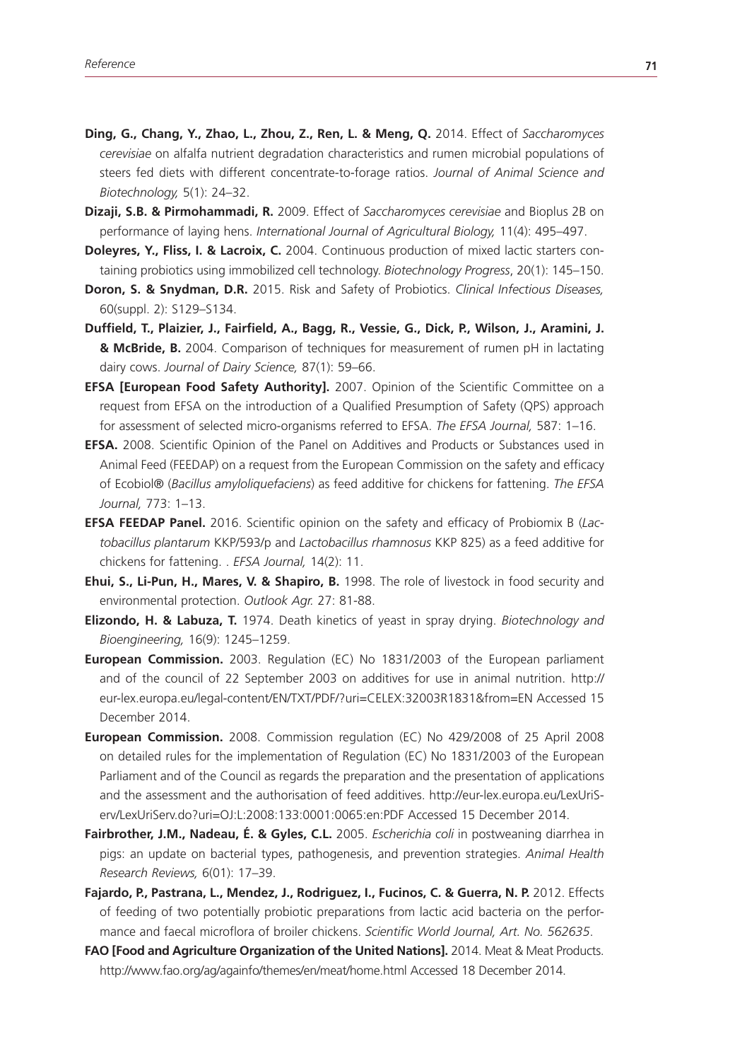**Ding, G., Chang, Y., Zhao, L., Zhou, Z., Ren, L. & Meng, Q.** 2014. Effect of *Saccharomyces cerevisiae* on alfalfa nutrient degradation characteristics and rumen microbial populations of steers fed diets with different concentrate-to-forage ratios. *Journal of Animal Science and Biotechnology,* 5(1): 24–32.

**Dizaji, S.B. & Pirmohammadi, R.** 2009. Effect of *Saccharomyces cerevisiae* and Bioplus 2B on performance of laying hens. *International Journal of Agricultural Biology,* 11(4): 495–497.

**Doleyres, Y., Fliss, I. & Lacroix, C.** 2004. Continuous production of mixed lactic starters containing probiotics using immobilized cell technology. *Biotechnology Progress*, 20(1): 145–150.

**Doron, S. & Snydman, D.R.** 2015. Risk and Safety of Probiotics. *Clinical Infectious Diseases,* 60(suppl. 2): S129–S134.

**Duffield, T., Plaizier, J., Fairfield, A., Bagg, R., Vessie, G., Dick, P., Wilson, J., Aramini, J. & McBride, B.** 2004. Comparison of techniques for measurement of rumen pH in lactating dairy cows. *Journal of Dairy Science,* 87(1): 59–66.

**EFSA [European Food Safety Authority].** 2007. Opinion of the Scientific Committee on a request from EFSA on the introduction of a Qualified Presumption of Safety (QPS) approach for assessment of selected micro-organisms referred to EFSA. *The EFSA Journal,* 587: 1–16.

**EFSA.** 2008. Scientific Opinion of the Panel on Additives and Products or Substances used in Animal Feed (FEEDAP) on a request from the European Commission on the safety and efficacy of Ecobiol® (*Bacillus amyloliquefaciens*) as feed additive for chickens for fattening. *The EFSA Journal,* 773: 1–13.

**EFSA FEEDAP Panel.** 2016. Scientific opinion on the safety and efficacy of Probiomix B (*Lactobacillus plantarum* KKP/593/p and *Lactobacillus rhamnosus* KKP 825) as a feed additive for chickens for fattening. . *EFSA Journal,* 14(2): 11.

**Ehui, S., Li-Pun, H., Mares, V. & Shapiro, B.** 1998. The role of livestock in food security and environmental protection. *Outlook Agr.* 27: 81-88.

**Elizondo, H. & Labuza, T.** 1974. Death kinetics of yeast in spray drying. *Biotechnology and Bioengineering,* 16(9): 1245–1259.

**European Commission.** 2003. Regulation (EC) No 1831/2003 of the European parliament and of the council of 22 September 2003 on additives for use in animal nutrition. http://eur-lex.europa.eu/legal-content/EN/TXT/PDF/?uri=CELEX:32003R1831&from=EN Accessed 15 December 2014.

**European Commission.** 2008. Commission regulation (EC) No 429/2008 of 25 April 2008 on detailed rules for the implementation of Regulation (EC) No 1831/2003 of the European Parliament and of the Council as regards the preparation and the presentation of applications and the assessment and the authorisation of feed additives. http://eur-lex.europa.eu/LexUriServ/LexUriServ.do?uri=OJ:L:2008:133:0001:0065:en:PDF Accessed 15 December 2014.

**Fairbrother, J.M., Nadeau, É. & Gyles, C.L.** 2005. *Escherichia coli* in postweaning diarrhea in pigs: an update on bacterial types, pathogenesis, and prevention strategies. *Animal Health Research Reviews,* 6(01): 17–39.

**Fajardo, P., Pastrana, L., Mendez, J., Rodriguez, I., Fucinos, C. & Guerra, N. P.** 2012. Effects of feeding of two potentially probiotic preparations from lactic acid bacteria on the performance and faecal microflora of broiler chickens. *Scientific World Journal, Art. No. 562635*.

**FAO [Food and Agriculture Organization of the United Nations].** 2014. Meat & Meat Products. http://www.fao.org/ag/againfo/themes/en/meat/home.html Accessed 18 December 2014.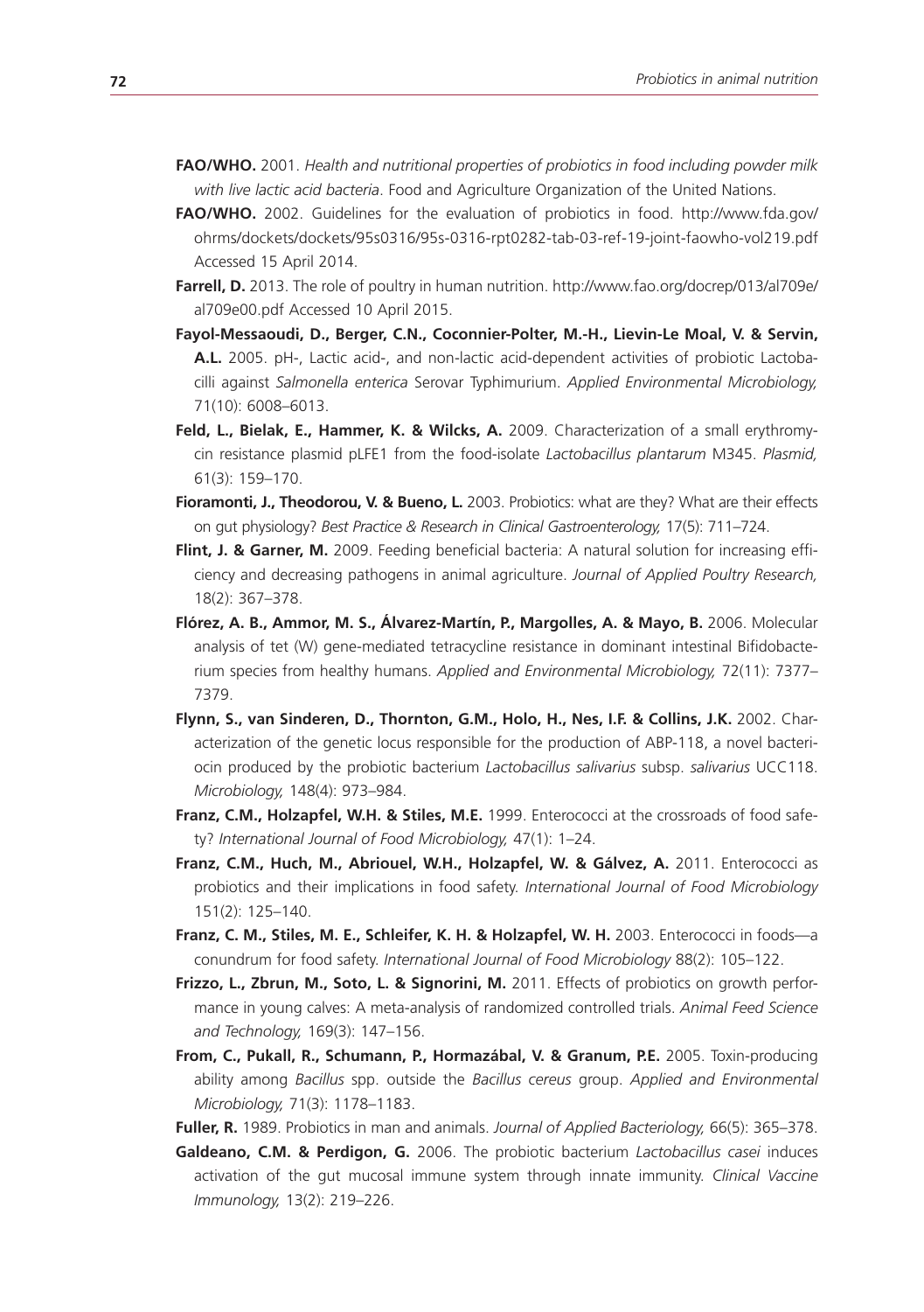**FAO/WHO.** 2001. *Health and nutritional properties of probiotics in food including powder milk with live lactic acid bacteria*. Food and Agriculture Organization of the United Nations.

**FAO/WHO.** 2002. Guidelines for the evaluation of probiotics in food. http://www.fda.gov/ohrms/dockets/dockets/95s0316/95s-0316-rpt0282-tab-03-ref-19-joint-faowho-vol219.pdf Accessed 15 April 2014.

**Farrell, D.** 2013. The role of poultry in human nutrition. http://www.fao.org/docrep/013/al709e/al709e00.pdf Accessed 10 April 2015.

**Fayol-Messaoudi, D., Berger, C.N., Coconnier-Polter, M.-H., Lievin-Le Moal, V. & Servin, A.L.** 2005. pH-, Lactic acid-, and non-lactic acid-dependent activities of probiotic Lactobacilli against *Salmonella enterica* Serovar Typhimurium. *Applied Environmental Microbiology,* 71(10): 6008–6013.

**Feld, L., Bielak, E., Hammer, K. & Wilcks, A.** 2009. Characterization of a small erythromycin resistance plasmid pLFE1 from the food-isolate *Lactobacillus plantarum* M345. *Plasmid,* 61(3): 159–170.

**Fioramonti, J., Theodorou, V. & Bueno, L.** 2003. Probiotics: what are they? What are their effects on gut physiology? *Best Practice & Research in Clinical Gastroenterology,* 17(5): 711–724.

**Flint, J. & Garner, M.** 2009. Feeding beneficial bacteria: A natural solution for increasing efficiency and decreasing pathogens in animal agriculture. *Journal of Applied Poultry Research,* 18(2): 367–378.

**Flórez, A. B., Ammor, M. S., Álvarez-Martín, P., Margolles, A. & Mayo, B.** 2006. Molecular analysis of tet (W) gene-mediated tetracycline resistance in dominant intestinal Bifidobacterium species from healthy humans. *Applied and Environmental Microbiology,* 72(11): 7377–7379.

**Flynn, S., van Sinderen, D., Thornton, G.M., Holo, H., Nes, I.F. & Collins, J.K.** 2002. Characterization of the genetic locus responsible for the production of ABP-118, a novel bacteriocin produced by the probiotic bacterium *Lactobacillus salivarius* subsp. *salivarius* UCC118. *Microbiology,* 148(4): 973–984.

**Franz, C.M., Holzapfel, W.H. & Stiles, M.E.** 1999. Enterococci at the crossroads of food safety? *International Journal of Food Microbiology,* 47(1): 1–24.

**Franz, C.M., Huch, M., Abriouel, W.H., Holzapfel, W. & Gálvez, A.** 2011. Enterococci as probiotics and their implications in food safety. *International Journal of Food Microbiology* 151(2): 125–140.

**Franz, C. M., Stiles, M. E., Schleifer, K. H. & Holzapfel, W. H.** 2003. Enterococci in foods—a conundrum for food safety. *International Journal of Food Microbiology* 88(2): 105–122.

**Frizzo, L., Zbrun, M., Soto, L. & Signorini, M.** 2011. Effects of probiotics on growth performance in young calves: A meta-analysis of randomized controlled trials. *Animal Feed Science and Technology,* 169(3): 147–156.

**From, C., Pukall, R., Schumann, P., Hormazábal, V. & Granum, P.E.** 2005. Toxin-producing ability among *Bacillus* spp. outside the *Bacillus cereus* group. *Applied and Environmental Microbiology,* 71(3): 1178–1183.

**Fuller, R.** 1989. Probiotics in man and animals. *Journal of Applied Bacteriology,* 66(5): 365–378.

**Galdeano, C.M. & Perdigon, G.** 2006. The probiotic bacterium *Lactobacillus casei* induces activation of the gut mucosal immune system through innate immunity. *Clinical Vaccine Immunology,* 13(2): 219–226.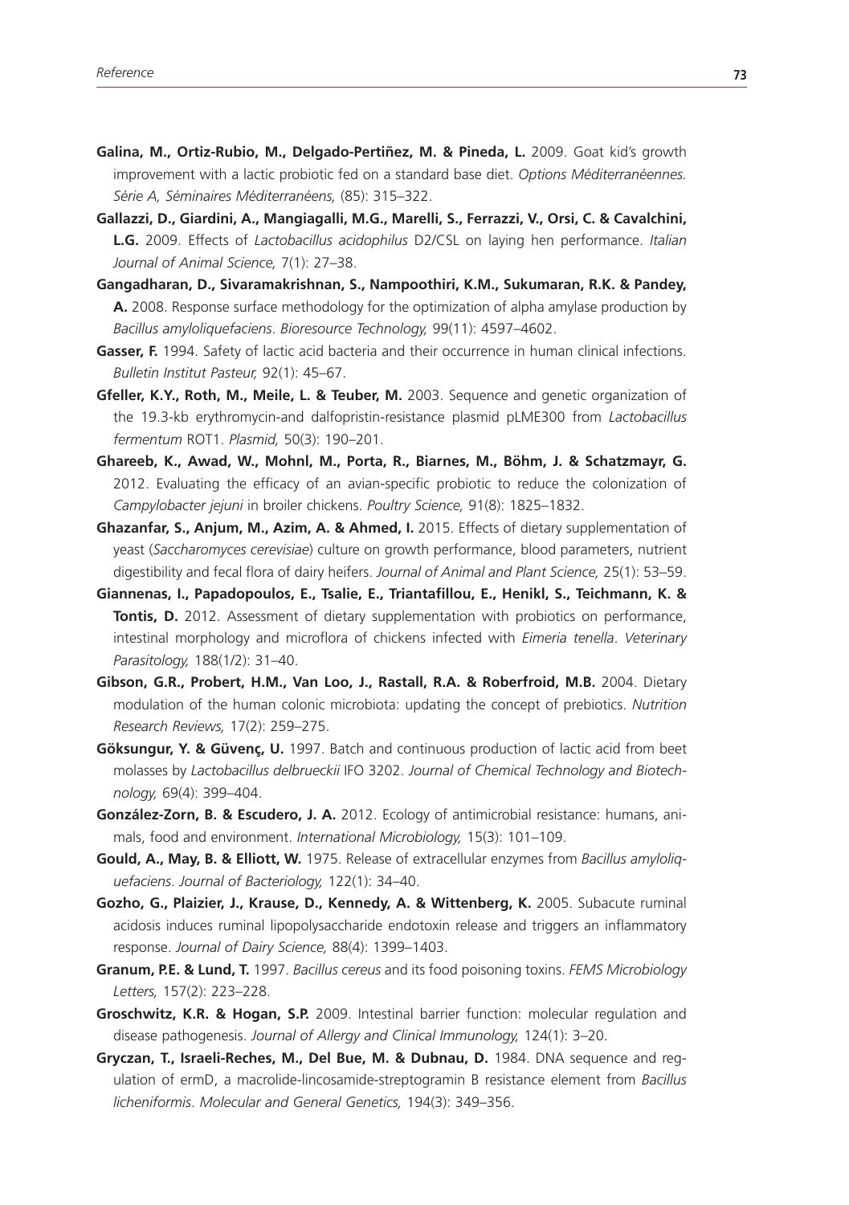**Galina, M., Ortiz-Rubio, M., Delgado-Pertiñez, M. & Pineda, L.** 2009. Goat kid's growth improvement with a lactic probiotic fed on a standard base diet. *Options Méditerranéennes. Série A, Séminaires Méditerranéens,* (85): 315–322.

**Gallazzi, D., Giardini, A., Mangiagalli, M.G., Marelli, S., Ferrazzi, V., Orsi, C. & Cavalchini, L.G.** 2009. Effects of *Lactobacillus acidophilus* D2/CSL on laying hen performance. *Italian Journal of Animal Science,* 7(1): 27–38.

**Gangadharan, D., Sivaramakrishnan, S., Nampoothiri, K.M., Sukumaran, R.K. & Pandey, A.** 2008. Response surface methodology for the optimization of alpha amylase production by *Bacillus amyloliquefaciens*. *Bioresource Technology,* 99(11): 4597–4602.

**Gasser, F.** 1994. Safety of lactic acid bacteria and their occurrence in human clinical infections. *Bulletin Institut Pasteur,* 92(1): 45–67.

**Gfeller, K.Y., Roth, M., Meile, L. & Teuber, M.** 2003. Sequence and genetic organization of the 19.3-kb erythromycin-and dalfopristin-resistance plasmid pLME300 from *Lactobacillus fermentum* ROT1. *Plasmid,* 50(3): 190–201.

**Ghareeb, K., Awad, W., Mohnl, M., Porta, R., Biarnes, M., Böhm, J. & Schatzmayr, G.** 2012. Evaluating the efficacy of an avian-specific probiotic to reduce the colonization of *Campylobacter jejuni* in broiler chickens. *Poultry Science,* 91(8): 1825–1832.

**Ghazanfar, S., Anjum, M., Azim, A. & Ahmed, I.** 2015. Effects of dietary supplementation of yeast (*Saccharomyces cerevisiae*) culture on growth performance, blood parameters, nutrient digestibility and fecal flora of dairy heifers. *Journal of Animal and Plant Science,* 25(1): 53–59.

**Giannenas, I., Papadopoulos, E., Tsalie, E., Triantafillou, E., Henikl, S., Teichmann, K. & Tontis, D.** 2012. Assessment of dietary supplementation with probiotics on performance, intestinal morphology and microflora of chickens infected with *Eimeria tenella*. *Veterinary Parasitology,* 188(1/2): 31–40.

**Gibson, G.R., Probert, H.M., Van Loo, J., Rastall, R.A. & Roberfroid, M.B.** 2004. Dietary modulation of the human colonic microbiota: updating the concept of prebiotics. *Nutrition Research Reviews,* 17(2): 259–275.

**Göksungur, Y. & Güvenç, U.** 1997. Batch and continuous production of lactic acid from beet molasses by *Lactobacillus delbrueckii* IFO 3202. *Journal of Chemical Technology and Biotechnology,* 69(4): 399–404.

**González-Zorn, B. & Escudero, J. A.** 2012. Ecology of antimicrobial resistance: humans, animals, food and environment. *International Microbiology,* 15(3): 101–109.

**Gould, A., May, B. & Elliott, W.** 1975. Release of extracellular enzymes from *Bacillus amyloliquefaciens*. *Journal of Bacteriology,* 122(1): 34–40.

**Gozho, G., Plaizier, J., Krause, D., Kennedy, A. & Wittenberg, K.** 2005. Subacute ruminal acidosis induces ruminal lipopolysaccharide endotoxin release and triggers an inflammatory response. *Journal of Dairy Science,* 88(4): 1399–1403.

**Granum, P.E. & Lund, T.** 1997. *Bacillus cereus* and its food poisoning toxins. *FEMS Microbiology Letters,* 157(2): 223–228.

**Groschwitz, K.R. & Hogan, S.P.** 2009. Intestinal barrier function: molecular regulation and disease pathogenesis. *Journal of Allergy and Clinical Immunology,* 124(1): 3–20.

**Gryczan, T., Israeli-Reches, M., Del Bue, M. & Dubnau, D.** 1984. DNA sequence and regulation of ermD, a macrolide-lincosamide-streptogramin B resistance element from *Bacillus licheniformis*. *Molecular and General Genetics,* 194(3): 349–356.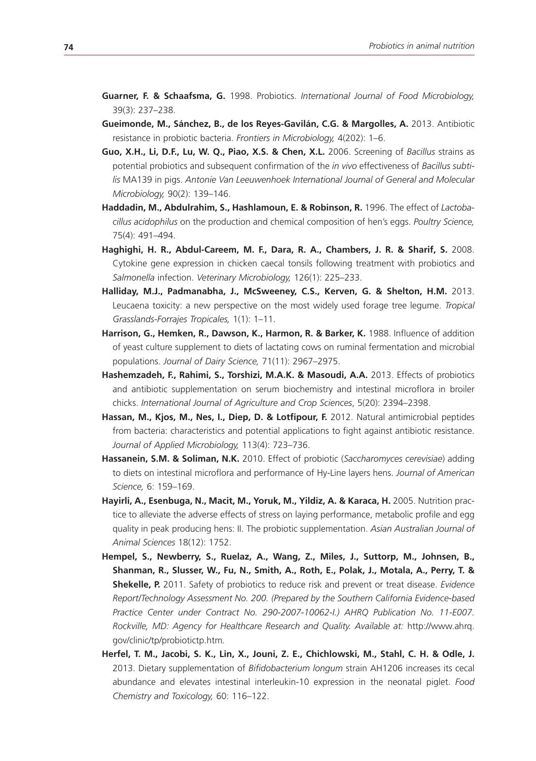**Guarner, F. & Schaafsma, G.** 1998. Probiotics. *International Journal of Food Microbiology,* 39(3): 237–238.

**Gueimonde, M., Sánchez, B., de los Reyes-Gavilán, C.G. & Margolles, A.** 2013. Antibiotic resistance in probiotic bacteria. *Frontiers in Microbiology,* 4(202): 1–6.

**Guo, X.H., Li, D.F., Lu, W. Q., Piao, X.S. & Chen, X.L.** 2006. Screening of *Bacillus* strains as potential probiotics and subsequent confirmation of the *in vivo* effectiveness of *Bacillus subtilis* MA139 in pigs. *Antonie Van Leeuwenhoek International Journal of General and Molecular Microbiology,* 90(2): 139–146.

**Haddadin, M., Abdulrahim, S., Hashlamoun, E. & Robinson, R.** 1996. The effect of *Lactobacillus acidophilus* on the production and chemical composition of hen's eggs. *Poultry Science,* 75(4): 491–494.

**Haghighi, H. R., Abdul-Careem, M. F., Dara, R. A., Chambers, J. R. & Sharif, S.** 2008. Cytokine gene expression in chicken caecal tonsils following treatment with probiotics and *Salmonella* infection. *Veterinary Microbiology,* 126(1): 225–233.

**Halliday, M.J., Padmanabha, J., McSweeney, C.S., Kerven, G. & Shelton, H.M.** 2013. Leucaena toxicity: a new perspective on the most widely used forage tree legume. *Tropical Grasslands-Forrajes Tropicales,* 1(1): 1–11.

**Harrison, G., Hemken, R., Dawson, K., Harmon, R. & Barker, K.** 1988. Influence of addition of yeast culture supplement to diets of lactating cows on ruminal fermentation and microbial populations. *Journal of Dairy Science,* 71(11): 2967–2975.

**Hashemzadeh, F., Rahimi, S., Torshizi, M.A.K. & Masoudi, A.A.** 2013. Effects of probiotics and antibiotic supplementation on serum biochemistry and intestinal microflora in broiler chicks. *International Journal of Agriculture and Crop Sciences*, 5(20): 2394–2398.

**Hassan, M., Kjos, M., Nes, I., Diep, D. & Lotfipour, F.** 2012. Natural antimicrobial peptides from bacteria: characteristics and potential applications to fight against antibiotic resistance. *Journal of Applied Microbiology,* 113(4): 723–736.

**Hassanein, S.M. & Soliman, N.K.** 2010. Effect of probiotic (*Saccharomyces cerevisiae*) adding to diets on intestinal microflora and performance of Hy-Line layers hens. *Journal of American Science,* 6: 159–169.

**Hayirli, A., Esenbuga, N., Macit, M., Yoruk, M., Yildiz, A. & Karaca, H.** 2005. Nutrition practice to alleviate the adverse effects of stress on laying performance, metabolic profile and egg quality in peak producing hens: II. The probiotic supplementation. *Asian Australian Journal of Animal Sciences* 18(12): 1752.

**Hempel, S., Newberry, S., Ruelaz, A., Wang, Z., Miles, J., Suttorp, M., Johnsen, B., Shanman, R., Slusser, W., Fu, N., Smith, A., Roth, E., Polak, J., Motala, A., Perry, T. & Shekelle, P.** 2011. Safety of probiotics to reduce risk and prevent or treat disease. *Evidence Report/Technology Assessment No. 200. (Prepared by the Southern California Evidence-based Practice Center under Contract No. 290-2007-10062-I.) AHRQ Publication No. 11-E007. Rockville, MD: Agency for Healthcare Research and Quality. Available at:* http://www.ahrq.gov/clinic/tp/probiotictp.htm.

**Herfel, T. M., Jacobi, S. K., Lin, X., Jouni, Z. E., Chichlowski, M., Stahl, C. H. & Odle, J.** 2013. Dietary supplementation of *Bifidobacterium longum* strain AH1206 increases its cecal abundance and elevates intestinal interleukin-10 expression in the neonatal piglet. *Food Chemistry and Toxicology,* 60: 116–122.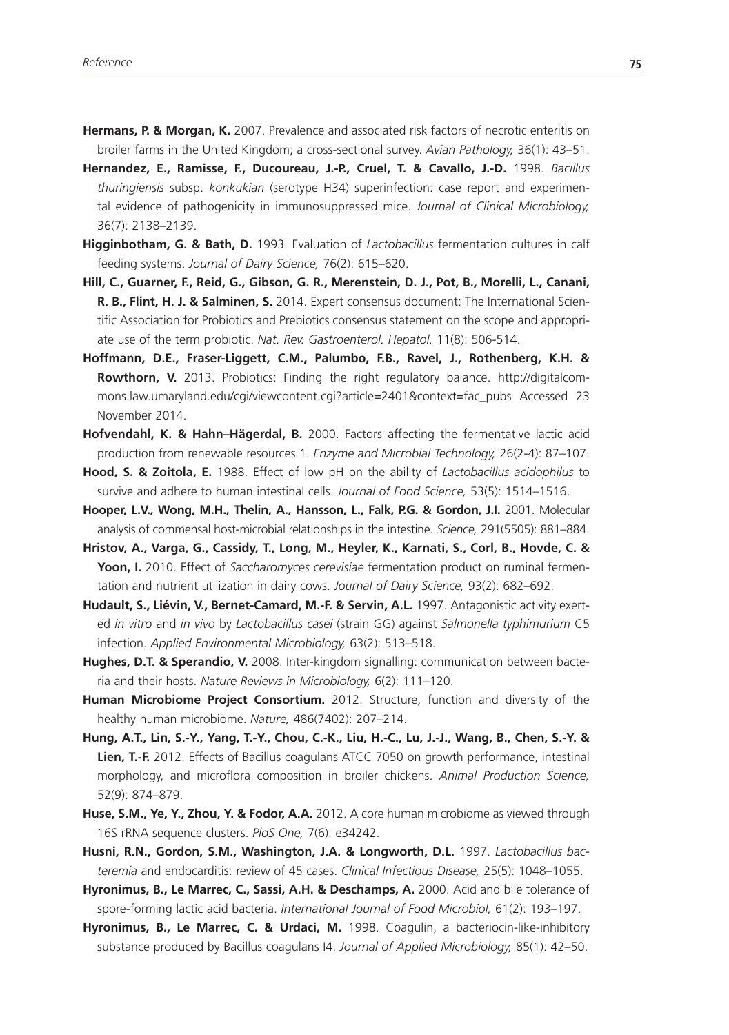**Hermans, P. & Morgan, K.** 2007. Prevalence and associated risk factors of necrotic enteritis on broiler farms in the United Kingdom; a cross-sectional survey. *Avian Pathology,* 36(1): 43–51.

**Hernandez, E., Ramisse, F., Ducoureau, J.-P., Cruel, T. & Cavallo, J.-D.** 1998. *Bacillus thuringiensis* subsp. *konkukian* (serotype H34) superinfection: case report and experimental evidence of pathogenicity in immunosuppressed mice. *Journal of Clinical Microbiology,* 36(7): 2138–2139.

**Higginbotham, G. & Bath, D.** 1993. Evaluation of *Lactobacillus* fermentation cultures in calf feeding systems. *Journal of Dairy Science,* 76(2): 615–620.

**Hill, C., Guarner, F., Reid, G., Gibson, G. R., Merenstein, D. J., Pot, B., Morelli, L., Canani, R. B., Flint, H. J. & Salminen, S.** 2014. Expert consensus document: The International Scientific Association for Probiotics and Prebiotics consensus statement on the scope and appropriate use of the term probiotic. *Nat. Rev. Gastroenterol. Hepatol.* 11(8): 506-514.

**Hoffmann, D.E., Fraser-Liggett, C.M., Palumbo, F.B., Ravel, J., Rothenberg, K.H. & Rowthorn, V.** 2013. Probiotics: Finding the right regulatory balance. http://digitalcommons.law.umaryland.edu/cgi/viewcontent.cgi?article=2401&context=fac_pubs Accessed 23 November 2014.

**Hofvendahl, K. & Hahn–Hägerdal, B.** 2000. Factors affecting the fermentative lactic acid production from renewable resources 1. *Enzyme and Microbial Technology,* 26(2-4): 87–107.

**Hood, S. & Zoitola, E.** 1988. Effect of low pH on the ability of *Lactobacillus acidophilus* to survive and adhere to human intestinal cells. *Journal of Food Science,* 53(5): 1514–1516.

**Hooper, L.V., Wong, M.H., Thelin, A., Hansson, L., Falk, P.G. & Gordon, J.I.** 2001. Molecular analysis of commensal host-microbial relationships in the intestine. *Science,* 291(5505): 881–884.

**Hristov, A., Varga, G., Cassidy, T., Long, M., Heyler, K., Karnati, S., Corl, B., Hovde, C. & Yoon, I.** 2010. Effect of *Saccharomyces cerevisiae* fermentation product on ruminal fermentation and nutrient utilization in dairy cows. *Journal of Dairy Science,* 93(2): 682–692.

**Hudault, S., Liévin, V., Bernet-Camard, M.-F. & Servin, A.L.** 1997. Antagonistic activity exerted *in vitro* and *in vivo* by *Lactobacillus casei* (strain GG) against *Salmonella typhimurium* C5 infection. *Applied Environmental Microbiology,* 63(2): 513–518.

**Hughes, D.T. & Sperandio, V.** 2008. Inter-kingdom signalling: communication between bacteria and their hosts. *Nature Reviews in Microbiology,* 6(2): 111–120.

**Human Microbiome Project Consortium.** 2012. Structure, function and diversity of the healthy human microbiome. *Nature,* 486(7402): 207–214.

**Hung, A.T., Lin, S.-Y., Yang, T.-Y., Chou, C.-K., Liu, H.-C., Lu, J.-J., Wang, B., Chen, S.-Y. & Lien, T.-F.** 2012. Effects of Bacillus coagulans ATCC 7050 on growth performance, intestinal morphology, and microflora composition in broiler chickens. *Animal Production Science,* 52(9): 874–879.

**Huse, S.M., Ye, Y., Zhou, Y. & Fodor, A.A.** 2012. A core human microbiome as viewed through 16S rRNA sequence clusters. *PloS One,* 7(6): e34242.

**Husni, R.N., Gordon, S.M., Washington, J.A. & Longworth, D.L.** 1997. *Lactobacillus bacteremia* and endocarditis: review of 45 cases. *Clinical Infectious Disease,* 25(5): 1048–1055.

**Hyronimus, B., Le Marrec, C., Sassi, A.H. & Deschamps, A.** 2000. Acid and bile tolerance of spore-forming lactic acid bacteria. *International Journal of Food Microbiol,* 61(2): 193–197.

**Hyronimus, B., Le Marrec, C. & Urdaci, M.** 1998. Coagulin, a bacteriocin-like-inhibitory substance produced by Bacillus coagulans I4. *Journal of Applied Microbiology,* 85(1): 42–50.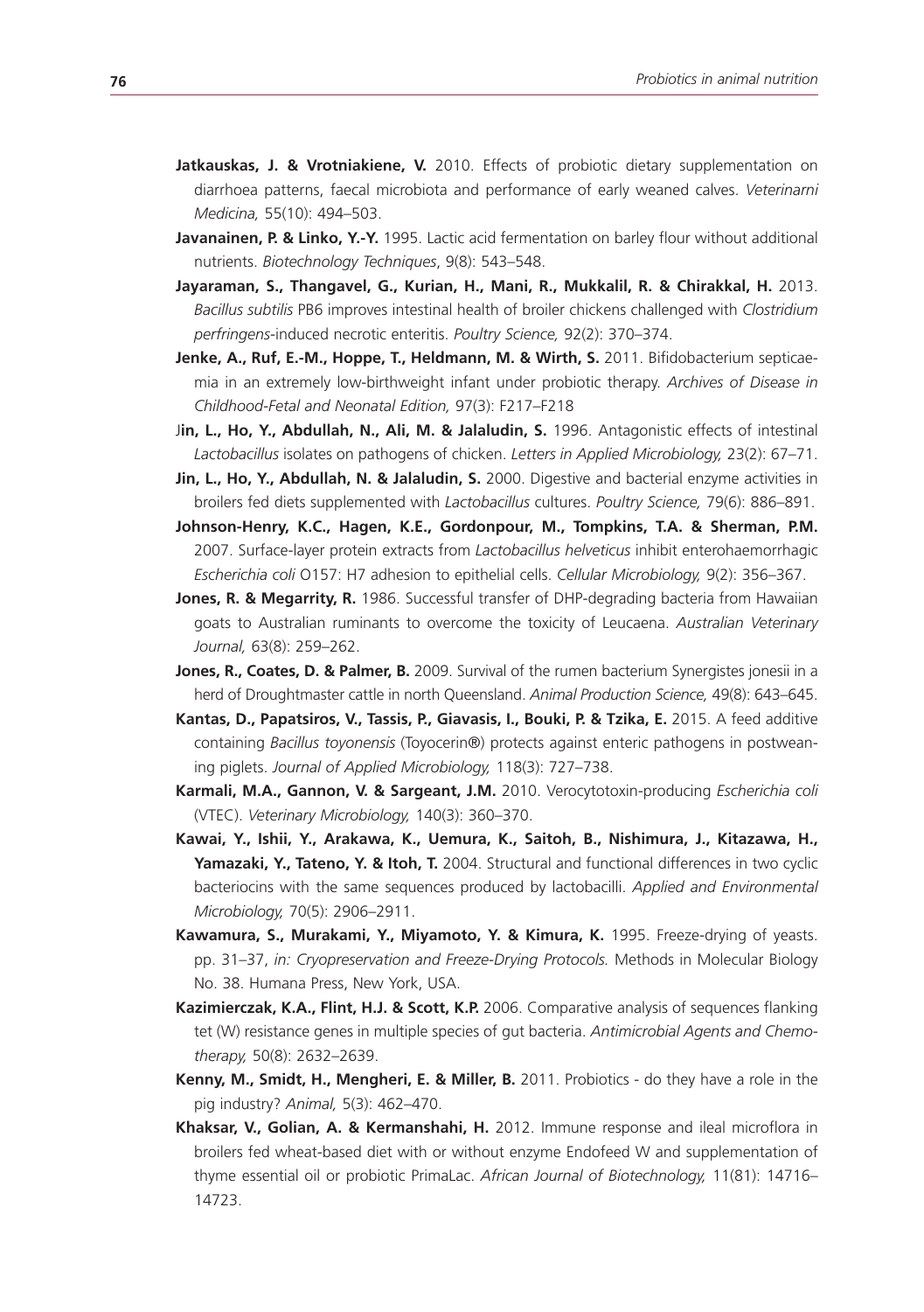**Jatkauskas, J. & Vrotniakiene, V.** 2010. Effects of probiotic dietary supplementation on diarrhoea patterns, faecal microbiota and performance of early weaned calves. *Veterinarni Medicina,* 55(10): 494–503.

**Javanainen, P. & Linko, Y.-Y.** 1995. Lactic acid fermentation on barley flour without additional nutrients. *Biotechnology Techniques*, 9(8): 543–548.

**Jayaraman, S., Thangavel, G., Kurian, H., Mani, R., Mukkalil, R. & Chirakkal, H.** 2013. *Bacillus subtilis* PB6 improves intestinal health of broiler chickens challenged with *Clostridium perfringens*-induced necrotic enteritis. *Poultry Science,* 92(2): 370–374.

**Jenke, A., Ruf, E.-M., Hoppe, T., Heldmann, M. & Wirth, S.** 2011. Bifidobacterium septicaemia in an extremely low-birthweight infant under probiotic therapy. *Archives of Disease in Childhood-Fetal and Neonatal Edition,* 97(3): F217–F218

J**in, L., Ho, Y., Abdullah, N., Ali, M. & Jalaludin, S.** 1996. Antagonistic effects of intestinal *Lactobacillus* isolates on pathogens of chicken. *Letters in Applied Microbiology,* 23(2): 67–71.

**Jin, L., Ho, Y., Abdullah, N. & Jalaludin, S.** 2000. Digestive and bacterial enzyme activities in broilers fed diets supplemented with *Lactobacillus* cultures. *Poultry Science,* 79(6): 886–891.

**Johnson-Henry, K.C., Hagen, K.E., Gordonpour, M., Tompkins, T.A. & Sherman, P.M.** 2007. Surface-layer protein extracts from *Lactobacillus helveticus* inhibit enterohaemorrhagic *Escherichia coli* O157: H7 adhesion to epithelial cells. *Cellular Microbiology,* 9(2): 356–367.

**Jones, R. & Megarrity, R.** 1986. Successful transfer of DHP-degrading bacteria from Hawaiian goats to Australian ruminants to overcome the toxicity of Leucaena. *Australian Veterinary Journal,* 63(8): 259–262.

**Jones, R., Coates, D. & Palmer, B.** 2009. Survival of the rumen bacterium Synergistes jonesii in a herd of Droughtmaster cattle in north Queensland. *Animal Production Science,* 49(8): 643–645.

**Kantas, D., Papatsiros, V., Tassis, P., Giavasis, I., Bouki, P. & Tzika, E.** 2015. A feed additive containing *Bacillus toyonensis* (Toyocerin®) protects against enteric pathogens in postweaning piglets. *Journal of Applied Microbiology,* 118(3): 727–738.

**Karmali, M.A., Gannon, V. & Sargeant, J.M.** 2010. Verocytotoxin-producing *Escherichia coli* (VTEC). *Veterinary Microbiology,* 140(3): 360–370.

**Kawai, Y., Ishii, Y., Arakawa, K., Uemura, K., Saitoh, B., Nishimura, J., Kitazawa, H., Yamazaki, Y., Tateno, Y. & Itoh, T.** 2004. Structural and functional differences in two cyclic bacteriocins with the same sequences produced by lactobacilli. *Applied and Environmental Microbiology,* 70(5): 2906–2911.

**Kawamura, S., Murakami, Y., Miyamoto, Y. & Kimura, K.** 1995. Freeze-drying of yeasts. pp. 31–37, *in: Cryopreservation and Freeze-Drying Protocols.* Methods in Molecular Biology No. 38. Humana Press, New York, USA.

**Kazimierczak, K.A., Flint, H.J. & Scott, K.P.** 2006. Comparative analysis of sequences flanking tet (W) resistance genes in multiple species of gut bacteria. *Antimicrobial Agents and Chemotherapy,* 50(8): 2632–2639.

**Kenny, M., Smidt, H., Mengheri, E. & Miller, B.** 2011. Probiotics - do they have a role in the pig industry? *Animal,* 5(3): 462–470.

**Khaksar, V., Golian, A. & Kermanshahi, H.** 2012. Immune response and ileal microflora in broilers fed wheat-based diet with or without enzyme Endofeed W and supplementation of thyme essential oil or probiotic PrimaLac. *African Journal of Biotechnology,* 11(81): 14716–14723.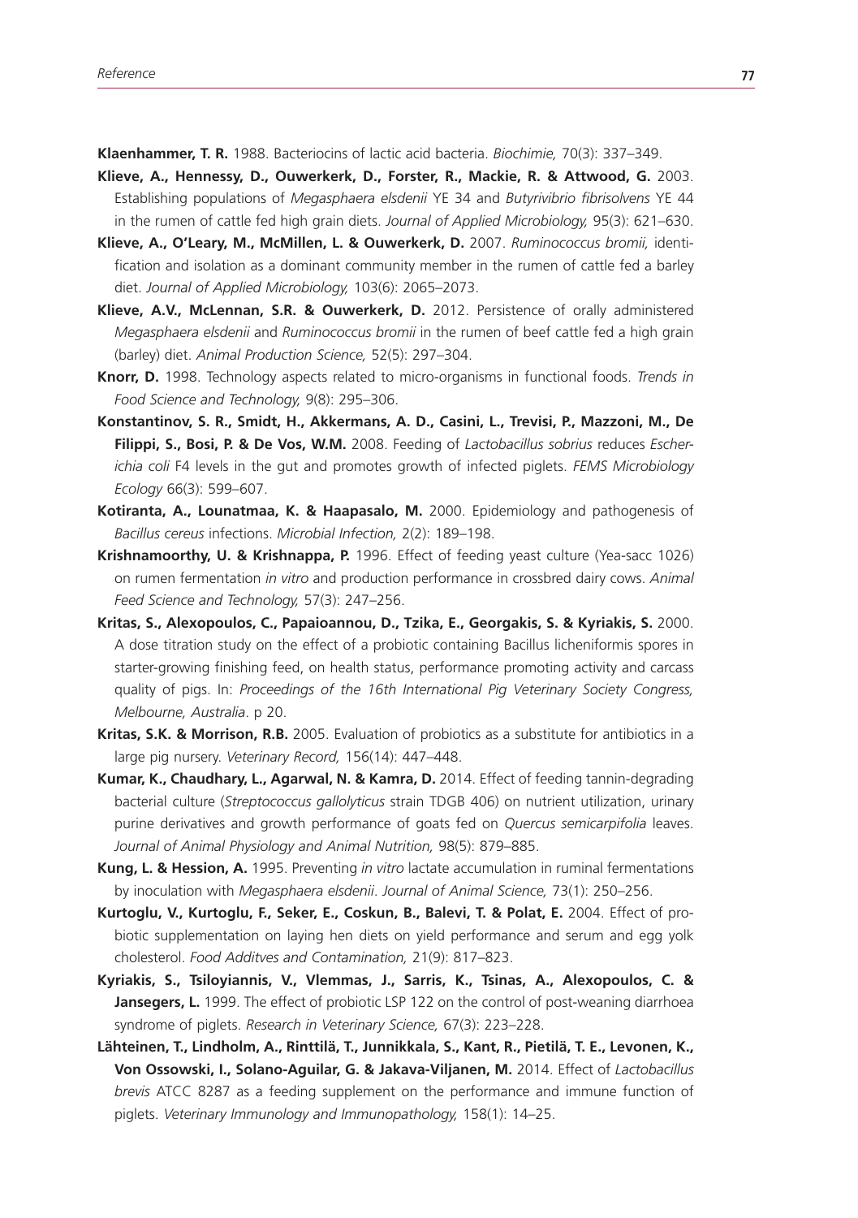**Klaenhammer, T. R.** 1988. Bacteriocins of lactic acid bacteria. *Biochimie,* 70(3): 337–349.

**Klieve, A., Hennessy, D., Ouwerkerk, D., Forster, R., Mackie, R. & Attwood, G.** 2003. Establishing populations of *Megasphaera elsdenii* YE 34 and *Butyrivibrio fibrisolvens* YE 44 in the rumen of cattle fed high grain diets. *Journal of Applied Microbiology,* 95(3): 621–630.

**Klieve, A., O'Leary, M., McMillen, L. & Ouwerkerk, D.** 2007. *Ruminococcus bromii,* identification and isolation as a dominant community member in the rumen of cattle fed a barley diet. *Journal of Applied Microbiology,* 103(6): 2065–2073.

**Klieve, A.V., McLennan, S.R. & Ouwerkerk, D.** 2012. Persistence of orally administered *Megasphaera elsdenii* and *Ruminococcus bromii* in the rumen of beef cattle fed a high grain (barley) diet. *Animal Production Science,* 52(5): 297–304.

**Knorr, D.** 1998. Technology aspects related to micro-organisms in functional foods. *Trends in Food Science and Technology,* 9(8): 295–306.

**Konstantinov, S. R., Smidt, H., Akkermans, A. D., Casini, L., Trevisi, P., Mazzoni, M., De Filippi, S., Bosi, P. & De Vos, W.M.** 2008. Feeding of *Lactobacillus sobrius* reduces *Escherichia coli* F4 levels in the gut and promotes growth of infected piglets. *FEMS Microbiology Ecology* 66(3): 599–607.

**Kotiranta, A., Lounatmaa, K. & Haapasalo, M.** 2000. Epidemiology and pathogenesis of *Bacillus cereus* infections. *Microbial Infection,* 2(2): 189–198.

**Krishnamoorthy, U. & Krishnappa, P.** 1996. Effect of feeding yeast culture (Yea-sacc 1026) on rumen fermentation *in vitro* and production performance in crossbred dairy cows. *Animal Feed Science and Technology,* 57(3): 247–256.

**Kritas, S., Alexopoulos, C., Papaioannou, D., Tzika, E., Georgakis, S. & Kyriakis, S.** 2000. A dose titration study on the effect of a probiotic containing Bacillus licheniformis spores in starter-growing finishing feed, on health status, performance promoting activity and carcass quality of pigs. In: *Proceedings of the 16th International Pig Veterinary Society Congress, Melbourne, Australia*. p 20.

**Kritas, S.K. & Morrison, R.B.** 2005. Evaluation of probiotics as a substitute for antibiotics in a large pig nursery. *Veterinary Record,* 156(14): 447–448.

**Kumar, K., Chaudhary, L., Agarwal, N. & Kamra, D.** 2014. Effect of feeding tannin-degrading bacterial culture (*Streptococcus gallolyticus* strain TDGB 406) on nutrient utilization, urinary purine derivatives and growth performance of goats fed on *Quercus semicarpifolia* leaves. *Journal of Animal Physiology and Animal Nutrition,* 98(5): 879–885.

**Kung, L. & Hession, A.** 1995. Preventing *in vitro* lactate accumulation in ruminal fermentations by inoculation with *Megasphaera elsdenii*. *Journal of Animal Science,* 73(1): 250–256.

**Kurtoglu, V., Kurtoglu, F., Seker, E., Coskun, B., Balevi, T. & Polat, E.** 2004. Effect of probiotic supplementation on laying hen diets on yield performance and serum and egg yolk cholesterol. *Food Additves and Contamination,* 21(9): 817–823.

**Kyriakis, S., Tsiloyiannis, V., Vlemmas, J., Sarris, K., Tsinas, A., Alexopoulos, C. & Jansegers, L.** 1999. The effect of probiotic LSP 122 on the control of post-weaning diarrhoea syndrome of piglets. *Research in Veterinary Science,* 67(3): 223–228.

**Lähteinen, T., Lindholm, A., Rinttilä, T., Junnikkala, S., Kant, R., Pietilä, T. E., Levonen, K., Von Ossowski, I., Solano-Aguilar, G. & Jakava-Viljanen, M.** 2014. Effect of *Lactobacillus brevis* ATCC 8287 as a feeding supplement on the performance and immune function of piglets. *Veterinary Immunology and Immunopathology,* 158(1): 14–25.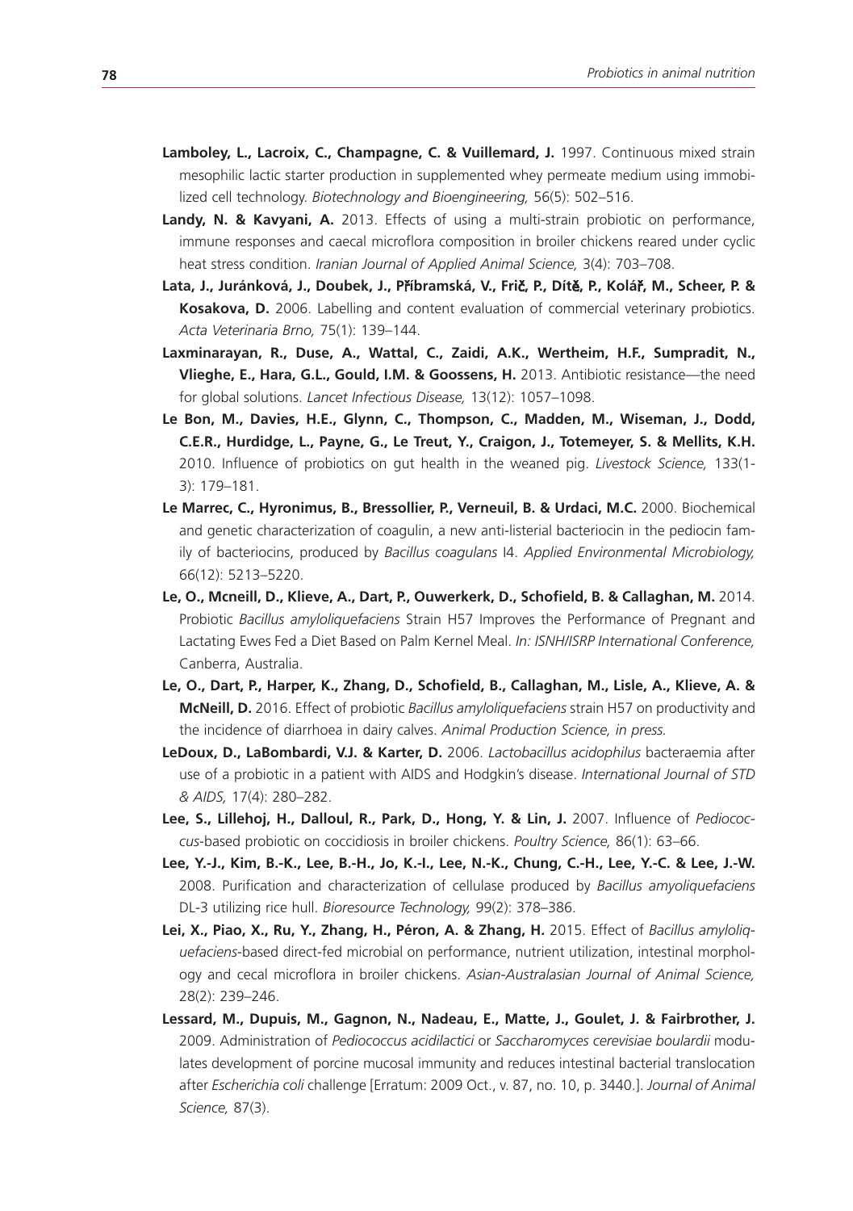**Lamboley, L., Lacroix, C., Champagne, C. & Vuillemard, J.** 1997. Continuous mixed strain mesophilic lactic starter production in supplemented whey permeate medium using immobilized cell technology. *Biotechnology and Bioengineering,* 56(5): 502–516.

**Landy, N. & Kavyani, A.** 2013. Effects of using a multi-strain probiotic on performance, immune responses and caecal microflora composition in broiler chickens reared under cyclic heat stress condition. *Iranian Journal of Applied Animal Science,* 3(4): 703–708.

**Lata, J., Juránková, J., Doubek, J., Příbramská, V., Frič, P., Dítě, P., Kolář, M., Scheer, P. & Kosakova, D.** 2006. Labelling and content evaluation of commercial veterinary probiotics. *Acta Veterinaria Brno,* 75(1): 139–144.

**Laxminarayan, R., Duse, A., Wattal, C., Zaidi, A.K., Wertheim, H.F., Sumpradit, N., Vlieghe, E., Hara, G.L., Gould, I.M. & Goossens, H.** 2013. Antibiotic resistance—the need for global solutions. *Lancet Infectious Disease,* 13(12): 1057–1098.

**Le Bon, M., Davies, H.E., Glynn, C., Thompson, C., Madden, M., Wiseman, J., Dodd, C.E.R., Hurdidge, L., Payne, G., Le Treut, Y., Craigon, J., Totemeyer, S. & Mellits, K.H.** 2010. Influence of probiotics on gut health in the weaned pig. *Livestock Science,* 133(1-3): 179–181.

**Le Marrec, C., Hyronimus, B., Bressollier, P., Verneuil, B. & Urdaci, M.C.** 2000. Biochemical and genetic characterization of coagulin, a new anti-listerial bacteriocin in the pediocin family of bacteriocins, produced by *Bacillus coagulans* I4. *Applied Environmental Microbiology,* 66(12): 5213–5220.

**Le, O., Mcneill, D., Klieve, A., Dart, P., Ouwerkerk, D., Schofield, B. & Callaghan, M.** 2014. Probiotic *Bacillus amyloliquefaciens* Strain H57 Improves the Performance of Pregnant and Lactating Ewes Fed a Diet Based on Palm Kernel Meal. *In: ISNH/ISRP International Conference,* Canberra, Australia.

**Le, O., Dart, P., Harper, K., Zhang, D., Schofield, B., Callaghan, M., Lisle, A., Klieve, A. & McNeill, D.** 2016. Effect of probiotic *Bacillus amyloliquefaciens* strain H57 on productivity and the incidence of diarrhoea in dairy calves. *Animal Production Science, in press.*

**LeDoux, D., LaBombardi, V.J. & Karter, D.** 2006. *Lactobacillus acidophilus* bacteraemia after use of a probiotic in a patient with AIDS and Hodgkin's disease. *International Journal of STD & AIDS,* 17(4): 280–282.

**Lee, S., Lillehoj, H., Dalloul, R., Park, D., Hong, Y. & Lin, J.** 2007. Influence of *Pediococcus*-based probiotic on coccidiosis in broiler chickens. *Poultry Science,* 86(1): 63–66.

**Lee, Y.-J., Kim, B.-K., Lee, B.-H., Jo, K.-I., Lee, N.-K., Chung, C.-H., Lee, Y.-C. & Lee, J.-W.** 2008. Purification and characterization of cellulase produced by *Bacillus amyoliquefaciens* DL-3 utilizing rice hull. *Bioresource Technology,* 99(2): 378–386.

**Lei, X., Piao, X., Ru, Y., Zhang, H., Péron, A. & Zhang, H.** 2015. Effect of *Bacillus amyloliquefaciens*-based direct-fed microbial on performance, nutrient utilization, intestinal morphology and cecal microflora in broiler chickens. *Asian-Australasian Journal of Animal Science,* 28(2): 239–246.

**Lessard, M., Dupuis, M., Gagnon, N., Nadeau, E., Matte, J., Goulet, J. & Fairbrother, J.** 2009. Administration of *Pediococcus acidilactici* or *Saccharomyces cerevisiae boulardii* modulates development of porcine mucosal immunity and reduces intestinal bacterial translocation after *Escherichia coli* challenge [Erratum: 2009 Oct., v. 87, no. 10, p. 3440.]. *Journal of Animal Science,* 87(3).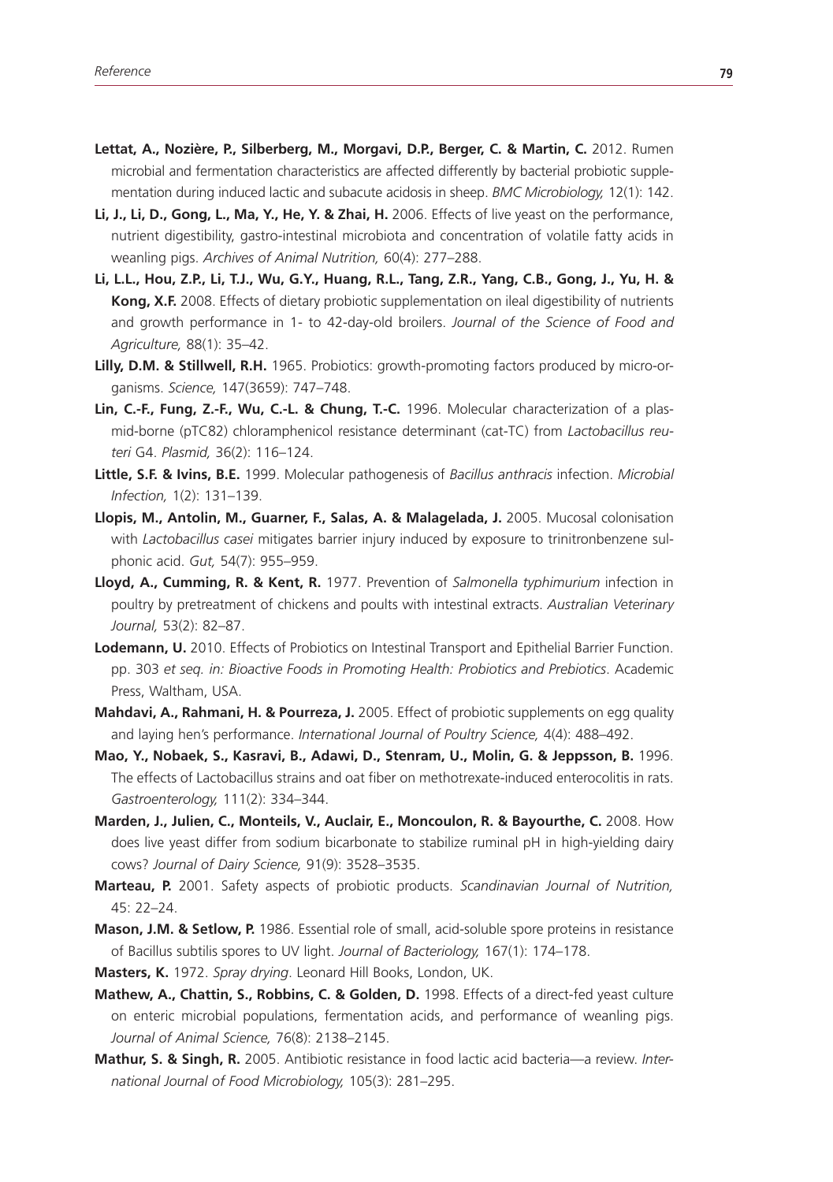**Lettat, A., Nozière, P., Silberberg, M., Morgavi, D.P., Berger, C. & Martin, C.** 2012. Rumen microbial and fermentation characteristics are affected differently by bacterial probiotic supplementation during induced lactic and subacute acidosis in sheep. *BMC Microbiology,* 12(1): 142.

**Li, J., Li, D., Gong, L., Ma, Y., He, Y. & Zhai, H.** 2006. Effects of live yeast on the performance, nutrient digestibility, gastro-intestinal microbiota and concentration of volatile fatty acids in weanling pigs. *Archives of Animal Nutrition,* 60(4): 277–288.

**Li, L.L., Hou, Z.P., Li, T.J., Wu, G.Y., Huang, R.L., Tang, Z.R., Yang, C.B., Gong, J., Yu, H. & Kong, X.F.** 2008. Effects of dietary probiotic supplementation on ileal digestibility of nutrients and growth performance in 1- to 42-day-old broilers. *Journal of the Science of Food and Agriculture,* 88(1): 35–42.

**Lilly, D.M. & Stillwell, R.H.** 1965. Probiotics: growth-promoting factors produced by micro-organisms. *Science,* 147(3659): 747–748.

**Lin, C.-F., Fung, Z.-F., Wu, C.-L. & Chung, T.-C.** 1996. Molecular characterization of a plasmid-borne (pTC82) chloramphenicol resistance determinant (cat-TC) from *Lactobacillus reuteri* G4. *Plasmid,* 36(2): 116–124.

**Little, S.F. & Ivins, B.E.** 1999. Molecular pathogenesis of *Bacillus anthracis* infection. *Microbial Infection,* 1(2): 131–139.

**Llopis, M., Antolin, M., Guarner, F., Salas, A. & Malagelada, J.** 2005. Mucosal colonisation with *Lactobacillus casei* mitigates barrier injury induced by exposure to trinitronbenzene sulphonic acid. *Gut,* 54(7): 955–959.

**Lloyd, A., Cumming, R. & Kent, R.** 1977. Prevention of *Salmonella typhimurium* infection in poultry by pretreatment of chickens and poults with intestinal extracts. *Australian Veterinary Journal,* 53(2): 82–87.

**Lodemann, U.** 2010. Effects of Probiotics on Intestinal Transport and Epithelial Barrier Function. pp. 303 *et seq. in: Bioactive Foods in Promoting Health: Probiotics and Prebiotics*. Academic Press, Waltham, USA.

**Mahdavi, A., Rahmani, H. & Pourreza, J.** 2005. Effect of probiotic supplements on egg quality and laying hen's performance. *International Journal of Poultry Science,* 4(4): 488–492.

**Mao, Y., Nobaek, S., Kasravi, B., Adawi, D., Stenram, U., Molin, G. & Jeppsson, B.** 1996. The effects of Lactobacillus strains and oat fiber on methotrexate-induced enterocolitis in rats. *Gastroenterology,* 111(2): 334–344.

**Marden, J., Julien, C., Monteils, V., Auclair, E., Moncoulon, R. & Bayourthe, C.** 2008. How does live yeast differ from sodium bicarbonate to stabilize ruminal pH in high-yielding dairy cows? *Journal of Dairy Science,* 91(9): 3528–3535.

**Marteau, P.** 2001. Safety aspects of probiotic products. *Scandinavian Journal of Nutrition,* 45: 22–24.

**Mason, J.M. & Setlow, P.** 1986. Essential role of small, acid-soluble spore proteins in resistance of Bacillus subtilis spores to UV light. *Journal of Bacteriology,* 167(1): 174–178.

**Masters, K.** 1972. *Spray drying*. Leonard Hill Books, London, UK.

**Mathew, A., Chattin, S., Robbins, C. & Golden, D.** 1998. Effects of a direct-fed yeast culture on enteric microbial populations, fermentation acids, and performance of weanling pigs. *Journal of Animal Science,* 76(8): 2138–2145.

**Mathur, S. & Singh, R.** 2005. Antibiotic resistance in food lactic acid bacteria—a review. *International Journal of Food Microbiology,* 105(3): 281–295.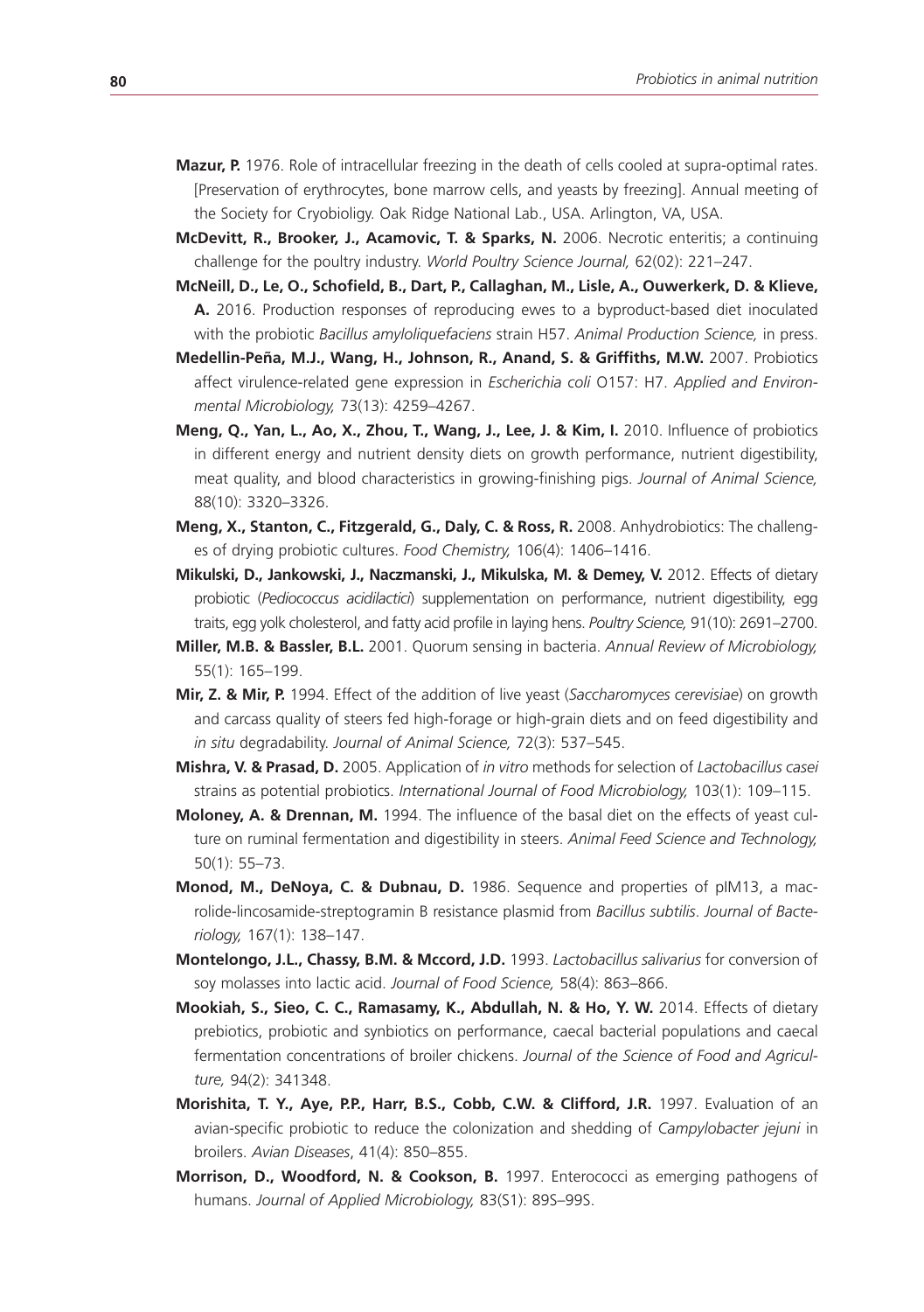**Mazur, P.** 1976. Role of intracellular freezing in the death of cells cooled at supra-optimal rates. [Preservation of erythrocytes, bone marrow cells, and yeasts by freezing]. Annual meeting of the Society for Cryobioligy. Oak Ridge National Lab., USA. Arlington, VA, USA.

**McDevitt, R., Brooker, J., Acamovic, T. & Sparks, N.** 2006. Necrotic enteritis; a continuing challenge for the poultry industry. *World Poultry Science Journal,* 62(02): 221–247.

**McNeill, D., Le, O., Schofield, B., Dart, P., Callaghan, M., Lisle, A., Ouwerkerk, D. & Klieve, A.** 2016. Production responses of reproducing ewes to a byproduct-based diet inoculated with the probiotic *Bacillus amyloliquefaciens* strain H57. *Animal Production Science,* in press.

**Medellin-Peña, M.J., Wang, H., Johnson, R., Anand, S. & Griffiths, M.W.** 2007. Probiotics affect virulence-related gene expression in *Escherichia coli* O157: H7. *Applied and Environmental Microbiology,* 73(13): 4259–4267.

**Meng, Q., Yan, L., Ao, X., Zhou, T., Wang, J., Lee, J. & Kim, I.** 2010. Influence of probiotics in different energy and nutrient density diets on growth performance, nutrient digestibility, meat quality, and blood characteristics in growing-finishing pigs. *Journal of Animal Science,* 88(10): 3320–3326.

**Meng, X., Stanton, C., Fitzgerald, G., Daly, C. & Ross, R.** 2008. Anhydrobiotics: The challenges of drying probiotic cultures. *Food Chemistry,* 106(4): 1406–1416.

**Mikulski, D., Jankowski, J., Naczmanski, J., Mikulska, M. & Demey, V.** 2012. Effects of dietary probiotic (*Pediococcus acidilactici*) supplementation on performance, nutrient digestibility, egg traits, egg yolk cholesterol, and fatty acid profile in laying hens. *Poultry Science,* 91(10): 2691–2700.

**Miller, M.B. & Bassler, B.L.** 2001. Quorum sensing in bacteria. *Annual Review of Microbiology,* 55(1): 165–199.

**Mir, Z. & Mir, P.** 1994. Effect of the addition of live yeast (*Saccharomyces cerevisiae*) on growth and carcass quality of steers fed high-forage or high-grain diets and on feed digestibility and *in situ* degradability. *Journal of Animal Science,* 72(3): 537–545.

**Mishra, V. & Prasad, D.** 2005. Application of *in vitro* methods for selection of *Lactobacillus casei* strains as potential probiotics. *International Journal of Food Microbiology,* 103(1): 109–115.

**Moloney, A. & Drennan, M.** 1994. The influence of the basal diet on the effects of yeast culture on ruminal fermentation and digestibility in steers. *Animal Feed Science and Technology,* 50(1): 55–73.

**Monod, M., DeNoya, C. & Dubnau, D.** 1986. Sequence and properties of pIM13, a macrolide-lincosamide-streptogramin B resistance plasmid from *Bacillus subtilis*. *Journal of Bacteriology,* 167(1): 138–147.

**Montelongo, J.L., Chassy, B.M. & Mccord, J.D.** 1993. *Lactobacillus salivarius* for conversion of soy molasses into lactic acid. *Journal of Food Science,* 58(4): 863–866.

**Mookiah, S., Sieo, C. C., Ramasamy, K., Abdullah, N. & Ho, Y. W.** 2014. Effects of dietary prebiotics, probiotic and synbiotics on performance, caecal bacterial populations and caecal fermentation concentrations of broiler chickens. *Journal of the Science of Food and Agriculture,* 94(2): 341348.

**Morishita, T. Y., Aye, P.P., Harr, B.S., Cobb, C.W. & Clifford, J.R.** 1997. Evaluation of an avian-specific probiotic to reduce the colonization and shedding of *Campylobacter jejuni* in broilers. *Avian Diseases*, 41(4): 850–855.

**Morrison, D., Woodford, N. & Cookson, B.** 1997. Enterococci as emerging pathogens of humans. *Journal of Applied Microbiology,* 83(S1): 89S–99S.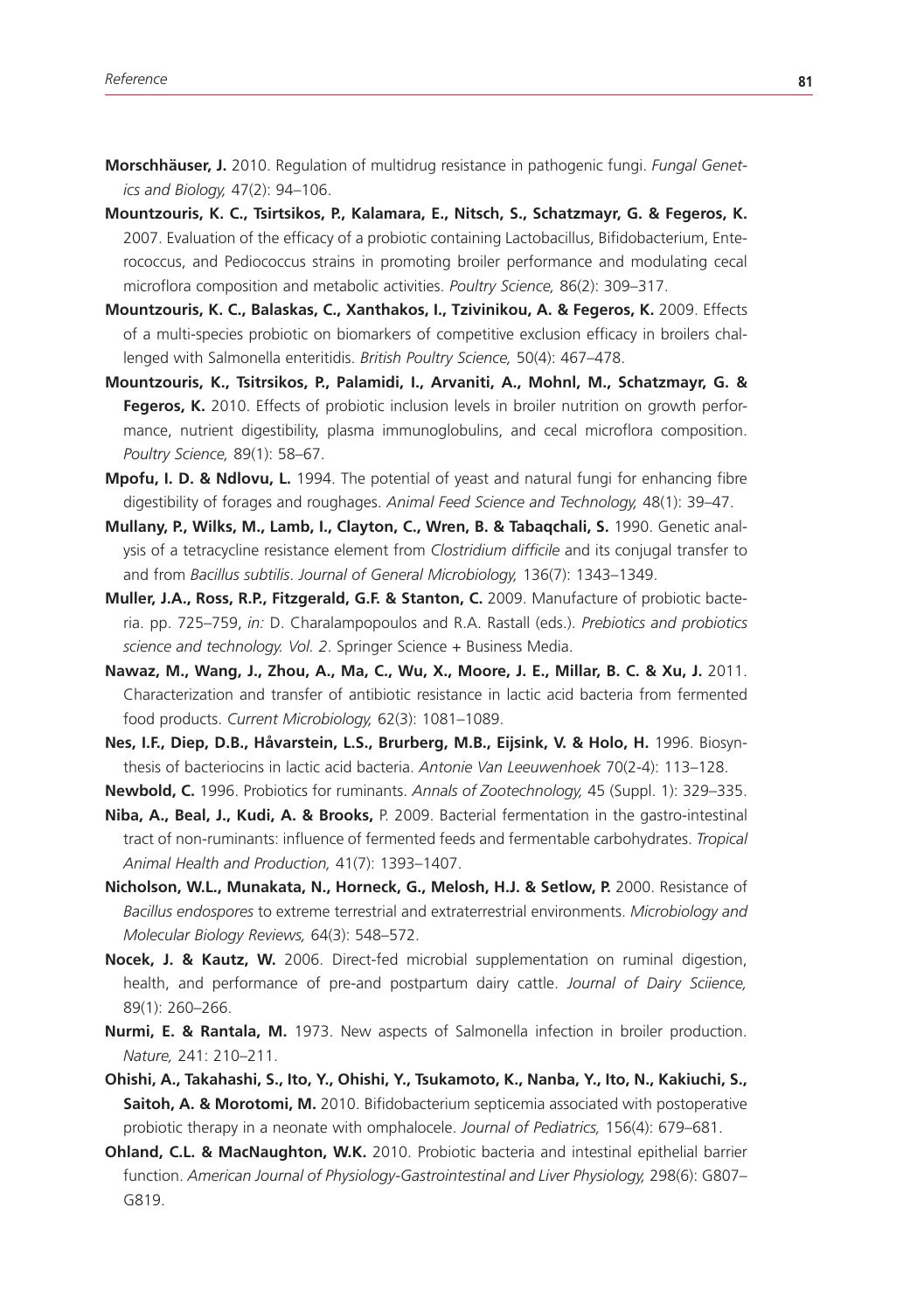**Morschhäuser, J.** 2010. Regulation of multidrug resistance in pathogenic fungi. *Fungal Genetics and Biology,* 47(2): 94–106.

**Mountzouris, K. C., Tsirtsikos, P., Kalamara, E., Nitsch, S., Schatzmayr, G. & Fegeros, K.** 2007. Evaluation of the efficacy of a probiotic containing Lactobacillus, Bifidobacterium, Enterococcus, and Pediococcus strains in promoting broiler performance and modulating cecal microflora composition and metabolic activities. *Poultry Science,* 86(2): 309–317.

**Mountzouris, K. C., Balaskas, C., Xanthakos, I., Tzivinikou, A. & Fegeros, K.** 2009. Effects of a multi-species probiotic on biomarkers of competitive exclusion efficacy in broilers challenged with Salmonella enteritidis. *British Poultry Science,* 50(4): 467–478.

**Mountzouris, K., Tsitrsikos, P., Palamidi, I., Arvaniti, A., Mohnl, M., Schatzmayr, G. & Fegeros, K.** 2010. Effects of probiotic inclusion levels in broiler nutrition on growth performance, nutrient digestibility, plasma immunoglobulins, and cecal microflora composition. *Poultry Science,* 89(1): 58–67.

**Mpofu, I. D. & Ndlovu, L.** 1994. The potential of yeast and natural fungi for enhancing fibre digestibility of forages and roughages. *Animal Feed Science and Technology,* 48(1): 39–47.

**Mullany, P., Wilks, M., Lamb, I., Clayton, C., Wren, B. & Tabaqchali, S.** 1990. Genetic analysis of a tetracycline resistance element from *Clostridium difficile* and its conjugal transfer to and from *Bacillus subtilis*. *Journal of General Microbiology,* 136(7): 1343–1349.

**Muller, J.A., Ross, R.P., Fitzgerald, G.F. & Stanton, C.** 2009. Manufacture of probiotic bacteria. pp. 725–759, *in:* D. Charalampopoulos and R.A. Rastall (eds.). *Prebiotics and probiotics science and technology. Vol. 2*. Springer Science + Business Media.

**Nawaz, M., Wang, J., Zhou, A., Ma, C., Wu, X., Moore, J. E., Millar, B. C. & Xu, J.** 2011. Characterization and transfer of antibiotic resistance in lactic acid bacteria from fermented food products. *Current Microbiology,* 62(3): 1081–1089.

**Nes, I.F., Diep, D.B., Håvarstein, L.S., Brurberg, M.B., Eijsink, V. & Holo, H.** 1996. Biosynthesis of bacteriocins in lactic acid bacteria. *Antonie Van Leeuwenhoek* 70(2-4): 113–128.

**Newbold, C.** 1996. Probiotics for ruminants. *Annals of Zootechnology,* 45 (Suppl. 1): 329–335.

**Niba, A., Beal, J., Kudi, A. & Brooks,** P. 2009. Bacterial fermentation in the gastro-intestinal tract of non-ruminants: influence of fermented feeds and fermentable carbohydrates. *Tropical Animal Health and Production,* 41(7): 1393–1407.

**Nicholson, W.L., Munakata, N., Horneck, G., Melosh, H.J. & Setlow, P.** 2000. Resistance of *Bacillus endospores* to extreme terrestrial and extraterrestrial environments. *Microbiology and Molecular Biology Reviews,* 64(3): 548–572.

**Nocek, J. & Kautz, W.** 2006. Direct-fed microbial supplementation on ruminal digestion, health, and performance of pre-and postpartum dairy cattle. *Journal of Dairy Sciience,* 89(1): 260–266.

**Nurmi, E. & Rantala, M.** 1973. New aspects of Salmonella infection in broiler production. *Nature,* 241: 210–211.

**Ohishi, A., Takahashi, S., Ito, Y., Ohishi, Y., Tsukamoto, K., Nanba, Y., Ito, N., Kakiuchi, S., Saitoh, A. & Morotomi, M.** 2010. Bifidobacterium septicemia associated with postoperative probiotic therapy in a neonate with omphalocele. *Journal of Pediatrics,* 156(4): 679–681.

**Ohland, C.L. & MacNaughton, W.K.** 2010. Probiotic bacteria and intestinal epithelial barrier function. *American Journal of Physiology-Gastrointestinal and Liver Physiology,* 298(6): G807–G819.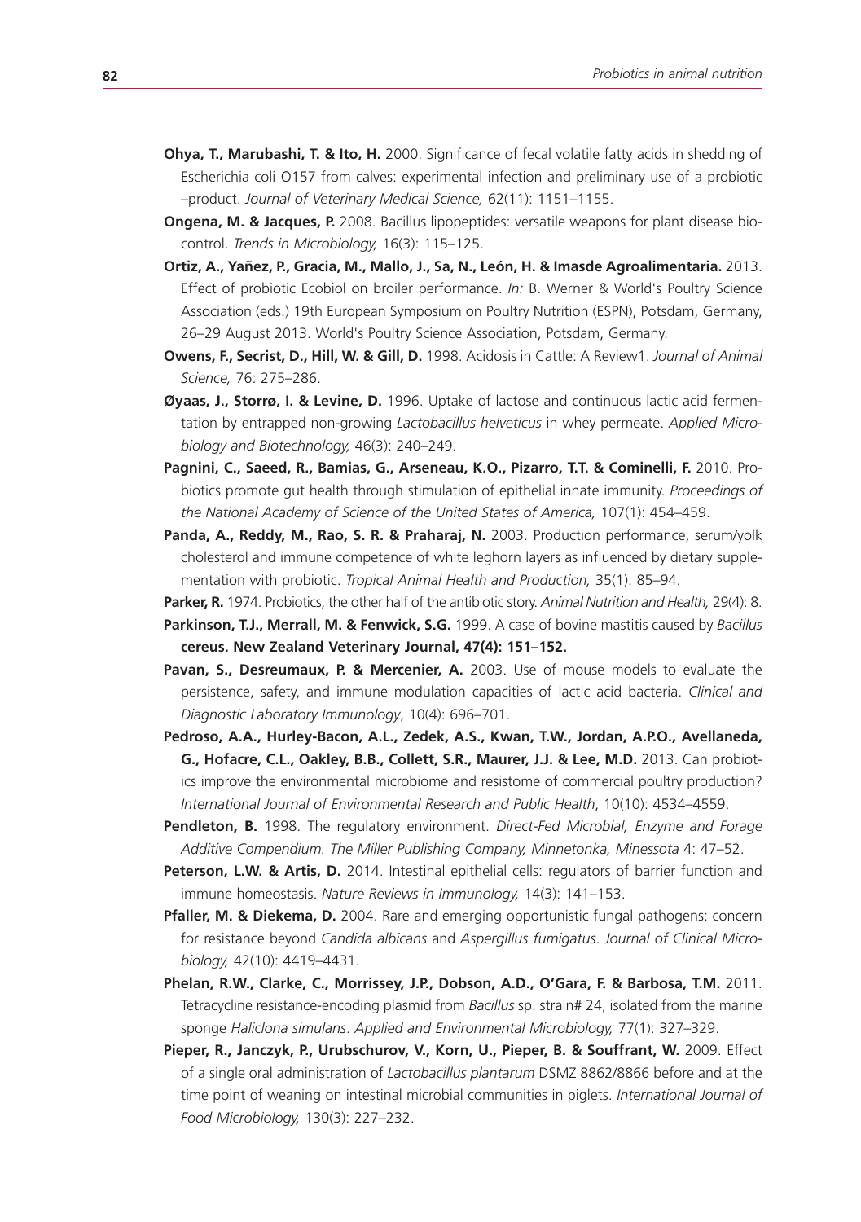**Ohya, T., Marubashi, T. & Ito, H.** 2000. Significance of fecal volatile fatty acids in shedding of Escherichia coli O157 from calves: experimental infection and preliminary use of a probiotic –product. *Journal of Veterinary Medical Science,* 62(11): 1151–1155.

**Ongena, M. & Jacques, P.** 2008. Bacillus lipopeptides: versatile weapons for plant disease biocontrol. *Trends in Microbiology,* 16(3): 115–125.

**Ortiz, A., Yañez, P., Gracia, M., Mallo, J., Sa, N., León, H. & Imasde Agroalimentaria.** 2013. Effect of probiotic Ecobiol on broiler performance. *In:* B. Werner & World's Poultry Science Association (eds.) 19th European Symposium on Poultry Nutrition (ESPN), Potsdam, Germany, 26–29 August 2013. World's Poultry Science Association, Potsdam, Germany.

**Owens, F., Secrist, D., Hill, W. & Gill, D.** 1998. Acidosis in Cattle: A Review1. *Journal of Animal Science,* 76: 275–286.

**Øyaas, J., Storrø, I. & Levine, D.** 1996. Uptake of lactose and continuous lactic acid fermentation by entrapped non-growing *Lactobacillus helveticus* in whey permeate. *Applied Microbiology and Biotechnology,* 46(3): 240–249.

**Pagnini, C., Saeed, R., Bamias, G., Arseneau, K.O., Pizarro, T.T. & Cominelli, F.** 2010. Probiotics promote gut health through stimulation of epithelial innate immunity. *Proceedings of the National Academy of Science of the United States of America,* 107(1): 454–459.

**Panda, A., Reddy, M., Rao, S. R. & Praharaj, N.** 2003. Production performance, serum/yolk cholesterol and immune competence of white leghorn layers as influenced by dietary supplementation with probiotic. *Tropical Animal Health and Production,* 35(1): 85–94.

**Parker, R.** 1974. Probiotics, the other half of the antibiotic story. *Animal Nutrition and Health,* 29(4): 8.

**Parkinson, T.J., Merrall, M. & Fenwick, S.G.** 1999. A case of bovine mastitis caused by *Bacillus* **cereus. New Zealand Veterinary Journal, 47(4): 151–152.**

**Pavan, S., Desreumaux, P. & Mercenier, A.** 2003. Use of mouse models to evaluate the persistence, safety, and immune modulation capacities of lactic acid bacteria. *Clinical and Diagnostic Laboratory Immunology*, 10(4): 696–701.

**Pedroso, A.A., Hurley-Bacon, A.L., Zedek, A.S., Kwan, T.W., Jordan, A.P.O., Avellaneda, G., Hofacre, C.L., Oakley, B.B., Collett, S.R., Maurer, J.J. & Lee, M.D.** 2013. Can probiotics improve the environmental microbiome and resistome of commercial poultry production? *International Journal of Environmental Research and Public Health*, 10(10): 4534–4559.

**Pendleton, B.** 1998. The regulatory environment. *Direct-Fed Microbial, Enzyme and Forage Additive Compendium. The Miller Publishing Company, Minnetonka, Minessota* 4: 47–52.

**Peterson, L.W. & Artis, D.** 2014. Intestinal epithelial cells: regulators of barrier function and immune homeostasis. *Nature Reviews in Immunology,* 14(3): 141–153.

**Pfaller, M. & Diekema, D.** 2004. Rare and emerging opportunistic fungal pathogens: concern for resistance beyond *Candida albicans* and *Aspergillus fumigatus*. *Journal of Clinical Microbiology,* 42(10): 4419–4431.

**Phelan, R.W., Clarke, C., Morrissey, J.P., Dobson, A.D., O'Gara, F. & Barbosa, T.M.** 2011. Tetracycline resistance-encoding plasmid from *Bacillus* sp. strain# 24, isolated from the marine sponge *Haliclona simulans*. *Applied and Environmental Microbiology,* 77(1): 327–329.

**Pieper, R., Janczyk, P., Urubschurov, V., Korn, U., Pieper, B. & Souffrant, W.** 2009. Effect of a single oral administration of *Lactobacillus plantarum* DSMZ 8862/8866 before and at the time point of weaning on intestinal microbial communities in piglets. *International Journal of Food Microbiology,* 130(3): 227–232.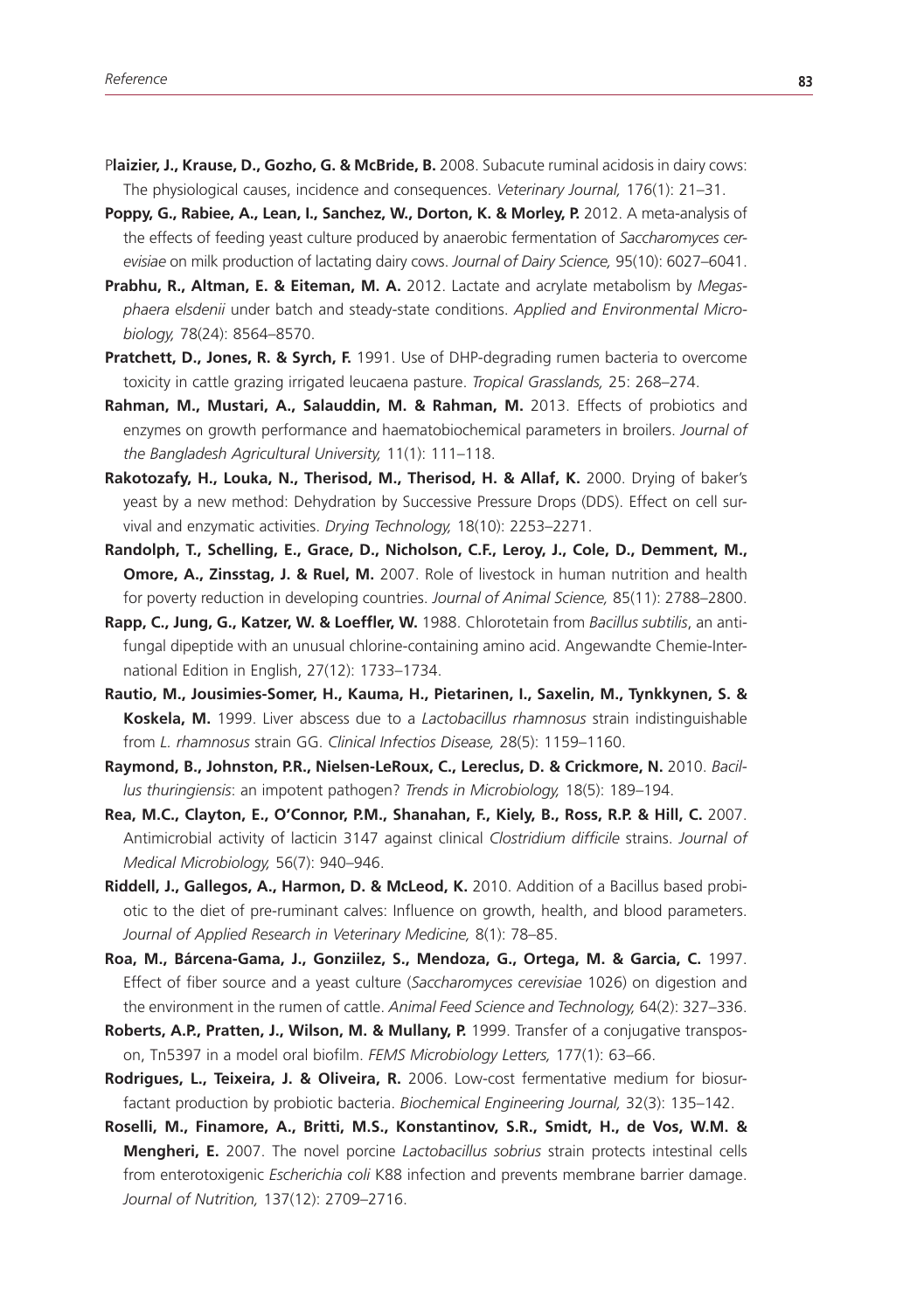P**laizier, J., Krause, D., Gozho, G. & McBride, B.** 2008. Subacute ruminal acidosis in dairy cows: The physiological causes, incidence and consequences. *Veterinary Journal,* 176(1): 21–31.

**Poppy, G., Rabiee, A., Lean, I., Sanchez, W., Dorton, K. & Morley, P.** 2012. A meta-analysis of the effects of feeding yeast culture produced by anaerobic fermentation of *Saccharomyces cerevisiae* on milk production of lactating dairy cows. *Journal of Dairy Science,* 95(10): 6027–6041.

**Prabhu, R., Altman, E. & Eiteman, M. A.** 2012. Lactate and acrylate metabolism by *Megasphaera elsdenii* under batch and steady-state conditions. *Applied and Environmental Microbiology,* 78(24): 8564–8570.

**Pratchett, D., Jones, R. & Syrch, F.** 1991. Use of DHP-degrading rumen bacteria to overcome toxicity in cattle grazing irrigated leucaena pasture. *Tropical Grasslands,* 25: 268–274.

**Rahman, M., Mustari, A., Salauddin, M. & Rahman, M.** 2013. Effects of probiotics and enzymes on growth performance and haematobiochemical parameters in broilers. *Journal of the Bangladesh Agricultural University,* 11(1): 111–118.

**Rakotozafy, H., Louka, N., Therisod, M., Therisod, H. & Allaf, K.** 2000. Drying of baker's yeast by a new method: Dehydration by Successive Pressure Drops (DDS). Effect on cell survival and enzymatic activities. *Drying Technology,* 18(10): 2253–2271.

**Randolph, T., Schelling, E., Grace, D., Nicholson, C.F., Leroy, J., Cole, D., Demment, M., Omore, A., Zinsstag, J. & Ruel, M.** 2007. Role of livestock in human nutrition and health for poverty reduction in developing countries. *Journal of Animal Science,* 85(11): 2788–2800.

**Rapp, C., Jung, G., Katzer, W. & Loeffler, W.** 1988. Chlorotetain from *Bacillus subtilis*, an antifungal dipeptide with an unusual chlorine-containing amino acid. Angewandte Chemie-International Edition in English, 27(12): 1733–1734.

**Rautio, M., Jousimies-Somer, H., Kauma, H., Pietarinen, I., Saxelin, M., Tynkkynen, S. & Koskela, M.** 1999. Liver abscess due to a *Lactobacillus rhamnosus* strain indistinguishable from *L. rhamnosus* strain GG. *Clinical Infectios Disease,* 28(5): 1159–1160.

**Raymond, B., Johnston, P.R., Nielsen-LeRoux, C., Lereclus, D. & Crickmore, N.** 2010. *Bacillus thuringiensis*: an impotent pathogen? *Trends in Microbiology,* 18(5): 189–194.

**Rea, M.C., Clayton, E., O'Connor, P.M., Shanahan, F., Kiely, B., Ross, R.P. & Hill, C.** 2007. Antimicrobial activity of lacticin 3147 against clinical *Clostridium difficile* strains. *Journal of Medical Microbiology,* 56(7): 940–946.

**Riddell, J., Gallegos, A., Harmon, D. & McLeod, K.** 2010. Addition of a Bacillus based probiotic to the diet of pre-ruminant calves: Influence on growth, health, and blood parameters. *Journal of Applied Research in Veterinary Medicine,* 8(1): 78–85.

**Roa, M., Bárcena-Gama, J., Gonziilez, S., Mendoza, G., Ortega, M. & Garcia, C.** 1997. Effect of fiber source and a yeast culture (*Saccharomyces cerevisiae* 1026) on digestion and the environment in the rumen of cattle. *Animal Feed Science and Technology,* 64(2): 327–336.

**Roberts, A.P., Pratten, J., Wilson, M. & Mullany, P.** 1999. Transfer of a conjugative transposon, Tn5397 in a model oral biofilm. *FEMS Microbiology Letters,* 177(1): 63–66.

**Rodrigues, L., Teixeira, J. & Oliveira, R.** 2006. Low-cost fermentative medium for biosurfactant production by probiotic bacteria. *Biochemical Engineering Journal,* 32(3): 135–142.

**Roselli, M., Finamore, A., Britti, M.S., Konstantinov, S.R., Smidt, H., de Vos, W.M. & Mengheri, E.** 2007. The novel porcine *Lactobacillus sobrius* strain protects intestinal cells from enterotoxigenic *Escherichia coli* K88 infection and prevents membrane barrier damage. *Journal of Nutrition,* 137(12): 2709–2716.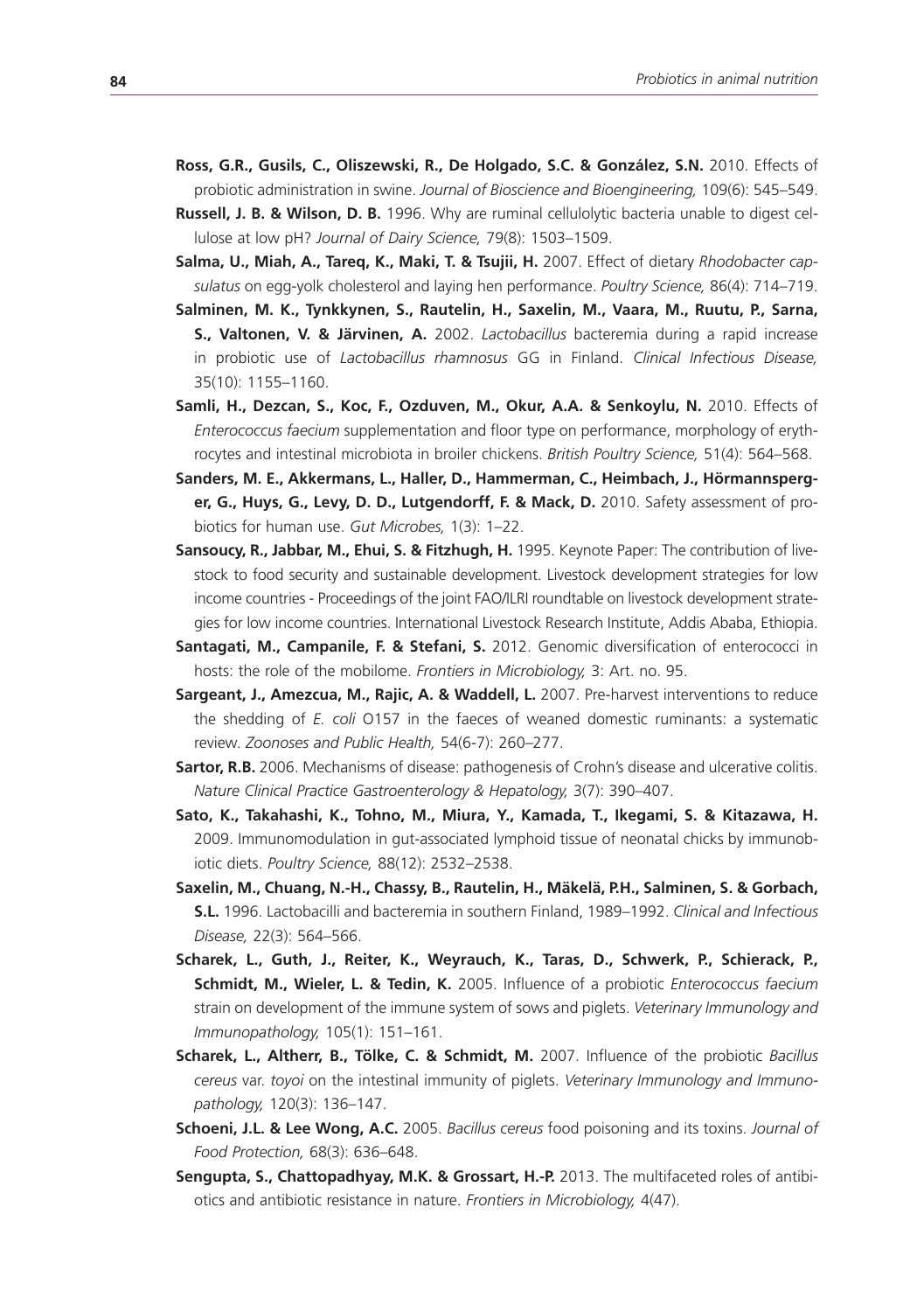**Ross, G.R., Gusils, C., Oliszewski, R., De Holgado, S.C. & González, S.N.** 2010. Effects of probiotic administration in swine. *Journal of Bioscience and Bioengineering,* 109(6): 545–549.

**Russell, J. B. & Wilson, D. B.** 1996. Why are ruminal cellulolytic bacteria unable to digest cellulose at low pH? *Journal of Dairy Science,* 79(8): 1503–1509.

**Salma, U., Miah, A., Tareq, K., Maki, T. & Tsujii, H.** 2007. Effect of dietary *Rhodobacter capsulatus* on egg-yolk cholesterol and laying hen performance. *Poultry Science,* 86(4): 714–719.

**Salminen, M. K., Tynkkynen, S., Rautelin, H., Saxelin, M., Vaara, M., Ruutu, P., Sarna, S., Valtonen, V. & Järvinen, A.** 2002. *Lactobacillus* bacteremia during a rapid increase in probiotic use of *Lactobacillus rhamnosus* GG in Finland. *Clinical Infectious Disease,* 35(10): 1155–1160.

**Samli, H., Dezcan, S., Koc, F., Ozduven, M., Okur, A.A. & Senkoylu, N.** 2010. Effects of *Enterococcus faecium* supplementation and floor type on performance, morphology of erythrocytes and intestinal microbiota in broiler chickens. *British Poultry Science,* 51(4): 564–568.

**Sanders, M. E., Akkermans, L., Haller, D., Hammerman, C., Heimbach, J., Hörmannsperger, G., Huys, G., Levy, D. D., Lutgendorff, F. & Mack, D.** 2010. Safety assessment of probiotics for human use. *Gut Microbes,* 1(3): 1–22.

**Sansoucy, R., Jabbar, M., Ehui, S. & Fitzhugh, H.** 1995. Keynote Paper: The contribution of livestock to food security and sustainable development. Livestock development strategies for low income countries - Proceedings of the joint FAO/ILRI roundtable on livestock development strategies for low income countries. International Livestock Research Institute, Addis Ababa, Ethiopia.

**Santagati, M., Campanile, F. & Stefani, S.** 2012. Genomic diversification of enterococci in hosts: the role of the mobilome. *Frontiers in Microbiology,* 3: Art. no. 95.

**Sargeant, J., Amezcua, M., Rajic, A. & Waddell, L.** 2007. Pre-harvest interventions to reduce the shedding of *E. coli* O157 in the faeces of weaned domestic ruminants: a systematic review. *Zoonoses and Public Health,* 54(6-7): 260–277.

**Sartor, R.B.** 2006. Mechanisms of disease: pathogenesis of Crohn's disease and ulcerative colitis. *Nature Clinical Practice Gastroenterology & Hepatology,* 3(7): 390–407.

**Sato, K., Takahashi, K., Tohno, M., Miura, Y., Kamada, T., Ikegami, S. & Kitazawa, H.** 2009. Immunomodulation in gut-associated lymphoid tissue of neonatal chicks by immunobiotic diets. *Poultry Science,* 88(12): 2532–2538.

**Saxelin, M., Chuang, N.-H., Chassy, B., Rautelin, H., Mäkelä, P.H., Salminen, S. & Gorbach, S.L.** 1996. Lactobacilli and bacteremia in southern Finland, 1989–1992. *Clinical and Infectious Disease,* 22(3): 564–566.

**Scharek, L., Guth, J., Reiter, K., Weyrauch, K., Taras, D., Schwerk, P., Schierack, P., Schmidt, M., Wieler, L. & Tedin, K.** 2005. Influence of a probiotic *Enterococcus faecium* strain on development of the immune system of sows and piglets. *Veterinary Immunology and Immunopathology,* 105(1): 151–161.

**Scharek, L., Altherr, B., Tölke, C. & Schmidt, M.** 2007. Influence of the probiotic *Bacillus cereus* var. *toyoi* on the intestinal immunity of piglets. *Veterinary Immunology and Immunopathology,* 120(3): 136–147.

**Schoeni, J.L. & Lee Wong, A.C.** 2005. *Bacillus cereus* food poisoning and its toxins. *Journal of Food Protection,* 68(3): 636–648.

**Sengupta, S., Chattopadhyay, M.K. & Grossart, H.-P.** 2013. The multifaceted roles of antibiotics and antibiotic resistance in nature. *Frontiers in Microbiology,* 4(47).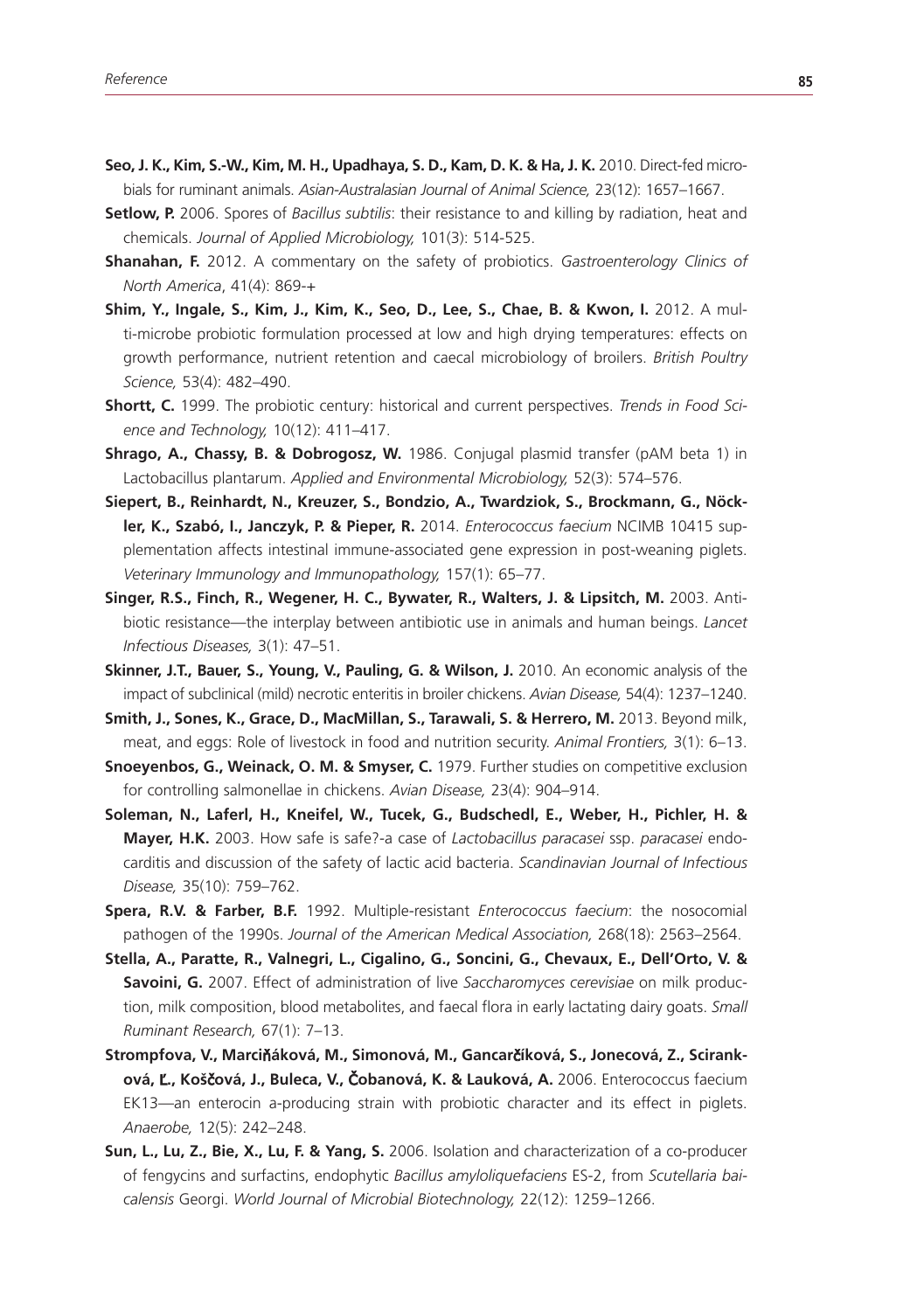**Seo, J. K., Kim, S.-W., Kim, M. H., Upadhaya, S. D., Kam, D. K. & Ha, J. K.** 2010. Direct-fed microbials for ruminant animals. *Asian-Australasian Journal of Animal Science,* 23(12): 1657–1667.

**Setlow, P.** 2006. Spores of *Bacillus subtilis*: their resistance to and killing by radiation, heat and chemicals. *Journal of Applied Microbiology,* 101(3): 514-525.

**Shanahan, F.** 2012. A commentary on the safety of probiotics. *Gastroenterology Clinics of North America*, 41(4): 869-+

**Shim, Y., Ingale, S., Kim, J., Kim, K., Seo, D., Lee, S., Chae, B. & Kwon, I.** 2012. A multi-microbe probiotic formulation processed at low and high drying temperatures: effects on growth performance, nutrient retention and caecal microbiology of broilers. *British Poultry Science,* 53(4): 482–490.

**Shortt, C.** 1999. The probiotic century: historical and current perspectives. *Trends in Food Science and Technology,* 10(12): 411–417.

**Shrago, A., Chassy, B. & Dobrogosz, W.** 1986. Conjugal plasmid transfer (pAM beta 1) in Lactobacillus plantarum. *Applied and Environmental Microbiology,* 52(3): 574–576.

**Siepert, B., Reinhardt, N., Kreuzer, S., Bondzio, A., Twardziok, S., Brockmann, G., Nöckler, K., Szabó, I., Janczyk, P. & Pieper, R.** 2014. *Enterococcus faecium* NCIMB 10415 supplementation affects intestinal immune-associated gene expression in post-weaning piglets. *Veterinary Immunology and Immunopathology,* 157(1): 65–77.

**Singer, R.S., Finch, R., Wegener, H. C., Bywater, R., Walters, J. & Lipsitch, M.** 2003. Antibiotic resistance—the interplay between antibiotic use in animals and human beings. *Lancet Infectious Diseases,* 3(1): 47–51.

**Skinner, J.T., Bauer, S., Young, V., Pauling, G. & Wilson, J.** 2010. An economic analysis of the impact of subclinical (mild) necrotic enteritis in broiler chickens. *Avian Disease,* 54(4): 1237–1240.

**Smith, J., Sones, K., Grace, D., MacMillan, S., Tarawali, S. & Herrero, M.** 2013. Beyond milk, meat, and eggs: Role of livestock in food and nutrition security. *Animal Frontiers,* 3(1): 6–13.

**Snoeyenbos, G., Weinack, O. M. & Smyser, C.** 1979. Further studies on competitive exclusion for controlling salmonellae in chickens. *Avian Disease,* 23(4): 904–914.

**Soleman, N., Laferl, H., Kneifel, W., Tucek, G., Budschedl, E., Weber, H., Pichler, H. & Mayer, H.K.** 2003. How safe is safe?-a case of *Lactobacillus paracasei* ssp. *paracasei* endocarditis and discussion of the safety of lactic acid bacteria. *Scandinavian Journal of Infectious Disease,* 35(10): 759–762.

**Spera, R.V. & Farber, B.F.** 1992. Multiple-resistant *Enterococcus faecium*: the nosocomial pathogen of the 1990s. *Journal of the American Medical Association,* 268(18): 2563–2564.

**Stella, A., Paratte, R., Valnegri, L., Cigalino, G., Soncini, G., Chevaux, E., Dell'Orto, V. & Savoini, G.** 2007. Effect of administration of live *Saccharomyces cerevisiae* on milk production, milk composition, blood metabolites, and faecal flora in early lactating dairy goats. *Small Ruminant Research,* 67(1): 7–13.

**Strompfova, V., Marciňáková, M., Simonová, M., Gancarčíková, S., Jonecová, Z., Sciranková, Ľ., Koščová, J., Buleca, V., Čobanová, K. & Lauková, A.** 2006. Enterococcus faecium EK13—an enterocin a-producing strain with probiotic character and its effect in piglets. *Anaerobe,* 12(5): 242–248.

**Sun, L., Lu, Z., Bie, X., Lu, F. & Yang, S.** 2006. Isolation and characterization of a co-producer of fengycins and surfactins, endophytic *Bacillus amyloliquefaciens* ES-2, from *Scutellaria baicalensis* Georgi. *World Journal of Microbial Biotechnology,* 22(12): 1259–1266.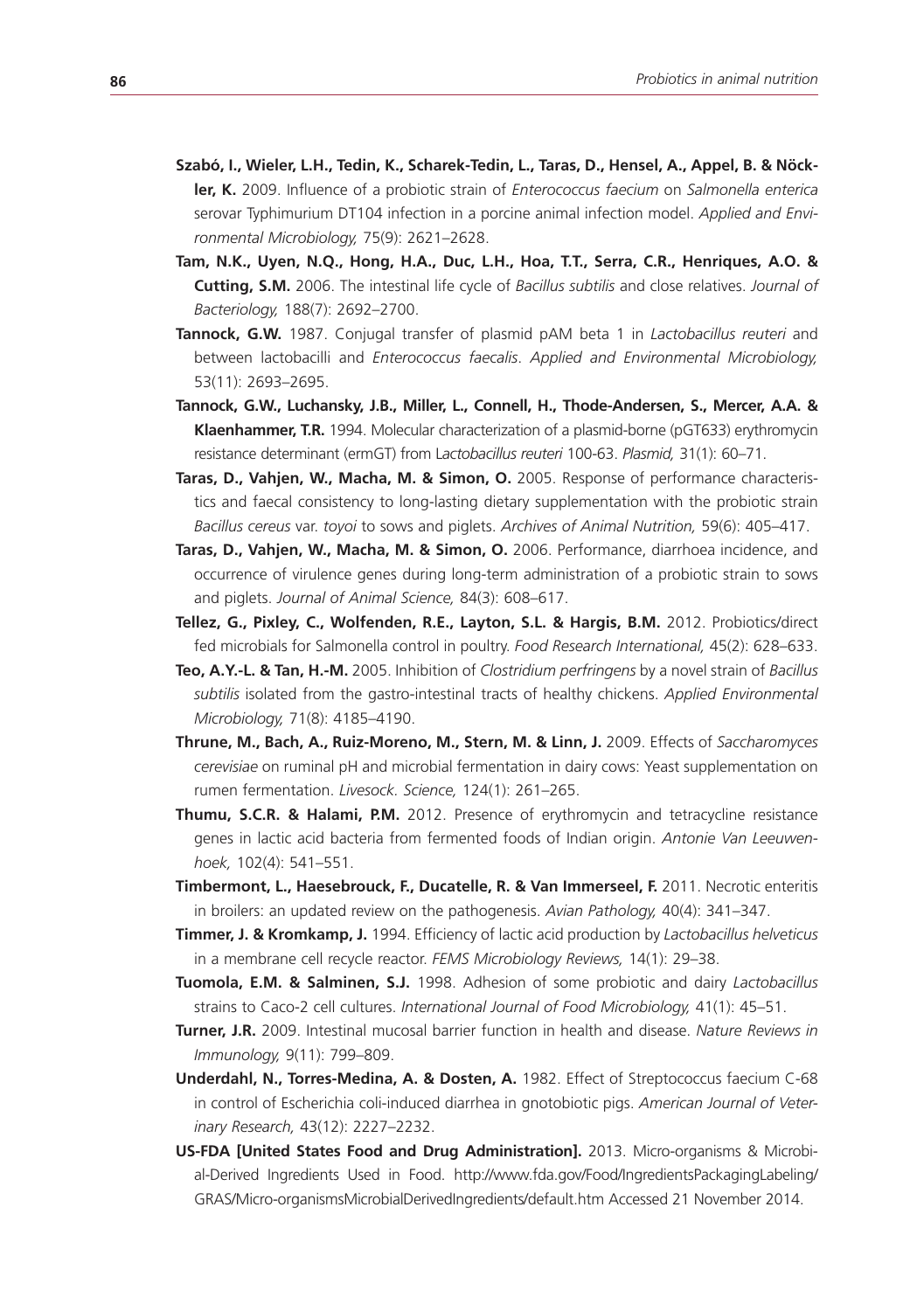**Szabó, I., Wieler, L.H., Tedin, K., Scharek-Tedin, L., Taras, D., Hensel, A., Appel, B. & Nöckler, K.** 2009. Influence of a probiotic strain of *Enterococcus faecium* on *Salmonella enterica* serovar Typhimurium DT104 infection in a porcine animal infection model. *Applied and Environmental Microbiology,* 75(9): 2621–2628.

**Tam, N.K., Uyen, N.Q., Hong, H.A., Duc, L.H., Hoa, T.T., Serra, C.R., Henriques, A.O. & Cutting, S.M.** 2006. The intestinal life cycle of *Bacillus subtilis* and close relatives. *Journal of Bacteriology,* 188(7): 2692–2700.

**Tannock, G.W.** 1987. Conjugal transfer of plasmid pAM beta 1 in *Lactobacillus reuteri* and between lactobacilli and *Enterococcus faecalis*. *Applied and Environmental Microbiology,* 53(11): 2693–2695.

**Tannock, G.W., Luchansky, J.B., Miller, L., Connell, H., Thode-Andersen, S., Mercer, A.A. & Klaenhammer, T.R.** 1994. Molecular characterization of a plasmid-borne (pGT633) erythromycin resistance determinant (ermGT) from L*actobacillus reuteri* 100-63. *Plasmid,* 31(1): 60–71.

**Taras, D., Vahjen, W., Macha, M. & Simon, O.** 2005. Response of performance characteristics and faecal consistency to long-lasting dietary supplementation with the probiotic strain *Bacillus cereus* var. *toyoi* to sows and piglets. *Archives of Animal Nutrition,* 59(6): 405–417.

**Taras, D., Vahjen, W., Macha, M. & Simon, O.** 2006. Performance, diarrhoea incidence, and occurrence of virulence genes during long-term administration of a probiotic strain to sows and piglets. *Journal of Animal Science,* 84(3): 608–617.

**Tellez, G., Pixley, C., Wolfenden, R.E., Layton, S.L. & Hargis, B.M.** 2012. Probiotics/direct fed microbials for Salmonella control in poultry. *Food Research International,* 45(2): 628–633.

**Teo, A.Y.-L. & Tan, H.-M.** 2005. Inhibition of *Clostridium perfringens* by a novel strain of *Bacillus subtilis* isolated from the gastro-intestinal tracts of healthy chickens. *Applied Environmental Microbiology,* 71(8): 4185–4190.

**Thrune, M., Bach, A., Ruiz-Moreno, M., Stern, M. & Linn, J.** 2009. Effects of *Saccharomyces cerevisiae* on ruminal pH and microbial fermentation in dairy cows: Yeast supplementation on rumen fermentation. *Livesock. Science,* 124(1): 261–265.

**Thumu, S.C.R. & Halami, P.M.** 2012. Presence of erythromycin and tetracycline resistance genes in lactic acid bacteria from fermented foods of Indian origin. *Antonie Van Leeuwenhoek,* 102(4): 541–551.

**Timbermont, L., Haesebrouck, F., Ducatelle, R. & Van Immerseel, F.** 2011. Necrotic enteritis in broilers: an updated review on the pathogenesis. *Avian Pathology,* 40(4): 341–347.

**Timmer, J. & Kromkamp, J.** 1994. Efficiency of lactic acid production by *Lactobacillus helveticus* in a membrane cell recycle reactor. *FEMS Microbiology Reviews,* 14(1): 29–38.

**Tuomola, E.M. & Salminen, S.J.** 1998. Adhesion of some probiotic and dairy *Lactobacillus* strains to Caco-2 cell cultures. *International Journal of Food Microbiology,* 41(1): 45–51.

**Turner, J.R.** 2009. Intestinal mucosal barrier function in health and disease. *Nature Reviews in Immunology,* 9(11): 799–809.

**Underdahl, N., Torres-Medina, A. & Dosten, A.** 1982. Effect of Streptococcus faecium C-68 in control of Escherichia coli-induced diarrhea in gnotobiotic pigs. *American Journal of Veterinary Research,* 43(12): 2227–2232.

**US-FDA [United States Food and Drug Administration].** 2013. Micro-organisms & Microbial-Derived Ingredients Used in Food. http://www.fda.gov/Food/IngredientsPackagingLabeling/GRAS/Micro-organismsMicrobialDerivedIngredients/default.htm Accessed 21 November 2014.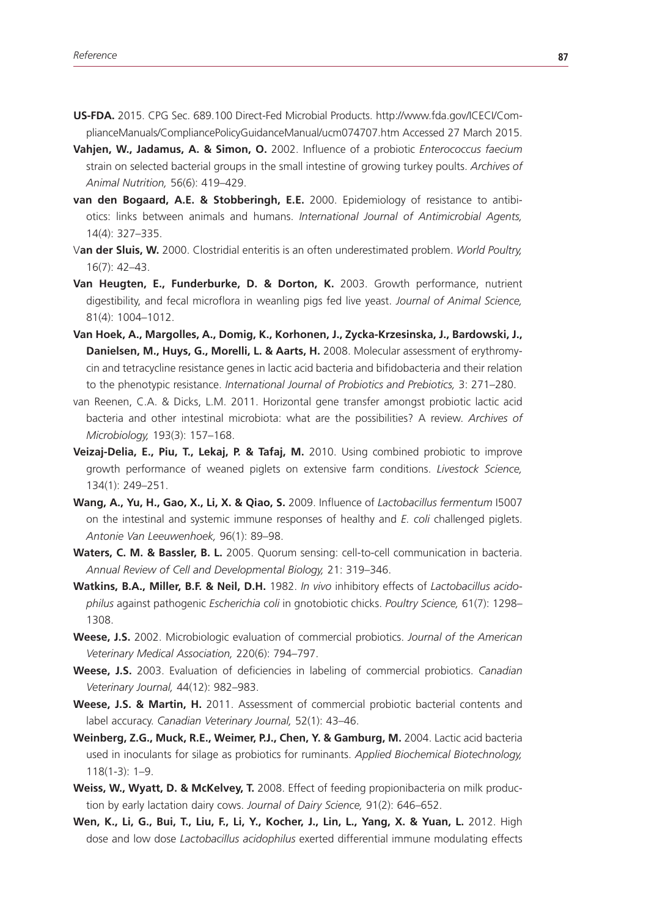**US-FDA.** 2015. CPG Sec. 689.100 Direct-Fed Microbial Products. http://www.fda.gov/ICECI/ComplianceManuals/CompliancePolicyGuidanceManual/ucm074707.htm Accessed 27 March 2015.

**Vahjen, W., Jadamus, A. & Simon, O.** 2002. Influence of a probiotic *Enterococcus faecium* strain on selected bacterial groups in the small intestine of growing turkey poults. *Archives of Animal Nutrition,* 56(6): 419–429.

**van den Bogaard, A.E. & Stobberingh, E.E.** 2000. Epidemiology of resistance to antibiotics: links between animals and humans. *International Journal of Antimicrobial Agents,* 14(4): 327–335.

V**an der Sluis, W.** 2000. Clostridial enteritis is an often underestimated problem. *World Poultry,* 16(7): 42–43.

**Van Heugten, E., Funderburke, D. & Dorton, K.** 2003. Growth performance, nutrient digestibility, and fecal microflora in weanling pigs fed live yeast. *Journal of Animal Science,* 81(4): 1004–1012.

**Van Hoek, A., Margolles, A., Domig, K., Korhonen, J., Zycka-Krzesinska, J., Bardowski, J., Danielsen, M., Huys, G., Morelli, L. & Aarts, H.** 2008. Molecular assessment of erythromycin and tetracycline resistance genes in lactic acid bacteria and bifidobacteria and their relation to the phenotypic resistance. *International Journal of Probiotics and Prebiotics,* 3: 271–280.

van Reenen, C.A. & Dicks, L.M. 2011. Horizontal gene transfer amongst probiotic lactic acid bacteria and other intestinal microbiota: what are the possibilities? A review. *Archives of Microbiology,* 193(3): 157–168.

**Veizaj-Delia, E., Piu, T., Lekaj, P. & Tafaj, M.** 2010. Using combined probiotic to improve growth performance of weaned piglets on extensive farm conditions. *Livestock Science,* 134(1): 249–251.

**Wang, A., Yu, H., Gao, X., Li, X. & Qiao, S.** 2009. Influence of *Lactobacillus fermentum* I5007 on the intestinal and systemic immune responses of healthy and *E. coli* challenged piglets. *Antonie Van Leeuwenhoek,* 96(1): 89–98.

**Waters, C. M. & Bassler, B. L.** 2005. Quorum sensing: cell-to-cell communication in bacteria. *Annual Review of Cell and Developmental Biology,* 21: 319–346.

**Watkins, B.A., Miller, B.F. & Neil, D.H.** 1982. *In vivo* inhibitory effects of *Lactobacillus acidophilus* against pathogenic *Escherichia coli* in gnotobiotic chicks. *Poultry Science,* 61(7): 1298–1308.

**Weese, J.S.** 2002. Microbiologic evaluation of commercial probiotics. *Journal of the American Veterinary Medical Association,* 220(6): 794–797.

**Weese, J.S.** 2003. Evaluation of deficiencies in labeling of commercial probiotics. *Canadian Veterinary Journal,* 44(12): 982–983.

**Weese, J.S. & Martin, H.** 2011. Assessment of commercial probiotic bacterial contents and label accuracy. *Canadian Veterinary Journal,* 52(1): 43–46.

**Weinberg, Z.G., Muck, R.E., Weimer, P.J., Chen, Y. & Gamburg, M.** 2004. Lactic acid bacteria used in inoculants for silage as probiotics for ruminants. *Applied Biochemical Biotechnology,* 118(1-3): 1–9.

**Weiss, W., Wyatt, D. & McKelvey, T.** 2008. Effect of feeding propionibacteria on milk production by early lactation dairy cows. *Journal of Dairy Science,* 91(2): 646–652.

**Wen, K., Li, G., Bui, T., Liu, F., Li, Y., Kocher, J., Lin, L., Yang, X. & Yuan, L.** 2012. High dose and low dose *Lactobacillus acidophilus* exerted differential immune modulating effects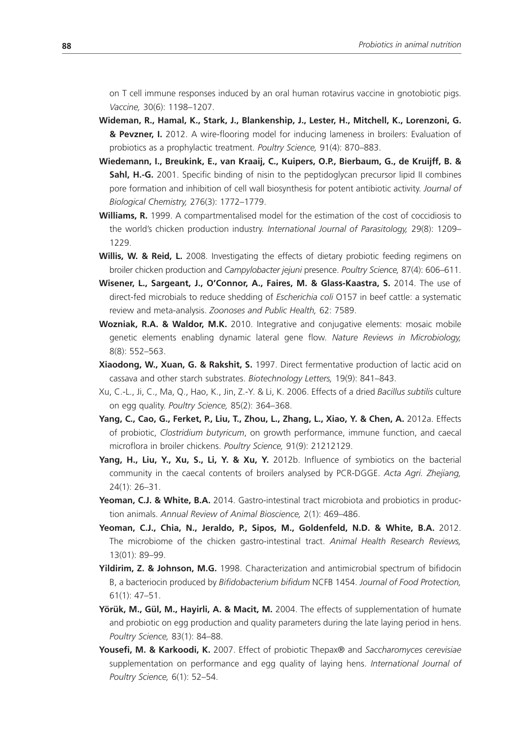on T cell immune responses induced by an oral human rotavirus vaccine in gnotobiotic pigs. *Vaccine,* 30(6): 1198–1207.

**Wideman, R., Hamal, K., Stark, J., Blankenship, J., Lester, H., Mitchell, K., Lorenzoni, G. & Pevzner, I.** 2012. A wire-flooring model for inducing lameness in broilers: Evaluation of probiotics as a prophylactic treatment. *Poultry Science,* 91(4): 870–883.

**Wiedemann, I., Breukink, E., van Kraaij, C., Kuipers, O.P., Bierbaum, G., de Kruijff, B. & Sahl, H.-G.** 2001. Specific binding of nisin to the peptidoglycan precursor lipid II combines pore formation and inhibition of cell wall biosynthesis for potent antibiotic activity. *Journal of Biological Chemistry,* 276(3): 1772–1779.

**Williams, R.** 1999. A compartmentalised model for the estimation of the cost of coccidiosis to the world's chicken production industry. *International Journal of Parasitology,* 29(8): 1209–1229.

**Willis, W. & Reid, L.** 2008. Investigating the effects of dietary probiotic feeding regimens on broiler chicken production and *Campylobacter jejuni* presence. *Poultry Science,* 87(4): 606–611.

**Wisener, L., Sargeant, J., O'Connor, A., Faires, M. & Glass-Kaastra, S.** 2014. The use of direct-fed microbials to reduce shedding of *Escherichia coli* O157 in beef cattle: a systematic review and meta-analysis. *Zoonoses and Public Health,* 62: 7589.

**Wozniak, R.A. & Waldor, M.K.** 2010. Integrative and conjugative elements: mosaic mobile genetic elements enabling dynamic lateral gene flow. *Nature Reviews in Microbiology,* 8(8): 552–563.

**Xiaodong, W., Xuan, G. & Rakshit, S.** 1997. Direct fermentative production of lactic acid on cassava and other starch substrates. *Biotechnology Letters,* 19(9): 841–843.

Xu, C.-L., Ji, C., Ma, Q., Hao, K., Jin, Z.-Y. & Li, K. 2006. Effects of a dried *Bacillus subtilis* culture on egg quality. *Poultry Science,* 85(2): 364–368.

**Yang, C., Cao, G., Ferket, P., Liu, T., Zhou, L., Zhang, L., Xiao, Y. & Chen, A.** 2012a. Effects of probiotic, *Clostridium butyricum*, on growth performance, immune function, and caecal microflora in broiler chickens. *Poultry Science,* 91(9): 21212129.

**Yang, H., Liu, Y., Xu, S., Li, Y. & Xu, Y.** 2012b. Influence of symbiotics on the bacterial community in the caecal contents of broilers analysed by PCR-DGGE. *Acta Agri. Zhejiang,* 24(1): 26–31.

**Yeoman, C.J. & White, B.A.** 2014. Gastro-intestinal tract microbiota and probiotics in production animals. *Annual Review of Animal Bioscience,* 2(1): 469–486.

**Yeoman, C.J., Chia, N., Jeraldo, P., Sipos, M., Goldenfeld, N.D. & White, B.A.** 2012. The microbiome of the chicken gastro-intestinal tract. *Animal Health Research Reviews,* 13(01): 89–99.

**Yildirim, Z. & Johnson, M.G.** 1998. Characterization and antimicrobial spectrum of bifidocin B, a bacteriocin produced by *Bifidobacterium bifidum* NCFB 1454. *Journal of Food Protection,* 61(1): 47–51.

**Yörük, M., Gül, M., Hayirli, A. & Macit, M.** 2004. The effects of supplementation of humate and probiotic on egg production and quality parameters during the late laying period in hens. *Poultry Science,* 83(1): 84–88.

**Yousefi, M. & Karkoodi, K.** 2007. Effect of probiotic Thepax® and *Saccharomyces cerevisiae* supplementation on performance and egg quality of laying hens. *International Journal of Poultry Science,* 6(1): 52–54.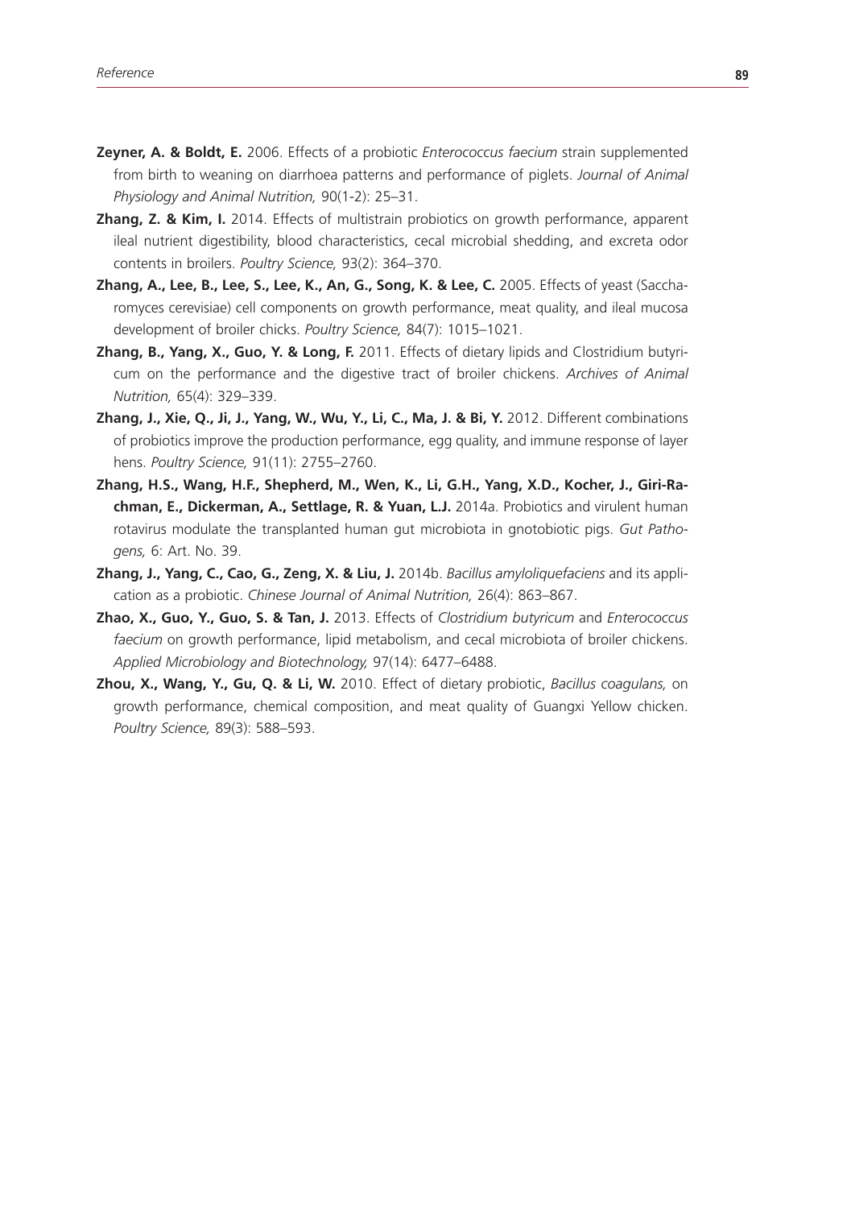**Zeyner, A. & Boldt, E.** 2006. Effects of a probiotic *Enterococcus faecium* strain supplemented from birth to weaning on diarrhoea patterns and performance of piglets. *Journal of Animal Physiology and Animal Nutrition,* 90(1-2): 25–31.

**Zhang, Z. & Kim, I.** 2014. Effects of multistrain probiotics on growth performance, apparent ileal nutrient digestibility, blood characteristics, cecal microbial shedding, and excreta odor contents in broilers. *Poultry Science,* 93(2): 364–370.

**Zhang, A., Lee, B., Lee, S., Lee, K., An, G., Song, K. & Lee, C.** 2005. Effects of yeast (Saccharomyces cerevisiae) cell components on growth performance, meat quality, and ileal mucosa development of broiler chicks. *Poultry Science,* 84(7): 1015–1021.

**Zhang, B., Yang, X., Guo, Y. & Long, F.** 2011. Effects of dietary lipids and Clostridium butyricum on the performance and the digestive tract of broiler chickens. *Archives of Animal Nutrition,* 65(4): 329–339.

**Zhang, J., Xie, Q., Ji, J., Yang, W., Wu, Y., Li, C., Ma, J. & Bi, Y.** 2012. Different combinations of probiotics improve the production performance, egg quality, and immune response of layer hens. *Poultry Science,* 91(11): 2755–2760.

**Zhang, H.S., Wang, H.F., Shepherd, M., Wen, K., Li, G.H., Yang, X.D., Kocher, J., Giri-Rachman, E., Dickerman, A., Settlage, R. & Yuan, L.J.** 2014a. Probiotics and virulent human rotavirus modulate the transplanted human gut microbiota in gnotobiotic pigs. *Gut Pathogens,* 6: Art. No. 39.

**Zhang, J., Yang, C., Cao, G., Zeng, X. & Liu, J.** 2014b. *Bacillus amyloliquefaciens* and its application as a probiotic. *Chinese Journal of Animal Nutrition,* 26(4): 863–867.

**Zhao, X., Guo, Y., Guo, S. & Tan, J.** 2013. Effects of *Clostridium butyricum* and *Enterococcus faecium* on growth performance, lipid metabolism, and cecal microbiota of broiler chickens. *Applied Microbiology and Biotechnology,* 97(14): 6477–6488.

**Zhou, X., Wang, Y., Gu, Q. & Li, W.** 2010. Effect of dietary probiotic, *Bacillus coagulans,* on growth performance, chemical composition, and meat quality of Guangxi Yellow chicken. *Poultry Science,* 89(3): 588–593.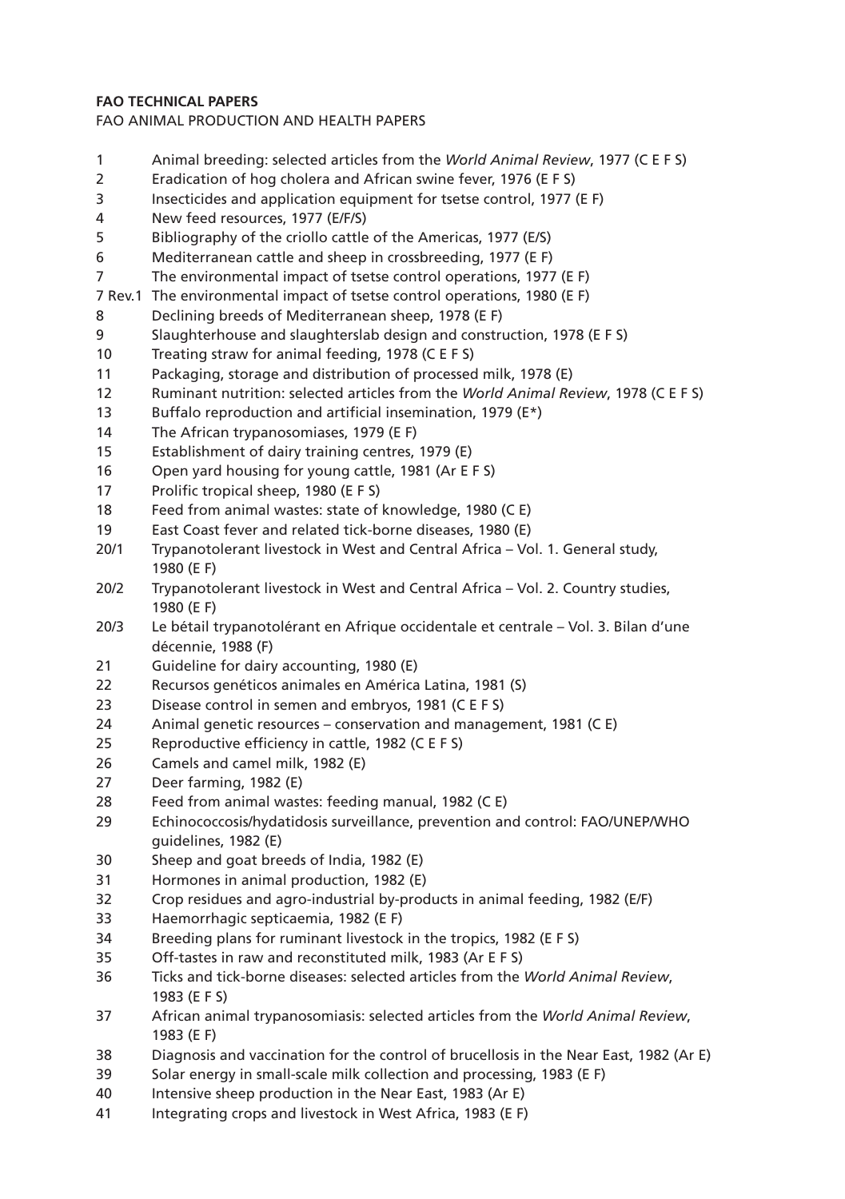**FAO TECHNICAL PAPERS**

FAO ANIMAL PRODUCTION AND HEALTH PAPERS

1 Animal breeding: selected articles from the *World Animal Review*, 1977 (C E F S)
2 Eradication of hog cholera and African swine fever, 1976 (E F S)
3 Insecticides and application equipment for tsetse control, 1977 (E F)
4 New feed resources, 1977 (E/F/S)
5 Bibliography of the criollo cattle of the Americas, 1977 (E/S)
6 Mediterranean cattle and sheep in crossbreeding, 1977 (E F)
7 The environmental impact of tsetse control operations, 1977 (E F)
7 Rev.1 The environmental impact of tsetse control operations, 1980 (E F)
8 Declining breeds of Mediterranean sheep, 1978 (E F)
9 Slaughterhouse and slaughterslab design and construction, 1978 (E F S)
10 Treating straw for animal feeding, 1978 (C E F S)
11 Packaging, storage and distribution of processed milk, 1978 (E)
12 Ruminant nutrition: selected articles from the *World Animal Review*, 1978 (C E F S)
13 Buffalo reproduction and artificial insemination, 1979 (E*)
14 The African trypanosomiases, 1979 (E F)
15 Establishment of dairy training centres, 1979 (E)
16 Open yard housing for young cattle, 1981 (Ar E F S)
17 Prolific tropical sheep, 1980 (E F S)
18 Feed from animal wastes: state of knowledge, 1980 (C E)
19 East Coast fever and related tick-borne diseases, 1980 (E)
20/1 Trypanotolerant livestock in West and Central Africa – Vol. 1. General study, 1980 (E F)
20/2 Trypanotolerant livestock in West and Central Africa – Vol. 2. Country studies, 1980 (E F)
20/3 Le bétail trypanotolérant en Afrique occidentale et centrale – Vol. 3. Bilan d'une décennie, 1988 (F)
21 Guideline for dairy accounting, 1980 (E)
22 Recursos genéticos animales en América Latina, 1981 (S)
23 Disease control in semen and embryos, 1981 (C E F S)
24 Animal genetic resources – conservation and management, 1981 (C E)
25 Reproductive efficiency in cattle, 1982 (C E F S)
26 Camels and camel milk, 1982 (E)
27 Deer farming, 1982 (E)
28 Feed from animal wastes: feeding manual, 1982 (C E)
29 Echinococcosis/hydatidosis surveillance, prevention and control: FAO/UNEP/WHO guidelines, 1982 (E)
30 Sheep and goat breeds of India, 1982 (E)
31 Hormones in animal production, 1982 (E)
32 Crop residues and agro-industrial by-products in animal feeding, 1982 (E/F)
33 Haemorrhagic septicaemia, 1982 (E F)
34 Breeding plans for ruminant livestock in the tropics, 1982 (E F S)
35 Off-tastes in raw and reconstituted milk, 1983 (Ar E F S)
36 Ticks and tick-borne diseases: selected articles from the *World Animal Review*, 1983 (E F S)
37 African animal trypanosomiasis: selected articles from the *World Animal Review*, 1983 (E F)
38 Diagnosis and vaccination for the control of brucellosis in the Near East, 1982 (Ar E)
39 Solar energy in small-scale milk collection and processing, 1983 (E F)
40 Intensive sheep production in the Near East, 1983 (Ar E)
41 Integrating crops and livestock in West Africa, 1983 (E F)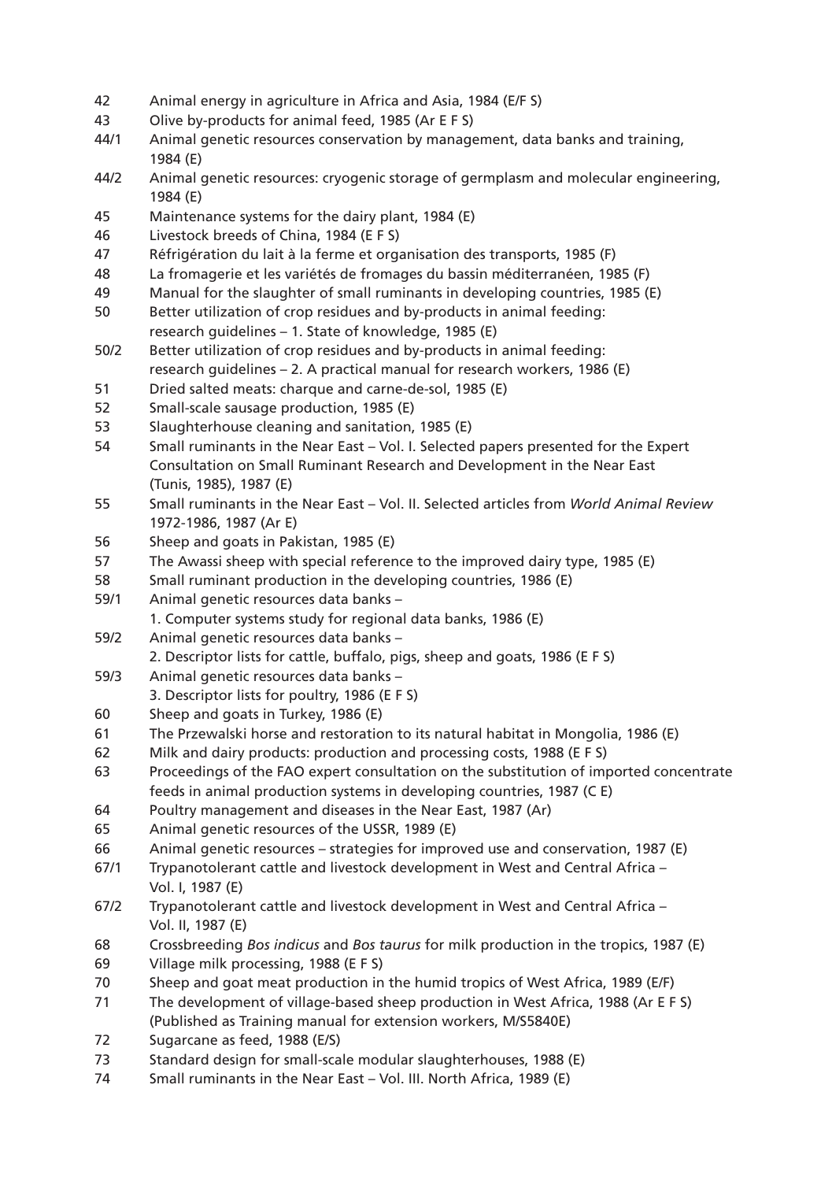42 Animal energy in agriculture in Africa and Asia, 1984 (E/F S)
43 Olive by-products for animal feed, 1985 (Ar E F S)
44/1 Animal genetic resources conservation by management, data banks and training, 1984 (E)
44/2 Animal genetic resources: cryogenic storage of germplasm and molecular engineering, 1984 (E)
45 Maintenance systems for the dairy plant, 1984 (E)
46 Livestock breeds of China, 1984 (E F S)
47 Réfrigération du lait à la ferme et organisation des transports, 1985 (F)
48 La fromagerie et les variétés de fromages du bassin méditerranéen, 1985 (F)
49 Manual for the slaughter of small ruminants in developing countries, 1985 (E)
50 Better utilization of crop residues and by-products in animal feeding: research guidelines – 1. State of knowledge, 1985 (E)
50/2 Better utilization of crop residues and by-products in animal feeding: research guidelines – 2. A practical manual for research workers, 1986 (E)
51 Dried salted meats: charque and carne-de-sol, 1985 (E)
52 Small-scale sausage production, 1985 (E)
53 Slaughterhouse cleaning and sanitation, 1985 (E)
54 Small ruminants in the Near East – Vol. I. Selected papers presented for the Expert Consultation on Small Ruminant Research and Development in the Near East (Tunis, 1985), 1987 (E)
55 Small ruminants in the Near East – Vol. II. Selected articles from *World Animal Review* 1972-1986, 1987 (Ar E)
56 Sheep and goats in Pakistan, 1985 (E)
57 The Awassi sheep with special reference to the improved dairy type, 1985 (E)
58 Small ruminant production in the developing countries, 1986 (E)
59/1 Animal genetic resources data banks – 1. Computer systems study for regional data banks, 1986 (E)
59/2 Animal genetic resources data banks – 2. Descriptor lists for cattle, buffalo, pigs, sheep and goats, 1986 (E F S)
59/3 Animal genetic resources data banks – 3. Descriptor lists for poultry, 1986 (E F S)
60 Sheep and goats in Turkey, 1986 (E)
61 The Przewalski horse and restoration to its natural habitat in Mongolia, 1986 (E)
62 Milk and dairy products: production and processing costs, 1988 (E F S)
63 Proceedings of the FAO expert consultation on the substitution of imported concentrate feeds in animal production systems in developing countries, 1987 (C E)
64 Poultry management and diseases in the Near East, 1987 (Ar)
65 Animal genetic resources of the USSR, 1989 (E)
66 Animal genetic resources – strategies for improved use and conservation, 1987 (E)
67/1 Trypanotolerant cattle and livestock development in West and Central Africa – Vol. I, 1987 (E)
67/2 Trypanotolerant cattle and livestock development in West and Central Africa – Vol. II, 1987 (E)
68 Crossbreeding *Bos indicus* and *Bos taurus* for milk production in the tropics, 1987 (E)
69 Village milk processing, 1988 (E F S)
70 Sheep and goat meat production in the humid tropics of West Africa, 1989 (E/F)
71 The development of village-based sheep production in West Africa, 1988 (Ar E F S) (Published as Training manual for extension workers, M/S5840E)
72 Sugarcane as feed, 1988 (E/S)
73 Standard design for small-scale modular slaughterhouses, 1988 (E)
74 Small ruminants in the Near East – Vol. III. North Africa, 1989 (E)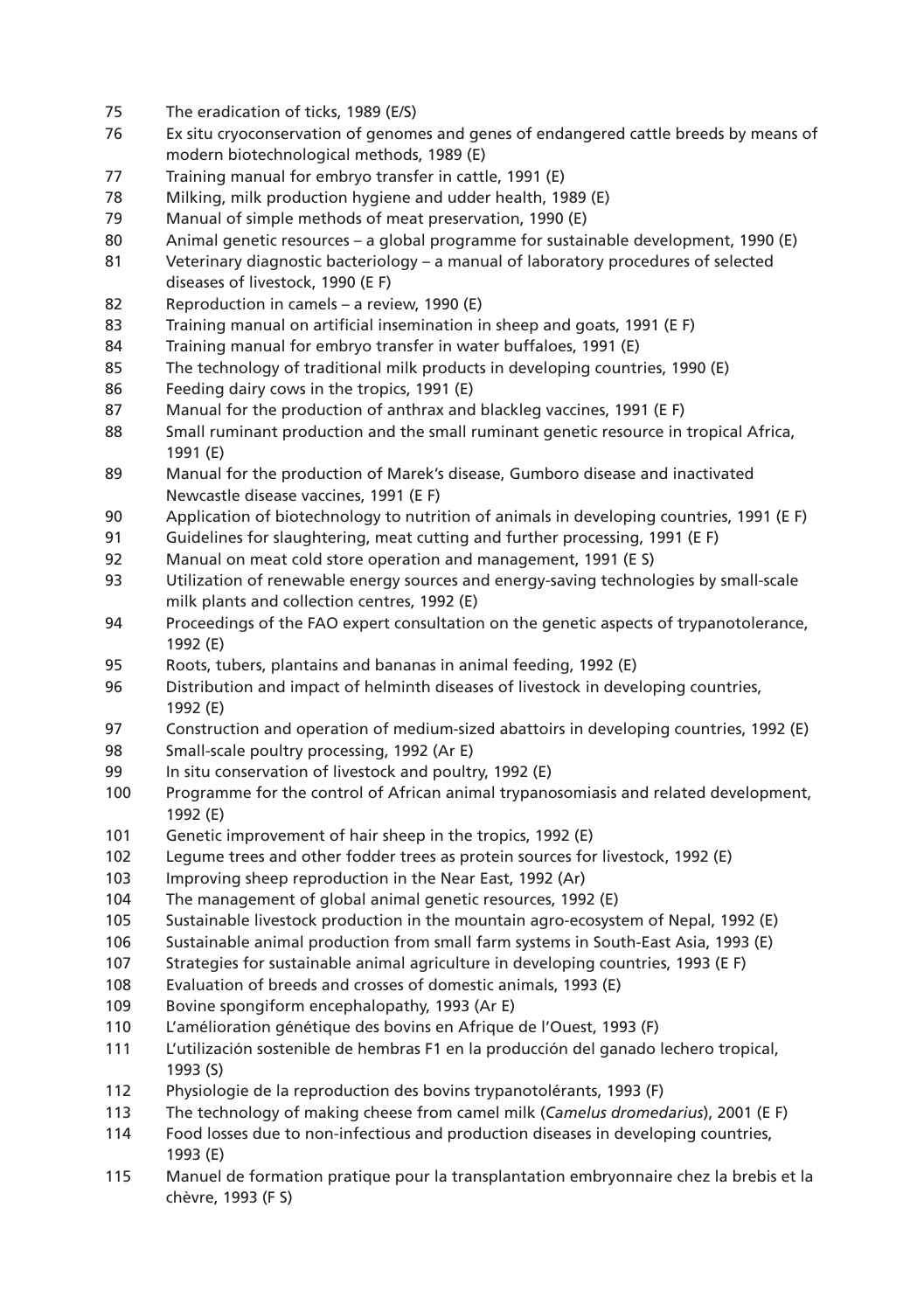75 The eradication of ticks, 1989 (E/S)

76 Ex situ cryoconservation of genomes and genes of endangered cattle breeds by means of modern biotechnological methods, 1989 (E)

77 Training manual for embryo transfer in cattle, 1991 (E)

78 Milking, milk production hygiene and udder health, 1989 (E)

79 Manual of simple methods of meat preservation, 1990 (E)

80 Animal genetic resources – a global programme for sustainable development, 1990 (E)

81 Veterinary diagnostic bacteriology – a manual of laboratory procedures of selected diseases of livestock, 1990 (E F)

82 Reproduction in camels – a review, 1990 (E)

83 Training manual on artificial insemination in sheep and goats, 1991 (E F)

84 Training manual for embryo transfer in water buffaloes, 1991 (E)

85 The technology of traditional milk products in developing countries, 1990 (E)

86 Feeding dairy cows in the tropics, 1991 (E)

87 Manual for the production of anthrax and blackleg vaccines, 1991 (E F)

88 Small ruminant production and the small ruminant genetic resource in tropical Africa, 1991 (E)

89 Manual for the production of Marek's disease, Gumboro disease and inactivated Newcastle disease vaccines, 1991 (E F)

90 Application of biotechnology to nutrition of animals in developing countries, 1991 (E F)

91 Guidelines for slaughtering, meat cutting and further processing, 1991 (E F)

92 Manual on meat cold store operation and management, 1991 (E S)

93 Utilization of renewable energy sources and energy-saving technologies by small-scale milk plants and collection centres, 1992 (E)

94 Proceedings of the FAO expert consultation on the genetic aspects of trypanotolerance, 1992 (E)

95 Roots, tubers, plantains and bananas in animal feeding, 1992 (E)

96 Distribution and impact of helminth diseases of livestock in developing countries, 1992 (E)

97 Construction and operation of medium-sized abattoirs in developing countries, 1992 (E)

98 Small-scale poultry processing, 1992 (Ar E)

99 In situ conservation of livestock and poultry, 1992 (E)

100 Programme for the control of African animal trypanosomiasis and related development, 1992 (E)

101 Genetic improvement of hair sheep in the tropics, 1992 (E)

102 Legume trees and other fodder trees as protein sources for livestock, 1992 (E)

103 Improving sheep reproduction in the Near East, 1992 (Ar)

104 The management of global animal genetic resources, 1992 (E)

105 Sustainable livestock production in the mountain agro-ecosystem of Nepal, 1992 (E)

106 Sustainable animal production from small farm systems in South-East Asia, 1993 (E)

107 Strategies for sustainable animal agriculture in developing countries, 1993 (E F)

108 Evaluation of breeds and crosses of domestic animals, 1993 (E)

109 Bovine spongiform encephalopathy, 1993 (Ar E)

110 L'amélioration génétique des bovins en Afrique de l'Ouest, 1993 (F)

111 L'utilización sostenible de hembras F1 en la producción del ganado lechero tropical, 1993 (S)

112 Physiologie de la reproduction des bovins trypanotolérants, 1993 (F)

113 The technology of making cheese from camel milk (*Camelus dromedarius*), 2001 (E F)

114 Food losses due to non-infectious and production diseases in developing countries, 1993 (E)

115 Manuel de formation pratique pour la transplantation embryonnaire chez la brebis et la chèvre, 1993 (F S)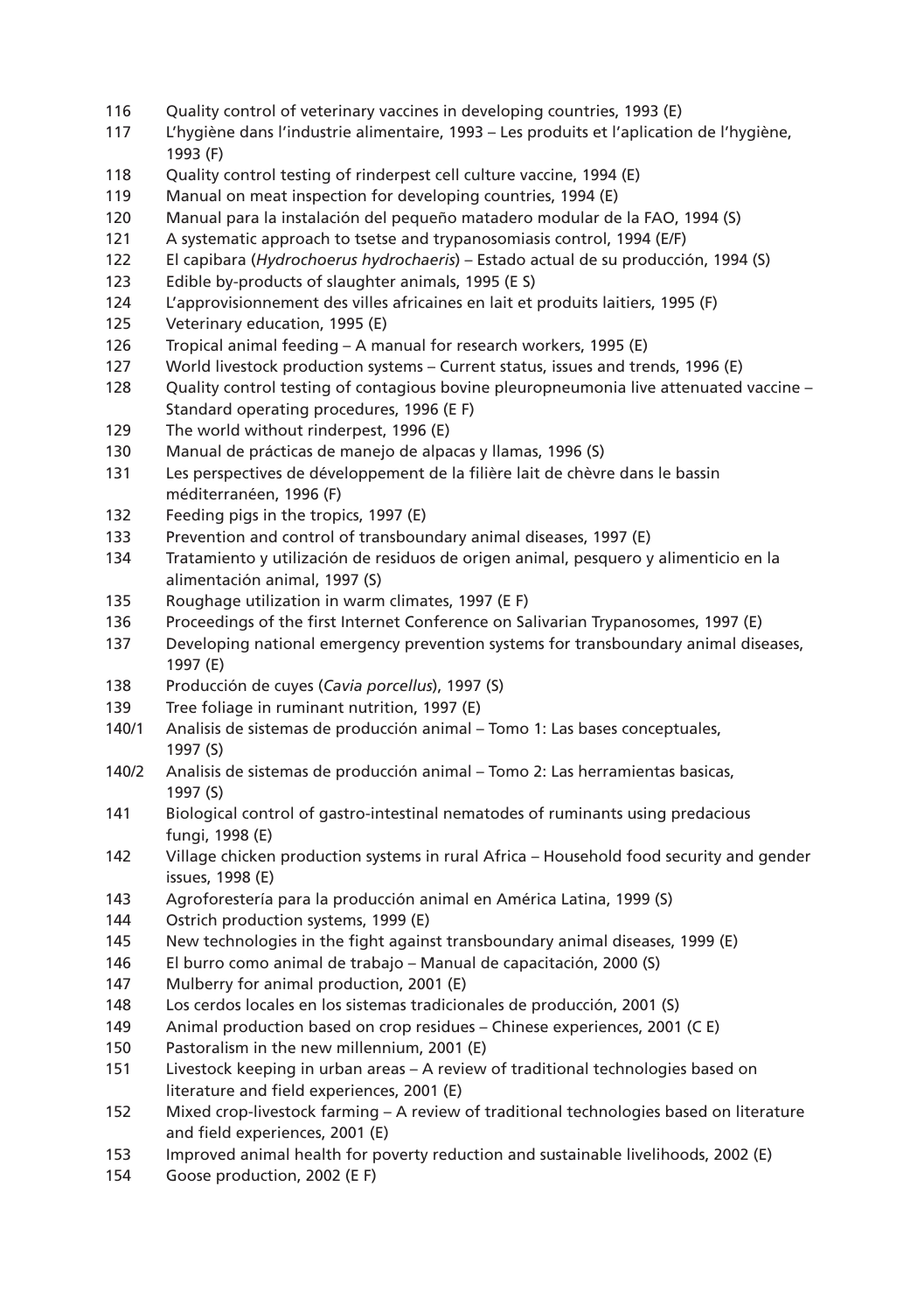116 Quality control of veterinary vaccines in developing countries, 1993 (E)
117 L'hygiène dans l'industrie alimentaire, 1993 – Les produits et l'aplication de l'hygiène, 1993 (F)
118 Quality control testing of rinderpest cell culture vaccine, 1994 (E)
119 Manual on meat inspection for developing countries, 1994 (E)
120 Manual para la instalación del pequeño matadero modular de la FAO, 1994 (S)
121 A systematic approach to tsetse and trypanosomiasis control, 1994 (E/F)
122 El capibara (*Hydrochoerus hydrochaeris*) – Estado actual de su producción, 1994 (S)
123 Edible by-products of slaughter animals, 1995 (E S)
124 L'approvisionnement des villes africaines en lait et produits laitiers, 1995 (F)
125 Veterinary education, 1995 (E)
126 Tropical animal feeding – A manual for research workers, 1995 (E)
127 World livestock production systems – Current status, issues and trends, 1996 (E)
128 Quality control testing of contagious bovine pleuropneumonia live attenuated vaccine – Standard operating procedures, 1996 (E F)
129 The world without rinderpest, 1996 (E)
130 Manual de prácticas de manejo de alpacas y llamas, 1996 (S)
131 Les perspectives de développement de la filière lait de chèvre dans le bassin méditerranéen, 1996 (F)
132 Feeding pigs in the tropics, 1997 (E)
133 Prevention and control of transboundary animal diseases, 1997 (E)
134 Tratamiento y utilización de residuos de origen animal, pesquero y alimenticio en la alimentación animal, 1997 (S)
135 Roughage utilization in warm climates, 1997 (E F)
136 Proceedings of the first Internet Conference on Salivarian Trypanosomes, 1997 (E)
137 Developing national emergency prevention systems for transboundary animal diseases, 1997 (E)
138 Producción de cuyes (*Cavia porcellus*), 1997 (S)
139 Tree foliage in ruminant nutrition, 1997 (E)
140/1 Analisis de sistemas de producción animal – Tomo 1: Las bases conceptuales, 1997 (S)
140/2 Analisis de sistemas de producción animal – Tomo 2: Las herramientas basicas, 1997 (S)
141 Biological control of gastro-intestinal nematodes of ruminants using predacious fungi, 1998 (E)
142 Village chicken production systems in rural Africa – Household food security and gender issues, 1998 (E)
143 Agroforestería para la producción animal en América Latina, 1999 (S)
144 Ostrich production systems, 1999 (E)
145 New technologies in the fight against transboundary animal diseases, 1999 (E)
146 El burro como animal de trabajo – Manual de capacitación, 2000 (S)
147 Mulberry for animal production, 2001 (E)
148 Los cerdos locales en los sistemas tradicionales de producción, 2001 (S)
149 Animal production based on crop residues – Chinese experiences, 2001 (C E)
150 Pastoralism in the new millennium, 2001 (E)
151 Livestock keeping in urban areas – A review of traditional technologies based on literature and field experiences, 2001 (E)
152 Mixed crop-livestock farming – A review of traditional technologies based on literature and field experiences, 2001 (E)
153 Improved animal health for poverty reduction and sustainable livelihoods, 2002 (E)
154 Goose production, 2002 (E F)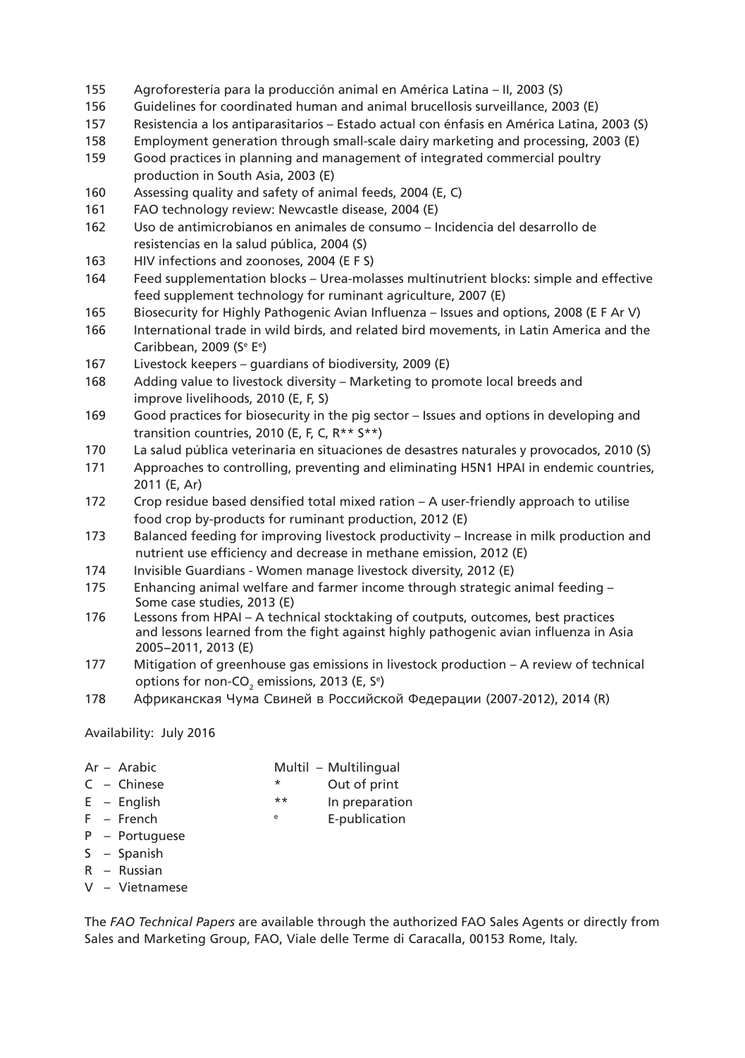155 Agroforestería para la producción animal en América Latina – II, 2003 (S)
156 Guidelines for coordinated human and animal brucellosis surveillance, 2003 (E)
157 Resistencia a los antiparasitarios – Estado actual con énfasis en América Latina, 2003 (S)
158 Employment generation through small-scale dairy marketing and processing, 2003 (E)
159 Good practices in planning and management of integrated commercial poultry production in South Asia, 2003 (E)
160 Assessing quality and safety of animal feeds, 2004 (E, C)
161 FAO technology review: Newcastle disease, 2004 (E)
162 Uso de antimicrobianos en animales de consumo – Incidencia del desarrollo de resistencias en la salud pública, 2004 (S)
163 HIV infections and zoonoses, 2004 (E F S)
164 Feed supplementation blocks – Urea-molasses multinutrient blocks: simple and effective feed supplement technology for ruminant agriculture, 2007 (E)
165 Biosecurity for Highly Pathogenic Avian Influenza – Issues and options, 2008 (E F Ar V)
166 International trade in wild birds, and related bird movements, in Latin America and the Caribbean, 2009 (S[e] E[e])
167 Livestock keepers – guardians of biodiversity, 2009 (E)
168 Adding value to livestock diversity – Marketing to promote local breeds and improve livelihoods, 2010 (E, F, S)
169 Good practices for biosecurity in the pig sector – Issues and options in developing and transition countries, 2010 (E, F, C, R** S**)
170 La salud pública veterinaria en situaciones de desastres naturales y provocados, 2010 (S)
171 Approaches to controlling, preventing and eliminating H5N1 HPAI in endemic countries, 2011 (E, Ar)
172 Crop residue based densified total mixed ration – A user-friendly approach to utilise food crop by-products for ruminant production, 2012 (E)
173 Balanced feeding for improving livestock productivity – Increase in milk production and nutrient use efficiency and decrease in methane emission, 2012 (E)
174 Invisible Guardians - Women manage livestock diversity, 2012 (E)
175 Enhancing animal welfare and farmer income through strategic animal feeding – Some case studies, 2013 (E)
176 Lessons from HPAI – A technical stocktaking of coutputs, outcomes, best practices and lessons learned from the fight against highly pathogenic avian influenza in Asia 2005–2011, 2013 (E)
177 Mitigation of greenhouse gas emissions in livestock production – A review of technical options for non-$CO_2$ emissions, 2013 (E, S[e])
178 Африканская Чума Свиней в Российской Федерации (2007-2012), 2014 (R)

Availability: July 2016

Ar – Arabic
C – Chinese
E – English
F – French
P – Portuguese
S – Spanish
R – Russian
V – Vietnamese

Multil – Multilingual
* Out of print
** In preparation
[e] E-publication

The *FAO Technical Papers* are available through the authorized FAO Sales Agents or directly from Sales and Marketing Group, FAO, Viale delle Terme di Caracalla, 00153 Rome, Italy.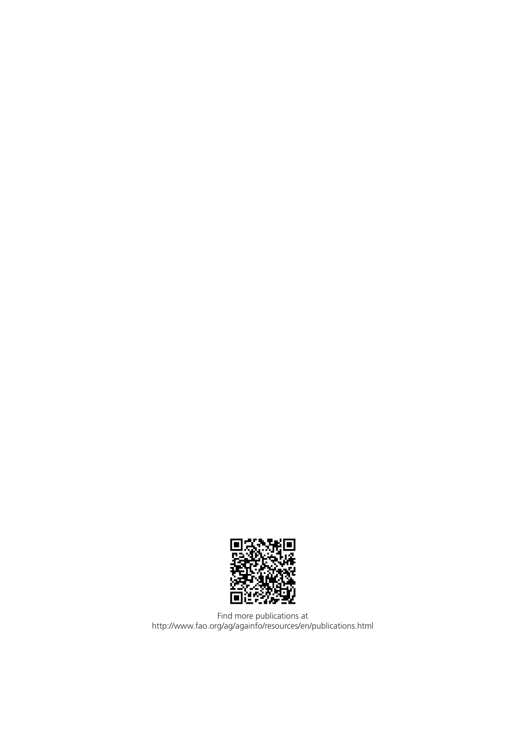Find more publications at
http://www.fao.org/ag/againfo/resources/en/publications.html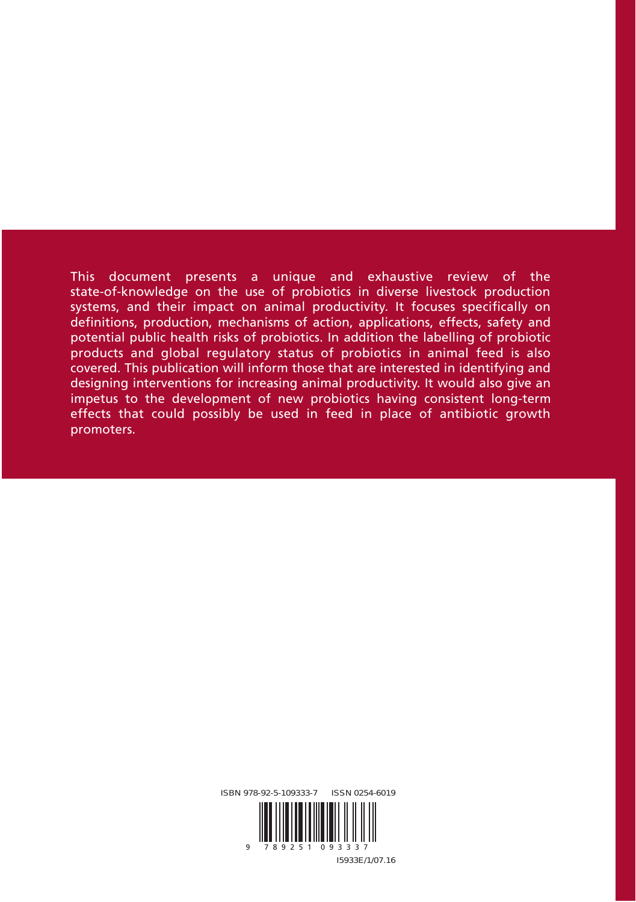This document presents a unique and exhaustive review of the state-of-knowledge on the use of probiotics in diverse livestock production systems, and their impact on animal productivity. It focuses specifically on definitions, production, mechanisms of action, applications, effects, safety and potential public health risks of probiotics. In addition the labelling of probiotic products and global regulatory status of probiotics in animal feed is also covered. This publication will inform those that are interested in identifying and designing interventions for increasing animal productivity. It would also give an impetus to the development of new probiotics having consistent long-term effects that could possibly be used in feed in place of antibiotic growth promoters.

ISBN 978-92-5-109333-7 ISSN 0254-6019

9 789251 093337

I5933E/1/07.16